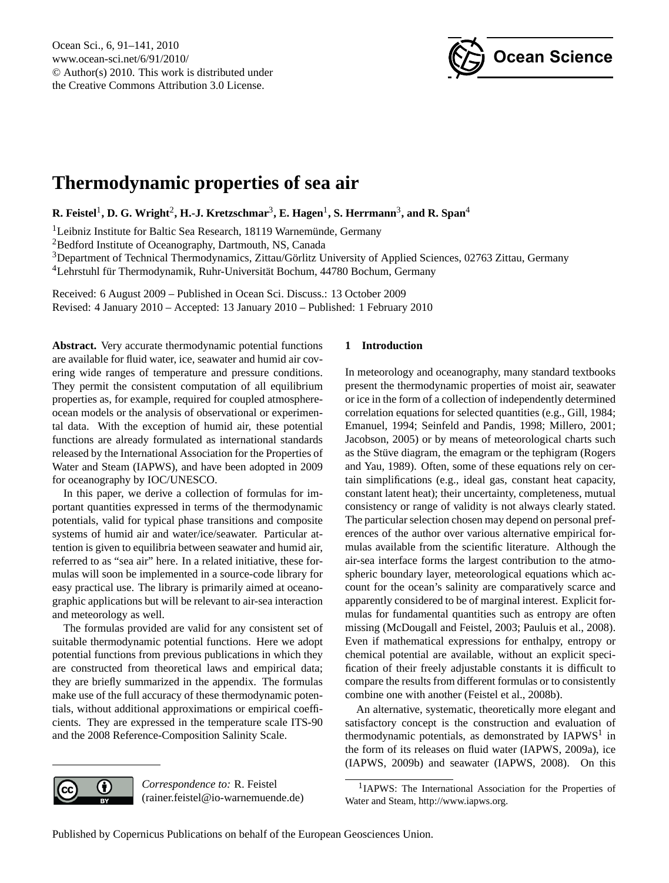# Thermodynamic properties of sea air

**R. Feistel[1], D. G. Wright[2], H.-J. Kretzschmar[3], E. Hagen[1], S. Herrmann[3], and R. Span[4]**

[1]Leibniz Institute for Baltic Sea Research, 18119 Warnemünde, Germany
[2]Bedford Institute of Oceanography, Dartmouth, NS, Canada
[3]Department of Technical Thermodynamics, Zittau/Görlitz University of Applied Sciences, 02763 Zittau, Germany
[4]Lehrstuhl für Thermodynamik, Ruhr-Universität Bochum, 44780 Bochum, Germany

Received: 6 August 2009 – Published in Ocean Sci. Discuss.: 13 October 2009
Revised: 4 January 2010 – Accepted: 13 January 2010 – Published: 1 February 2010

**Abstract.** Very accurate thermodynamic potential functions are available for fluid water, ice, seawater and humid air covering wide ranges of temperature and pressure conditions. They permit the consistent computation of all equilibrium properties as, for example, required for coupled atmosphere-ocean models or the analysis of observational or experimental data. With the exception of humid air, these potential functions are already formulated as international standards released by the International Association for the Properties of Water and Steam (IAPWS), and have been adopted in 2009 for oceanography by IOC/UNESCO.

In this paper, we derive a collection of formulas for important quantities expressed in terms of the thermodynamic potentials, valid for typical phase transitions and composite systems of humid air and water/ice/seawater. Particular attention is given to equilibria between seawater and humid air, referred to as "sea air" here. In a related initiative, these formulas will soon be implemented in a source-code library for easy practical use. The library is primarily aimed at oceanographic applications but will be relevant to air-sea interaction and meteorology as well.

The formulas provided are valid for any consistent set of suitable thermodynamic potential functions. Here we adopt potential functions from previous publications in which they are constructed from theoretical laws and empirical data; they are briefly summarized in the appendix. The formulas make use of the full accuracy of these thermodynamic potentials, without additional approximations or empirical coefficients. They are expressed in the temperature scale ITS-90 and the 2008 Reference-Composition Salinity Scale.

## 1 Introduction

In meteorology and oceanography, many standard textbooks present the thermodynamic properties of moist air, seawater or ice in the form of a collection of independently determined correlation equations for selected quantities (e.g., Gill, 1984; Emanuel, 1994; Seinfeld and Pandis, 1998; Millero, 2001; Jacobson, 2005) or by means of meteorological charts such as the Stüve diagram, the emagram or the tephigram (Rogers and Yau, 1989). Often, some of these equations rely on certain simplifications (e.g., ideal gas, constant heat capacity, constant latent heat); their uncertainty, completeness, mutual consistency or range of validity is not always clearly stated. The particular selection chosen may depend on personal preferences of the author over various alternative empirical formulas available from the scientific literature. Although the air-sea interface forms the largest contribution to the atmospheric boundary layer, meteorological equations which account for the ocean's salinity are comparatively scarce and apparently considered to be of marginal interest. Explicit formulas for fundamental quantities such as entropy are often missing (McDougall and Feistel, 2003; Pauluis et al., 2008). Even if mathematical expressions for enthalpy, entropy or chemical potential are available, without an explicit specification of their freely adjustable constants it is difficult to compare the results from different formulas or to consistently combine one with another (Feistel et al., 2008b).

An alternative, systematic, theoretically more elegant and satisfactory concept is the construction and evaluation of thermodynamic potentials, as demonstrated by IAPWS[1] in the form of its releases on fluid water (IAPWS, 2009a), ice (IAPWS, 2009b) and seawater (IAPWS, 2008). On this

[1]IAPWS: The International Association for the Properties of Water and Steam, http://www.iapws.org.

*Correspondence to:* R. Feistel
(rainer.feistel@io-warnemuende.de)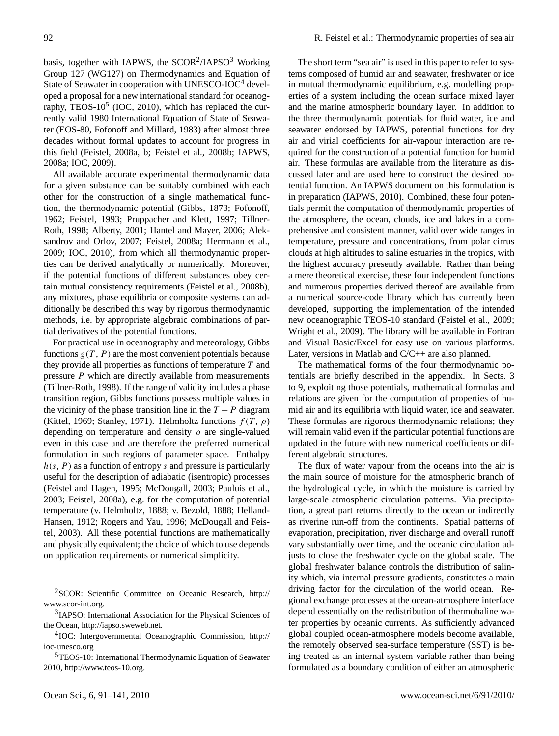basis, together with IAPWS, the SCOR[2]/IAPSO[3] Working Group 127 (WG127) on Thermodynamics and Equation of State of Seawater in cooperation with UNESCO-IOC[4] developed a proposal for a new international standard for oceanography, TEOS-10[5] (IOC, 2010), which has replaced the currently valid 1980 International Equation of State of Seawater (EOS-80, Fofonoff and Millard, 1983) after almost three decades without formal updates to account for progress in this field (Feistel, 2008a, b; Feistel et al., 2008b; IAPWS, 2008a; IOC, 2009).

All available accurate experimental thermodynamic data for a given substance can be suitably combined with each other for the construction of a single mathematical function, the thermodynamic potential (Gibbs, 1873; Fofonoff, 1962; Feistel, 1993; Pruppacher and Klett, 1997; Tillner-Roth, 1998; Alberty, 2001; Hantel and Mayer, 2006; Aleksandrov and Orlov, 2007; Feistel, 2008a; Herrmann et al., 2009; IOC, 2010), from which all thermodynamic properties can be derived analytically or numerically. Moreover, if the potential functions of different substances obey certain mutual consistency requirements (Feistel et al., 2008b), any mixtures, phase equilibria or composite systems can additionally be described this way by rigorous thermodynamic methods, i.e. by appropriate algebraic combinations of partial derivatives of the potential functions.

For practical use in oceanography and meteorology, Gibbs functions $g(T, P)$ are the most convenient potentials because they provide all properties as functions of temperature $T$ and pressure $P$ which are directly available from measurements (Tillner-Roth, 1998). If the range of validity includes a phase transition region, Gibbs functions possess multiple values in the vicinity of the phase transition line in the $T-P$ diagram (Kittel, 1969; Stanley, 1971). Helmholtz functions $f(T, \rho)$ depending on temperature and density $\rho$ are single-valued even in this case and are therefore the preferred numerical formulation in such regions of parameter space. Enthalpy $h(s, P)$ as a function of entropy $s$ and pressure is particularly useful for the description of adiabatic (isentropic) processes (Feistel and Hagen, 1995; McDougall, 2003; Pauluis et al., 2003; Feistel, 2008a), e.g. for the computation of potential temperature (v. Helmholtz, 1888; v. Bezold, 1888; Helland-Hansen, 1912; Rogers and Yau, 1996; McDougall and Feistel, 2003). All these potential functions are mathematically and physically equivalent; the choice of which to use depends on application requirements or numerical simplicity.

The short term "sea air" is used in this paper to refer to systems composed of humid air and seawater, freshwater or ice in mutual thermodynamic equilibrium, e.g. modelling properties of a system including the ocean surface mixed layer and the marine atmospheric boundary layer. In addition to the three thermodynamic potentials for fluid water, ice and seawater endorsed by IAPWS, potential functions for dry air and virial coefficients for air-vapour interaction are required for the construction of a potential function for humid air. These formulas are available from the literature as discussed later and are used here to construct the desired potential function. An IAPWS document on this formulation is in preparation (IAPWS, 2010). Combined, these four potentials permit the computation of thermodynamic properties of the atmosphere, the ocean, clouds, ice and lakes in a comprehensive and consistent manner, valid over wide ranges in temperature, pressure and concentrations, from polar cirrus clouds at high altitudes to saline estuaries in the tropics, with the highest accuracy presently available. Rather than being a mere theoretical exercise, these four independent functions and numerous properties derived thereof are available from a numerical source-code library which has currently been developed, supporting the implementation of the intended new oceanographic TEOS-10 standard (Feistel et al., 2009; Wright et al., 2009). The library will be available in Fortran and Visual Basic/Excel for easy use on various platforms. Later, versions in Matlab and C/C++ are also planned.

The mathematical forms of the four thermodynamic potentials are briefly described in the appendix. In Sects. 3 to 9, exploiting those potentials, mathematical formulas and relations are given for the computation of properties of humid air and its equilibria with liquid water, ice and seawater. These formulas are rigorous thermodynamic relations; they will remain valid even if the particular potential functions are updated in the future with new numerical coefficients or different algebraic structures.

The flux of water vapour from the oceans into the air is the main source of moisture for the atmospheric branch of the hydrological cycle, in which the moisture is carried by large-scale atmospheric circulation patterns. Via precipitation, a great part returns directly to the ocean or indirectly as riverine run-off from the continents. Spatial patterns of evaporation, precipitation, river discharge and overall runoff vary substantially over time, and the oceanic circulation adjusts to close the freshwater cycle on the global scale. The global freshwater balance controls the distribution of salinity which, via internal pressure gradients, constitutes a main driving factor for the circulation of the world ocean. Regional exchange processes at the ocean-atmosphere interface depend essentially on the redistribution of thermohaline water properties by oceanic currents. As sufficiently advanced global coupled ocean-atmosphere models become available, the remotely observed sea-surface temperature (SST) is being treated as an internal system variable rather than being formulated as a boundary condition of either an atmospheric

[2]SCOR: Scientific Committee on Oceanic Research, http://www.scor-int.org.

[3]IAPSO: International Association for the Physical Sciences of the Ocean, http://iapso.sweweb.net.

[4]IOC: Intergovernmental Oceanographic Commission, http://ioc-unesco.org

[5]TEOS-10: International Thermodynamic Equation of Seawater 2010, http://www.teos-10.org.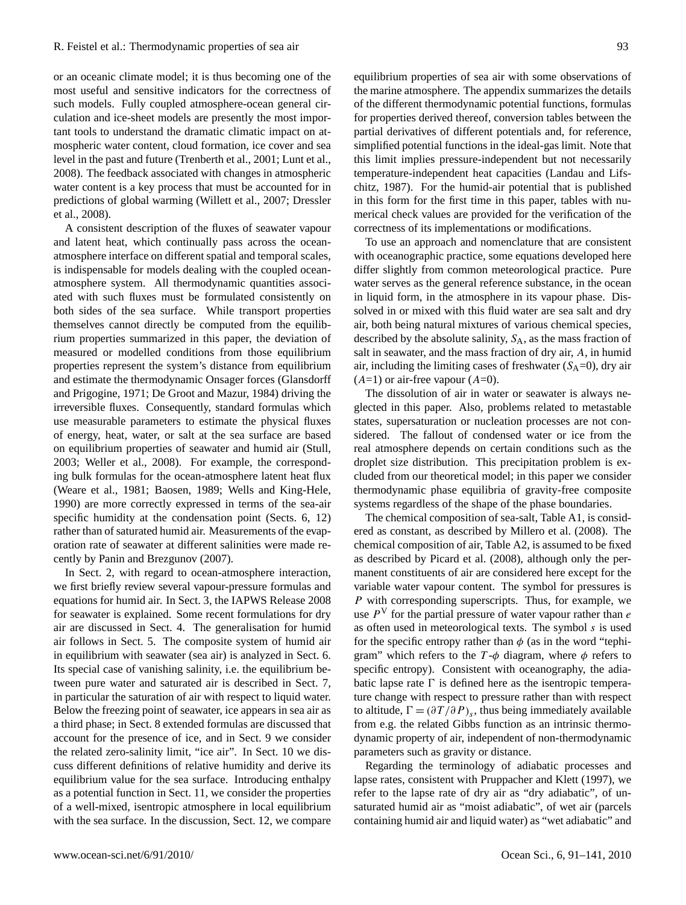or an oceanic climate model; it is thus becoming one of the most useful and sensitive indicators for the correctness of such models. Fully coupled atmosphere-ocean general circulation and ice-sheet models are presently the most important tools to understand the dramatic climatic impact on atmospheric water content, cloud formation, ice cover and sea level in the past and future (Trenberth et al., 2001; Lunt et al., 2008). The feedback associated with changes in atmospheric water content is a key process that must be accounted for in predictions of global warming (Willett et al., 2007; Dressler et al., 2008).

A consistent description of the fluxes of seawater vapour and latent heat, which continually pass across the ocean-atmosphere interface on different spatial and temporal scales, is indispensable for models dealing with the coupled ocean-atmosphere system. All thermodynamic quantities associated with such fluxes must be formulated consistently on both sides of the sea surface. While transport properties themselves cannot directly be computed from the equilibrium properties summarized in this paper, the deviation of measured or modelled conditions from those equilibrium properties represent the system's distance from equilibrium and estimate the thermodynamic Onsager forces (Glansdorff and Prigogine, 1971; De Groot and Mazur, 1984) driving the irreversible fluxes. Consequently, standard formulas which use measurable parameters to estimate the physical fluxes of energy, heat, water, or salt at the sea surface are based on equilibrium properties of seawater and humid air (Stull, 2003; Weller et al., 2008). For example, the corresponding bulk formulas for the ocean-atmosphere latent heat flux (Weare et al., 1981; Baosen, 1989; Wells and King-Hele, 1990) are more correctly expressed in terms of the sea-air specific humidity at the condensation point (Sects. 6, 12) rather than of saturated humid air. Measurements of the evaporation rate of seawater at different salinities were made recently by Panin and Brezgunov (2007).

In Sect. 2, with regard to ocean-atmosphere interaction, we first briefly review several vapour-pressure formulas and equations for humid air. In Sect. 3, the IAPWS Release 2008 for seawater is explained. Some recent formulations for dry air are discussed in Sect. 4. The generalisation for humid air follows in Sect. 5. The composite system of humid air in equilibrium with seawater (sea air) is analyzed in Sect. 6. Its special case of vanishing salinity, i.e. the equilibrium between pure water and saturated air is described in Sect. 7, in particular the saturation of air with respect to liquid water. Below the freezing point of seawater, ice appears in sea air as a third phase; in Sect. 8 extended formulas are discussed that account for the presence of ice, and in Sect. 9 we consider the related zero-salinity limit, "ice air". In Sect. 10 we discuss different definitions of relative humidity and derive its equilibrium value for the sea surface. Introducing enthalpy as a potential function in Sect. 11, we consider the properties of a well-mixed, isentropic atmosphere in local equilibrium with the sea surface. In the discussion, Sect. 12, we compare equilibrium properties of sea air with some observations of the marine atmosphere. The appendix summarizes the details of the different thermodynamic potential functions, formulas for properties derived thereof, conversion tables between the partial derivatives of different potentials and, for reference, simplified potential functions in the ideal-gas limit. Note that this limit implies pressure-independent but not necessarily temperature-independent heat capacities (Landau and Lifschitz, 1987). For the humid-air potential that is published in this form for the first time in this paper, tables with numerical check values are provided for the verification of the correctness of its implementations or modifications.

To use an approach and nomenclature that are consistent with oceanographic practice, some equations developed here differ slightly from common meteorological practice. Pure water serves as the general reference substance, in the ocean in liquid form, in the atmosphere in its vapour phase. Dissolved in or mixed with this fluid water are sea salt and dry air, both being natural mixtures of various chemical species, described by the absolute salinity, $S_A$, as the mass fraction of salt in seawater, and the mass fraction of dry air, $A$, in humid air, including the limiting cases of freshwater ($S_A$=0), dry air ($A$=1) or air-free vapour ($A$=0).

The dissolution of air in water or seawater is always neglected in this paper. Also, problems related to metastable states, supersaturation or nucleation processes are not considered. The fallout of condensed water or ice from the real atmosphere depends on certain conditions such as the droplet size distribution. This precipitation problem is excluded from our theoretical model; in this paper we consider thermodynamic phase equilibria of gravity-free composite systems regardless of the shape of the phase boundaries.

The chemical composition of sea-salt, Table A1, is considered as constant, as described by Millero et al. (2008). The chemical composition of air, Table A2, is assumed to be fixed as described by Picard et al. (2008), although only the permanent constituents of air are considered here except for the variable water vapour content. The symbol for pressures is $P$ with corresponding superscripts. Thus, for example, we use $P^V$ for the partial pressure of water vapour rather than $e$ as often used in meteorological texts. The symbol $s$ is used for the specific entropy rather than $\phi$ (as in the word "tephigram" which refers to the $T$-$\phi$ diagram, where $\phi$ refers to specific entropy). Consistent with oceanography, the adiabatic lapse rate $\Gamma$ is defined here as the isentropic temperature change with respect to pressure rather than with respect to altitude, $\Gamma = (\partial T/\partial P)_s$, thus being immediately available from e.g. the related Gibbs function as an intrinsic thermodynamic property of air, independent of non-thermodynamic parameters such as gravity or distance.

Regarding the terminology of adiabatic processes and lapse rates, consistent with Pruppacher and Klett (1997), we refer to the lapse rate of dry air as "dry adiabatic", of unsaturated humid air as "moist adiabatic", of wet air (parcels containing humid air and liquid water) as "wet adiabatic" and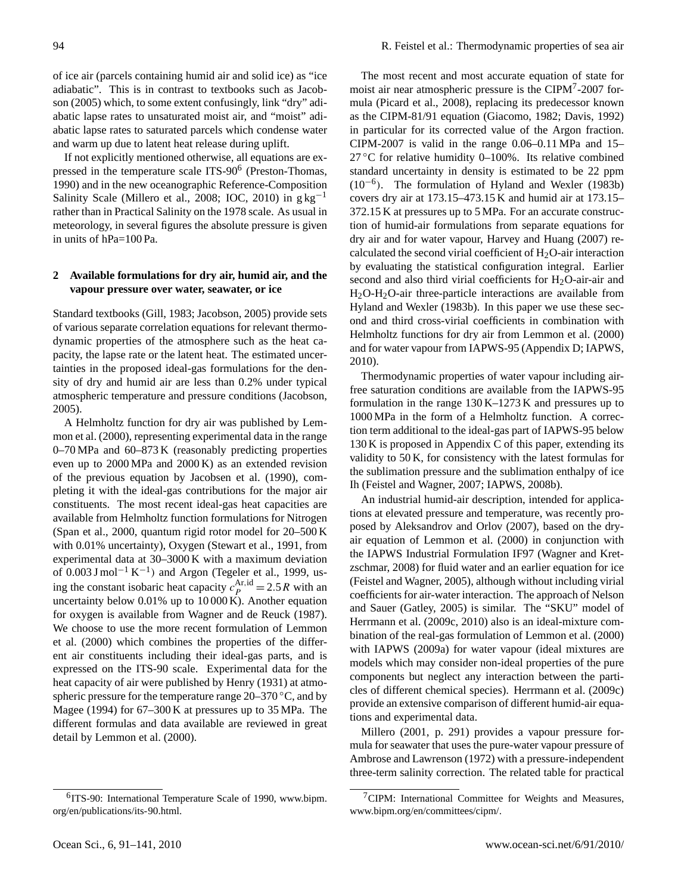of ice air (parcels containing humid air and solid ice) as "ice adiabatic". This is in contrast to textbooks such as Jacobson (2005) which, to some extent confusingly, link "dry" adiabatic lapse rates to unsaturated moist air, and "moist" adiabatic lapse rates to saturated parcels which condense water and warm up due to latent heat release during uplift.

If not explicitly mentioned otherwise, all equations are expressed in the temperature scale ITS-90[6] (Preston-Thomas, 1990) and in the new oceanographic Reference-Composition Salinity Scale (Millero et al., 2008; IOC, 2010) in $\mathrm{g\,kg^{-1}}$ rather than in Practical Salinity on the 1978 scale. As usual in meteorology, in several figures the absolute pressure is given in units of hPa=100 Pa.

## 2 Available formulations for dry air, humid air, and the vapour pressure over water, seawater, or ice

Standard textbooks (Gill, 1983; Jacobson, 2005) provide sets of various separate correlation equations for relevant thermodynamic properties of the atmosphere such as the heat capacity, the lapse rate or the latent heat. The estimated uncertainties in the proposed ideal-gas formulations for the density of dry and humid air are less than 0.2% under typical atmospheric temperature and pressure conditions (Jacobson, 2005).

A Helmholtz function for dry air was published by Lemmon et al. (2000), representing experimental data in the range 0–70 MPa and 60–873 K (reasonably predicting properties even up to 2000 MPa and 2000 K) as an extended revision of the previous equation by Jacobsen et al. (1990), completing it with the ideal-gas contributions for the major air constituents. The most recent ideal-gas heat capacities are available from Helmholtz function formulations for Nitrogen (Span et al., 2000, quantum rigid rotor model for 20–500 K with 0.01% uncertainty), Oxygen (Stewart et al., 1991, from experimental data at 30–3000 K with a maximum deviation of $0.003\,\mathrm{J\,mol^{-1}\,K^{-1}}$) and Argon (Tegeler et al., 1999, using the constant isobaric heat capacity $c_P^{\mathrm{Ar,id}} = 2.5\,R$ with an uncertainty below 0.01% up to 10 000 K). Another equation for oxygen is available from Wagner and de Reuck (1987). We choose to use the more recent formulation of Lemmon et al. (2000) which combines the properties of the different air constituents including their ideal-gas parts, and is expressed on the ITS-90 scale. Experimental data for the heat capacity of air were published by Henry (1931) at atmospheric pressure for the temperature range 20–370 °C, and by Magee (1994) for 67–300 K at pressures up to 35 MPa. The different formulas and data available are reviewed in great detail by Lemmon et al. (2000).

The most recent and most accurate equation of state for moist air near atmospheric pressure is the CIPM[7]-2007 formula (Picard et al., 2008), replacing its predecessor known as the CIPM-81/91 equation (Giacomo, 1982; Davis, 1992) in particular for its corrected value of the Argon fraction. CIPM-2007 is valid in the range 0.06–0.11 MPa and 15–27 °C for relative humidity 0–100%. Its relative combined standard uncertainty in density is estimated to be 22 ppm ($10^{-6}$). The formulation of Hyland and Wexler (1983b) covers dry air at 173.15–473.15 K and humid air at 173.15–372.15 K at pressures up to 5 MPa. For an accurate construction of humid-air formulations from separate equations for dry air and for water vapour, Harvey and Huang (2007) recalculated the second virial coefficient of $H_2O$-air interaction by evaluating the statistical configuration integral. Earlier second and also third virial coefficients for $H_2O$-air-air and $H_2O$-$H_2O$-air three-particle interactions are available from Hyland and Wexler (1983b). In this paper we use these second and third cross-virial coefficients in combination with Helmholtz functions for dry air from Lemmon et al. (2000) and for water vapour from IAPWS-95 (Appendix D; IAPWS, 2010).

Thermodynamic properties of water vapour including air-free saturation conditions are available from the IAPWS-95 formulation in the range 130 K–1273 K and pressures up to 1000 MPa in the form of a Helmholtz function. A correction term additional to the ideal-gas part of IAPWS-95 below 130 K is proposed in Appendix C of this paper, extending its validity to 50 K, for consistency with the latest formulas for the sublimation pressure and the sublimation enthalpy of ice Ih (Feistel and Wagner, 2007; IAPWS, 2008b).

An industrial humid-air description, intended for applications at elevated pressure and temperature, was recently proposed by Aleksandrov and Orlov (2007), based on the dry-air equation of Lemmon et al. (2000) in conjunction with the IAPWS Industrial Formulation IF97 (Wagner and Kretzschmar, 2008) for fluid water and an earlier equation for ice (Feistel and Wagner, 2005), although without including virial coefficients for air-water interaction. The approach of Nelson and Sauer (Gatley, 2005) is similar. The "SKU" model of Herrmann et al. (2009c, 2010) also is an ideal-mixture combination of the real-gas formulation of Lemmon et al. (2000) with IAPWS (2009a) for water vapour (ideal mixtures are models which may consider non-ideal properties of the pure components but neglect any interaction between the particles of different chemical species). Herrmann et al. (2009c) provide an extensive comparison of different humid-air equations and experimental data.

Millero (2001, p. 291) provides a vapour pressure formula for seawater that uses the pure-water vapour pressure of Ambrose and Lawrenson (1972) with a pressure-independent three-term salinity correction. The related table for practical

[6] ITS-90: International Temperature Scale of 1990, www.bipm.org/en/publications/its-90.html.

[7] CIPM: International Committee for Weights and Measures, www.bipm.org/en/committees/cipm/.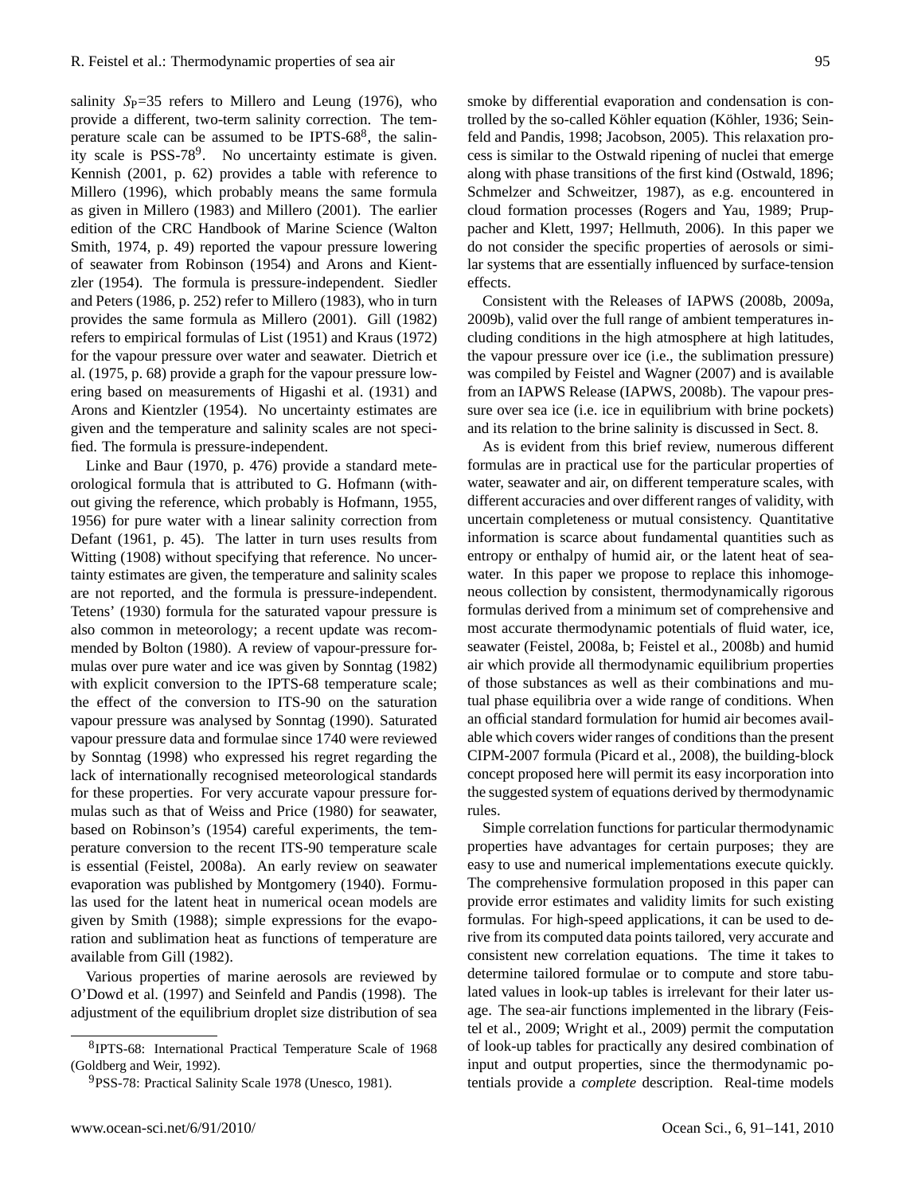salinity $S_P$=35 refers to Millero and Leung (1976), who provide a different, two-term salinity correction. The temperature scale can be assumed to be IPTS-68[8], the salinity scale is PSS-78[9]. No uncertainty estimate is given. Kennish (2001, p. 62) provides a table with reference to Millero (1996), which probably means the same formula as given in Millero (1983) and Millero (2001). The earlier edition of the CRC Handbook of Marine Science (Walton Smith, 1974, p. 49) reported the vapour pressure lowering of seawater from Robinson (1954) and Arons and Kientzler (1954). The formula is pressure-independent. Siedler and Peters (1986, p. 252) refer to Millero (1983), who in turn provides the same formula as Millero (2001). Gill (1982) refers to empirical formulas of List (1951) and Kraus (1972) for the vapour pressure over water and seawater. Dietrich et al. (1975, p. 68) provide a graph for the vapour pressure lowering based on measurements of Higashi et al. (1931) and Arons and Kientzler (1954). No uncertainty estimates are given and the temperature and salinity scales are not specified. The formula is pressure-independent.

Linke and Baur (1970, p. 476) provide a standard meteorological formula that is attributed to G. Hofmann (without giving the reference, which probably is Hofmann, 1955, 1956) for pure water with a linear salinity correction from Defant (1961, p. 45). The latter in turn uses results from Witting (1908) without specifying that reference. No uncertainty estimates are given, the temperature and salinity scales are not reported, and the formula is pressure-independent. Tetens' (1930) formula for the saturated vapour pressure is also common in meteorology; a recent update was recommended by Bolton (1980). A review of vapour-pressure formulas over pure water and ice was given by Sonntag (1982) with explicit conversion to the IPTS-68 temperature scale; the effect of the conversion to ITS-90 on the saturation vapour pressure was analysed by Sonntag (1990). Saturated vapour pressure data and formulae since 1740 were reviewed by Sonntag (1998) who expressed his regret regarding the lack of internationally recognised meteorological standards for these properties. For very accurate vapour pressure formulas such as that of Weiss and Price (1980) for seawater, based on Robinson's (1954) careful experiments, the temperature conversion to the recent ITS-90 temperature scale is essential (Feistel, 2008a). An early review on seawater evaporation was published by Montgomery (1940). Formulas used for the latent heat in numerical ocean models are given by Smith (1988); simple expressions for the evaporation and sublimation heat as functions of temperature are available from Gill (1982).

Various properties of marine aerosols are reviewed by O'Dowd et al. (1997) and Seinfeld and Pandis (1998). The adjustment of the equilibrium droplet size distribution of sea smoke by differential evaporation and condensation is controlled by the so-called Köhler equation (Köhler, 1936; Seinfeld and Pandis, 1998; Jacobson, 2005). This relaxation process is similar to the Ostwald ripening of nuclei that emerge along with phase transitions of the first kind (Ostwald, 1896; Schmelzer and Schweitzer, 1987), as e.g. encountered in cloud formation processes (Rogers and Yau, 1989; Pruppacher and Klett, 1997; Hellmuth, 2006). In this paper we do not consider the specific properties of aerosols or similar systems that are essentially influenced by surface-tension effects.

Consistent with the Releases of IAPWS (2008b, 2009a, 2009b), valid over the full range of ambient temperatures including conditions in the high atmosphere at high latitudes, the vapour pressure over ice (i.e., the sublimation pressure) was compiled by Feistel and Wagner (2007) and is available from an IAPWS Release (IAPWS, 2008b). The vapour pressure over sea ice (i.e. ice in equilibrium with brine pockets) and its relation to the brine salinity is discussed in Sect. 8.

As is evident from this brief review, numerous different formulas are in practical use for the particular properties of water, seawater and air, on different temperature scales, with different accuracies and over different ranges of validity, with uncertain completeness or mutual consistency. Quantitative information is scarce about fundamental quantities such as entropy or enthalpy of humid air, or the latent heat of seawater. In this paper we propose to replace this inhomogeneous collection by consistent, thermodynamically rigorous formulas derived from a minimum set of comprehensive and most accurate thermodynamic potentials of fluid water, ice, seawater (Feistel, 2008a, b; Feistel et al., 2008b) and humid air which provide all thermodynamic equilibrium properties of those substances as well as their combinations and mutual phase equilibria over a wide range of conditions. When an official standard formulation for humid air becomes available which covers wider ranges of conditions than the present CIPM-2007 formula (Picard et al., 2008), the building-block concept proposed here will permit its easy incorporation into the suggested system of equations derived by thermodynamic rules.

Simple correlation functions for particular thermodynamic properties have advantages for certain purposes; they are easy to use and numerical implementations execute quickly. The comprehensive formulation proposed in this paper can provide error estimates and validity limits for such existing formulas. For high-speed applications, it can be used to derive from its computed data points tailored, very accurate and consistent new correlation equations. The time it takes to determine tailored formulae or to compute and store tabulated values in look-up tables is irrelevant for their later usage. The sea-air functions implemented in the library (Feistel et al., 2009; Wright et al., 2009) permit the computation of look-up tables for practically any desired combination of input and output properties, since the thermodynamic potentials provide a *complete* description. Real-time models

[8] IPTS-68: International Practical Temperature Scale of 1968 (Goldberg and Weir, 1992).

[9] PSS-78: Practical Salinity Scale 1978 (Unesco, 1981).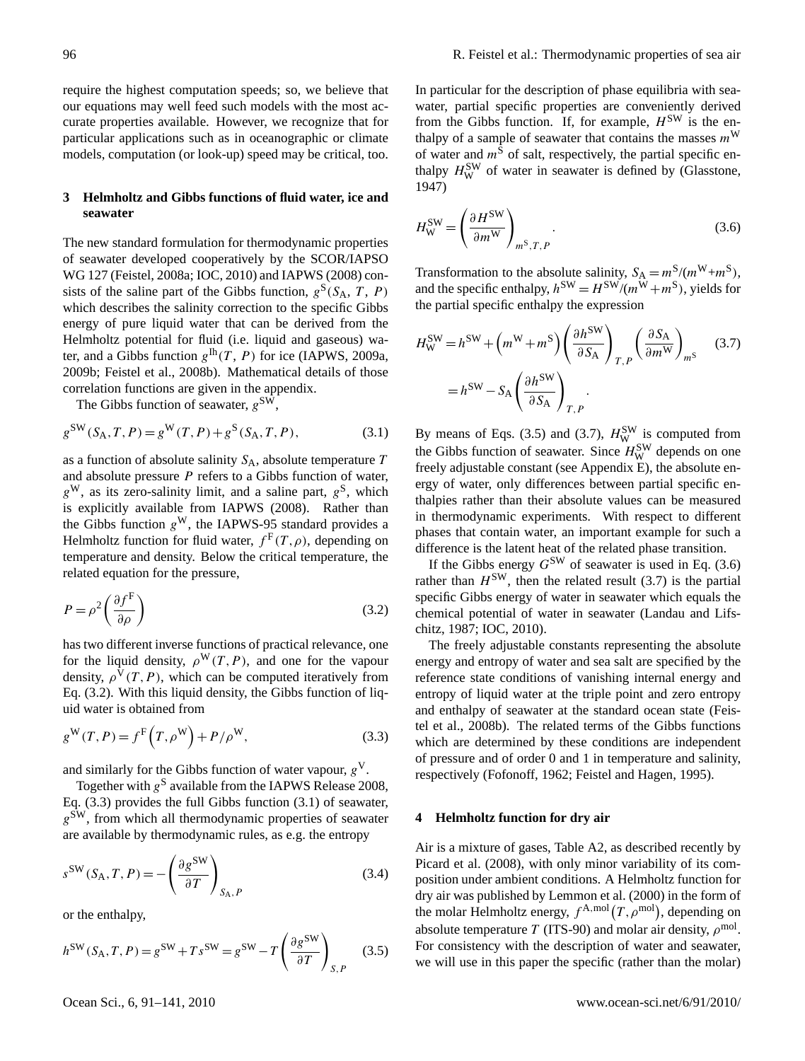require the highest computation speeds; so, we believe that our equations may well feed such models with the most accurate properties available. However, we recognize that for particular applications such as in oceanographic or climate models, computation (or look-up) speed may be critical, too.

## 3 Helmholtz and Gibbs functions of fluid water, ice and seawater

The new standard formulation for thermodynamic properties of seawater developed cooperatively by the SCOR/IAPSO WG 127 (Feistel, 2008a; IOC, 2010) and IAPWS (2008) consists of the saline part of the Gibbs function, $g^{S}(S_A, T, P)$ which describes the salinity correction to the specific Gibbs energy of pure liquid water that can be derived from the Helmholtz potential for fluid (i.e. liquid and gaseous) water, and a Gibbs function $g^{Ih}(T, P)$ for ice (IAPWS, 2009a, 2009b; Feistel et al., 2008b). Mathematical details of those correlation functions are given in the appendix.

The Gibbs function of seawater, $g^{SW}$,

$$g^{SW}(S_A, T, P) = g^{W}(T, P) + g^{S}(S_A, T, P), \tag{3.1}$$

as a function of absolute salinity $S_A$, absolute temperature $T$ and absolute pressure $P$ refers to a Gibbs function of water, $g^{W}$, as its zero-salinity limit, and a saline part, $g^{S}$, which is explicitly available from IAPWS (2008). Rather than the Gibbs function $g^{W}$, the IAPWS-95 standard provides a Helmholtz function for fluid water, $f^{F}(T, \rho)$, depending on temperature and density. Below the critical temperature, the related equation for the pressure,

$$P = \rho^2 \left( \frac{\partial f^{F}}{\partial \rho} \right) \tag{3.2}$$

has two different inverse functions of practical relevance, one for the liquid density, $\rho^{W}(T, P)$, and one for the vapour density, $\rho^{V}(T, P)$, which can be computed iteratively from Eq. (3.2). With this liquid density, the Gibbs function of liquid water is obtained from

$$g^{W}(T, P) = f^{F}\left(T, \rho^{W}\right) + P/\rho^{W}, \tag{3.3}$$

and similarly for the Gibbs function of water vapour, $g^{V}$.

Together with $g^{S}$ available from the IAPWS Release 2008, Eq. (3.3) provides the full Gibbs function (3.1) of seawater, $g^{SW}$, from which all thermodynamic properties of seawater are available by thermodynamic rules, as e.g. the entropy

$$s^{SW}(S_A, T, P) = -\left( \frac{\partial g^{SW}}{\partial T} \right)_{S_A, P} \tag{3.4}$$

or the enthalpy,

$$h^{SW}(S_A, T, P) = g^{SW} + T s^{SW} = g^{SW} - T \left( \frac{\partial g^{SW}}{\partial T} \right)_{S, P} \tag{3.5}$$

In particular for the description of phase equilibria with seawater, partial specific properties are conveniently derived from the Gibbs function. If, for example, $H^{SW}$ is the enthalpy of a sample of seawater that contains the masses $m^{W}$ of water and $m^{S}$ of salt, respectively, the partial specific enthalpy $H_W^{SW}$ of water in seawater is defined by (Glasstone, 1947)

$$H_W^{SW} = \left( \frac{\partial H^{SW}}{\partial m^{W}} \right)_{m^{S}, T, P}. \tag{3.6}$$

Transformation to the absolute salinity, $S_A = m^{S}/(m^{W}+m^{S})$, and the specific enthalpy, $h^{SW} = H^{SW}/(m^{W}+m^{S})$, yields for the partial specific enthalpy the expression

$$\begin{aligned} H_W^{SW} &= h^{SW} + \left(m^{W} + m^{S}\right) \left( \frac{\partial h^{SW}}{\partial S_A} \right)_{T, P} \left( \frac{\partial S_A}{\partial m^{W}} \right)_{m^{S}} \\ &= h^{SW} - S_A \left( \frac{\partial h^{SW}}{\partial S_A} \right)_{T, P}. \end{aligned} \tag{3.7}$$

By means of Eqs. (3.5) and (3.7), $H_W^{SW}$ is computed from the Gibbs function of seawater. Since $H_W^{SW}$ depends on one freely adjustable constant (see Appendix E), the absolute energy of water, only differences between partial specific enthalpies rather than their absolute values can be measured in thermodynamic experiments. With respect to different phases that contain water, an important example for such a difference is the latent heat of the related phase transition.

If the Gibbs energy $G^{SW}$ of seawater is used in Eq. (3.6) rather than $H^{SW}$, then the related result (3.7) is the partial specific Gibbs energy of water in seawater which equals the chemical potential of water in seawater (Landau and Lifschitz, 1987; IOC, 2010).

The freely adjustable constants representing the absolute energy and entropy of water and sea salt are specified by the reference state conditions of vanishing internal energy and entropy of liquid water at the triple point and zero entropy and enthalpy of seawater at the standard ocean state (Feistel et al., 2008b). The related terms of the Gibbs functions which are determined by these conditions are independent of pressure and of order 0 and 1 in temperature and salinity, respectively (Fofonoff, 1962; Feistel and Hagen, 1995).

## 4 Helmholtz function for dry air

Air is a mixture of gases, Table A2, as described recently by Picard et al. (2008), with only minor variability of its composition under ambient conditions. A Helmholtz function for dry air was published by Lemmon et al. (2000) in the form of the molar Helmholtz energy, $f^{A,mol}\left(T, \rho^{mol}\right)$, depending on absolute temperature $T$ (ITS-90) and molar air density, $\rho^{mol}$. For consistency with the description of water and seawater, we will use in this paper the specific (rather than the molar)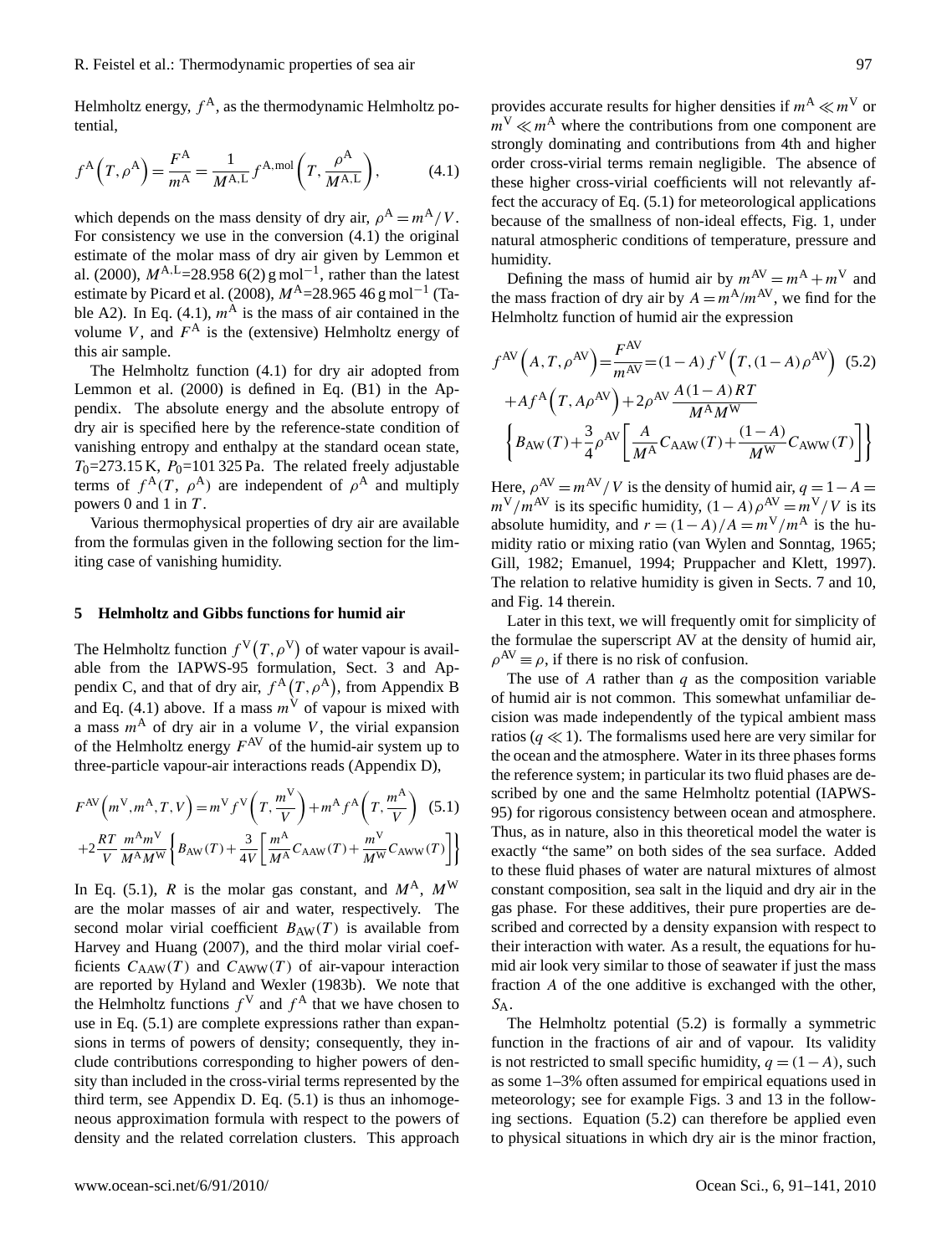Helmholtz energy, $f^A$, as the thermodynamic Helmholtz potential,

$$f^A\left(T,\rho^A\right)=\frac{F^A}{m^A}=\frac{1}{M^{A,L}}f^{A,mol}\left(T,\frac{\rho^A}{M^{A,L}}\right), \tag{4.1}$$

which depends on the mass density of dry air, $\rho^A=m^A/V$. For consistency we use in the conversion (4.1) the original estimate of the molar mass of dry air given by Lemmon et al. (2000), $M^{A,L}$=28.958 6(2) g mol$^{-1}$, rather than the latest estimate by Picard et al. (2008), $M^A$=28.965 46 g mol$^{-1}$ (Table A2). In Eq. (4.1), $m^A$ is the mass of air contained in the volume $V$, and $F^A$ is the (extensive) Helmholtz energy of this air sample.

The Helmholtz function (4.1) for dry air adopted from Lemmon et al. (2000) is defined in Eq. (B1) in the Appendix. The absolute energy and the absolute entropy of dry air is specified here by the reference-state condition of vanishing entropy and enthalpy at the standard ocean state, $T_0$=273.15 K, $P_0$=101 325 Pa. The related freely adjustable terms of $f^A(T,\ \rho^A)$ are independent of $\rho^A$ and multiply powers 0 and 1 in $T$.

Various thermophysical properties of dry air are available from the formulas given in the following section for the limiting case of vanishing humidity.

## 5 Helmholtz and Gibbs functions for humid air

The Helmholtz function $f^V\left(T,\rho^V\right)$ of water vapour is available from the IAPWS-95 formulation, Sect. 3 and Appendix C, and that of dry air, $f^A\left(T,\rho^A\right)$, from Appendix B and Eq. (4.1) above. If a mass $m^V$ of vapour is mixed with a mass $m^A$ of dry air in a volume $V$, the virial expansion of the Helmholtz energy $F^{AV}$ of the humid-air system up to three-particle vapour-air interactions reads (Appendix D),

$$F^{AV}\left(m^V,m^A,T,V\right)=m^V f^V\left(T,\frac{m^V}{V}\right)+m^A f^A\left(T,\frac{m^A}{V}\right) \tag{5.1}$$
$$+2\frac{RT}{V}\frac{m^A m^V}{M^A M^W}\left\{B_{AW}(T)+\frac{3}{4V}\left[\frac{m^A}{M^A}C_{AAW}(T)+\frac{m^V}{M^W}C_{AWW}(T)\right]\right\}$$

In Eq. (5.1), $R$ is the molar gas constant, and $M^A$, $M^W$ are the molar masses of air and water, respectively. The second molar virial coefficient $B_{AW}(T)$ is available from Harvey and Huang (2007), and the third molar virial coefficients $C_{AAW}(T)$ and $C_{AWW}(T)$ of air-vapour interaction are reported by Hyland and Wexler (1983b). We note that the Helmholtz functions $f^V$ and $f^A$ that we have chosen to use in Eq. (5.1) are complete expressions rather than expansions in terms of powers of density; consequently, they include contributions corresponding to higher powers of density than included in the cross-virial terms represented by the third term, see Appendix D. Eq. (5.1) is thus an inhomogeneous approximation formula with respect to the powers of density and the related correlation clusters. This approach provides accurate results for higher densities if $m^A \ll m^V$ or $m^V \ll m^A$ where the contributions from one component are strongly dominating and contributions from 4th and higher order cross-virial terms remain negligible. The absence of these higher cross-virial coefficients will not relevantly affect the accuracy of Eq. (5.1) for meteorological applications because of the smallness of non-ideal effects, Fig. 1, under natural atmospheric conditions of temperature, pressure and humidity.

Defining the mass of humid air by $m^{AV}=m^A+m^V$ and the mass fraction of dry air by $A=m^A/m^{AV}$, we find for the Helmholtz function of humid air the expression

$$f^{AV}\left(A,T,\rho^{AV}\right)=\frac{F^{AV}}{m^{AV}}=(1-A)\,f^V\left(T,(1-A)\,\rho^{AV}\right) \tag{5.2}$$
$$+Af^A\left(T,A\rho^{AV}\right)+2\rho^{AV}\frac{A(1-A)RT}{M^A M^W}$$
$$\left\{B_{AW}(T)+\frac{3}{4}\rho^{AV}\left[\frac{A}{M^A}C_{AAW}(T)+\frac{(1-A)}{M^W}C_{AWW}(T)\right]\right\}$$

Here, $\rho^{AV}=m^{AV}/V$ is the density of humid air, $q=1-A=m^V/m^{AV}$ is its specific humidity, $(1-A)\,\rho^{AV}=m^V/V$ is its absolute humidity, and $r=(1-A)/A=m^V/m^A$ is the humidity ratio or mixing ratio (van Wylen and Sonntag, 1965; Gill, 1982; Emanuel, 1994; Pruppacher and Klett, 1997). The relation to relative humidity is given in Sects. 7 and 10, and Fig. 14 therein.

Later in this text, we will frequently omit for simplicity of the formulae the superscript AV at the density of humid air, $\rho^{AV}\equiv\rho$, if there is no risk of confusion.

The use of $A$ rather than $q$ as the composition variable of humid air is not common. This somewhat unfamiliar decision was made independently of the typical ambient mass ratios ($q \ll 1$). The formalisms used here are very similar for the ocean and the atmosphere. Water in its three phases forms the reference system; in particular its two fluid phases are described by one and the same Helmholtz potential (IAPWS-95) for rigorous consistency between ocean and atmosphere. Thus, as in nature, also in this theoretical model the water is exactly "the same" on both sides of the sea surface. Added to these fluid phases of water are natural mixtures of almost constant composition, sea salt in the liquid and dry air in the gas phase. For these additives, their pure properties are described and corrected by a density expansion with respect to their interaction with water. As a result, the equations for humid air look very similar to those of seawater if just the mass fraction $A$ of the one additive is exchanged with the other, $S_A$.

The Helmholtz potential (5.2) is formally a symmetric function in the fractions of air and of vapour. Its validity is not restricted to small specific humidity, $q=(1-A)$, such as some 1–3% often assumed for empirical equations used in meteorology; see for example Figs. 3 and 13 in the following sections. Equation (5.2) can therefore be applied even to physical situations in which dry air is the minor fraction,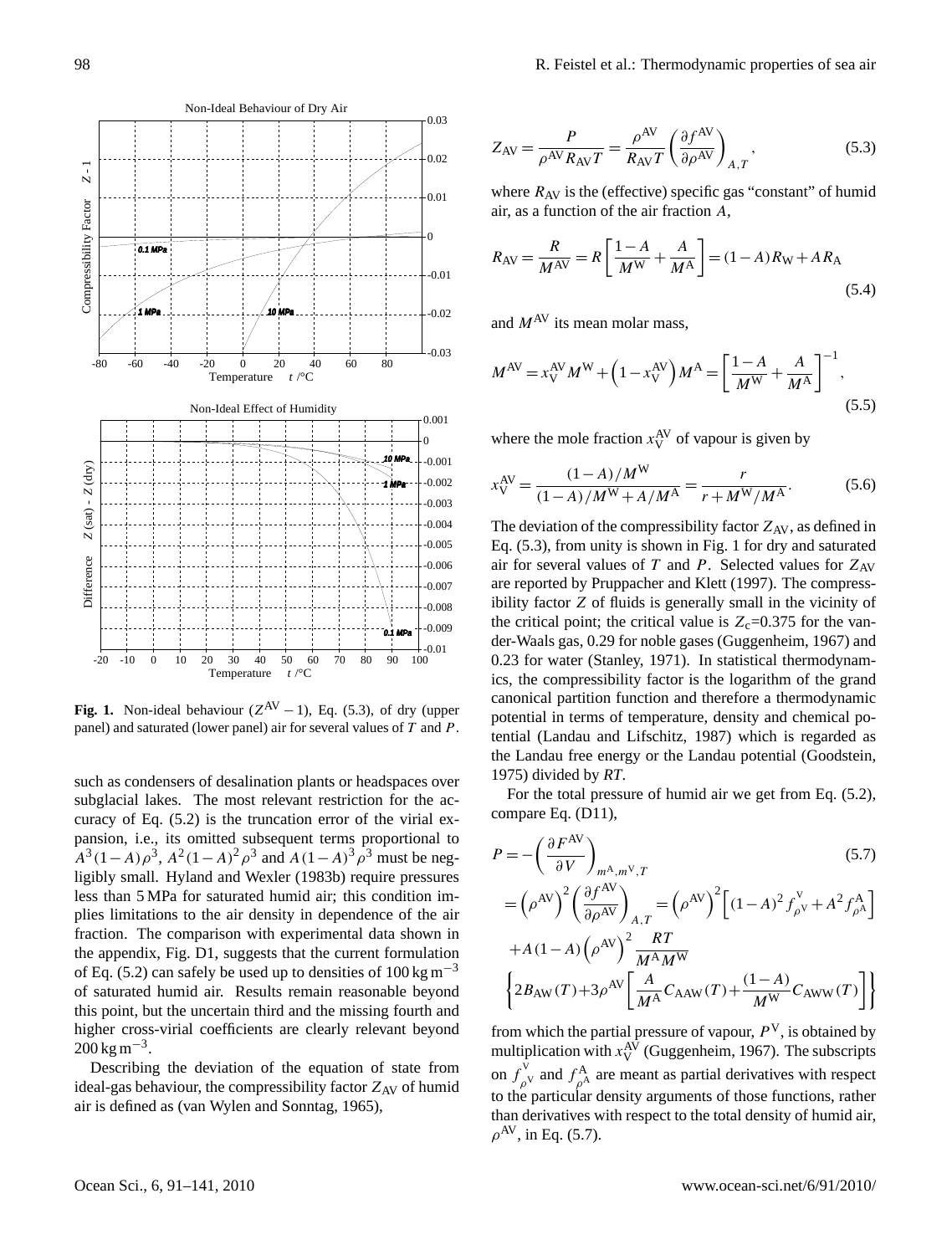**Fig. 1.** Non-ideal behaviour ($Z^{AV}-1$), Eq. (5.3), of dry (upper panel) and saturated (lower panel) air for several values of $T$ and $P$.

such as condensers of desalination plants or headspaces over subglacial lakes. The most relevant restriction for the accuracy of Eq. (5.2) is the truncation error of the virial expansion, i.e., its omitted subsequent terms proportional to $A^3(1-A)\rho^3$, $A^2(1-A)^2\rho^3$ and $A(1-A)^3\rho^3$ must be negligibly small. Hyland and Wexler (1983b) require pressures less than 5 MPa for saturated humid air; this condition implies limitations to the air density in dependence of the air fraction. The comparison with experimental data shown in the appendix, Fig. D1, suggests that the current formulation of Eq. (5.2) can safely be used up to densities of 100 kg m$^{-3}$ of saturated humid air. Results remain reasonable beyond this point, but the uncertain third and the missing fourth and higher cross-virial coefficients are clearly relevant beyond 200 kg m$^{-3}$.

Describing the deviation of the equation of state from ideal-gas behaviour, the compressibility factor $Z_{AV}$ of humid air is defined as (van Wylen and Sonntag, 1965),

$$Z_{AV} = \frac{P}{\rho^{AV} R_{AV} T} = \frac{\rho^{AV}}{R_{AV} T}\left(\frac{\partial f^{AV}}{\partial \rho^{AV}}\right)_{A,T}, \tag{5.3}$$

where $R_{AV}$ is the (effective) specific gas "constant" of humid air, as a function of the air fraction $A$,

$$R_{AV} = \frac{R}{M^{AV}} = R\left[\frac{1-A}{M^W} + \frac{A}{M^A}\right] = (1-A)R_W + AR_A \tag{5.4}$$

and $M^{AV}$ its mean molar mass,

$$M^{AV} = x_V^{AV} M^W + \left(1 - x_V^{AV}\right) M^A = \left[\frac{1-A}{M^W} + \frac{A}{M^A}\right]^{-1}, \tag{5.5}$$

where the mole fraction $x_V^{AV}$ of vapour is given by

$$x_V^{AV} = \frac{(1-A)/M^W}{(1-A)/M^W + A/M^A} = \frac{r}{r + M^W/M^A}. \tag{5.6}$$

The deviation of the compressibility factor $Z_{AV}$, as defined in Eq. (5.3), from unity is shown in Fig. 1 for dry and saturated air for several values of $T$ and $P$. Selected values for $Z_{AV}$ are reported by Pruppacher and Klett (1997). The compressibility factor $Z$ of fluids is generally small in the vicinity of the critical point; the critical value is $Z_c$=0.375 for the van-der-Waals gas, 0.29 for noble gases (Guggenheim, 1967) and 0.23 for water (Stanley, 1971). In statistical thermodynamics, the compressibility factor is the logarithm of the grand canonical partition function and therefore a thermodynamic potential in terms of temperature, density and chemical potential (Landau and Lifschitz, 1987) which is regarded as the Landau free energy or the Landau potential (Goodstein, 1975) divided by $RT$.

For the total pressure of humid air we get from Eq. (5.2), compare Eq. (D11),

$$\begin{aligned}
P &= -\left(\frac{\partial F^{AV}}{\partial V}\right)_{m^A, m^V, T} \qquad (5.7)\\
&= \left(\rho^{AV}\right)^2 \left(\frac{\partial f^{AV}}{\partial \rho^{AV}}\right)_{A,T} = \left(\rho^{AV}\right)^2 \left[(1-A)^2 f^V_{\rho^V} + A^2 f^A_{\rho^A}\right] \\
&+ A(1-A)\left(\rho^{AV}\right)^2 \frac{RT}{M^A M^W} \\
&\left\{2B_{AW}(T) + 3\rho^{AV}\left[\frac{A}{M^A} C_{AAW}(T) + \frac{(1-A)}{M^W} C_{AWW}(T)\right]\right\}
\end{aligned}$$

from which the partial pressure of vapour, $P^V$, is obtained by multiplication with $x_V^{AV}$ (Guggenheim, 1967). The subscripts on $f^V_{\rho^V}$ and $f^A_{\rho^A}$ are meant as partial derivatives with respect to the particular density arguments of those functions, rather than derivatives with respect to the total density of humid air, $\rho^{AV}$, in Eq. (5.7).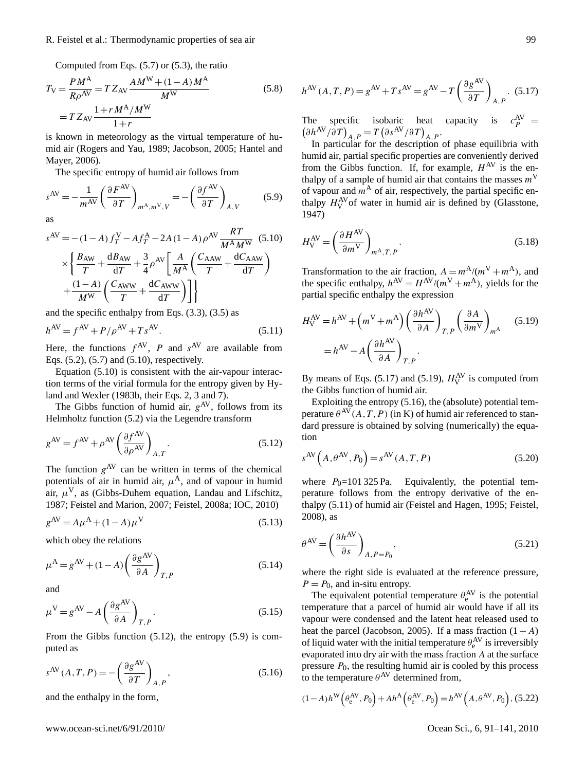Computed from Eqs. (5.7) or (5.3), the ratio

$$T_{\mathrm{V}} = \frac{P M^{\mathrm{A}}}{R \rho^{\mathrm{AV}}} = T Z_{\mathrm{AV}} \frac{A M^{\mathrm{W}} + (1-A) M^{\mathrm{A}}}{M^{\mathrm{W}}} = T Z_{\mathrm{AV}} \frac{1 + r M^{\mathrm{A}}/M^{\mathrm{W}}}{1+r} \tag{5.8}$$

is known in meteorology as the virtual temperature of humid air (Rogers and Yau, 1989; Jacobson, 2005; Hantel and Mayer, 2006).

The specific entropy of humid air follows from

$$s^{\mathrm{AV}} = -\frac{1}{m^{\mathrm{AV}}} \left( \frac{\partial F^{\mathrm{AV}}}{\partial T} \right)_{m^{\mathrm{A}}, m^{\mathrm{V}}, V} = -\left( \frac{\partial f^{\mathrm{AV}}}{\partial T} \right)_{A, V} \tag{5.9}$$

as

$$\begin{aligned} s^{\mathrm{AV}} = & -(1-A) f_T^{\mathrm{V}} - A f_T^{\mathrm{A}} - 2A(1-A)\rho^{\mathrm{AV}} \frac{RT}{M^{\mathrm{A}} M^{\mathrm{W}}} \\ & \times \left\{ \frac{B_{\mathrm{AW}}}{T} + \frac{\mathrm{d}B_{\mathrm{AW}}}{\mathrm{d}T} + \frac{3}{4}\rho^{\mathrm{AV}} \left[ \frac{A}{M^{\mathrm{A}}} \left( \frac{C_{\mathrm{AAW}}}{T} + \frac{\mathrm{d}C_{\mathrm{AAW}}}{\mathrm{d}T} \right) \right. \right. \\ & \left. \left. + \frac{(1-A)}{M^{\mathrm{W}}} \left( \frac{C_{\mathrm{AWW}}}{T} + \frac{\mathrm{d}C_{\mathrm{AWW}}}{\mathrm{d}T} \right) \right] \right\} \end{aligned} \tag{5.10}$$

and the specific enthalpy from Eqs. (3.3), (3.5) as

$$h^{\mathrm{AV}} = f^{\mathrm{AV}} + P/\rho^{\mathrm{AV}} + T s^{\mathrm{AV}}. \tag{5.11}$$

Here, the functions $f^{\mathrm{AV}}$, $P$ and $s^{\mathrm{AV}}$ are available from Eqs. (5.2), (5.7) and (5.10), respectively.

Equation (5.10) is consistent with the air-vapour interaction terms of the virial formula for the entropy given by Hyland and Wexler (1983b, their Eqs. 2, 3 and 7).

The Gibbs function of humid air, $g^{\mathrm{AV}}$, follows from its Helmholtz function (5.2) via the Legendre transform

$$g^{\mathrm{AV}} = f^{\mathrm{AV}} + \rho^{\mathrm{AV}} \left( \frac{\partial f^{\mathrm{AV}}}{\partial \rho^{\mathrm{AV}}} \right)_{A,T}. \tag{5.12}$$

The function $g^{\mathrm{AV}}$ can be written in terms of the chemical potentials of air in humid air, $\mu^{\mathrm{A}}$, and of vapour in humid air, $\mu^{\mathrm{V}}$, as (Gibbs-Duhem equation, Landau and Lifschitz, 1987; Feistel and Marion, 2007; Feistel, 2008a; IOC, 2010)

$$g^{\mathrm{AV}} = A\mu^{\mathrm{A}} + (1-A)\mu^{\mathrm{V}} \tag{5.13}$$

which obey the relations

$$\mu^{\mathrm{A}} = g^{\mathrm{AV}} + (1-A) \left( \frac{\partial g^{\mathrm{AV}}}{\partial A} \right)_{T,P} \tag{5.14}$$

and

$$\mu^{\mathrm{V}} = g^{\mathrm{AV}} - A \left( \frac{\partial g^{\mathrm{AV}}}{\partial A} \right)_{T,P}. \tag{5.15}$$

From the Gibbs function (5.12), the entropy (5.9) is computed as

$$s^{\mathrm{AV}}(A,T,P) = -\left( \frac{\partial g^{\mathrm{AV}}}{\partial T} \right)_{A,P}, \tag{5.16}$$

and the enthalpy in the form,

$$h^{\mathrm{AV}}(A,T,P) = g^{\mathrm{AV}} + T s^{\mathrm{AV}} = g^{\mathrm{AV}} - T \left( \frac{\partial g^{\mathrm{AV}}}{\partial T} \right)_{A,P}. \tag{5.17}$$

The specific isobaric heat capacity is $c_P^{\mathrm{AV}} = \left( \partial h^{\mathrm{AV}}/\partial T \right)_{A,P} = T \left( \partial s^{\mathrm{AV}}/\partial T \right)_{A,P}$.

In particular for the description of phase equilibria with humid air, partial specific properties are conveniently derived from the Gibbs function. If, for example, $H^{\mathrm{AV}}$ is the enthalpy of a sample of humid air that contains the masses $m^{\mathrm{V}}$ of vapour and $m^{\mathrm{A}}$ of air, respectively, the partial specific enthalpy $H_{\mathrm{V}}^{\mathrm{AV}}$ of water in humid air is defined by (Glasstone, 1947)

$$H_{\mathrm{V}}^{\mathrm{AV}} = \left( \frac{\partial H^{\mathrm{AV}}}{\partial m^{\mathrm{V}}} \right)_{m^{\mathrm{A}},T,P}. \tag{5.18}$$

Transformation to the air fraction, $A = m^{\mathrm{A}}/(m^{\mathrm{V}} + m^{\mathrm{A}})$, and the specific enthalpy, $h^{\mathrm{AV}} = H^{\mathrm{AV}}/(m^{\mathrm{V}} + m^{\mathrm{A}})$, yields for the partial specific enthalpy the expression

$$H_{\mathrm{V}}^{\mathrm{AV}} = h^{\mathrm{AV}} + \left( m^{\mathrm{V}} + m^{\mathrm{A}} \right) \left( \frac{\partial h^{\mathrm{AV}}}{\partial A} \right)_{T,P} \left( \frac{\partial A}{\partial m^{\mathrm{V}}} \right)_{m^{\mathrm{A}}} = h^{\mathrm{AV}} - A \left( \frac{\partial h^{\mathrm{AV}}}{\partial A} \right)_{T,P}. \tag{5.19}$$

By means of Eqs. (5.17) and (5.19), $H_{\mathrm{V}}^{\mathrm{AV}}$ is computed from the Gibbs function of humid air.

Exploiting the entropy (5.16), the (absolute) potential temperature $\theta^{\mathrm{AV}}(A,T,P)$ (in K) of humid air referenced to standard pressure is obtained by solving (numerically) the equation

$$s^{\mathrm{AV}}\left( A, \theta^{\mathrm{AV}}, P_0 \right) = s^{\mathrm{AV}}(A,T,P) \tag{5.20}$$

where $P_0$=101 325 Pa. Equivalently, the potential temperature follows from the entropy derivative of the enthalpy (5.11) of humid air (Feistel and Hagen, 1995; Feistel, 2008), as

$$\theta^{\mathrm{AV}} = \left( \frac{\partial h^{\mathrm{AV}}}{\partial s} \right)_{A,P=P_0}, \tag{5.21}$$

where the right side is evaluated at the reference pressure, $P = P_0$, and in-situ entropy.

The equivalent potential temperature $\theta_{\mathrm{e}}^{\mathrm{AV}}$ is the potential temperature that a parcel of humid air would have if all its vapour were condensed and the latent heat released used to heat the parcel (Jacobson, 2005). If a mass fraction $(1-A)$ of liquid water with the initial temperature $\theta_{\mathrm{e}}^{\mathrm{AV}}$ is irreversibly evaporated into dry air with the mass fraction $A$ at the surface pressure $P_0$, the resulting humid air is cooled by this process to the temperature $\theta^{\mathrm{AV}}$ determined from,

$$(1-A) h^{\mathrm{W}}\left( \theta_{\mathrm{e}}^{\mathrm{AV}}, P_0 \right) + A h^{\mathrm{A}}\left( \theta_{\mathrm{e}}^{\mathrm{AV}}, P_0 \right) = h^{\mathrm{AV}}\left( A, \theta^{\mathrm{AV}}, P_0 \right), \tag{5.22}$$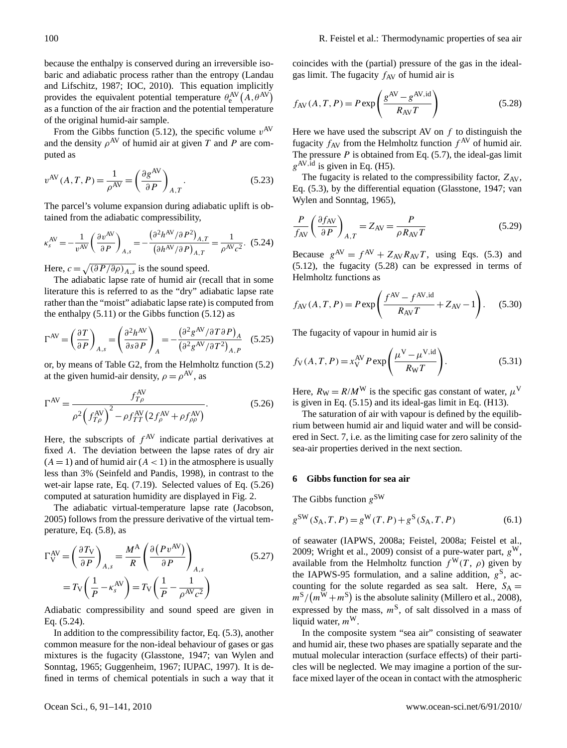because the enthalpy is conserved during an irreversible isobaric and adiabatic process rather than the entropy (Landau and Lifschitz, 1987; IOC, 2010). This equation implicitly provides the equivalent potential temperature $\theta_e^{AV}(A,\theta^{AV})$ as a function of the air fraction and the potential temperature of the original humid-air sample.

From the Gibbs function (5.12), the specific volume $v^{AV}$ and the density $\rho^{AV}$ of humid air at given $T$ and $P$ are computed as

$$v^{AV}(A,T,P) = \frac{1}{\rho^{AV}} = \left(\frac{\partial g^{AV}}{\partial P}\right)_{A,T}. \tag{5.23}$$

The parcel's volume expansion during adiabatic uplift is obtained from the adiabatic compressibility,

$$\kappa_s^{AV} = -\frac{1}{v^{AV}}\left(\frac{\partial v^{AV}}{\partial P}\right)_{A,s} = -\frac{\left(\partial^2 h^{AV}/\partial P^2\right)_{A,T}}{\left(\partial h^{AV}/\partial P\right)_{A,T}} = \frac{1}{\rho^{AV} c^2}. \tag{5.24}$$

Here, $c = \sqrt{(\partial P/\partial \rho)_{A,s}}$ is the sound speed.

The adiabatic lapse rate of humid air (recall that in some literature this is referred to as the "dry" adiabatic lapse rate rather than the "moist" adiabatic lapse rate) is computed from the enthalpy (5.11) or the Gibbs function (5.12) as

$$\Gamma^{AV} = \left(\frac{\partial T}{\partial P}\right)_{A,s} = \left(\frac{\partial^2 h^{AV}}{\partial s \partial P}\right)_A = -\frac{\left(\partial^2 g^{AV}/\partial T \partial P\right)_A}{\left(\partial^2 g^{AV}/\partial T^2\right)_{A,P}} \tag{5.25}$$

or, by means of Table G2, from the Helmholtz function (5.2) at the given humid-air density, $\rho = \rho^{AV}$, as

$$\Gamma^{AV} = \frac{f_{T\rho}^{AV}}{\rho^2\left(f_{T\rho}^{AV}\right)^2 - \rho f_{TT}^{AV}\left(2 f_\rho^{AV} + \rho f_{\rho\rho}^{AV}\right)}. \tag{5.26}$$

Here, the subscripts of $f^{AV}$ indicate partial derivatives at fixed $A$. The deviation between the lapse rates of dry air ($A = 1$) and of humid air ($A < 1$) in the atmosphere is usually less than 3% (Seinfeld and Pandis, 1998), in contrast to the wet-air lapse rate, Eq. (7.19). Selected values of Eq. (5.26) computed at saturation humidity are displayed in Fig. 2.

The adiabatic virtual-temperature lapse rate (Jacobson, 2005) follows from the pressure derivative of the virtual temperature, Eq. (5.8), as

$$\begin{aligned}\Gamma_V^{AV} &= \left(\frac{\partial T_V}{\partial P}\right)_{A,s} = \frac{M^A}{R}\left(\frac{\partial\left(P v^{AV}\right)}{\partial P}\right)_{A,s} \\ &= T_V\left(\frac{1}{P} - \kappa_s^{AV}\right) = T_V\left(\frac{1}{P} - \frac{1}{\rho^{AV} c^2}\right)\end{aligned} \tag{5.27}$$

Adiabatic compressibility and sound speed are given in Eq. (5.24).

In addition to the compressibility factor, Eq. (5.3), another common measure for the non-ideal behaviour of gases or gas mixtures is the fugacity (Glasstone, 1947; van Wylen and Sonntag, 1965; Guggenheim, 1967; IUPAC, 1997). It is defined in terms of chemical potentials in such a way that it coincides with the (partial) pressure of the gas in the ideal-gas limit. The fugacity $f_{AV}$ of humid air is

$$f_{AV}(A,T,P) = P \exp\left(\frac{g^{AV} - g^{AV,id}}{R_{AV} T}\right) \tag{5.28}$$

Here we have used the subscript AV on $f$ to distinguish the fugacity $f_{AV}$ from the Helmholtz function $f^{AV}$ of humid air. The pressure $P$ is obtained from Eq. (5.7), the ideal-gas limit $g^{AV,id}$ is given in Eq. (H5).

The fugacity is related to the compressibility factor, $Z_{AV}$, Eq. (5.3), by the differential equation (Glasstone, 1947; van Wylen and Sonntag, 1965),

$$\frac{P}{f_{AV}}\left(\frac{\partial f_{AV}}{\partial P}\right)_{A,T} = Z_{AV} = \frac{P}{\rho R_{AV} T} \tag{5.29}$$

Because $g^{AV} = f^{AV} + Z_{AV} R_{AV} T$, using Eqs. (5.3) and (5.12), the fugacity (5.28) can be expressed in terms of Helmholtz functions as

$$f_{AV}(A,T,P) = P \exp\left(\frac{f^{AV} - f^{AV,id}}{R_{AV} T} + Z_{AV} - 1\right). \tag{5.30}$$

The fugacity of vapour in humid air is

$$f_V(A,T,P) = x_V^{AV} P \exp\left(\frac{\mu^V - \mu^{V,id}}{R_W T}\right). \tag{5.31}$$

Here, $R_W = R/M^W$ is the specific gas constant of water, $\mu^V$ is given in Eq. (5.15) and its ideal-gas limit in Eq. (H13).

The saturation of air with vapour is defined by the equilibrium between humid air and liquid water and will be considered in Sect. 7, i.e. as the limiting case for zero salinity of the sea-air properties derived in the next section.

## 6 Gibbs function for sea air

The Gibbs function $g^{SW}$

$$g^{SW}(S_A,T,P) = g^W(T,P) + g^S(S_A,T,P) \tag{6.1}$$

of seawater (IAPWS, 2008a; Feistel, 2008a; Feistel et al., 2009; Wright et al., 2009) consist of a pure-water part, $g^W$, available from the Helmholtz function $f^W(T,\rho)$ given by the IAPWS-95 formulation, and a saline addition, $g^S$, accounting for the solute regarded as sea salt. Here, $S_A = m^S/\left(m^W + m^S\right)$ is the absolute salinity (Millero et al., 2008), expressed by the mass, $m^S$, of salt dissolved in a mass of liquid water, $m^W$.

In the composite system "sea air" consisting of seawater and humid air, these two phases are spatially separate and the mutual molecular interaction (surface effects) of their particles will be neglected. We may imagine a portion of the surface mixed layer of the ocean in contact with the atmospheric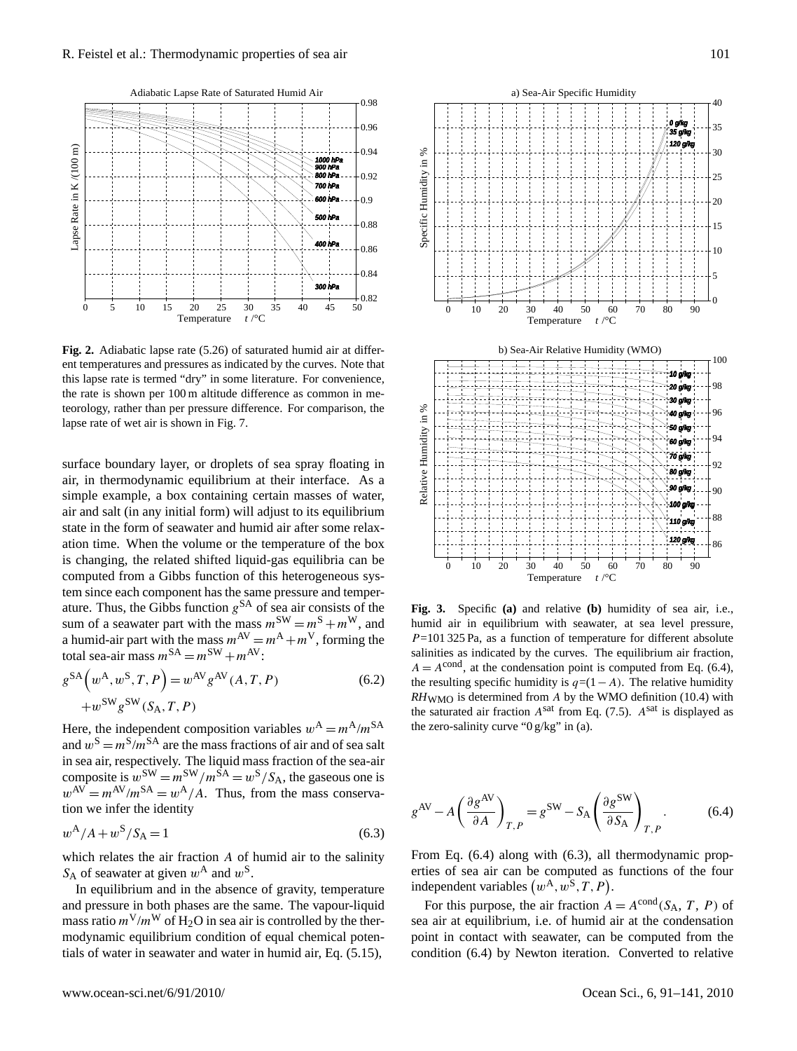**Fig. 2.** Adiabatic lapse rate (5.26) of saturated humid air at different temperatures and pressures as indicated by the curves. Note that this lapse rate is termed "dry" in some literature. For convenience, the rate is shown per 100 m altitude difference as common in meteorology, rather than per pressure difference. For comparison, the lapse rate of wet air is shown in Fig. 7.

surface boundary layer, or droplets of sea spray floating in air, in thermodynamic equilibrium at their interface. As a simple example, a box containing certain masses of water, air and salt (in any initial form) will adjust to its equilibrium state in the form of seawater and humid air after some relaxation time. When the volume or the temperature of the box is changing, the related shifted liquid-gas equilibria can be computed from a Gibbs function of this heterogeneous system since each component has the same pressure and temperature. Thus, the Gibbs function $g^{\mathrm{SA}}$ of sea air consists of the sum of a seawater part with the mass $m^{\mathrm{SW}} = m^{\mathrm{S}} + m^{\mathrm{W}}$, and a humid-air part with the mass $m^{\mathrm{AV}} = m^{\mathrm{A}} + m^{\mathrm{V}}$, forming the total sea-air mass $m^{\mathrm{SA}} = m^{\mathrm{SW}} + m^{\mathrm{AV}}$:

$$g^{\mathrm{SA}}\left(w^{\mathrm{A}}, w^{\mathrm{S}}, T, P\right) = w^{\mathrm{AV}} g^{\mathrm{AV}}(A, T, P) + w^{\mathrm{SW}} g^{\mathrm{SW}}(S_{\mathrm{A}}, T, P) \tag{6.2}$$

Here, the independent composition variables $w^{\mathrm{A}} = m^{\mathrm{A}}/m^{\mathrm{SA}}$ and $w^{\mathrm{S}} = m^{\mathrm{S}}/m^{\mathrm{SA}}$ are the mass fractions of air and of sea salt in sea air, respectively. The liquid mass fraction of the sea-air composite is $w^{\mathrm{SW}} = m^{\mathrm{SW}}/m^{\mathrm{SA}} = w^{\mathrm{S}}/S_{\mathrm{A}}$, the gaseous one is $w^{\mathrm{AV}} = m^{\mathrm{AV}}/m^{\mathrm{SA}} = w^{\mathrm{A}}/A$. Thus, from the mass conservation we infer the identity

$$w^{\mathrm{A}}/A + w^{\mathrm{S}}/S_{\mathrm{A}} = 1 \tag{6.3}$$

which relates the air fraction $A$ of humid air to the salinity $S_{\mathrm{A}}$ of seawater at given $w^{\mathrm{A}}$ and $w^{\mathrm{S}}$.

In equilibrium and in the absence of gravity, temperature and pressure in both phases are the same. The vapour-liquid mass ratio $m^{\mathrm{V}}/m^{\mathrm{W}}$ of $H_2O$ in sea air is controlled by the thermodynamic equilibrium condition of equal chemical potentials of water in seawater and water in humid air, Eq. (5.15),

**Fig. 3.** Specific **(a)** and relative **(b)** humidity of sea air, i.e., humid air in equilibrium with seawater, at sea level pressure, $P$=101 325 Pa, as a function of temperature for different absolute salinities as indicated by the curves. The equilibrium air fraction, $A = A^{\mathrm{cond}}$, at the condensation point is computed from Eq. (6.4), the resulting specific humidity is $q$=$(1-A)$. The relative humidity $RH_{\mathrm{WMO}}$ is determined from $A$ by the WMO definition (10.4) with the saturated air fraction $A^{\mathrm{sat}}$ from Eq. (7.5). $A^{\mathrm{sat}}$ is displayed as the zero-salinity curve "0 g/kg" in (a).

$$g^{\mathrm{AV}} - A\left(\frac{\partial g^{\mathrm{AV}}}{\partial A}\right)_{T,P} = g^{\mathrm{SW}} - S_{\mathrm{A}}\left(\frac{\partial g^{\mathrm{SW}}}{\partial S_{\mathrm{A}}}\right)_{T,P}. \tag{6.4}$$

From Eq. (6.4) along with (6.3), all thermodynamic properties of sea air can be computed as functions of the four independent variables $\left(w^{\mathrm{A}}, w^{\mathrm{S}}, T, P\right)$.

For this purpose, the air fraction $A = A^{\mathrm{cond}}(S_{\mathrm{A}}, T, P)$ of sea air at equilibrium, i.e. of humid air at the condensation point in contact with seawater, can be computed from the condition (6.4) by Newton iteration. Converted to relative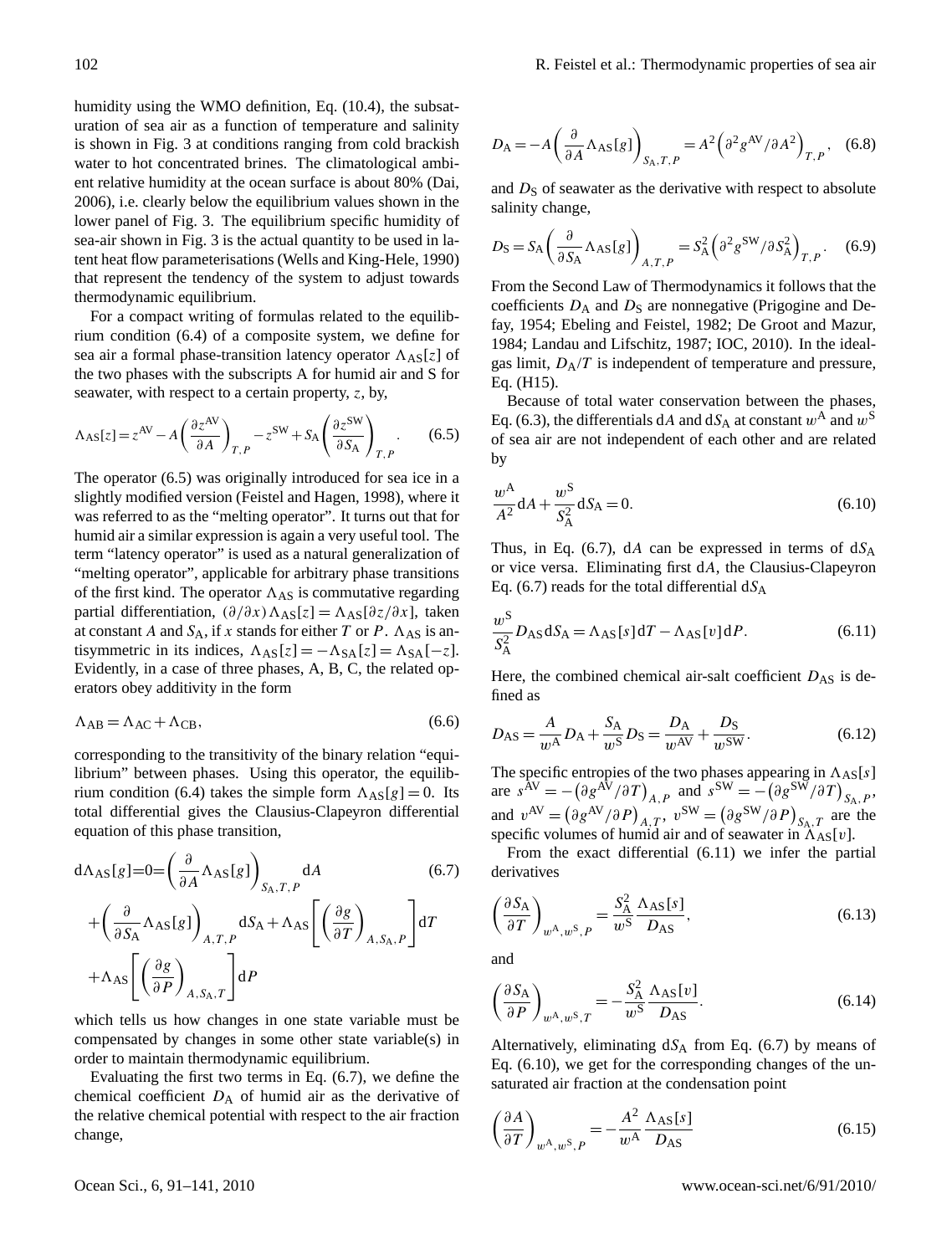humidity using the WMO definition, Eq. (10.4), the subsaturation of sea air as a function of temperature and salinity is shown in Fig. 3 at conditions ranging from cold brackish water to hot concentrated brines. The climatological ambient relative humidity at the ocean surface is about 80% (Dai, 2006), i.e. clearly below the equilibrium values shown in the lower panel of Fig. 3. The equilibrium specific humidity of sea-air shown in Fig. 3 is the actual quantity to be used in latent heat flow parameterisations (Wells and King-Hele, 1990) that represent the tendency of the system to adjust towards thermodynamic equilibrium.

For a compact writing of formulas related to the equilibrium condition (6.4) of a composite system, we define for sea air a formal phase-transition latency operator $\Lambda_{AS}[z]$ of the two phases with the subscripts A for humid air and S for seawater, with respect to a certain property, $z$, by,

$$\Lambda_{AS}[z] = z^{AV} - A\left(\frac{\partial z^{AV}}{\partial A}\right)_{T,P} - z^{SW} + S_A\left(\frac{\partial z^{SW}}{\partial S_A}\right)_{T,P}. \tag{6.5}$$

The operator (6.5) was originally introduced for sea ice in a slightly modified version (Feistel and Hagen, 1998), where it was referred to as the "melting operator". It turns out that for humid air a similar expression is again a very useful tool. The term "latency operator" is used as a natural generalization of "melting operator", applicable for arbitrary phase transitions of the first kind. The operator $\Lambda_{AS}$ is commutative regarding partial differentiation, $(\partial/\partial x)\Lambda_{AS}[z] = \Lambda_{AS}[\partial z/\partial x]$, taken at constant $A$ and $S_A$, if $x$ stands for either $T$ or $P$. $\Lambda_{AS}$ is antisymmetric in its indices, $\Lambda_{AS}[z] = -\Lambda_{SA}[z] = \Lambda_{SA}[-z]$. Evidently, in a case of three phases, A, B, C, the related operators obey additivity in the form

$$\Lambda_{AB} = \Lambda_{AC} + \Lambda_{CB}, \tag{6.6}$$

corresponding to the transitivity of the binary relation "equilibrium" between phases. Using this operator, the equilibrium condition (6.4) takes the simple form $\Lambda_{AS}[g] = 0$. Its total differential gives the Clausius-Clapeyron differential equation of this phase transition,

$$\begin{aligned} \mathrm{d}\Lambda_{AS}[g] = 0 = &\left(\frac{\partial}{\partial A}\Lambda_{AS}[g]\right)_{S_A,T,P}\mathrm{d}A \\ &+ \left(\frac{\partial}{\partial S_A}\Lambda_{AS}[g]\right)_{A,T,P}\mathrm{d}S_A + \Lambda_{AS}\left[\left(\frac{\partial g}{\partial T}\right)_{A,S_A,P}\right]\mathrm{d}T \\ &+ \Lambda_{AS}\left[\left(\frac{\partial g}{\partial P}\right)_{A,S_A,T}\right]\mathrm{d}P \end{aligned} \tag{6.7}$$

which tells us how changes in one state variable must be compensated by changes in some other state variable(s) in order to maintain thermodynamic equilibrium.

Evaluating the first two terms in Eq. (6.7), we define the chemical coefficient $D_A$ of humid air as the derivative of the relative chemical potential with respect to the air fraction change,

$$D_A = -A\left(\frac{\partial}{\partial A}\Lambda_{AS}[g]\right)_{S_A,T,P} = A^2\left(\partial^2 g^{AV}/\partial A^2\right)_{T,P}, \tag{6.8}$$

and $D_S$ of seawater as the derivative with respect to absolute salinity change,

$$D_S = S_A\left(\frac{\partial}{\partial S_A}\Lambda_{AS}[g]\right)_{A,T,P} = S_A^2\left(\partial^2 g^{SW}/\partial S_A^2\right)_{T,P}. \tag{6.9}$$

From the Second Law of Thermodynamics it follows that the coefficients $D_A$ and $D_S$ are nonnegative (Prigogine and Defay, 1954; Ebeling and Feistel, 1982; De Groot and Mazur, 1984; Landau and Lifschitz, 1987; IOC, 2010). In the ideal-gas limit, $D_A/T$ is independent of temperature and pressure, Eq. (H15).

Because of total water conservation between the phases, Eq. (6.3), the differentials $\mathrm{d}A$ and $\mathrm{d}S_A$ at constant $w^A$ and $w^S$ of sea air are not independent of each other and are related by

$$\frac{w^A}{A^2}\mathrm{d}A + \frac{w^S}{S_A^2}\mathrm{d}S_A = 0. \tag{6.10}$$

Thus, in Eq. (6.7), $\mathrm{d}A$ can be expressed in terms of $\mathrm{d}S_A$ or vice versa. Eliminating first $\mathrm{d}A$, the Clausius-Clapeyron Eq. (6.7) reads for the total differential $\mathrm{d}S_A$

$$\frac{w^S}{S_A^2}D_{AS}\,\mathrm{d}S_A = \Lambda_{AS}[s]\,\mathrm{d}T - \Lambda_{AS}[v]\,\mathrm{d}P. \tag{6.11}$$

Here, the combined chemical air-salt coefficient $D_{AS}$ is defined as

$$D_{AS} = \frac{A}{w^A}D_A + \frac{S_A}{w^S}D_S = \frac{D_A}{w^{AV}} + \frac{D_S}{w^{SW}}. \tag{6.12}$$

The specific entropies of the two phases appearing in $\Lambda_{AS}[s]$ are $s^{AV} = -\left(\partial g^{AV}/\partial T\right)_{A,P}$ and $s^{SW} = -\left(\partial g^{SW}/\partial T\right)_{S_A,P}$, and $v^{AV} = \left(\partial g^{AV}/\partial P\right)_{A,T}$, $v^{SW} = \left(\partial g^{SW}/\partial P\right)_{S_A,T}$ are the specific volumes of humid air and of seawater in $\Lambda_{AS}[v]$.

From the exact differential (6.11) we infer the partial derivatives

$$\left(\frac{\partial S_A}{\partial T}\right)_{w^A,w^S,P} = \frac{S_A^2}{w^S}\frac{\Lambda_{AS}[s]}{D_{AS}}, \tag{6.13}$$

and

$$\left(\frac{\partial S_A}{\partial P}\right)_{w^A,w^S,T} = -\frac{S_A^2}{w^S}\frac{\Lambda_{AS}[v]}{D_{AS}}. \tag{6.14}$$

Alternatively, eliminating $\mathrm{d}S_A$ from Eq. (6.7) by means of Eq. (6.10), we get for the corresponding changes of the unsaturated air fraction at the condensation point

$$\left(\frac{\partial A}{\partial T}\right)_{w^A,w^S,P} = -\frac{A^2}{w^A}\frac{\Lambda_{AS}[s]}{D_{AS}} \tag{6.15}$$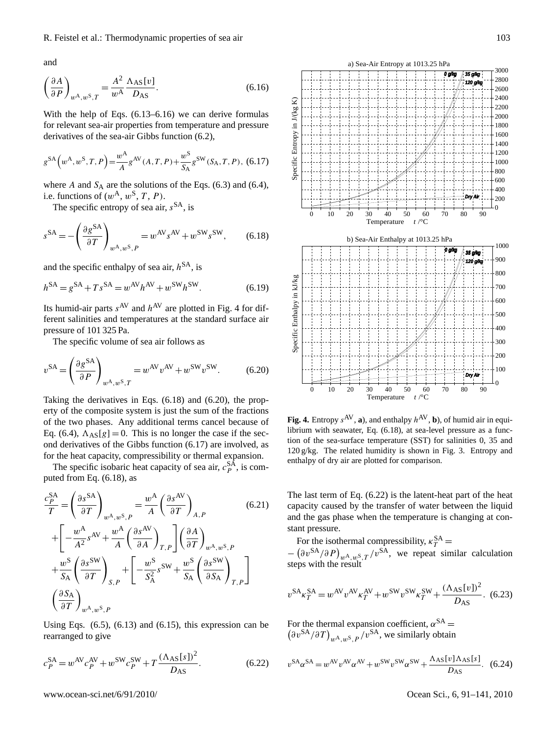and

$$\left(\frac{\partial A}{\partial P}\right)_{w^{\mathrm{A}},w^{\mathrm{S}},T} = \frac{A^2}{w^{\mathrm{A}}}\frac{\Lambda_{\mathrm{AS}}[v]}{D_{\mathrm{AS}}}. \tag{6.16}$$

With the help of Eqs. (6.13–6.16) we can derive formulas for relevant sea-air properties from temperature and pressure derivatives of the sea-air Gibbs function (6.2),

$$g^{\mathrm{SA}}\left(w^{\mathrm{A}},w^{\mathrm{S}},T,P\right) = \frac{w^{\mathrm{A}}}{A}g^{\mathrm{AV}}(A,T,P) + \frac{w^{\mathrm{S}}}{S_{\mathrm{A}}}g^{\mathrm{SW}}(S_{\mathrm{A}},T,P), \tag{6.17}$$

where $A$ and $S_{\mathrm{A}}$ are the solutions of the Eqs. (6.3) and (6.4), i.e. functions of $(w^{\mathrm{A}}, w^{\mathrm{S}}, T, P)$.

The specific entropy of sea air, $s^{\mathrm{SA}}$, is

$$s^{\mathrm{SA}} = -\left(\frac{\partial g^{\mathrm{SA}}}{\partial T}\right)_{w^{\mathrm{A}},w^{\mathrm{S}},P} = w^{\mathrm{AV}}s^{\mathrm{AV}} + w^{\mathrm{SW}}s^{\mathrm{SW}}, \tag{6.18}$$

and the specific enthalpy of sea air, $h^{\mathrm{SA}}$, is

$$h^{\mathrm{SA}} = g^{\mathrm{SA}} + Ts^{\mathrm{SA}} = w^{\mathrm{AV}}h^{\mathrm{AV}} + w^{\mathrm{SW}}h^{\mathrm{SW}}. \tag{6.19}$$

Its humid-air parts $s^{\mathrm{AV}}$ and $h^{\mathrm{AV}}$ are plotted in Fig. 4 for different salinities and temperatures at the standard surface air pressure of 101 325 Pa.

The specific volume of sea air follows as

$$v^{\mathrm{SA}} = \left(\frac{\partial g^{\mathrm{SA}}}{\partial P}\right)_{w^{\mathrm{A}},w^{\mathrm{S}},T} = w^{\mathrm{AV}}v^{\mathrm{AV}} + w^{\mathrm{SW}}v^{\mathrm{SW}}. \tag{6.20}$$

Taking the derivatives in Eqs. (6.18) and (6.20), the property of the composite system is just the sum of the fractions of the two phases. Any additional terms cancel because of Eq. (6.4), $\Lambda_{\mathrm{AS}}[g] = 0$. This is no longer the case if the second derivatives of the Gibbs function (6.17) are involved, as for the heat capacity, compressibility or thermal expansion.

The specific isobaric heat capacity of sea air, $c_P^{\mathrm{SA}}$, is computed from Eq. (6.18), as

$$\begin{aligned}\frac{c_P^{\mathrm{SA}}}{T} &= \left(\frac{\partial s^{\mathrm{SA}}}{\partial T}\right)_{w^{\mathrm{A}},w^{\mathrm{S}},P} = \frac{w^{\mathrm{A}}}{A}\left(\frac{\partial s^{\mathrm{AV}}}{\partial T}\right)_{A,P} \\ &+ \left[-\frac{w^{\mathrm{A}}}{A^2}s^{\mathrm{AV}} + \frac{w^{\mathrm{A}}}{A}\left(\frac{\partial s^{\mathrm{AV}}}{\partial A}\right)_{T,P}\right]\left(\frac{\partial A}{\partial T}\right)_{w^{\mathrm{A}},w^{\mathrm{S}},P} \\ &+ \frac{w^{\mathrm{S}}}{S_{\mathrm{A}}}\left(\frac{\partial s^{\mathrm{SW}}}{\partial T}\right)_{S,P} + \left[-\frac{w^{\mathrm{S}}}{S_{\mathrm{A}}^2}s^{\mathrm{SW}} + \frac{w^{\mathrm{S}}}{S_{\mathrm{A}}}\left(\frac{\partial s^{\mathrm{SW}}}{\partial S_{\mathrm{A}}}\right)_{T,P}\right] \\ &\left(\frac{\partial S_{\mathrm{A}}}{\partial T}\right)_{w^{\mathrm{A}},w^{\mathrm{S}},P}\end{aligned} \tag{6.21}$$

Using Eqs. (6.5), (6.13) and (6.15), this expression can be rearranged to give

$$c_P^{\mathrm{SA}} = w^{\mathrm{AV}}c_P^{\mathrm{AV}} + w^{\mathrm{SW}}c_P^{\mathrm{SW}} + T\frac{(\Lambda_{\mathrm{AS}}[s])^2}{D_{\mathrm{AS}}}. \tag{6.22}$$

**Fig. 4.** Entropy $s^{\mathrm{AV}}$, **a)**, and enthalpy $h^{\mathrm{AV}}$, **b)**, of humid air in equilibrium with seawater, Eq. (6.18), at sea-level pressure as a function of the sea-surface temperature (SST) for salinities 0, 35 and 120 g/kg. The related humidity is shown in Fig. 3. Entropy and enthalpy of dry air are plotted for comparison.

The last term of Eq. (6.22) is the latent-heat part of the heat capacity caused by the transfer of water between the liquid and the gas phase when the temperature is changing at constant pressure.

For the isothermal compressibility, $\kappa_T^{\mathrm{SA}} = -\left(\partial v^{\mathrm{SA}}/\partial P\right)_{w^{\mathrm{A}},w^{\mathrm{S}},T}/v^{\mathrm{SA}}$, we repeat similar calculation steps with the result

$$v^{\mathrm{SA}}\kappa_T^{\mathrm{SA}} = w^{\mathrm{AV}}v^{\mathrm{AV}}\kappa_T^{\mathrm{AV}} + w^{\mathrm{SW}}v^{\mathrm{SW}}\kappa_T^{\mathrm{SW}} + \frac{(\Lambda_{\mathrm{AS}}[v])^2}{D_{\mathrm{AS}}}. \tag{6.23}$$

For the thermal expansion coefficient, $\alpha^{\mathrm{SA}} = \left(\partial v^{\mathrm{SA}}/\partial T\right)_{w^{\mathrm{A}},w^{\mathrm{S}},P}/v^{\mathrm{SA}}$, we similarly obtain

$$v^{\mathrm{SA}}\alpha^{\mathrm{SA}} = w^{\mathrm{AV}}v^{\mathrm{AV}}\alpha^{\mathrm{AV}} + w^{\mathrm{SW}}v^{\mathrm{SW}}\alpha^{\mathrm{SW}} + \frac{\Lambda_{\mathrm{AS}}[v]\Lambda_{\mathrm{AS}}[s]}{D_{\mathrm{AS}}}. \tag{6.24}$$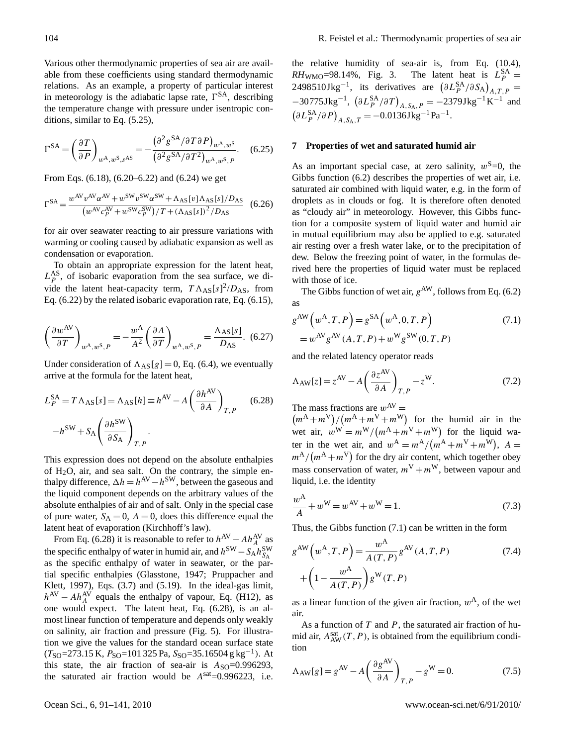Various other thermodynamic properties of sea air are available from these coefficients using standard thermodynamic relations. As an example, a property of particular interest in meteorology is the adiabatic lapse rate, $\Gamma^{SA}$, describing the temperature change with pressure under isentropic conditions, similar to Eq. (5.25),

$$\Gamma^{SA} = \left(\frac{\partial T}{\partial P}\right)_{w^A, w^S, s^{AS}} = -\frac{\left(\partial^2 g^{SA}/\partial T \partial P\right)_{w^A, w^S}}{\left(\partial^2 g^{SA}/\partial T^2\right)_{w^A, w^S, P}}. \quad (6.25)$$

From Eqs. (6.18), (6.20–6.22) and (6.24) we get

$$\Gamma^{SA} = \frac{w^{AV} v^{AV} \alpha^{AV} + w^{SW} v^{SW} \alpha^{SW} + \Lambda_{AS}[v] \Lambda_{AS}[s]/D_{AS}}{\left(w^{AV} c_P^{AV} + w^{SW} c_P^{SW}\right)/T + \left(\Lambda_{AS}[s]\right)^2/D_{AS}} \quad (6.26)$$

for air over seawater reacting to air pressure variations with warming or cooling caused by adiabatic expansion as well as condensation or evaporation.

To obtain an appropriate expression for the latent heat, $L_P^{AS}$, of isobaric evaporation from the sea surface, we divide the latent heat-capacity term, $T\Lambda_{AS}[s]^2/D_{AS}$, from Eq. (6.22) by the related isobaric evaporation rate, Eq. (6.15),

$$\left(\frac{\partial w^{AV}}{\partial T}\right)_{w^A, w^S, P} = -\frac{w^A}{A^2}\left(\frac{\partial A}{\partial T}\right)_{w^A, w^S, P} = \frac{\Lambda_{AS}[s]}{D_{AS}}. \quad (6.27)$$

Under consideration of $\Lambda_{AS}[g] = 0$, Eq. (6.4), we eventually arrive at the formula for the latent heat,

$$L_P^{SA} = T\Lambda_{AS}[s] = \Lambda_{AS}[h] \equiv h^{AV} - A\left(\frac{\partial h^{AV}}{\partial A}\right)_{T,P} - h^{SW} + S_A\left(\frac{\partial h^{SW}}{\partial S_A}\right)_{T,P}. \quad (6.28)$$

This expression does not depend on the absolute enthalpies of $H_2O$, air, and sea salt. On the contrary, the simple enthalpy difference, $\Delta h = h^{AV} - h^{SW}$, between the gaseous and the liquid component depends on the arbitrary values of the absolute enthalpies of air and of salt. Only in the special case of pure water, $S_A = 0$, $A = 0$, does this difference equal the latent heat of evaporation (Kirchhoff's law).

From Eq. (6.28) it is reasonable to refer to $h^{AV} - Ah_A^{AV}$ as the specific enthalpy of water in humid air, and $h^{SW} - S_A h_{S_A}^{SW}$ as the specific enthalpy of water in seawater, or the partial specific enthalpies (Glasstone, 1947; Pruppacher and Klett, 1997), Eqs. (3.7) and (5.19). In the ideal-gas limit, $h^{AV} - Ah_A^{AV}$ equals the enthalpy of vapour, Eq. (H12), as one would expect. The latent heat, Eq. (6.28), is an almost linear function of temperature and depends only weakly on salinity, air fraction and pressure (Fig. 5). For illustration we give the values for the standard ocean surface state ($T_{SO}$=273.15 K, $P_{SO}$=101 325 Pa, $S_{SO}$=35.16504 g kg$^{-1}$). At this state, the air fraction of sea-air is $A_{SO}$=0.996293, the saturated air fraction would be $A^{sat}$=0.996223, i.e. the relative humidity of sea-air is, from Eq. (10.4), $RH_{WMO}$=98.14%, Fig. 3. The latent heat is $L_P^{SA}$ = 2498510 J kg$^{-1}$, its derivatives are $\left(\partial L_P^{SA}/\partial S_A\right)_{A,T,P}$ = −30775 J kg$^{-1}$, $\left(\partial L_P^{SA}/\partial T\right)_{A,S_A,P}$ = −2379 J kg$^{-1}$ K$^{-1}$ and $\left(\partial L_P^{SA}/\partial P\right)_{A,S_A,T}$ = −0.0136 J kg$^{-1}$ Pa$^{-1}$.

## 7 Properties of wet and saturated humid air

As an important special case, at zero salinity, $w^S$=0, the Gibbs function (6.2) describes the properties of wet air, i.e. saturated air combined with liquid water, e.g. in the form of droplets as in clouds or fog. It is therefore often denoted as "cloudy air" in meteorology. However, this Gibbs function for a composite system of liquid water and humid air in mutual equilibrium may also be applied to e.g. saturated air resting over a fresh water lake, or to the precipitation of dew. Below the freezing point of water, in the formulas derived here the properties of liquid water must be replaced with those of ice.

The Gibbs function of wet air, $g^{AW}$, follows from Eq. (6.2) as

$$g^{AW}\left(w^A, T, P\right) = g^{SA}\left(w^A, 0, T, P\right) = w^{AV} g^{AV}(A, T, P) + w^W g^{SW}(0, T, P) \quad (7.1)$$

and the related latency operator reads

$$\Lambda_{AW}[z] = z^{AV} - A\left(\frac{\partial z^{AV}}{\partial A}\right)_{T,P} - z^W. \quad (7.2)$$

The mass fractions are $w^{AV} = \left(m^A + m^V\right)/\left(m^A + m^V + m^W\right)$ for the humid air in the wet air, $w^W = m^W/\left(m^A + m^V + m^W\right)$ for the liquid water in the wet air, and $w^A = m^A/\left(m^A + m^V + m^W\right)$, $A = m^A/\left(m^A + m^V\right)$ for the dry air content, which together obey mass conservation of water, $m^V + m^W$, between vapour and liquid, i.e. the identity

$$\frac{w^A}{A} + w^W = w^{AV} + w^W = 1. \quad (7.3)$$

Thus, the Gibbs function (7.1) can be written in the form

$$g^{AW}\left(w^A, T, P\right) = \frac{w^A}{A(T,P)} g^{AV}(A, T, P) + \left(1 - \frac{w^A}{A(T,P)}\right) g^W(T, P) \quad (7.4)$$

as a linear function of the given air fraction, $w^A$, of the wet air.

As a function of $T$ and $P$, the saturated air fraction of humid air, $A_{AW}^{sat}(T, P)$, is obtained from the equilibrium condition

$$\Lambda_{AW}[g] = g^{AV} - A\left(\frac{\partial g^{AV}}{\partial A}\right)_{T,P} - g^W = 0. \quad (7.5)$$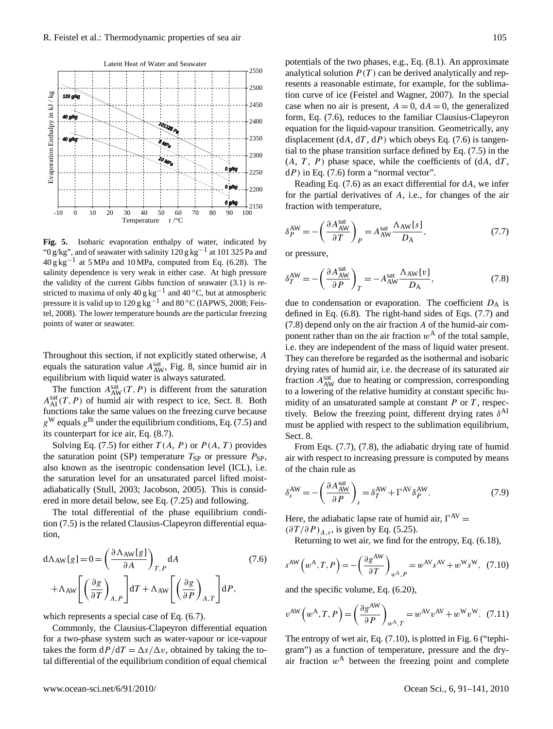**Fig. 5.** Isobaric evaporation enthalpy of water, indicated by "0 g/kg", and of seawater with salinity 120 g kg$^{-1}$ at 101 325 Pa and 40 g kg$^{-1}$ at 5 MPa and 10 MPa, computed from Eq. (6.28). The salinity dependence is very weak in either case. At high pressure the validity of the current Gibbs function of seawater (3.1) is restricted to maxima of only 40 g kg$^{-1}$ and 40 °C, but at atmospheric pressure it is valid up to 120 g kg$^{-1}$ and 80 °C (IAPWS, 2008; Feistel, 2008). The lower temperature bounds are the particular freezing points of water or seawater.

Throughout this section, if not explicitly stated otherwise, $A$ equals the saturation value $A^{\text{sat}}_{\text{AW}}$, Fig. 8, since humid air in equilibrium with liquid water is always saturated.

The function $A^{\text{sat}}_{\text{AW}}(T,P)$ is different from the saturation $A^{\text{sat}}_{\text{AI}}(T,P)$ of humid air with respect to ice, Sect. 8. Both functions take the same values on the freezing curve because $g^{\text{W}}$ equals $g^{\text{Ih}}$ under the equilibrium conditions, Eq. (7.5) and its counterpart for ice air, Eq. (8.7).

Solving Eq. (7.5) for either $T(A, P)$ or $P(A, T)$ provides the saturation point (SP) temperature $T_{\text{SP}}$ or pressure $P_{\text{SP}}$, also known as the isentropic condensation level (ICL), i.e. the saturation level for an unsaturated parcel lifted moist-adiabatically (Stull, 2003; Jacobson, 2005). This is considered in more detail below, see Eq. (7.25) and following.

The total differential of the phase equilibrium condition (7.5) is the related Clausius-Clapeyron differential equation,

$$\mathrm{d}\Lambda_{\text{AW}}[g]=0=\left(\frac{\partial \Lambda_{\text{AW}}[g]}{\partial A}\right)_{T,P}\mathrm{d}A \tag{7.6}$$
$$+\Lambda_{\text{AW}}\left[\left(\frac{\partial g}{\partial T}\right)_{A,P}\right]\mathrm{d}T+\Lambda_{\text{AW}}\left[\left(\frac{\partial g}{\partial P}\right)_{A,T}\right]\mathrm{d}P,$$

which represents a special case of Eq. (6.7).

Commonly, the Clausius-Clapeyron differential equation for a two-phase system such as water-vapour or ice-vapour takes the form $\mathrm{d}P/\mathrm{d}T=\Delta s/\Delta v$, obtained by taking the total differential of the equilibrium condition of equal chemical potentials of the two phases, e.g., Eq. (8.1). An approximate analytical solution $P(T)$ can be derived analytically and represents a reasonable estimate, for example, for the sublimation curve of ice (Feistel and Wagner, 2007). In the special case when no air is present, $A=0$, $\mathrm{d}A=0$, the generalized form, Eq. (7.6), reduces to the familiar Clausius-Clapeyron equation for the liquid-vapour transition. Geometrically, any displacement $(\mathrm{d}A, \mathrm{d}T, \mathrm{d}P)$ which obeys Eq. (7.6) is tangential to the phase transition surface defined by Eq. (7.5) in the $(A, T, P)$ phase space, while the coefficients of $(\mathrm{d}A, \mathrm{d}T, \mathrm{d}P)$ in Eq. (7.6) form a "normal vector".

Reading Eq. (7.6) as an exact differential for $\mathrm{d}A$, we infer for the partial derivatives of $A$, i.e., for changes of the air fraction with temperature,

$$\delta^{\text{AW}}_{P}=-\left(\frac{\partial A^{\text{sat}}_{\text{AW}}}{\partial T}\right)_{P}=A^{\text{sat}}_{\text{AW}}\frac{\Lambda_{\text{AW}}[s]}{D_{\text{A}}}, \tag{7.7}$$

or pressure,

$$\delta^{\text{AW}}_{T}=-\left(\frac{\partial A^{\text{sat}}_{\text{AW}}}{\partial P}\right)_{T}=-A^{\text{sat}}_{\text{AW}}\frac{\Lambda_{\text{AW}}[v]}{D_{\text{A}}}, \tag{7.8}$$

due to condensation or evaporation. The coefficient $D_{\text{A}}$ is defined in Eq. (6.8). The right-hand sides of Eqs. (7.7) and (7.8) depend only on the air fraction $A$ of the humid-air component rather than on the air fraction $w^{\text{A}}$ of the total sample, i.e. they are independent of the mass of liquid water present. They can therefore be regarded as the isothermal and isobaric drying rates of humid air, i.e. the decrease of its saturated air fraction $A^{\text{sat}}_{\text{AW}}$ due to heating or compression, corresponding to a lowering of the relative humidity at constant specific humidity of an unsaturated sample at constant $P$ or $T$, respectively. Below the freezing point, different drying rates $\delta^{\text{AI}}$ must be applied with respect to the sublimation equilibrium, Sect. 8.

From Eqs. (7.7), (7.8), the adiabatic drying rate of humid air with respect to increasing pressure is computed by means of the chain rule as

$$\delta^{\text{AW}}_{s}=-\left(\frac{\partial A^{\text{sat}}_{\text{AW}}}{\partial P}\right)_{s}=\delta^{\text{AW}}_{T}+\Gamma^{\text{AV}}\delta^{\text{AW}}_{P}. \tag{7.9}$$

Here, the adiabatic lapse rate of humid air, $\Gamma^{\text{AV}}=(\partial T/\partial P)_{A,s}$, is given by Eq. (5.25).

Returning to wet air, we find for the entropy, Eq. (6.18),

$$s^{\text{AW}}\left(w^{\text{A}},T,P\right)=-\left(\frac{\partial g^{\text{AW}}}{\partial T}\right)_{w^{\text{A}},P}=w^{\text{AV}}s^{\text{AV}}+w^{\text{W}}s^{\text{W}}, \tag{7.10}$$

and the specific volume, Eq. (6.20),

$$v^{\text{AW}}\left(w^{\text{A}},T,P\right)=\left(\frac{\partial g^{\text{AW}}}{\partial P}\right)_{w^{\text{A}},T}=w^{\text{AV}}v^{\text{AV}}+w^{\text{W}}v^{\text{W}}. \tag{7.11}$$

The entropy of wet air, Eq. (7.10), is plotted in Fig. 6 ("tephigram") as a function of temperature, pressure and the dry-air fraction $w^{\text{A}}$ between the freezing point and complete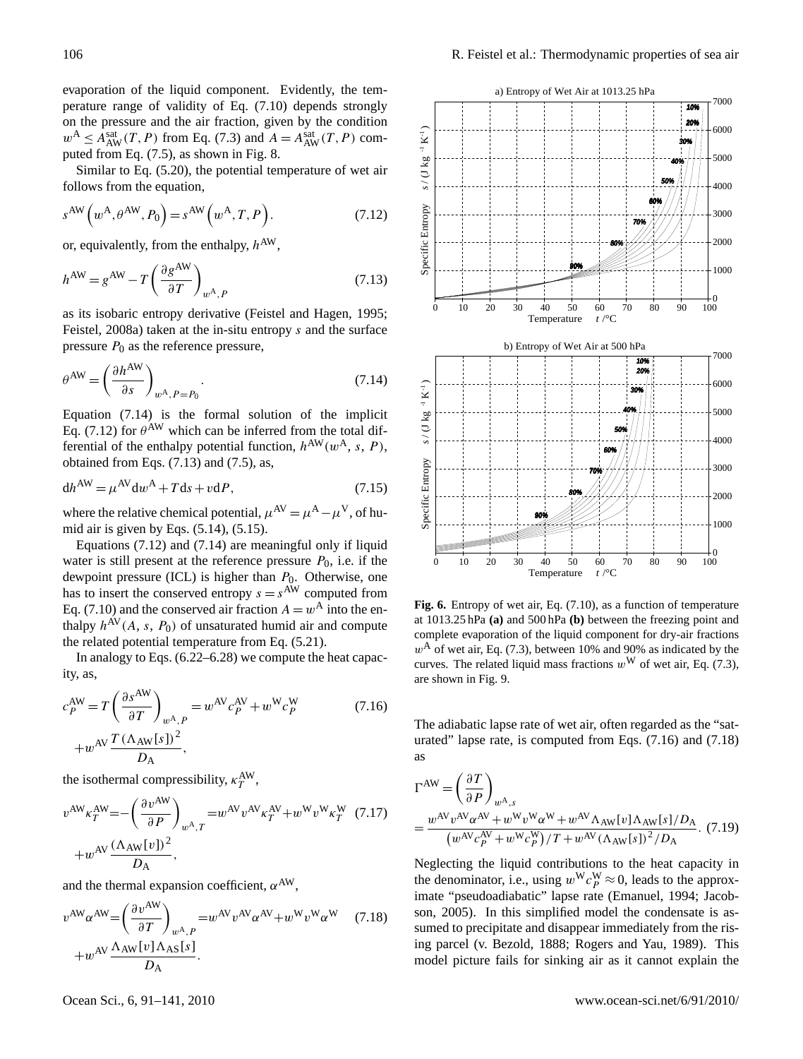evaporation of the liquid component. Evidently, the temperature range of validity of Eq. (7.10) depends strongly on the pressure and the air fraction, given by the condition $w^{\mathrm{A}} \le A^{\mathrm{sat}}_{\mathrm{AW}}(T,P)$ from Eq. (7.3) and $A = A^{\mathrm{sat}}_{\mathrm{AW}}(T,P)$ computed from Eq. (7.5), as shown in Fig. 8.

Similar to Eq. (5.20), the potential temperature of wet air follows from the equation,

$$s^{\mathrm{AW}}\left(w^{\mathrm{A}}, \theta^{\mathrm{AW}}, P_0\right) = s^{\mathrm{AW}}\left(w^{\mathrm{A}}, T, P\right). \tag{7.12}$$

or, equivalently, from the enthalpy, $h^{\mathrm{AW}}$,

$$h^{\mathrm{AW}} = g^{\mathrm{AW}} - T\left(\frac{\partial g^{\mathrm{AW}}}{\partial T}\right)_{w^{\mathrm{A}},P} \tag{7.13}$$

as its isobaric entropy derivative (Feistel and Hagen, 1995; Feistel, 2008a) taken at the in-situ entropy $s$ and the surface pressure $P_0$ as the reference pressure,

$$\theta^{\mathrm{AW}} = \left(\frac{\partial h^{\mathrm{AW}}}{\partial s}\right)_{w^{\mathrm{A}},P=P_0}. \tag{7.14}$$

Equation (7.14) is the formal solution of the implicit Eq. (7.12) for $\theta^{\mathrm{AW}}$ which can be inferred from the total differential of the enthalpy potential function, $h^{\mathrm{AW}}(w^{\mathrm{A}}, s, P)$, obtained from Eqs. (7.13) and (7.5), as,

$$\mathrm{d}h^{\mathrm{AW}} = \mu^{\mathrm{AV}}\mathrm{d}w^{\mathrm{A}} + T\mathrm{d}s + v\mathrm{d}P, \tag{7.15}$$

where the relative chemical potential, $\mu^{\mathrm{AV}} = \mu^{\mathrm{A}} - \mu^{\mathrm{V}}$, of humid air is given by Eqs. (5.14), (5.15).

Equations (7.12) and (7.14) are meaningful only if liquid water is still present at the reference pressure $P_0$, i.e. if the dewpoint pressure (ICL) is higher than $P_0$. Otherwise, one has to insert the conserved entropy $s = s^{\mathrm{AW}}$ computed from Eq. (7.10) and the conserved air fraction $A = w^{\mathrm{A}}$ into the enthalpy $h^{\mathrm{AV}}(A, s, P_0)$ of unsaturated humid air and compute the related potential temperature from Eq. (5.21).

In analogy to Eqs. (6.22–6.28) we compute the heat capacity, as,

$$c_P^{\mathrm{AW}} = T\left(\frac{\partial s^{\mathrm{AW}}}{\partial T}\right)_{w^{\mathrm{A}},P} = w^{\mathrm{AV}}c_P^{\mathrm{AV}} + w^{\mathrm{W}}c_P^{\mathrm{W}} + w^{\mathrm{AV}}\frac{T\left(\Lambda_{\mathrm{AW}}[s]\right)^2}{D_{\mathrm{A}}}, \tag{7.16}$$

the isothermal compressibility, $\kappa_T^{\mathrm{AW}}$,

$$v^{\mathrm{AW}}\kappa_T^{\mathrm{AW}} = -\left(\frac{\partial v^{\mathrm{AW}}}{\partial P}\right)_{w^{\mathrm{A}},T} = w^{\mathrm{AV}}v^{\mathrm{AV}}\kappa_T^{\mathrm{AV}} + w^{\mathrm{W}}v^{\mathrm{W}}\kappa_T^{\mathrm{W}} + w^{\mathrm{AV}}\frac{\left(\Lambda_{\mathrm{AW}}[v]\right)^2}{D_{\mathrm{A}}}, \tag{7.17}$$

and the thermal expansion coefficient, $\alpha^{\mathrm{AW}}$,

$$v^{\mathrm{AW}}\alpha^{\mathrm{AW}} = \left(\frac{\partial v^{\mathrm{AW}}}{\partial T}\right)_{w^{\mathrm{A}},P} = w^{\mathrm{AV}}v^{\mathrm{AV}}\alpha^{\mathrm{AV}} + w^{\mathrm{W}}v^{\mathrm{W}}\alpha^{\mathrm{W}} + w^{\mathrm{AV}}\frac{\Lambda_{\mathrm{AW}}[v]\Lambda_{\mathrm{AS}}[s]}{D_{\mathrm{A}}}. \tag{7.18}$$

**Fig. 6.** Entropy of wet air, Eq. (7.10), as a function of temperature at 1013.25 hPa **(a)** and 500 hPa **(b)** between the freezing point and complete evaporation of the liquid component for dry-air fractions $w^{\mathrm{A}}$ of wet air, Eq. (7.3), between 10% and 90% as indicated by the curves. The related liquid mass fractions $w^{\mathrm{W}}$ of wet air, Eq. (7.3), are shown in Fig. 9.

The adiabatic lapse rate of wet air, often regarded as the "saturated" lapse rate, is computed from Eqs. (7.16) and (7.18) as

$$\Gamma^{\mathrm{AW}} = \left(\frac{\partial T}{\partial P}\right)_{w^{\mathrm{A}},s} = \frac{w^{\mathrm{AV}}v^{\mathrm{AV}}\alpha^{\mathrm{AV}} + w^{\mathrm{W}}v^{\mathrm{W}}\alpha^{\mathrm{W}} + w^{\mathrm{AV}}\Lambda_{\mathrm{AW}}[v]\Lambda_{\mathrm{AW}}[s]/D_{\mathrm{A}}}{\left(w^{\mathrm{AV}}c_P^{\mathrm{AV}} + w^{\mathrm{W}}c_P^{\mathrm{W}}\right)/T + w^{\mathrm{AV}}\left(\Lambda_{\mathrm{AW}}[s]\right)^2/D_{\mathrm{A}}}. \tag{7.19}$$

Neglecting the liquid contributions to the heat capacity in the denominator, i.e., using $w^{\mathrm{W}}c_P^{\mathrm{W}} \approx 0$, leads to the approximate "pseudoadiabatic" lapse rate (Emanuel, 1994; Jacobson, 2005). In this simplified model the condensate is assumed to precipitate and disappear immediately from the rising parcel (v. Bezold, 1888; Rogers and Yau, 1989). This model picture fails for sinking air as it cannot explain the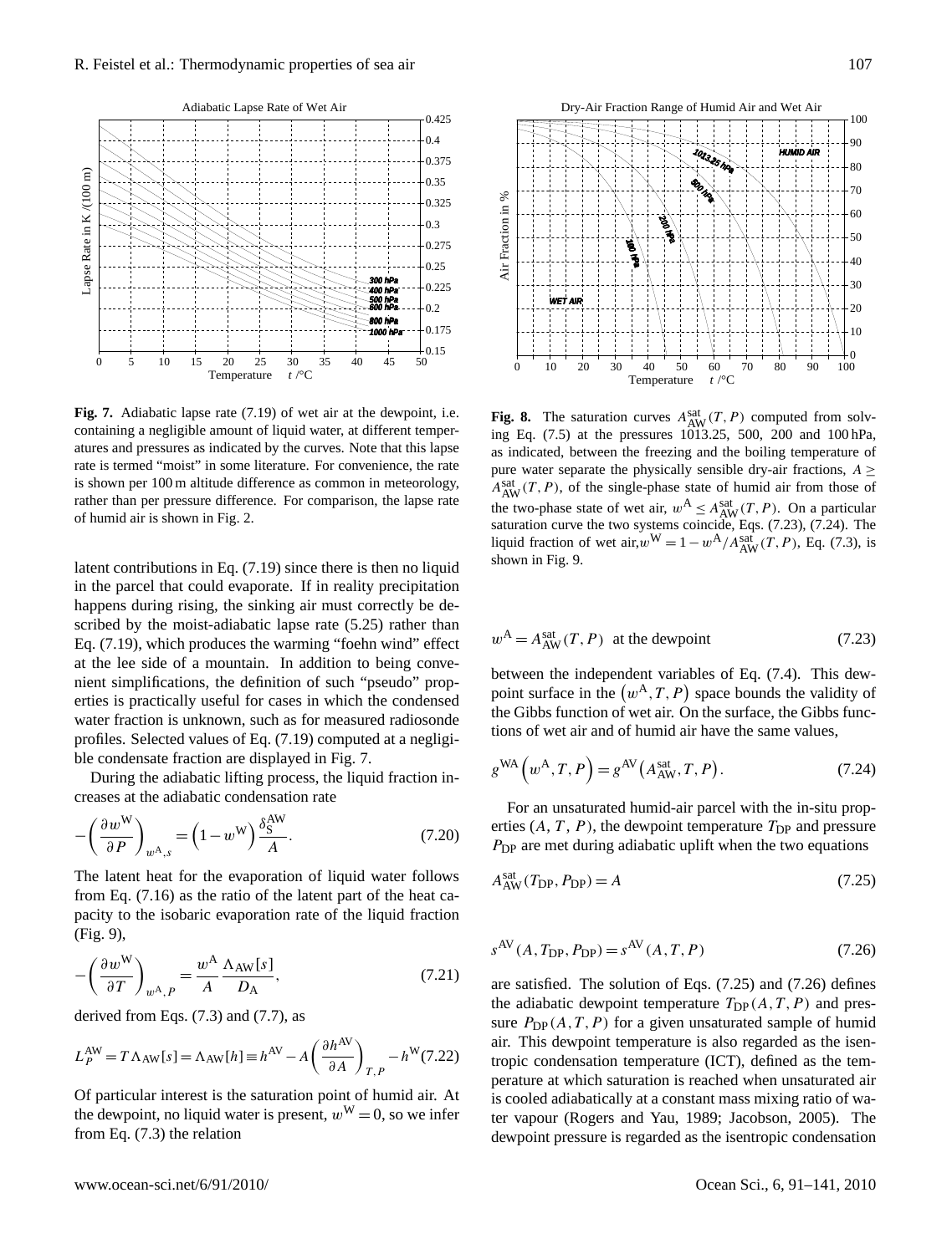Fig. 7. Adiabatic lapse rate (7.19) of wet air at the dewpoint, i.e. containing a negligible amount of liquid water, at different temperatures and pressures as indicated by the curves. Note that this lapse rate is termed "moist" in some literature. For convenience, the rate is shown per 100 m altitude difference as common in meteorology, rather than per pressure difference. For comparison, the lapse rate of humid air is shown in Fig. 2.

Fig. 8. The saturation curves $A_{\mathrm{AW}}^{\mathrm{sat}}(T,P)$ computed from solving Eq. (7.5) at the pressures 1013.25, 500, 200 and 100 hPa, as indicated, between the freezing and the boiling temperature of pure water separate the physically sensible dry-air fractions, $A \geq A_{\mathrm{AW}}^{\mathrm{sat}}(T,P)$, of the single-phase state of humid air from those of the two-phase state of wet air, $w^{\mathrm{A}} \leq A_{\mathrm{AW}}^{\mathrm{sat}}(T,P)$. On a particular saturation curve the two systems coincide, Eqs. (7.23), (7.24). The liquid fraction of wet air, $w^{\mathrm{W}} = 1 - w^{\mathrm{A}}/A_{\mathrm{AW}}^{\mathrm{sat}}(T,P)$, Eq. (7.3), is shown in Fig. 9.

latent contributions in Eq. (7.19) since there is then no liquid in the parcel that could evaporate. If in reality precipitation happens during rising, the sinking air must correctly be described by the moist-adiabatic lapse rate (5.25) rather than Eq. (7.19), which produces the warming "foehn wind" effect at the lee side of a mountain. In addition to being convenient simplifications, the definition of such "pseudo" properties is practically useful for cases in which the condensed water fraction is unknown, such as for measured radiosonde profiles. Selected values of Eq. (7.19) computed at a negligible condensate fraction are displayed in Fig. 7.

During the adiabatic lifting process, the liquid fraction increases at the adiabatic condensation rate

$$-\left(\frac{\partial w^{\mathrm{W}}}{\partial P}\right)_{w^{\mathrm{A}},s} = \left(1-w^{\mathrm{W}}\right)\frac{\delta_{\mathrm{S}}^{\mathrm{AW}}}{A}. \tag{7.20}$$

The latent heat for the evaporation of liquid water follows from Eq. (7.16) as the ratio of the latent part of the heat capacity to the isobaric evaporation rate of the liquid fraction (Fig. 9),

$$-\left(\frac{\partial w^{\mathrm{W}}}{\partial T}\right)_{w^{\mathrm{A}},P} = \frac{w^{\mathrm{A}}}{A}\frac{\Lambda_{\mathrm{AW}}[s]}{D_{\mathrm{A}}}, \tag{7.21}$$

derived from Eqs. (7.3) and (7.7), as

$$L_P^{\mathrm{AW}} = T\Lambda_{\mathrm{AW}}[s] = \Lambda_{\mathrm{AW}}[h] \equiv h^{\mathrm{AV}} - A\left(\frac{\partial h^{\mathrm{AV}}}{\partial A}\right)_{T,P} - h^{\mathrm{W}} \tag{7.22}$$

Of particular interest is the saturation point of humid air. At the dewpoint, no liquid water is present, $w^{\mathrm{W}} = 0$, so we infer from Eq. (7.3) the relation

$$w^{\mathrm{A}} = A_{\mathrm{AW}}^{\mathrm{sat}}(T,P) \quad \text{at the dewpoint} \tag{7.23}$$

between the independent variables of Eq. (7.4). This dewpoint surface in the $\left(w^{\mathrm{A}},T,P\right)$ space bounds the validity of the Gibbs function of wet air. On the surface, the Gibbs functions of wet air and of humid air have the same values,

$$g^{\mathrm{WA}}\left(w^{\mathrm{A}},T,P\right) = g^{\mathrm{AV}}\left(A_{\mathrm{AW}}^{\mathrm{sat}},T,P\right). \tag{7.24}$$

For an unsaturated humid-air parcel with the in-situ properties $(A,T,P)$, the dewpoint temperature $T_{\mathrm{DP}}$ and pressure $P_{\mathrm{DP}}$ are met during adiabatic uplift when the two equations

$$A_{\mathrm{AW}}^{\mathrm{sat}}(T_{\mathrm{DP}},P_{\mathrm{DP}}) = A \tag{7.25}$$

$$s^{\mathrm{AV}}(A,T_{\mathrm{DP}},P_{\mathrm{DP}}) = s^{\mathrm{AV}}(A,T,P) \tag{7.26}$$

are satisfied. The solution of Eqs. (7.25) and (7.26) defines the adiabatic dewpoint temperature $T_{\mathrm{DP}}(A,T,P)$ and pressure $P_{\mathrm{DP}}(A,T,P)$ for a given unsaturated sample of humid air. This dewpoint temperature is also regarded as the isentropic condensation temperature (ICT), defined as the temperature at which saturation is reached when unsaturated air is cooled adiabatically at a constant mass mixing ratio of water vapour (Rogers and Yau, 1989; Jacobson, 2005). The dewpoint pressure is regarded as the isentropic condensation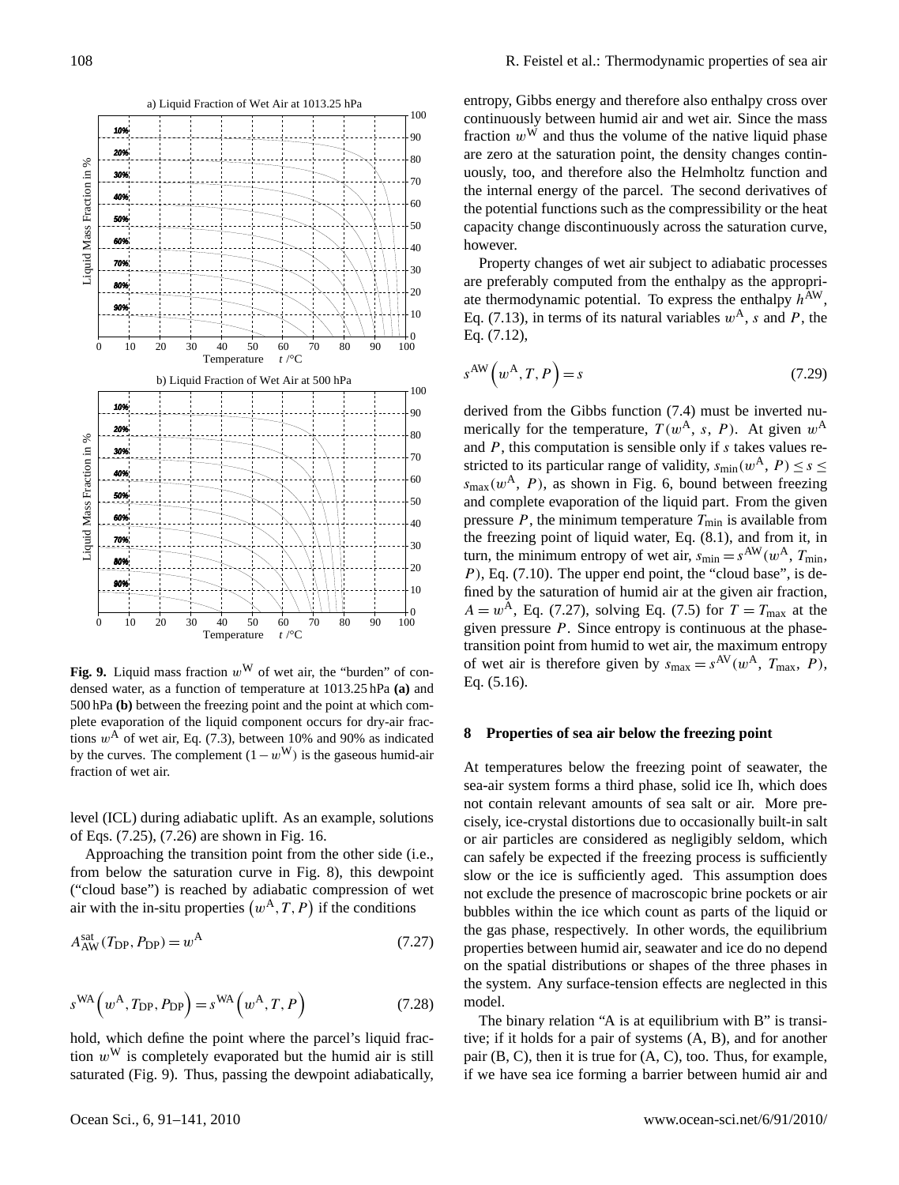**Fig. 9.** Liquid mass fraction $w^W$ of wet air, the "burden" of condensed water, as a function of temperature at 1013.25 hPa **(a)** and 500 hPa **(b)** between the freezing point and the point at which complete evaporation of the liquid component occurs for dry-air fractions $w^A$ of wet air, Eq. (7.3), between 10% and 90% as indicated by the curves. The complement $(1 - w^W)$ is the gaseous humid-air fraction of wet air.

level (ICL) during adiabatic uplift. As an example, solutions of Eqs. (7.25), (7.26) are shown in Fig. 16.

Approaching the transition point from the other side (i.e., from below the saturation curve in Fig. 8), this dewpoint ("cloud base") is reached by adiabatic compression of wet air with the in-situ properties $(w^A, T, P)$ if the conditions

$$A_{AW}^{sat}(T_{DP}, P_{DP}) = w^A \tag{7.27}$$

$$s^{WA}\left(w^A, T_{DP}, P_{DP}\right) = s^{WA}\left(w^A, T, P\right) \tag{7.28}$$

hold, which define the point where the parcel's liquid fraction $w^W$ is completely evaporated but the humid air is still saturated (Fig. 9). Thus, passing the dewpoint adiabatically, entropy, Gibbs energy and therefore also enthalpy cross over continuously between humid air and wet air. Since the mass fraction $w^W$ and thus the volume of the native liquid phase are zero at the saturation point, the density changes continuously, too, and therefore also the Helmholtz function and the internal energy of the parcel. The second derivatives of the potential functions such as the compressibility or the heat capacity change discontinuously across the saturation curve, however.

Property changes of wet air subject to adiabatic processes are preferably computed from the enthalpy as the appropriate thermodynamic potential. To express the enthalpy $h^{AW}$, Eq. (7.13), in terms of its natural variables $w^A$, $s$ and $P$, the Eq. (7.12),

$$s^{AW}\left(w^A, T, P\right) = s \tag{7.29}$$

derived from the Gibbs function (7.4) must be inverted numerically for the temperature, $T(w^A, s, P)$. At given $w^A$ and $P$, this computation is sensible only if $s$ takes values restricted to its particular range of validity, $s_{min}(w^A, P) \le s \le s_{max}(w^A, P)$, as shown in Fig. 6, bound between freezing and complete evaporation of the liquid part. From the given pressure $P$, the minimum temperature $T_{min}$ is available from the freezing point of liquid water, Eq. (8.1), and from it, in turn, the minimum entropy of wet air, $s_{min} = s^{AW}(w^A, T_{min}, P)$, Eq. (7.10). The upper end point, the "cloud base", is defined by the saturation of humid air at the given air fraction, $A = w^A$, Eq. (7.27), solving Eq. (7.5) for $T = T_{max}$ at the given pressure $P$. Since entropy is continuous at the phase-transition point from humid to wet air, the maximum entropy of wet air is therefore given by $s_{max} = s^{AV}(w^A, T_{max}, P)$, Eq. (5.16).

## 8 Properties of sea air below the freezing point

At temperatures below the freezing point of seawater, the sea-air system forms a third phase, solid ice Ih, which does not contain relevant amounts of sea salt or air. More precisely, ice-crystal distortions due to occasionally built-in salt or air particles are considered as negligibly seldom, which can safely be expected if the freezing process is sufficiently slow or the ice is sufficiently aged. This assumption does not exclude the presence of macroscopic brine pockets or air bubbles within the ice which count as parts of the liquid or the gas phase, respectively. In other words, the equilibrium properties between humid air, seawater and ice do no depend on the spatial distributions or shapes of the three phases in the system. Any surface-tension effects are neglected in this model.

The binary relation "A is at equilibrium with B" is transitive; if it holds for a pair of systems (A, B), and for another pair (B, C), then it is true for (A, C), too. Thus, for example, if we have sea ice forming a barrier between humid air and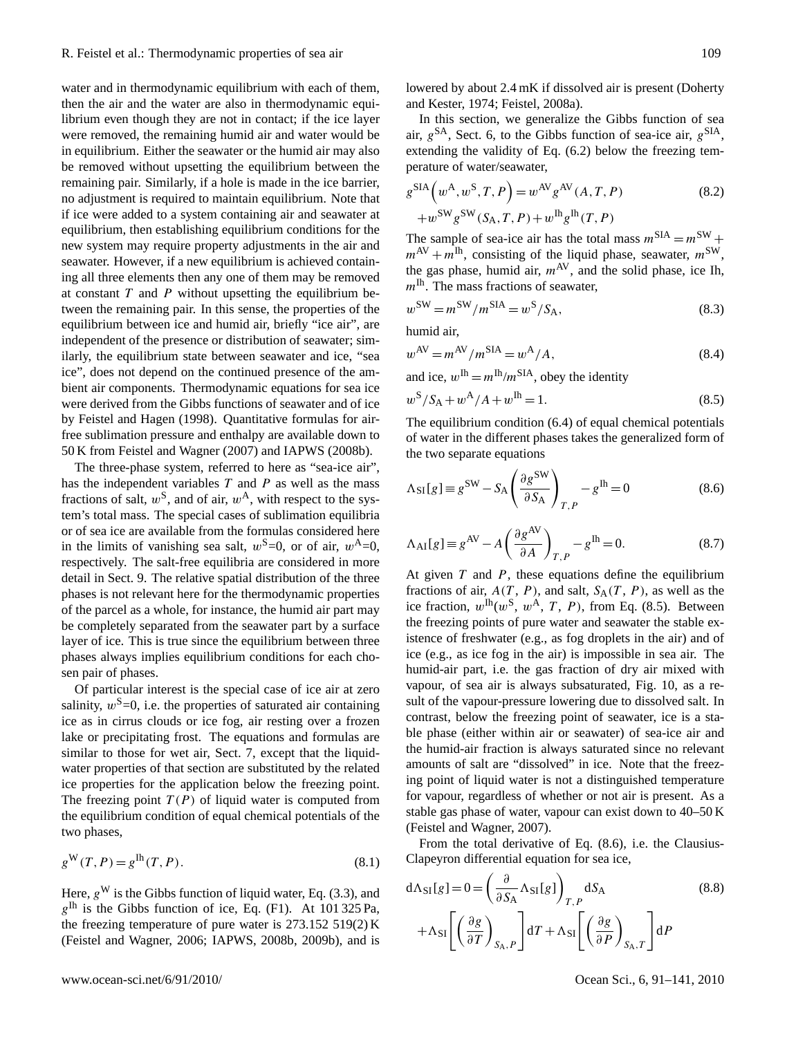water and in thermodynamic equilibrium with each of them, then the air and the water are also in thermodynamic equilibrium even though they are not in contact; if the ice layer were removed, the remaining humid air and water would be in equilibrium. Either the seawater or the humid air may also be removed without upsetting the equilibrium between the remaining pair. Similarly, if a hole is made in the ice barrier, no adjustment is required to maintain equilibrium. Note that if ice were added to a system containing air and seawater at equilibrium, then establishing equilibrium conditions for the new system may require property adjustments in the air and seawater. However, if a new equilibrium is achieved containing all three elements then any one of them may be removed at constant $T$ and $P$ without upsetting the equilibrium between the remaining pair. In this sense, the properties of the equilibrium between ice and humid air, briefly "ice air", are independent of the presence or distribution of seawater; similarly, the equilibrium state between seawater and ice, "sea ice", does not depend on the continued presence of the ambient air components. Thermodynamic equations for sea ice were derived from the Gibbs functions of seawater and of ice by Feistel and Hagen (1998). Quantitative formulas for air-free sublimation pressure and enthalpy are available down to 50 K from Feistel and Wagner (2007) and IAPWS (2008b).

The three-phase system, referred to here as "sea-ice air", has the independent variables $T$ and $P$ as well as the mass fractions of salt, $w^{\mathrm{S}}$, and of air, $w^{\mathrm{A}}$, with respect to the system's total mass. The special cases of sublimation equilibria or of sea ice are available from the formulas considered here in the limits of vanishing sea salt, $w^{\mathrm{S}}=0$, or of air, $w^{\mathrm{A}}=0$, respectively. The salt-free equilibria are considered in more detail in Sect. 9. The relative spatial distribution of the three phases is not relevant here for the thermodynamic properties of the parcel as a whole, for instance, the humid air part may be completely separated from the seawater part by a surface layer of ice. This is true since the equilibrium between three phases always implies equilibrium conditions for each chosen pair of phases.

Of particular interest is the special case of ice air at zero salinity, $w^{\mathrm{S}}=0$, i.e. the properties of saturated air containing ice as in cirrus clouds or ice fog, air resting over a frozen lake or precipitating frost. The equations and formulas are similar to those for wet air, Sect. 7, except that the liquid-water properties of that section are substituted by the related ice properties for the application below the freezing point. The freezing point $T(P)$ of liquid water is computed from the equilibrium condition of equal chemical potentials of the two phases,

$$g^{\mathrm{W}}(T,P)=g^{\mathrm{Ih}}(T,P). \tag{8.1}$$

Here, $g^{\mathrm{W}}$ is the Gibbs function of liquid water, Eq. (3.3), and $g^{\mathrm{Ih}}$ is the Gibbs function of ice, Eq. (F1). At 101 325 Pa, the freezing temperature of pure water is 273.152 519(2) K (Feistel and Wagner, 2006; IAPWS, 2008b, 2009b), and is lowered by about 2.4 mK if dissolved air is present (Doherty and Kester, 1974; Feistel, 2008a).

In this section, we generalize the Gibbs function of sea air, $g^{\mathrm{SA}}$, Sect. 6, to the Gibbs function of sea-ice air, $g^{\mathrm{SIA}}$, extending the validity of Eq. (6.2) below the freezing temperature of water/seawater,

$$g^{\mathrm{SIA}}\left(w^{\mathrm{A}},w^{\mathrm{S}},T,P\right)=w^{\mathrm{AV}}g^{\mathrm{AV}}(A,T,P) + w^{\mathrm{SW}}g^{\mathrm{SW}}(S_{\mathrm{A}},T,P)+w^{\mathrm{Ih}}g^{\mathrm{Ih}}(T,P) \tag{8.2}$$

The sample of sea-ice air has the total mass $m^{\mathrm{SIA}}=m^{\mathrm{SW}}+m^{\mathrm{AV}}+m^{\mathrm{Ih}}$, consisting of the liquid phase, seawater, $m^{\mathrm{SW}}$, the gas phase, humid air, $m^{\mathrm{AV}}$, and the solid phase, ice Ih, $m^{\mathrm{Ih}}$. The mass fractions of seawater,

$$w^{\mathrm{SW}}=m^{\mathrm{SW}}/m^{\mathrm{SIA}}=w^{\mathrm{S}}/S_{\mathrm{A}}, \tag{8.3}$$

humid air,

$$w^{\mathrm{AV}}=m^{\mathrm{AV}}/m^{\mathrm{SIA}}=w^{\mathrm{A}}/A, \tag{8.4}$$

and ice, $w^{\mathrm{Ih}}=m^{\mathrm{Ih}}/m^{\mathrm{SIA}}$, obey the identity

$$w^{\mathrm{S}}/S_{\mathrm{A}}+w^{\mathrm{A}}/A+w^{\mathrm{Ih}}=1. \tag{8.5}$$

The equilibrium condition (6.4) of equal chemical potentials of water in the different phases takes the generalized form of the two separate equations

$$\Lambda_{\mathrm{SI}}[g]\equiv g^{\mathrm{SW}}-S_{\mathrm{A}}\left(\frac{\partial g^{\mathrm{SW}}}{\partial S_{\mathrm{A}}}\right)_{T,P}-g^{\mathrm{Ih}}=0 \tag{8.6}$$

$$\Lambda_{\mathrm{AI}}[g]\equiv g^{\mathrm{AV}}-A\left(\frac{\partial g^{\mathrm{AV}}}{\partial A}\right)_{T,P}-g^{\mathrm{Ih}}=0. \tag{8.7}$$

At given $T$ and $P$, these equations define the equilibrium fractions of air, $A(T,P)$, and salt, $S_{\mathrm{A}}(T,P)$, as well as the ice fraction, $w^{\mathrm{Ih}}(w^{\mathrm{S}},w^{\mathrm{A}},T,P)$, from Eq. (8.5). Between the freezing points of pure water and seawater the stable existence of freshwater (e.g., as fog droplets in the air) and of ice (e.g., as ice fog in the air) is impossible in sea air. The humid-air part, i.e. the gas fraction of dry air mixed with vapour, of sea air is always subsaturated, Fig. 10, as a result of the vapour-pressure lowering due to dissolved salt. In contrast, below the freezing point of seawater, ice is a stable phase (either within air or seawater) of sea-ice air and the humid-air fraction is always saturated since no relevant amounts of salt are "dissolved" in ice. Note that the freezing point of liquid water is not a distinguished temperature for vapour, regardless of whether or not air is present. As a stable gas phase of water, vapour can exist down to 40–50 K (Feistel and Wagner, 2007).

From the total derivative of Eq. (8.6), i.e. the Clausius-Clapeyron differential equation for sea ice,

$$\mathrm{d}\Lambda_{\mathrm{SI}}[g]=0=\left(\frac{\partial}{\partial S_{\mathrm{A}}}\Lambda_{\mathrm{SI}}[g]\right)_{T,P}\mathrm{d}S_{\mathrm{A}} + \Lambda_{\mathrm{SI}}\left[\left(\frac{\partial g}{\partial T}\right)_{S_{\mathrm{A}},P}\right]\mathrm{d}T+\Lambda_{\mathrm{SI}}\left[\left(\frac{\partial g}{\partial P}\right)_{S_{\mathrm{A}},T}\right]\mathrm{d}P \tag{8.8}$$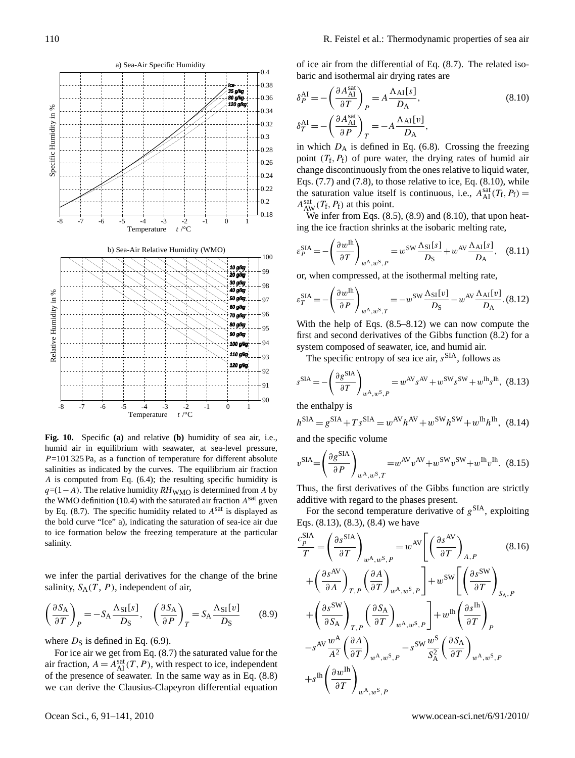Fig. 10. Specific **(a)** and relative **(b)** humidity of sea air, i.e., humid air in equilibrium with seawater, at sea-level pressure, $P$=101 325 Pa, as a function of temperature for different absolute salinities as indicated by the curves. The equilibrium air fraction $A$ is computed from Eq. (6.4); the resulting specific humidity is $q$=(1−$A$). The relative humidity $RH_{\mathrm{WMO}}$ is determined from $A$ by the WMO definition (10.4) with the saturated air fraction $A^{\mathrm{sat}}$ given by Eq. (8.7). The specific humidity related to $A^{\mathrm{sat}}$ is displayed as the bold curve "Ice" a), indicating the saturation of sea-ice air due to ice formation below the freezing temperature at the particular salinity.

we infer the partial derivatives for the change of the brine salinity, $S_{\mathrm{A}}(T, P)$, independent of air,

$$\left(\frac{\partial S_{\mathrm{A}}}{\partial T}\right)_P = -S_{\mathrm{A}}\frac{\Lambda_{\mathrm{SI}}[s]}{D_{\mathrm{S}}}, \quad \left(\frac{\partial S_{\mathrm{A}}}{\partial P}\right)_T = S_{\mathrm{A}}\frac{\Lambda_{\mathrm{SI}}[v]}{D_{\mathrm{S}}} \tag{8.9}$$

where $D_{\mathrm{S}}$ is defined in Eq. (6.9).

For ice air we get from Eq. (8.7) the saturated value for the air fraction, $A = A_{\mathrm{AI}}^{\mathrm{sat}}(T, P)$, with respect to ice, independent of the presence of seawater. In the same way as in Eq. (8.8) we can derive the Clausius-Clapeyron differential equation of ice air from the differential of Eq. (8.7). The related isobaric and isothermal air drying rates are

$$\delta_P^{\mathrm{AI}} = -\left(\frac{\partial A_{\mathrm{AI}}^{\mathrm{sat}}}{\partial T}\right)_P = A\frac{\Lambda_{\mathrm{AI}}[s]}{D_{\mathrm{A}}}, \tag{8.10}$$

$$\delta_T^{\mathrm{AI}} = -\left(\frac{\partial A_{\mathrm{AI}}^{\mathrm{sat}}}{\partial P}\right)_T = -A\frac{\Lambda_{\mathrm{AI}}[v]}{D_{\mathrm{A}}},$$

in which $D_{\mathrm{A}}$ is defined in Eq. (6.8). Crossing the freezing point $(T_{\mathrm{f}}, P_{\mathrm{f}})$ of pure water, the drying rates of humid air change discontinuously from the ones relative to liquid water, Eqs. (7.7) and (7.8), to those relative to ice, Eq. (8.10), while the saturation value itself is continuous, i.e., $A_{\mathrm{AI}}^{\mathrm{sat}}(T_{\mathrm{f}}, P_{\mathrm{f}}) = A_{\mathrm{AW}}^{\mathrm{sat}}(T_{\mathrm{f}}, P_{\mathrm{f}})$ at this point.

We infer from Eqs. (8.5), (8.9) and (8.10), that upon heating the ice fraction shrinks at the isobaric melting rate,

$$\varepsilon_P^{\mathrm{SIA}} = -\left(\frac{\partial w^{\mathrm{Ih}}}{\partial T}\right)_{w^{\mathrm{A}}, w^{\mathrm{S}}, P} = w^{\mathrm{SW}}\frac{\Lambda_{\mathrm{SI}}[s]}{D_{\mathrm{S}}} + w^{\mathrm{AV}}\frac{\Lambda_{\mathrm{AI}}[s]}{D_{\mathrm{A}}}, \tag{8.11}$$

or, when compressed, at the isothermal melting rate,

$$\varepsilon_T^{\mathrm{SIA}} = -\left(\frac{\partial w^{\mathrm{Ih}}}{\partial P}\right)_{w^{\mathrm{A}}, w^{\mathrm{S}}, T} = -w^{\mathrm{SW}}\frac{\Lambda_{\mathrm{SI}}[v]}{D_{\mathrm{S}}} - w^{\mathrm{AV}}\frac{\Lambda_{\mathrm{AI}}[v]}{D_{\mathrm{A}}}. \tag{8.12}$$

With the help of Eqs. (8.5–8.12) we can now compute the first and second derivatives of the Gibbs function (8.2) for a system composed of seawater, ice, and humid air.

The specific entropy of sea ice air, $s^{\mathrm{SIA}}$, follows as

$$s^{\mathrm{SIA}} = -\left(\frac{\partial g^{\mathrm{SIA}}}{\partial T}\right)_{w^{\mathrm{A}}, w^{\mathrm{S}}, P} = w^{\mathrm{AV}}s^{\mathrm{AV}} + w^{\mathrm{SW}}s^{\mathrm{SW}} + w^{\mathrm{Ih}}s^{\mathrm{Ih}}, \tag{8.13}$$

the enthalpy is

$$h^{\mathrm{SIA}} = g^{\mathrm{SIA}} + Ts^{\mathrm{SIA}} = w^{\mathrm{AV}}h^{\mathrm{AV}} + w^{\mathrm{SW}}h^{\mathrm{SW}} + w^{\mathrm{Ih}}h^{\mathrm{Ih}}, \tag{8.14}$$

and the specific volume

$$v^{\mathrm{SIA}} = \left(\frac{\partial g^{\mathrm{SIA}}}{\partial P}\right)_{w^{\mathrm{A}}, w^{\mathrm{S}}, T} = w^{\mathrm{AV}}v^{\mathrm{AV}} + w^{\mathrm{SW}}v^{\mathrm{SW}} + w^{\mathrm{Ih}}v^{\mathrm{Ih}}. \tag{8.15}$$

Thus, the first derivatives of the Gibbs function are strictly additive with regard to the phases present.

For the second temperature derivative of $g^{\mathrm{SIA}}$, exploiting Eqs. (8.13), (8.3), (8.4) we have

$$\begin{aligned}
\frac{c_p^{\mathrm{SIA}}}{T} &= \left(\frac{\partial s^{\mathrm{SIA}}}{\partial T}\right)_{w^{\mathrm{A}}, w^{\mathrm{S}}, P} = w^{\mathrm{AV}}\left[\left(\frac{\partial s^{\mathrm{AV}}}{\partial T}\right)_{A, P}\right. \\
&\quad \left. + \left(\frac{\partial s^{\mathrm{AV}}}{\partial A}\right)_{T, P}\left(\frac{\partial A}{\partial T}\right)_{w^{\mathrm{A}}, w^{\mathrm{S}}, P}\right] + w^{\mathrm{SW}}\left[\left(\frac{\partial s^{\mathrm{SW}}}{\partial T}\right)_{S_{\mathrm{A}}, P}\right. \\
&\quad \left. + \left(\frac{\partial s^{\mathrm{SW}}}{\partial S_{\mathrm{A}}}\right)_{T, P}\left(\frac{\partial S_{\mathrm{A}}}{\partial T}\right)_{w^{\mathrm{A}}, w^{\mathrm{S}}, P}\right] + w^{\mathrm{Ih}}\left(\frac{\partial s^{\mathrm{Ih}}}{\partial T}\right)_P \\
&\quad - s^{\mathrm{AV}}\frac{w^{\mathrm{A}}}{A^2}\left(\frac{\partial A}{\partial T}\right)_{w^{\mathrm{A}}, w^{\mathrm{S}}, P} - s^{\mathrm{SW}}\frac{w^{\mathrm{S}}}{S_{\mathrm{A}}^2}\left(\frac{\partial S_{\mathrm{A}}}{\partial T}\right)_{w^{\mathrm{A}}, w^{\mathrm{S}}, P} \\
&\quad + s^{\mathrm{Ih}}\left(\frac{\partial w^{\mathrm{Ih}}}{\partial T}\right)_{w^{\mathrm{A}}, w^{\mathrm{S}}, P}
\end{aligned} \tag{8.16}$$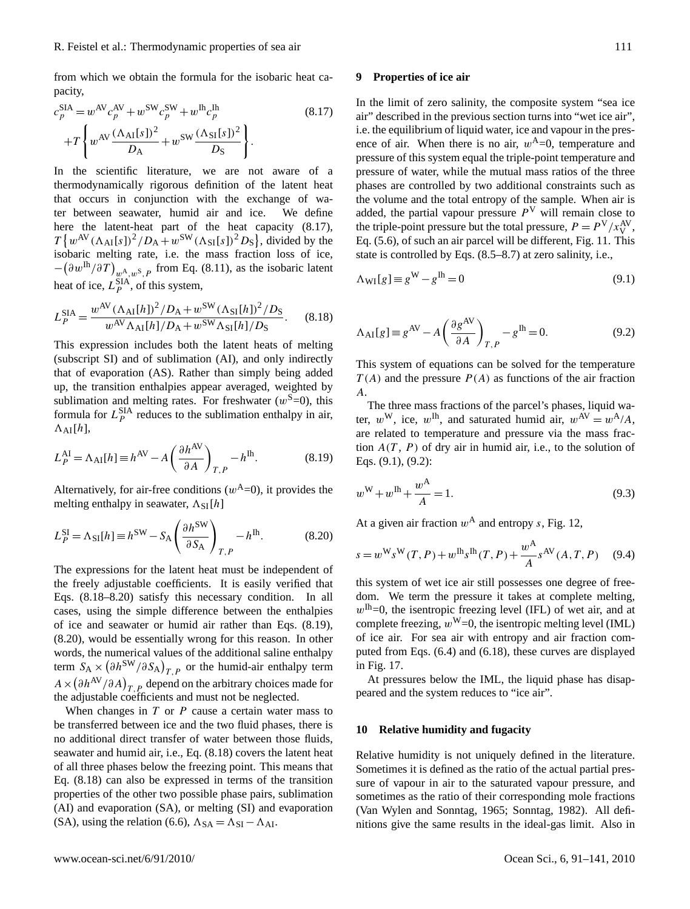from which we obtain the formula for the isobaric heat capacity,

$$c_p^{\mathrm{SIA}} = w^{\mathrm{AV}} c_p^{\mathrm{AV}} + w^{\mathrm{SW}} c_p^{\mathrm{SW}} + w^{\mathrm{Ih}} c_p^{\mathrm{Ih}} + T \left\{ w^{\mathrm{AV}} \frac{(\Lambda_{\mathrm{AI}}[s])^2}{D_{\mathrm{A}}} + w^{\mathrm{SW}} \frac{(\Lambda_{\mathrm{SI}}[s])^2}{D_{\mathrm{S}}} \right\}. \tag{8.17}$$

In the scientific literature, we are not aware of a thermodynamically rigorous definition of the latent heat that occurs in conjunction with the exchange of water between seawater, humid air and ice. We define here the latent-heat part of the heat capacity (8.17), $T\left\{w^{\mathrm{AV}}(\Lambda_{\mathrm{AI}}[s])^2/D_{\mathrm{A}} + w^{\mathrm{SW}}(\Lambda_{\mathrm{SI}}[s])^2 D_{\mathrm{S}}\right\}$, divided by the isobaric melting rate, i.e. the mass fraction loss of ice, $-\left(\partial w^{\mathrm{Ih}}/\partial T\right)_{w^{\mathrm{A}},w^{\mathrm{S}},P}$ from Eq. (8.11), as the isobaric latent heat of ice, $L_P^{\mathrm{SIA}}$, of this system,

$$L_P^{\mathrm{SIA}} = \frac{w^{\mathrm{AV}}(\Lambda_{\mathrm{AI}}[h])^2/D_{\mathrm{A}} + w^{\mathrm{SW}}(\Lambda_{\mathrm{SI}}[h])^2/D_{\mathrm{S}}}{w^{\mathrm{AV}}\Lambda_{\mathrm{AI}}[h]/D_{\mathrm{A}} + w^{\mathrm{SW}}\Lambda_{\mathrm{SI}}[h]/D_{\mathrm{S}}}. \tag{8.18}$$

This expression includes both the latent heats of melting (subscript SI) and of sublimation (AI), and only indirectly that of evaporation (AS). Rather than simply being added up, the transition enthalpies appear averaged, weighted by sublimation and melting rates. For freshwater ($w^{\mathrm{S}}$=0), this formula for $L_P^{\mathrm{SIA}}$ reduces to the sublimation enthalpy in air, $\Lambda_{\mathrm{AI}}[h]$,

$$L_P^{\mathrm{AI}} = \Lambda_{\mathrm{AI}}[h] \equiv h^{\mathrm{AV}} - A\left(\frac{\partial h^{\mathrm{AV}}}{\partial A}\right)_{T,P} - h^{\mathrm{Ih}}. \tag{8.19}$$

Alternatively, for air-free conditions ($w^{\mathrm{A}}$=0), it provides the melting enthalpy in seawater, $\Lambda_{\mathrm{SI}}[h]$

$$L_P^{\mathrm{SI}} = \Lambda_{\mathrm{SI}}[h] \equiv h^{\mathrm{SW}} - S_{\mathrm{A}}\left(\frac{\partial h^{\mathrm{SW}}}{\partial S_{\mathrm{A}}}\right)_{T,P} - h^{\mathrm{Ih}}. \tag{8.20}$$

The expressions for the latent heat must be independent of the freely adjustable coefficients. It is easily verified that Eqs. (8.18–8.20) satisfy this necessary condition. In all cases, using the simple difference between the enthalpies of ice and seawater or humid air rather than Eqs. (8.19), (8.20), would be essentially wrong for this reason. In other words, the numerical values of the additional saline enthalpy term $S_{\mathrm{A}} \times \left(\partial h^{\mathrm{SW}}/\partial S_{\mathrm{A}}\right)_{T,P}$ or the humid-air enthalpy term $A \times \left(\partial h^{\mathrm{AV}}/\partial A\right)_{T,P}$ depend on the arbitrary choices made for the adjustable coefficients and must not be neglected.

When changes in $T$ or $P$ cause a certain water mass to be transferred between ice and the two fluid phases, there is no additional direct transfer of water between those fluids, seawater and humid air, i.e., Eq. (8.18) covers the latent heat of all three phases below the freezing point. This means that Eq. (8.18) can also be expressed in terms of the transition properties of the other two possible phase pairs, sublimation (AI) and evaporation (SA), or melting (SI) and evaporation (SA), using the relation (6.6), $\Lambda_{\mathrm{SA}} = \Lambda_{\mathrm{SI}} - \Lambda_{\mathrm{AI}}$.

## 9 Properties of ice air

In the limit of zero salinity, the composite system "sea ice air" described in the previous section turns into "wet ice air", i.e. the equilibrium of liquid water, ice and vapour in the presence of air. When there is no air, $w^{\mathrm{A}}$=0, temperature and pressure of this system equal the triple-point temperature and pressure of water, while the mutual mass ratios of the three phases are controlled by two additional constraints such as the volume and the total entropy of the sample. When air is added, the partial vapour pressure $P^{\mathrm{V}}$ will remain close to the triple-point pressure but the total pressure, $P = P^{\mathrm{V}}/x_{\mathrm{V}}^{\mathrm{AV}}$, Eq. (5.6), of such an air parcel will be different, Fig. 11. This state is controlled by Eqs. (8.5–8.7) at zero salinity, i.e.,

$$\Lambda_{\mathrm{WI}}[g] \equiv g^{\mathrm{W}} - g^{\mathrm{Ih}} = 0 \tag{9.1}$$

$$\Lambda_{\mathrm{AI}}[g] \equiv g^{\mathrm{AV}} - A\left(\frac{\partial g^{\mathrm{AV}}}{\partial A}\right)_{T,P} - g^{\mathrm{Ih}} = 0. \tag{9.2}$$

This system of equations can be solved for the temperature $T(A)$ and the pressure $P(A)$ as functions of the air fraction $A$.

The three mass fractions of the parcel's phases, liquid water, $w^{\mathrm{W}}$, ice, $w^{\mathrm{Ih}}$, and saturated humid air, $w^{\mathrm{AV}} = w^{\mathrm{A}}/A$, are related to temperature and pressure via the mass fraction $A(T, P)$ of dry air in humid air, i.e., to the solution of Eqs. (9.1), (9.2):

$$w^{\mathrm{W}} + w^{\mathrm{Ih}} + \frac{w^{\mathrm{A}}}{A} = 1. \tag{9.3}$$

At a given air fraction $w^{\mathrm{A}}$ and entropy $s$, Fig. 12,

$$s = w^{\mathrm{W}} s^{\mathrm{W}}(T,P) + w^{\mathrm{Ih}} s^{\mathrm{Ih}}(T,P) + \frac{w^{\mathrm{A}}}{A} s^{\mathrm{AV}}(A,T,P) \tag{9.4}$$

this system of wet ice air still possesses one degree of freedom. We term the pressure it takes at complete melting, $w^{\mathrm{Ih}}$=0, the isentropic freezing level (IFL) of wet air, and at complete freezing, $w^{\mathrm{W}}$=0, the isentropic melting level (IML) of ice air. For sea air with entropy and air fraction computed from Eqs. (6.4) and (6.18), these curves are displayed in Fig. 17.

At pressures below the IML, the liquid phase has disappeared and the system reduces to "ice air".

## 10 Relative humidity and fugacity

Relative humidity is not uniquely defined in the literature. Sometimes it is defined as the ratio of the actual partial pressure of vapour in air to the saturated vapour pressure, and sometimes as the ratio of their corresponding mole fractions (Van Wylen and Sonntag, 1965; Sonntag, 1982). All definitions give the same results in the ideal-gas limit. Also in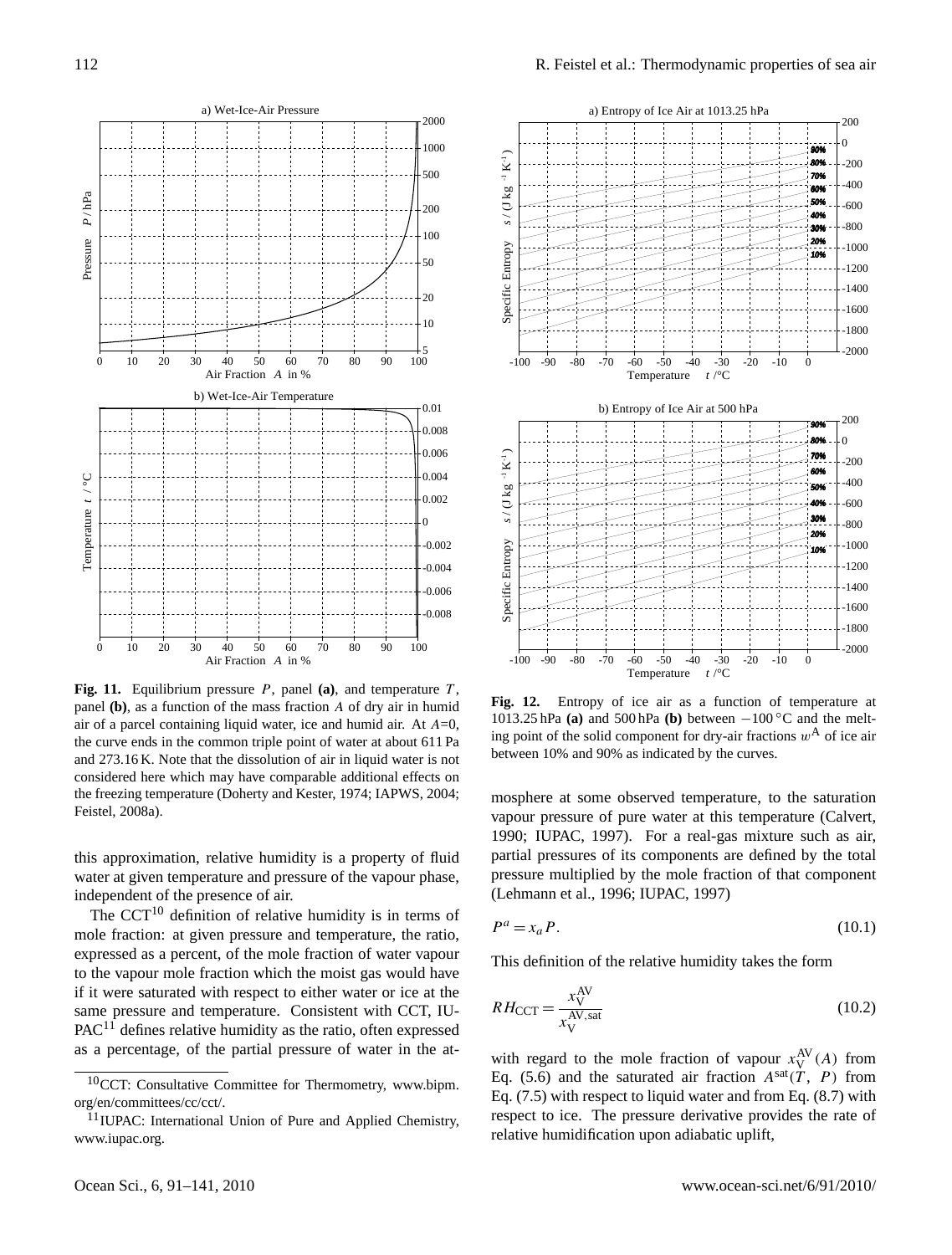**Fig. 11.** Equilibrium pressure $P$, panel **(a)**, and temperature $T$, panel **(b)**, as a function of the mass fraction $A$ of dry air in humid air of a parcel containing liquid water, ice and humid air. At $A$=0, the curve ends in the common triple point of water at about 611 Pa and 273.16 K. Note that the dissolution of air in liquid water is not considered here which may have comparable additional effects on the freezing temperature (Doherty and Kester, 1974; IAPWS, 2004; Feistel, 2008a).

**Fig. 12.** Entropy of ice air as a function of temperature at 1013.25 hPa **(a)** and 500 hPa **(b)** between −100 °C and the melting point of the solid component for dry-air fractions $w^{\mathrm{A}}$ of ice air between 10% and 90% as indicated by the curves.

this approximation, relative humidity is a property of fluid water at given temperature and pressure of the vapour phase, independent of the presence of air.

The CCT[10] definition of relative humidity is in terms of mole fraction: at given pressure and temperature, the ratio, expressed as a percent, of the mole fraction of water vapour to the vapour mole fraction which the moist gas would have if it were saturated with respect to either water or ice at the same pressure and temperature. Consistent with CCT, IUPAC[11] defines relative humidity as the ratio, often expressed as a percentage, of the partial pressure of water in the atmosphere at some observed temperature, to the saturation vapour pressure of pure water at this temperature (Calvert, 1990; IUPAC, 1997). For a real-gas mixture such as air, partial pressures of its components are defined by the total pressure multiplied by the mole fraction of that component (Lehmann et al., 1996; IUPAC, 1997)

$$P^a = x_a P. \tag{10.1}$$

This definition of the relative humidity takes the form

$$RH_{\mathrm{CCT}} = \frac{x_{\mathrm{V}}^{\mathrm{AV}}}{x_{\mathrm{V}}^{\mathrm{AV,sat}}} \tag{10.2}$$

with regard to the mole fraction of vapour $x_{\mathrm{V}}^{\mathrm{AV}}(A)$ from Eq. (5.6) and the saturated air fraction $A^{\mathrm{sat}}(T,\ P)$ from Eq. (7.5) with respect to liquid water and from Eq. (8.7) with respect to ice. The pressure derivative provides the rate of relative humidification upon adiabatic uplift,

[10] CCT: Consultative Committee for Thermometry, www.bipm.org/en/committees/cc/cct/.

[11] IUPAC: International Union of Pure and Applied Chemistry, www.iupac.org.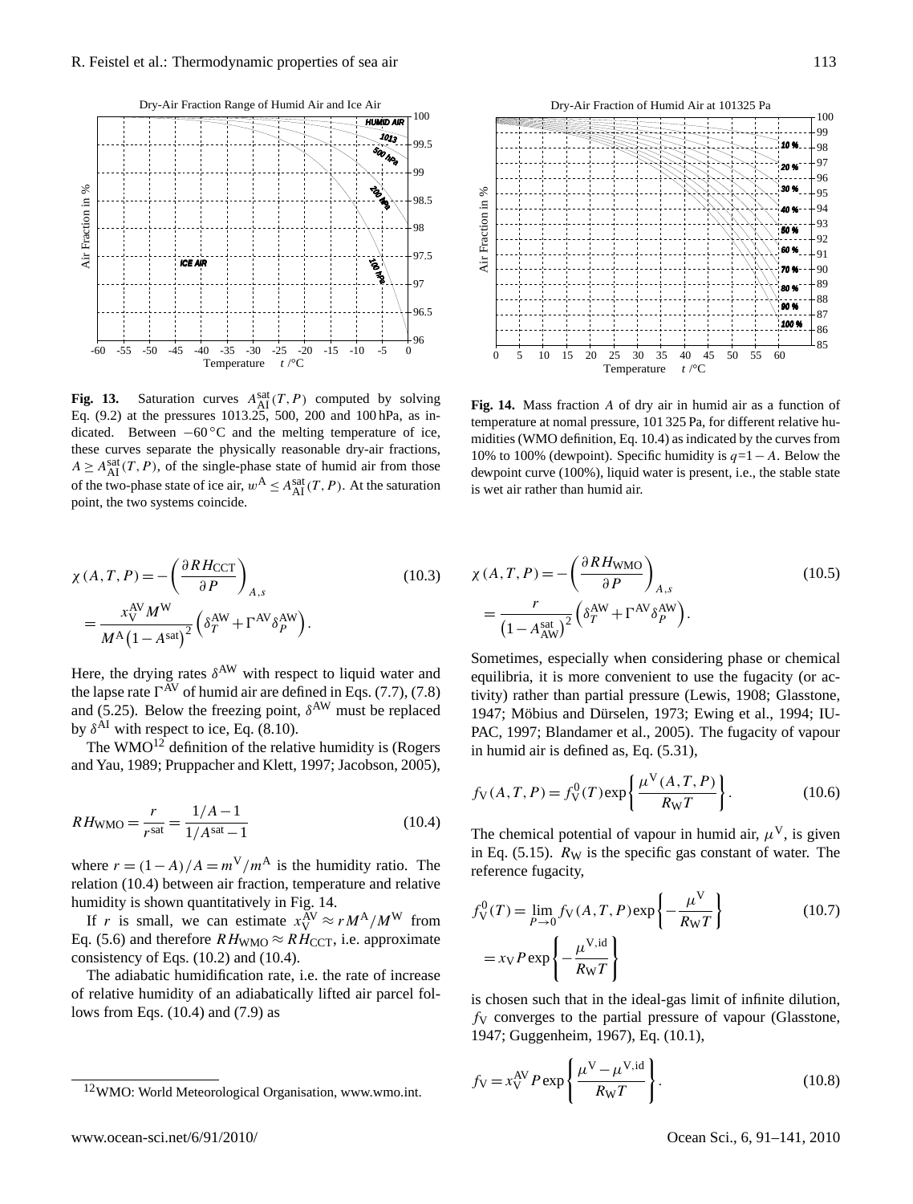**Fig. 13.** Saturation curves $A_{\mathrm{AI}}^{\mathrm{sat}}(T,P)$ computed by solving Eq. (9.2) at the pressures 1013.25, 500, 200 and 100 hPa, as indicated. Between $-60\,^{\circ}\mathrm{C}$ and the melting temperature of ice, these curves separate the physically reasonable dry-air fractions, $A \geq A_{\mathrm{AI}}^{\mathrm{sat}}(T,P)$, of the single-phase state of humid air from those of the two-phase state of ice air, $w^{\mathrm{A}} \leq A_{\mathrm{AI}}^{\mathrm{sat}}(T,P)$. At the saturation point, the two systems coincide.

**Fig. 14.** Mass fraction $A$ of dry air in humid air as a function of temperature at nomal pressure, 101 325 Pa, for different relative humidities (WMO definition, Eq. 10.4) as indicated by the curves from 10% to 100% (dewpoint). Specific humidity is $q=1-A$. Below the dewpoint curve (100%), liquid water is present, i.e., the stable state is wet air rather than humid air.

$$\chi(A,T,P) = -\left(\frac{\partial RH_{\mathrm{CCT}}}{\partial P}\right)_{A,s} = \frac{x_{\mathrm{V}}^{\mathrm{AV}} M^{\mathrm{W}}}{M^{\mathrm{A}}\left(1-A^{\mathrm{sat}}\right)^2}\left(\delta_T^{\mathrm{AW}} + \Gamma^{\mathrm{AV}}\delta_P^{\mathrm{AW}}\right). \tag{10.3}$$

Here, the drying rates $\delta^{\mathrm{AW}}$ with respect to liquid water and the lapse rate $\Gamma^{\mathrm{AV}}$ of humid air are defined in Eqs. (7.7), (7.8) and (5.25). Below the freezing point, $\delta^{\mathrm{AW}}$ must be replaced by $\delta^{\mathrm{AI}}$ with respect to ice, Eq. (8.10).

The WMO[12] definition of the relative humidity is (Rogers and Yau, 1989; Pruppacher and Klett, 1997; Jacobson, 2005),

$$RH_{\mathrm{WMO}} = \frac{r}{r^{\mathrm{sat}}} = \frac{1/A-1}{1/A^{\mathrm{sat}}-1} \tag{10.4}$$

where $r=(1-A)/A = m^{\mathrm{V}}/m^{\mathrm{A}}$ is the humidity ratio. The relation (10.4) between air fraction, temperature and relative humidity is shown quantitatively in Fig. 14.

If $r$ is small, we can estimate $x_{\mathrm{V}}^{\mathrm{AV}} \approx rM^{\mathrm{A}}/M^{\mathrm{W}}$ from Eq. (5.6) and therefore $RH_{\mathrm{WMO}} \approx RH_{\mathrm{CCT}}$, i.e. approximate consistency of Eqs. (10.2) and (10.4).

The adiabatic humidification rate, i.e. the rate of increase of relative humidity of an adiabatically lifted air parcel follows from Eqs. (10.4) and (7.9) as

$$\chi(A,T,P) = -\left(\frac{\partial RH_{\mathrm{WMO}}}{\partial P}\right)_{A,s} = \frac{r}{\left(1-A_{\mathrm{AW}}^{\mathrm{sat}}\right)^2}\left(\delta_T^{\mathrm{AW}} + \Gamma^{\mathrm{AV}}\delta_P^{\mathrm{AW}}\right). \tag{10.5}$$

Sometimes, especially when considering phase or chemical equilibria, it is more convenient to use the fugacity (or activity) rather than partial pressure (Lewis, 1908; Glasstone, 1947; Möbius and Dürselen, 1973; Ewing et al., 1994; IUPAC, 1997; Blandamer et al., 2005). The fugacity of vapour in humid air is defined as, Eq. (5.31),

$$f_{\mathrm{V}}(A,T,P) = f_{\mathrm{V}}^{0}(T)\exp\left\{\frac{\mu^{\mathrm{V}}(A,T,P)}{R_{\mathrm{W}}T}\right\}. \tag{10.6}$$

The chemical potential of vapour in humid air, $\mu^{\mathrm{V}}$, is given in Eq. (5.15). $R_{\mathrm{W}}$ is the specific gas constant of water. The reference fugacity,

$$f_{\mathrm{V}}^{0}(T) = \lim_{P\to 0} f_{\mathrm{V}}(A,T,P)\exp\left\{-\frac{\mu^{\mathrm{V}}}{R_{\mathrm{W}}T}\right\} = x_{\mathrm{V}}P\exp\left\{-\frac{\mu^{\mathrm{V,id}}}{R_{\mathrm{W}}T}\right\} \tag{10.7}$$

is chosen such that in the ideal-gas limit of infinite dilution, $f_{\mathrm{V}}$ converges to the partial pressure of vapour (Glasstone, 1947; Guggenheim, 1967), Eq. (10.1),

$$f_{\mathrm{V}} = x_{\mathrm{V}}^{\mathrm{AV}} P\exp\left\{\frac{\mu^{\mathrm{V}}-\mu^{\mathrm{V,id}}}{R_{\mathrm{W}}T}\right\}. \tag{10.8}$$

[12] WMO: World Meteorological Organisation, www.wmo.int.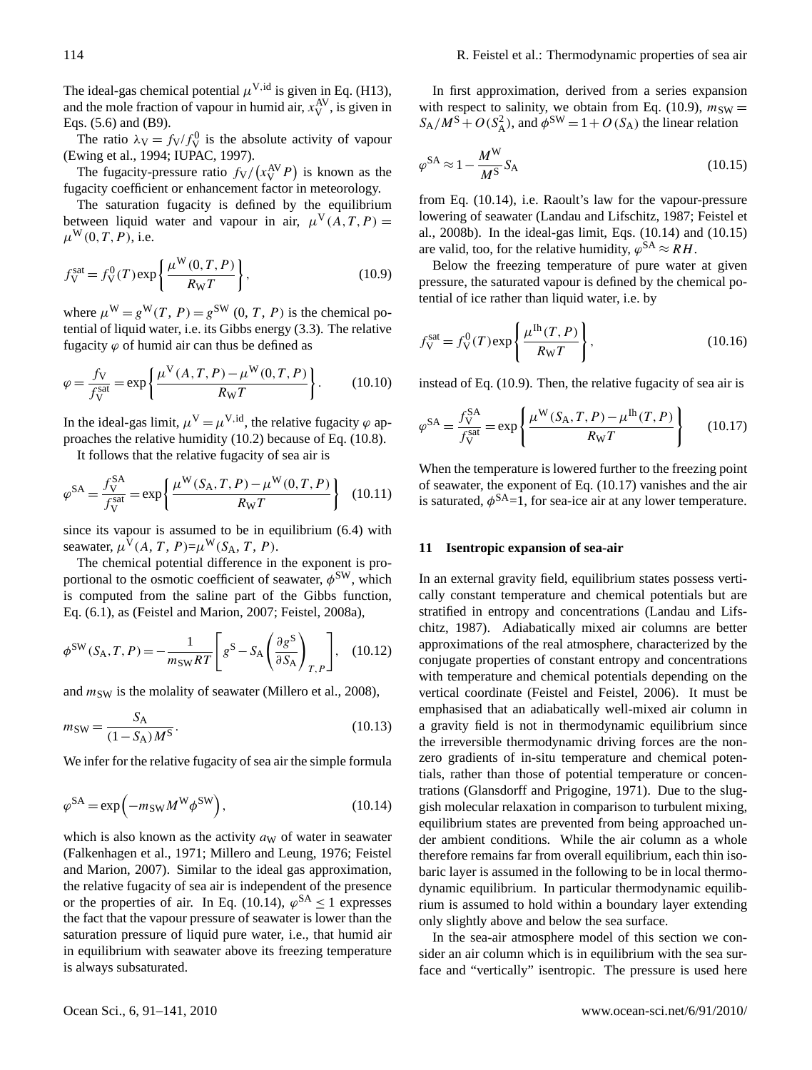The ideal-gas chemical potential $\mu^{\mathrm{V,id}}$ is given in Eq. (H13), and the mole fraction of vapour in humid air, $x_{\mathrm{V}}^{\mathrm{AV}}$, is given in Eqs. (5.6) and (B9).

The ratio $\lambda_{\mathrm{V}} = f_{\mathrm{V}}/f_{\mathrm{V}}^{0}$ is the absolute activity of vapour (Ewing et al., 1994; IUPAC, 1997).

The fugacity-pressure ratio $f_{\mathrm{V}}/\left(x_{\mathrm{V}}^{\mathrm{AV}} P\right)$ is known as the fugacity coefficient or enhancement factor in meteorology.

The saturation fugacity is defined by the equilibrium between liquid water and vapour in air, $\mu^{\mathrm{V}}(A,T,P) = \mu^{\mathrm{W}}(0,T,P)$, i.e.

$$f_{\mathrm{V}}^{\mathrm{sat}} = f_{\mathrm{V}}^{0}(T)\exp\left\{\frac{\mu^{\mathrm{W}}(0,T,P)}{R_{\mathrm{W}}T}\right\}, \tag{10.9}$$

where $\mu^{\mathrm{W}} = g^{\mathrm{W}}(T,\, P) = g^{\mathrm{SW}}\,(0,\, T,\, P)$ is the chemical potential of liquid water, i.e. its Gibbs energy (3.3). The relative fugacity $\varphi$ of humid air can thus be defined as

$$\varphi = \frac{f_{\mathrm{V}}}{f_{\mathrm{V}}^{\mathrm{sat}}} = \exp\left\{\frac{\mu^{\mathrm{V}}(A,T,P) - \mu^{\mathrm{W}}(0,T,P)}{R_{\mathrm{W}}T}\right\}. \tag{10.10}$$

In the ideal-gas limit, $\mu^{\mathrm{V}} = \mu^{\mathrm{V,id}}$, the relative fugacity $\varphi$ approaches the relative humidity (10.2) because of Eq. (10.8).

It follows that the relative fugacity of sea air is

$$\varphi^{\mathrm{SA}} = \frac{f_{\mathrm{V}}^{\mathrm{SA}}}{f_{\mathrm{V}}^{\mathrm{sat}}} = \exp\left\{\frac{\mu^{\mathrm{W}}(S_{\mathrm{A}},T,P) - \mu^{\mathrm{W}}(0,T,P)}{R_{\mathrm{W}}T}\right\} \tag{10.11}$$

since its vapour is assumed to be in equilibrium (6.4) with seawater, $\mu^{\mathrm{V}}(A,\,T,\,P)=\mu^{\mathrm{W}}(S_{\mathrm{A}},\,T,\,P)$.

The chemical potential difference in the exponent is proportional to the osmotic coefficient of seawater, $\phi^{\mathrm{SW}}$, which is computed from the saline part of the Gibbs function, Eq. (6.1), as (Feistel and Marion, 2007; Feistel, 2008a),

$$\phi^{\mathrm{SW}}(S_{\mathrm{A}},T,P) = -\frac{1}{m_{\mathrm{SW}}RT}\left[g^{\mathrm{S}} - S_{\mathrm{A}}\left(\frac{\partial g^{\mathrm{S}}}{\partial S_{\mathrm{A}}}\right)_{T,P}\right], \tag{10.12}$$

and $m_{\mathrm{SW}}$ is the molality of seawater (Millero et al., 2008),

$$m_{\mathrm{SW}} = \frac{S_{\mathrm{A}}}{(1-S_{\mathrm{A}})M^{\mathrm{S}}}. \tag{10.13}$$

We infer for the relative fugacity of sea air the simple formula

$$\varphi^{\mathrm{SA}} = \exp\left(-m_{\mathrm{SW}}M^{\mathrm{W}}\phi^{\mathrm{SW}}\right), \tag{10.14}$$

which is also known as the activity $a_{\mathrm{W}}$ of water in seawater (Falkenhagen et al., 1971; Millero and Leung, 1976; Feistel and Marion, 2007). Similar to the ideal gas approximation, the relative fugacity of sea air is independent of the presence or the properties of air. In Eq. (10.14), $\varphi^{\mathrm{SA}} \le 1$ expresses the fact that the vapour pressure of seawater is lower than the saturation pressure of liquid pure water, i.e., that humid air in equilibrium with seawater above its freezing temperature is always subsaturated.

In first approximation, derived from a series expansion with respect to salinity, we obtain from Eq. (10.9), $m_{\mathrm{SW}} = S_{\mathrm{A}}/M^{\mathrm{S}} + O(S_{\mathrm{A}}^{2})$, and $\phi^{\mathrm{SW}} = 1 + O\,(S_{\mathrm{A}})$ the linear relation

$$\varphi^{\mathrm{SA}} \approx 1 - \frac{M^{\mathrm{W}}}{M^{\mathrm{S}}}S_{\mathrm{A}} \tag{10.15}$$

from Eq. (10.14), i.e. Raoult's law for the vapour-pressure lowering of seawater (Landau and Lifschitz, 1987; Feistel et al., 2008b). In the ideal-gas limit, Eqs. (10.14) and (10.15) are valid, too, for the relative humidity, $\varphi^{\mathrm{SA}} \approx RH$.

Below the freezing temperature of pure water at given pressure, the saturated vapour is defined by the chemical potential of ice rather than liquid water, i.e. by

$$f_{\mathrm{V}}^{\mathrm{sat}} = f_{\mathrm{V}}^{0}(T)\exp\left\{\frac{\mu^{\mathrm{Ih}}(T,P)}{R_{\mathrm{W}}T}\right\}, \tag{10.16}$$

instead of Eq. (10.9). Then, the relative fugacity of sea air is

$$\varphi^{\mathrm{SA}} = \frac{f_{\mathrm{V}}^{\mathrm{SA}}}{f_{\mathrm{V}}^{\mathrm{sat}}} = \exp\left\{\frac{\mu^{\mathrm{W}}(S_{\mathrm{A}},T,P) - \mu^{\mathrm{Ih}}(T,P)}{R_{\mathrm{W}}T}\right\} \tag{10.17}$$

When the temperature is lowered further to the freezing point of seawater, the exponent of Eq. (10.17) vanishes and the air is saturated, $\phi^{\mathrm{SA}}$=1, for sea-ice air at any lower temperature.

## 11 Isentropic expansion of sea-air

In an external gravity field, equilibrium states possess vertically constant temperature and chemical potentials but are stratified in entropy and concentrations (Landau and Lifschitz, 1987). Adiabatically mixed air columns are better approximations of the real atmosphere, characterized by the conjugate properties of constant entropy and concentrations with temperature and chemical potentials depending on the vertical coordinate (Feistel and Feistel, 2006). It must be emphasised that an adiabatically well-mixed air column in a gravity field is not in thermodynamic equilibrium since the irreversible thermodynamic driving forces are the non-zero gradients of in-situ temperature and chemical potentials, rather than those of potential temperature or concentrations (Glansdorff and Prigogine, 1971). Due to the sluggish molecular relaxation in comparison to turbulent mixing, equilibrium states are prevented from being approached under ambient conditions. While the air column as a whole therefore remains far from overall equilibrium, each thin isobaric layer is assumed in the following to be in local thermodynamic equilibrium. In particular thermodynamic equilibrium is assumed to hold within a boundary layer extending only slightly above and below the sea surface.

In the sea-air atmosphere model of this section we consider an air column which is in equilibrium with the sea surface and "vertically" isentropic. The pressure is used here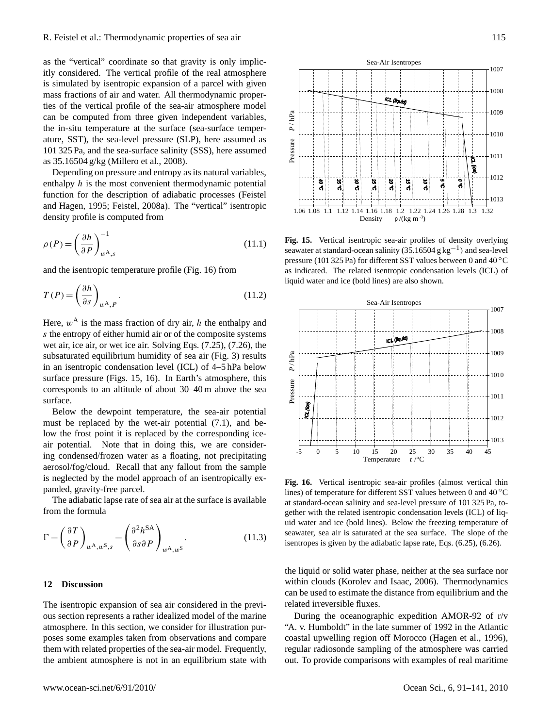as the "vertical" coordinate so that gravity is only implicitly considered. The vertical profile of the real atmosphere is simulated by isentropic expansion of a parcel with given mass fractions of air and water. All thermodynamic properties of the vertical profile of the sea-air atmosphere model can be computed from three given independent variables, the in-situ temperature at the surface (sea-surface temperature, SST), the sea-level pressure (SLP), here assumed as 101 325 Pa, and the sea-surface salinity (SSS), here assumed as 35.16504 g/kg (Millero et al., 2008).

Depending on pressure and entropy as its natural variables, enthalpy $h$ is the most convenient thermodynamic potential function for the description of adiabatic processes (Feistel and Hagen, 1995; Feistel, 2008a). The "vertical" isentropic density profile is computed from

$$\rho(P) = \left(\frac{\partial h}{\partial P}\right)^{-1}_{w^{\mathrm{A}},s} \tag{11.1}$$

and the isentropic temperature profile (Fig. 16) from

$$T(P) = \left(\frac{\partial h}{\partial s}\right)_{w^{\mathrm{A}},P}. \tag{11.2}$$

Here, $w^{\mathrm{A}}$ is the mass fraction of dry air, $h$ the enthalpy and $s$ the entropy of either humid air or of the composite systems wet air, ice air, or wet ice air. Solving Eqs. (7.25), (7.26), the subsaturated equilibrium humidity of sea air (Fig. 3) results in an isentropic condensation level (ICL) of 4–5 hPa below surface pressure (Figs. 15, 16). In Earth's atmosphere, this corresponds to an altitude of about 30–40 m above the sea surface.

Below the dewpoint temperature, the sea-air potential must be replaced by the wet-air potential (7.1), and below the frost point it is replaced by the corresponding ice-air potential. Note that in doing this, we are considering condensed/frozen water as a floating, not precipitating aerosol/fog/cloud. Recall that any fallout from the sample is neglected by the model approach of an isentropically expanded, gravity-free parcel.

The adiabatic lapse rate of sea air at the surface is available from the formula

$$\Gamma = \left(\frac{\partial T}{\partial P}\right)_{w^{\mathrm{A}},w^{\mathrm{S}},s} = \left(\frac{\partial^2 h^{\mathrm{SA}}}{\partial s \partial P}\right)_{w^{\mathrm{A}},w^{\mathrm{S}}}. \tag{11.3}$$

**Fig. 15.** Vertical isentropic sea-air profiles of density overlying seawater at standard-ocean salinity (35.16504 g kg$^{-1}$) and sea-level pressure (101 325 Pa) for different SST values between 0 and 40 °C as indicated. The related isentropic condensation levels (ICL) of liquid water and ice (bold lines) are also shown.

**Fig. 16.** Vertical isentropic sea-air profiles (almost vertical thin lines) of temperature for different SST values between 0 and 40 °C at standard-ocean salinity and sea-level pressure of 101 325 Pa, together with the related isentropic condensation levels (ICL) of liquid water and ice (bold lines). Below the freezing temperature of seawater, sea air is saturated at the sea surface. The slope of the isentropes is given by the adiabatic lapse rate, Eqs. (6.25), (6.26).

## 12 Discussion

The isentropic expansion of sea air considered in the previous section represents a rather idealized model of the marine atmosphere. In this section, we consider for illustration purposes some examples taken from observations and compare them with related properties of the sea-air model. Frequently, the ambient atmosphere is not in an equilibrium state with the liquid or solid water phase, neither at the sea surface nor within clouds (Korolev and Isaac, 2006). Thermodynamics can be used to estimate the distance from equilibrium and the related irreversible fluxes.

During the oceanographic expedition AMOR-92 of r/v "A. v. Humboldt" in the late summer of 1992 in the Atlantic coastal upwelling region off Morocco (Hagen et al., 1996), regular radiosonde sampling of the atmosphere was carried out. To provide comparisons with examples of real maritime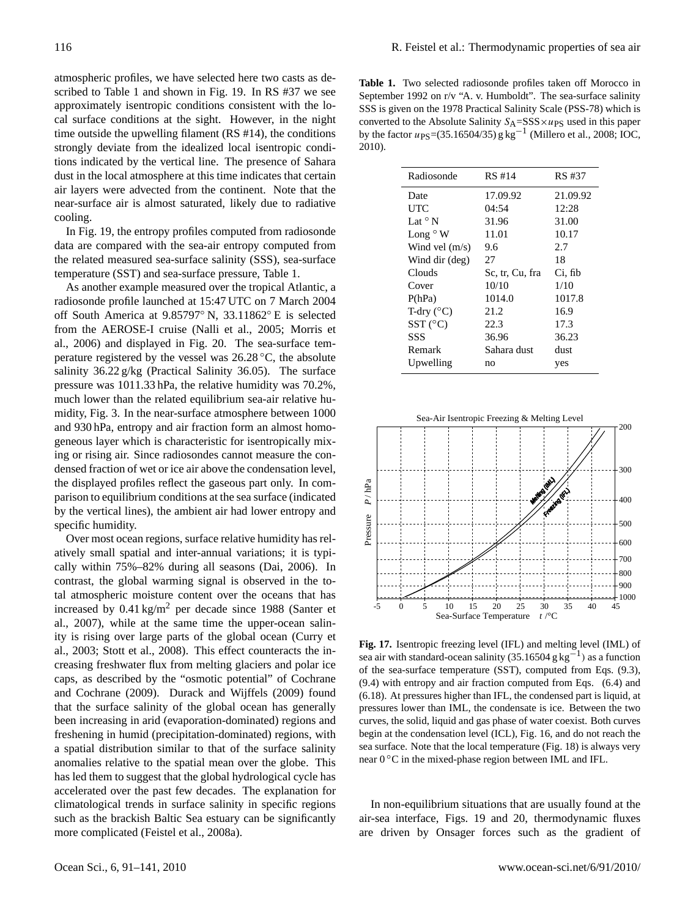atmospheric profiles, we have selected here two casts as described to Table 1 and shown in Fig. 19. In RS #37 we see approximately isentropic conditions consistent with the local surface conditions at the sight. However, in the night time outside the upwelling filament (RS #14), the conditions strongly deviate from the idealized local isentropic conditions indicated by the vertical line. The presence of Sahara dust in the local atmosphere at this time indicates that certain air layers were advected from the continent. Note that the near-surface air is almost saturated, likely due to radiative cooling.

In Fig. 19, the entropy profiles computed from radiosonde data are compared with the sea-air entropy computed from the related measured sea-surface salinity (SSS), sea-surface temperature (SST) and sea-surface pressure, Table 1.

As another example measured over the tropical Atlantic, a radiosonde profile launched at 15:47 UTC on 7 March 2004 off South America at 9.85797° N, 33.11862° E is selected from the AEROSE-I cruise (Nalli et al., 2005; Morris et al., 2006) and displayed in Fig. 20. The sea-surface temperature registered by the vessel was 26.28 °C, the absolute salinity 36.22 g/kg (Practical Salinity 36.05). The surface pressure was 1011.33 hPa, the relative humidity was 70.2%, much lower than the related equilibrium sea-air relative humidity, Fig. 3. In the near-surface atmosphere between 1000 and 930 hPa, entropy and air fraction form an almost homogeneous layer which is characteristic for isentropically mixing or rising air. Since radiosondes cannot measure the condensed fraction of wet or ice air above the condensation level, the displayed profiles reflect the gaseous part only. In comparison to equilibrium conditions at the sea surface (indicated by the vertical lines), the ambient air had lower entropy and specific humidity.

Over most ocean regions, surface relative humidity has relatively small spatial and inter-annual variations; it is typically within 75%–82% during all seasons (Dai, 2006). In contrast, the global warming signal is observed in the total atmospheric moisture content over the oceans that has increased by 0.41 kg/m$^2$ per decade since 1988 (Santer et al., 2007), while at the same time the upper-ocean salinity is rising over large parts of the global ocean (Curry et al., 2003; Stott et al., 2008). This effect counteracts the increasing freshwater flux from melting glaciers and polar ice caps, as described by the "osmotic potential" of Cochrane and Cochrane (2009). Durack and Wijffels (2009) found that the surface salinity of the global ocean has generally been increasing in arid (evaporation-dominated) regions and freshening in humid (precipitation-dominated) regions, with a spatial distribution similar to that of the surface salinity anomalies relative to the spatial mean over the globe. This has led them to suggest that the global hydrological cycle has accelerated over the past few decades. The explanation for climatological trends in surface salinity in specific regions such as the brackish Baltic Sea estuary can be significantly more complicated (Feistel et al., 2008a).

**Table 1.** Two selected radiosonde profiles taken off Morocco in September 1992 on r/v "A. v. Humboldt". The sea-surface salinity SSS is given on the 1978 Practical Salinity Scale (PSS-78) which is converted to the Absolute Salinity $S_A$=SSS$\times u_{PS}$ used in this paper by the factor $u_{PS}$=(35.16504/35) g kg$^{-1}$ (Millero et al., 2008; IOC, 2010).

| Radiosonde | RS #14 | RS #37 |
|---|---|---|
| Date | 17.09.92 | 21.09.92 |
| UTC | 04:54 | 12:28 |
| Lat ° N | 31.96 | 31.00 |
| Long ° W | 11.01 | 10.17 |
| Wind vel (m/s) | 9.6 | 2.7 |
| Wind dir (deg) | 27 | 18 |
| Clouds | Sc, tr, Cu, fra | Ci, fib |
| Cover | 10/10 | 1/10 |
| P(hPa) | 1014.0 | 1017.8 |
| T-dry (°C) | 21.2 | 16.9 |
| SST (°C) | 22.3 | 17.3 |
| SSS | 36.96 | 36.23 |
| Remark | Sahara dust | dust |
| Upwelling | no | yes |

**Fig. 17.** Isentropic freezing level (IFL) and melting level (IML) of sea air with standard-ocean salinity (35.16504 g kg$^{-1}$) as a function of the sea-surface temperature (SST), computed from Eqs. (9.3), (9.4) with entropy and air fraction computed from Eqs. (6.4) and (6.18). At pressures higher than IFL, the condensed part is liquid, at pressures lower than IML, the condensate is ice. Between the two curves, the solid, liquid and gas phase of water coexist. Both curves begin at the condensation level (ICL), Fig. 16, and do not reach the sea surface. Note that the local temperature (Fig. 18) is always very near 0 °C in the mixed-phase region between IML and IFL.

In non-equilibrium situations that are usually found at the air-sea interface, Figs. 19 and 20, thermodynamic fluxes are driven by Onsager forces such as the gradient of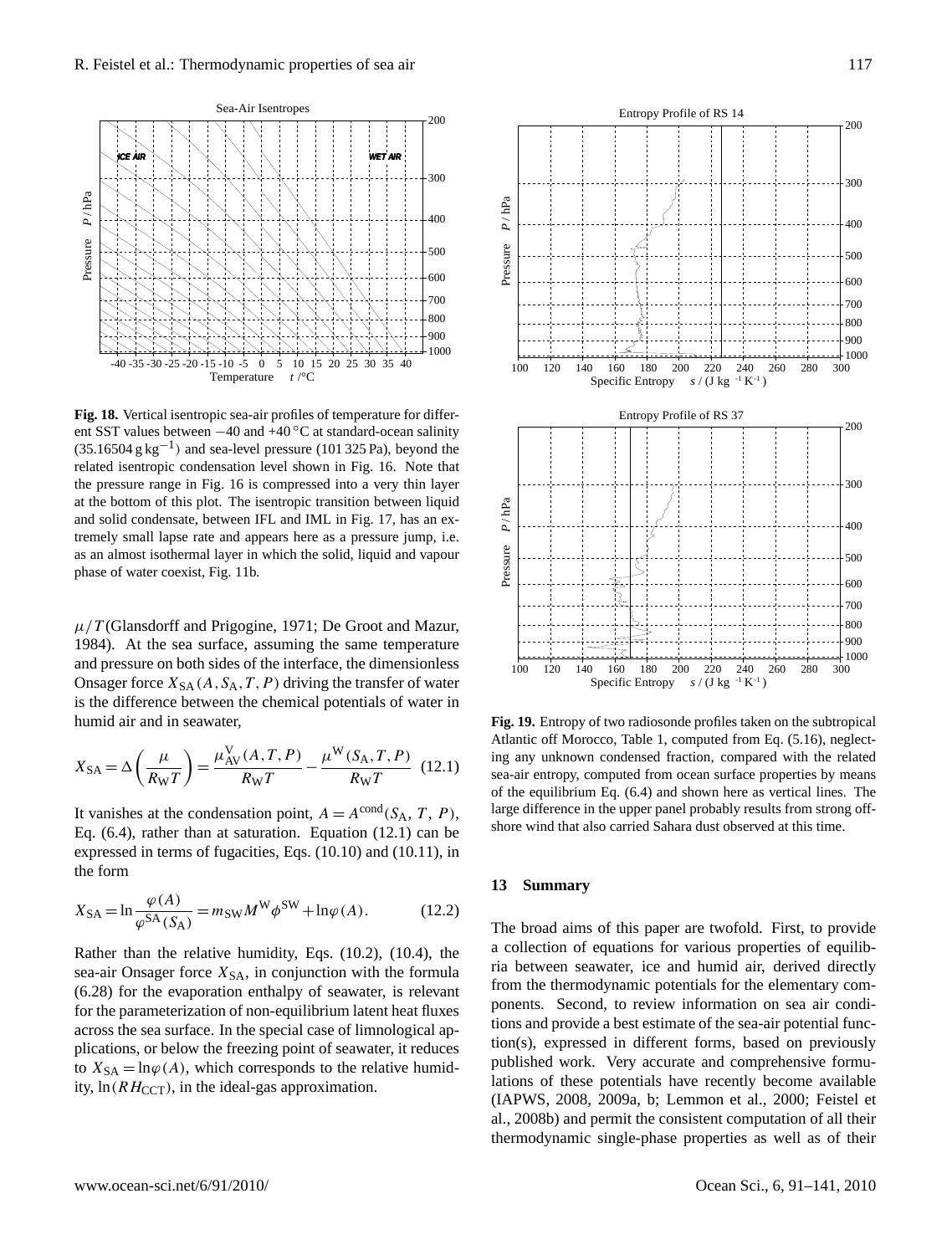**Fig. 18.** Vertical isentropic sea-air profiles of temperature for different SST values between −40 and +40 °C at standard-ocean salinity (35.16504 g kg$^{-1}$) and sea-level pressure (101 325 Pa), beyond the related isentropic condensation level shown in Fig. 16. Note that the pressure range in Fig. 16 is compressed into a very thin layer at the bottom of this plot. The isentropic transition between liquid and solid condensate, between IFL and IML in Fig. 17, has an extremely small lapse rate and appears here as a pressure jump, i.e. as an almost isothermal layer in which the solid, liquid and vapour phase of water coexist, Fig. 11b.

$\mu/T$ (Glansdorff and Prigogine, 1971; De Groot and Mazur, 1984). At the sea surface, assuming the same temperature and pressure on both sides of the interface, the dimensionless Onsager force $X_{SA}(A, S_A, T, P)$ driving the transfer of water is the difference between the chemical potentials of water in humid air and in seawater,

$$X_{SA} = \Delta\left(\frac{\mu}{R_W T}\right) = \frac{\mu_{AV}^{V}(A, T, P)}{R_W T} - \frac{\mu^{W}(S_A, T, P)}{R_W T} \quad (12.1)$$

It vanishes at the condensation point, $A = A^{cond}(S_A, T, P)$, Eq. (6.4), rather than at saturation. Equation (12.1) can be expressed in terms of fugacities, Eqs. (10.10) and (10.11), in the form

$$X_{SA} = \ln\frac{\varphi(A)}{\varphi^{SA}(S_A)} = m_{SW} M^{W} \phi^{SW} + \ln\varphi(A). \quad (12.2)$$

Rather than the relative humidity, Eqs. (10.2), (10.4), the sea-air Onsager force $X_{SA}$, in conjunction with the formula (6.28) for the evaporation enthalpy of seawater, is relevant for the parameterization of non-equilibrium latent heat fluxes across the sea surface. In the special case of limnological applications, or below the freezing point of seawater, it reduces to $X_{SA} = \ln\varphi(A)$, which corresponds to the relative humidity, $\ln(RH_{CCT})$, in the ideal-gas approximation.

**Fig. 19.** Entropy of two radiosonde profiles taken on the subtropical Atlantic off Morocco, Table 1, computed from Eq. (5.16), neglecting any unknown condensed fraction, compared with the related sea-air entropy, computed from ocean surface properties by means of the equilibrium Eq. (6.4) and shown here as vertical lines. The large difference in the upper panel probably results from strong offshore wind that also carried Sahara dust observed at this time.

## 13 Summary

The broad aims of this paper are twofold. First, to provide a collection of equations for various properties of equilibria between seawater, ice and humid air, derived directly from the thermodynamic potentials for the elementary components. Second, to review information on sea air conditions and provide a best estimate of the sea-air potential function(s), expressed in different forms, based on previously published work. Very accurate and comprehensive formulations of these potentials have recently become available (IAPWS, 2008, 2009a, b; Lemmon et al., 2000; Feistel et al., 2008b) and permit the consistent computation of all their thermodynamic single-phase properties as well as of their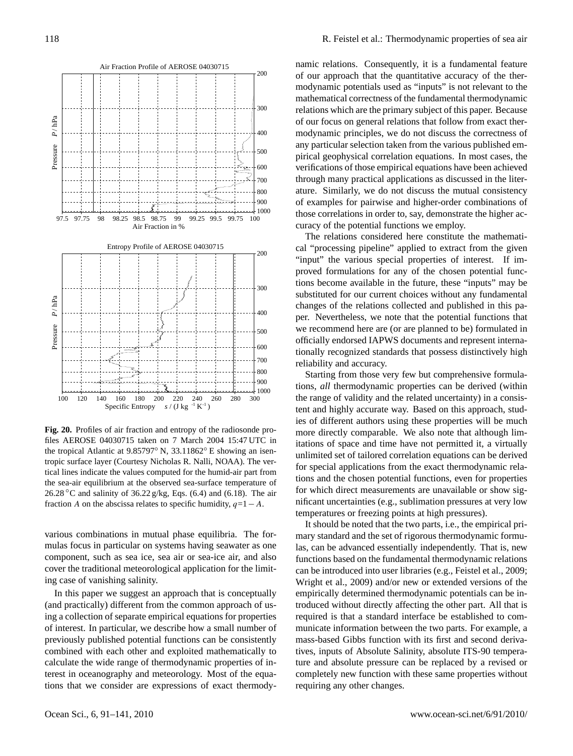**Fig. 20.** Profiles of air fraction and entropy of the radiosonde profiles AEROSE 04030715 taken on 7 March 2004 15:47 UTC in the tropical Atlantic at 9.85797° N, 33.11862° E showing an isentropic surface layer (Courtesy Nicholas R. Nalli, NOAA). The vertical lines indicate the values computed for the humid-air part from the sea-air equilibrium at the observed sea-surface temperature of 26.28 °C and salinity of 36.22 g/kg, Eqs. (6.4) and (6.18). The air fraction $A$ on the abscissa relates to specific humidity, $q=1-A$.

various combinations in mutual phase equilibria. The formulas focus in particular on systems having seawater as one component, such as sea ice, sea air or sea-ice air, and also cover the traditional meteorological application for the limiting case of vanishing salinity.

In this paper we suggest an approach that is conceptually (and practically) different from the common approach of using a collection of separate empirical equations for properties of interest. In particular, we describe how a small number of previously published potential functions can be consistently combined with each other and exploited mathematically to calculate the wide range of thermodynamic properties of interest in oceanography and meteorology. Most of the equations that we consider are expressions of exact thermodynamic relations. Consequently, it is a fundamental feature of our approach that the quantitative accuracy of the thermodynamic potentials used as "inputs" is not relevant to the mathematical correctness of the fundamental thermodynamic relations which are the primary subject of this paper. Because of our focus on general relations that follow from exact thermodynamic principles, we do not discuss the correctness of any particular selection taken from the various published empirical geophysical correlation equations. In most cases, the verifications of those empirical equations have been achieved through many practical applications as discussed in the literature. Similarly, we do not discuss the mutual consistency of examples for pairwise and higher-order combinations of those correlations in order to, say, demonstrate the higher accuracy of the potential functions we employ.

The relations considered here constitute the mathematical "processing pipeline" applied to extract from the given "input" the various special properties of interest. If improved formulations for any of the chosen potential functions become available in the future, these "inputs" may be substituted for our current choices without any fundamental changes of the relations collected and published in this paper. Nevertheless, we note that the potential functions that we recommend here are (or are planned to be) formulated in officially endorsed IAPWS documents and represent internationally recognized standards that possess distinctively high reliability and accuracy.

Starting from those very few but comprehensive formulations, *all* thermodynamic properties can be derived (within the range of validity and the related uncertainty) in a consistent and highly accurate way. Based on this approach, studies of different authors using these properties will be much more directly comparable. We also note that although limitations of space and time have not permitted it, a virtually unlimited set of tailored correlation equations can be derived for special applications from the exact thermodynamic relations and the chosen potential functions, even for properties for which direct measurements are unavailable or show significant uncertainties (e.g., sublimation pressures at very low temperatures or freezing points at high pressures).

It should be noted that the two parts, i.e., the empirical primary standard and the set of rigorous thermodynamic formulas, can be advanced essentially independently. That is, new functions based on the fundamental thermodynamic relations can be introduced into user libraries (e.g., Feistel et al., 2009; Wright et al., 2009) and/or new or extended versions of the empirically determined thermodynamic potentials can be introduced without directly affecting the other part. All that is required is that a standard interface be established to communicate information between the two parts. For example, a mass-based Gibbs function with its first and second derivatives, inputs of Absolute Salinity, absolute ITS-90 temperature and absolute pressure can be replaced by a revised or completely new function with these same properties without requiring any other changes.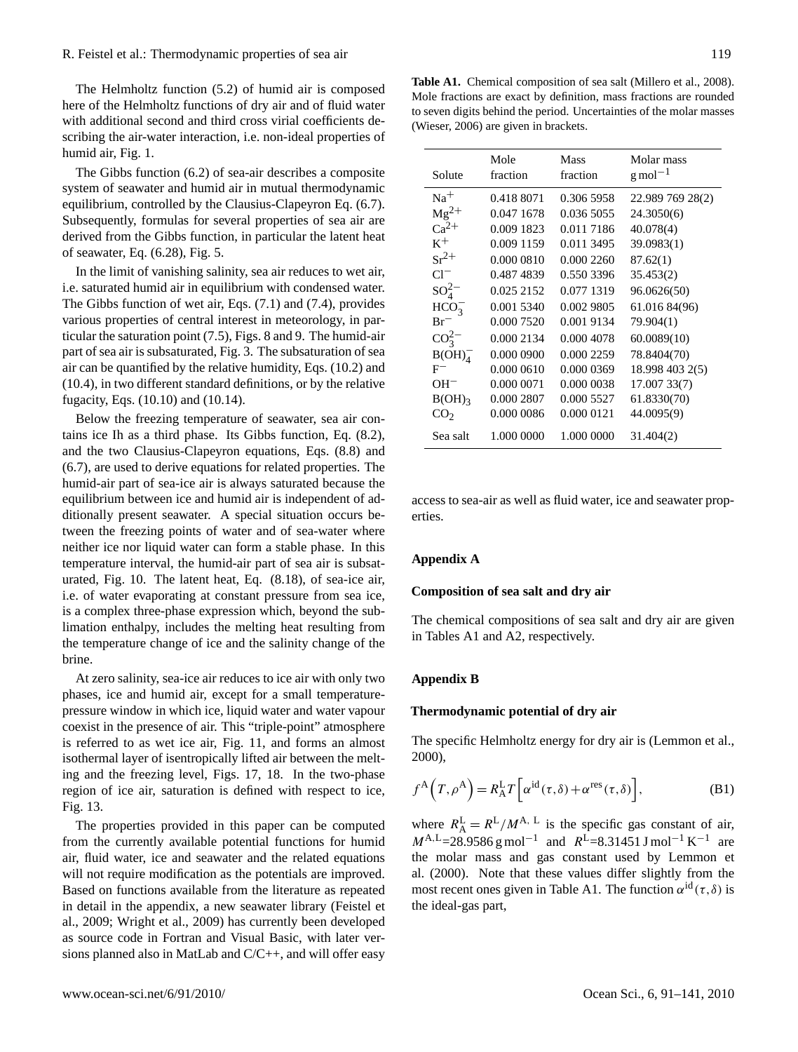The Helmholtz function (5.2) of humid air is composed here of the Helmholtz functions of dry air and of fluid water with additional second and third cross virial coefficients describing the air-water interaction, i.e. non-ideal properties of humid air, Fig. 1.

The Gibbs function (6.2) of sea-air describes a composite system of seawater and humid air in mutual thermodynamic equilibrium, controlled by the Clausius-Clapeyron Eq. (6.7). Subsequently, formulas for several properties of sea air are derived from the Gibbs function, in particular the latent heat of seawater, Eq. (6.28), Fig. 5.

In the limit of vanishing salinity, sea air reduces to wet air, i.e. saturated humid air in equilibrium with condensed water. The Gibbs function of wet air, Eqs. (7.1) and (7.4), provides various properties of central interest in meteorology, in particular the saturation point (7.5), Figs. 8 and 9. The humid-air part of sea air is subsaturated, Fig. 3. The subsaturation of sea air can be quantified by the relative humidity, Eqs. (10.2) and (10.4), in two different standard definitions, or by the relative fugacity, Eqs. (10.10) and (10.14).

Below the freezing temperature of seawater, sea air contains ice Ih as a third phase. Its Gibbs function, Eq. (8.2), and the two Clausius-Clapeyron equations, Eqs. (8.8) and (6.7), are used to derive equations for related properties. The humid-air part of sea-ice air is always saturated because the equilibrium between ice and humid air is independent of additionally present seawater. A special situation occurs between the freezing points of water and of sea-water where neither ice nor liquid water can form a stable phase. In this temperature interval, the humid-air part of sea air is subsaturated, Fig. 10. The latent heat, Eq. (8.18), of sea-ice air, i.e. of water evaporating at constant pressure from sea ice, is a complex three-phase expression which, beyond the sublimation enthalpy, includes the melting heat resulting from the temperature change of ice and the salinity change of the brine.

At zero salinity, sea-ice air reduces to ice air with only two phases, ice and humid air, except for a small temperature-pressure window in which ice, liquid water and water vapour coexist in the presence of air. This "triple-point" atmosphere is referred to as wet ice air, Fig. 11, and forms an almost isothermal layer of isentropically lifted air between the melting and the freezing level, Figs. 17, 18. In the two-phase region of ice air, saturation is defined with respect to ice, Fig. 13.

The properties provided in this paper can be computed from the currently available potential functions for humid air, fluid water, ice and seawater and the related equations will not require modification as the potentials are improved. Based on functions available from the literature as repeated in detail in the appendix, a new seawater library (Feistel et al., 2009; Wright et al., 2009) has currently been developed as source code in Fortran and Visual Basic, with later versions planned also in MatLab and C/C++, and will offer easy access to sea-air as well as fluid water, ice and seawater properties.

**Table A1.** Chemical composition of sea salt (Millero et al., 2008). Mole fractions are exact by definition, mass fractions are rounded to seven digits behind the period. Uncertainties of the molar masses (Wieser, 2006) are given in brackets.

| Solute | Mole fraction | Mass fraction | Molar mass $\mathrm{g\,mol^{-1}}$ |
|---|---|---|---|
| $Na^{+}$ | 0.418 8071 | 0.306 5958 | 22.989 769 28(2) |
| $Mg^{2+}$ | 0.047 1678 | 0.036 5055 | 24.3050(6) |
| $Ca^{2+}$ | 0.009 1823 | 0.011 7186 | 40.078(4) |
| $K^{+}$ | 0.009 1159 | 0.011 3495 | 39.0983(1) |
| $Sr^{2+}$ | 0.000 0810 | 0.000 2260 | 87.62(1) |
| $Cl^{-}$ | 0.487 4839 | 0.550 3396 | 35.453(2) |
| $SO_4^{2-}$ | 0.025 2152 | 0.077 1319 | 96.0626(50) |
| $HCO_3^{-}$ | 0.001 5340 | 0.002 9805 | 61.016 84(96) |
| $Br^{-}$ | 0.000 7520 | 0.001 9134 | 79.904(1) |
| $CO_3^{2-}$ | 0.000 2134 | 0.000 4078 | 60.0089(10) |
| $B(OH)_4^{-}$ | 0.000 0900 | 0.000 2259 | 78.8404(70) |
| $F^{-}$ | 0.000 0610 | 0.000 0369 | 18.998 403 2(5) |
| $OH^{-}$ | 0.000 0071 | 0.000 0038 | 17.007 33(7) |
| $B(OH)_3$ | 0.000 2807 | 0.000 5527 | 61.8330(70) |
| $CO_2$ | 0.000 0086 | 0.000 0121 | 44.0095(9) |
| Sea salt | 1.000 0000 | 1.000 0000 | 31.404(2) |

## Appendix A

### Composition of sea salt and dry air

The chemical compositions of sea salt and dry air are given in Tables A1 and A2, respectively.

## Appendix B

### Thermodynamic potential of dry air

The specific Helmholtz energy for dry air is (Lemmon et al., 2000),

$$f^{\mathrm{A}}\left(T,\rho^{\mathrm{A}}\right)=R_{\mathrm{A}}^{\mathrm{L}}T\left[\alpha^{\mathrm{id}}(\tau,\delta)+\alpha^{\mathrm{res}}(\tau,\delta)\right],\tag{B1}$$

where $R_{\mathrm{A}}^{\mathrm{L}}=R^{\mathrm{L}}/M^{\mathrm{A,\,L}}$ is the specific gas constant of air, $M^{\mathrm{A,L}}$=28.9586 $\mathrm{g\,mol^{-1}}$ and $R^{\mathrm{L}}$=8.31451 $\mathrm{J\,mol^{-1}\,K^{-1}}$ are the molar mass and gas constant used by Lemmon et al. (2000). Note that these values differ slightly from the most recent ones given in Table A1. The function $\alpha^{\mathrm{id}}(\tau,\delta)$ is the ideal-gas part,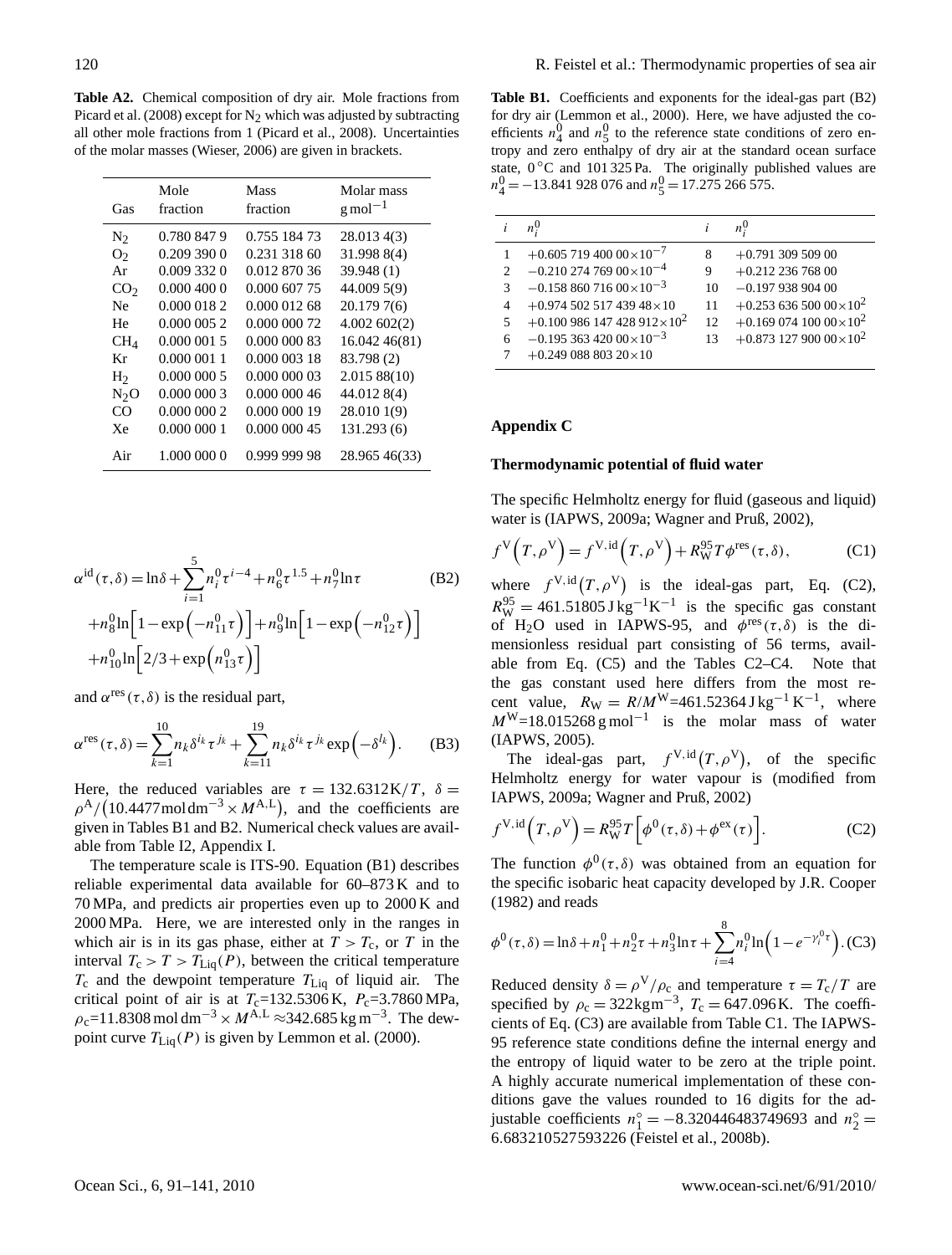**Table A2.** Chemical composition of dry air. Mole fractions from Picard et al. (2008) except for $N_2$ which was adjusted by subtracting all other mole fractions from 1 (Picard et al., 2008). Uncertainties of the molar masses (Wieser, 2006) are given in brackets.

| Gas | Mole fraction | Mass fraction | Molar mass $\mathrm{g\,mol^{-1}}$ |
|---|---|---|---|
| $N_2$ | 0.780 847 9 | 0.755 184 73 | 28.013 4(3) |
| $O_2$ | 0.209 390 0 | 0.231 318 60 | 31.998 8(4) |
| Ar | 0.009 332 0 | 0.012 870 36 | 39.948 (1) |
| $CO_2$ | 0.000 400 0 | 0.000 607 75 | 44.009 5(9) |
| Ne | 0.000 018 2 | 0.000 012 68 | 20.179 7(6) |
| He | 0.000 005 2 | 0.000 000 72 | 4.002 602(2) |
| $CH_4$ | 0.000 001 5 | 0.000 000 83 | 16.042 46(81) |
| Kr | 0.000 001 1 | 0.000 003 18 | 83.798 (2) |
| $H_2$ | 0.000 000 5 | 0.000 000 03 | 2.015 88(10) |
| $N_2O$ | 0.000 000 3 | 0.000 000 46 | 44.012 8(4) |
| CO | 0.000 000 2 | 0.000 000 19 | 28.010 1(9) |
| Xe | 0.000 000 1 | 0.000 000 45 | 131.293 (6) |
| Air | 1.000 000 0 | 0.999 999 98 | 28.965 46(33) |

$$\alpha^{\mathrm{id}}(\tau,\delta) = \ln\delta + \sum_{i=1}^{5} n_i^0 \tau^{i-4} + n_6^0 \tau^{1.5} + n_7^0 \ln\tau \tag{B2}$$
$$+ n_8^0 \ln\left[1-\exp\left(-n_{11}^0\tau\right)\right] + n_9^0 \ln\left[1-\exp\left(-n_{12}^0\tau\right)\right]$$
$$+ n_{10}^0 \ln\left[2/3+\exp\left(n_{13}^0\tau\right)\right]$$

and $\alpha^{\mathrm{res}}(\tau,\delta)$ is the residual part,

$$\alpha^{\mathrm{res}}(\tau,\delta) = \sum_{k=1}^{10} n_k \delta^{i_k}\tau^{j_k} + \sum_{k=11}^{19} n_k \delta^{i_k}\tau^{j_k} \exp\left(-\delta^{l_k}\right). \tag{B3}$$

Here, the reduced variables are $\tau = 132.6312\,\mathrm{K}/T$, $\delta = \rho^{\mathrm{A}}/\left(10.4477\,\mathrm{mol\,dm^{-3}} \times M^{\mathrm{A,L}}\right)$, and the coefficients are given in Tables B1 and B2. Numerical check values are available from Table I2, Appendix I.

The temperature scale is ITS-90. Equation (B1) describes reliable experimental data available for 60–873 K and to 70 MPa, and predicts air properties even up to 2000 K and 2000 MPa. Here, we are interested only in the ranges in which air is in its gas phase, either at $T > T_{\mathrm{c}}$, or $T$ in the interval $T_{\mathrm{c}} > T > T_{\mathrm{Liq}}(P)$, between the critical temperature $T_{\mathrm{c}}$ and the dewpoint temperature $T_{\mathrm{Liq}}$ of liquid air. The critical point of air is at $T_{\mathrm{c}}$=132.5306 K, $P_{\mathrm{c}}$=3.7860 MPa, $\rho_{\mathrm{c}}$=11.8308 mol dm$^{-3}$ × $M^{\mathrm{A,L}}$ ≈342.685 kg m$^{-3}$. The dewpoint curve $T_{\mathrm{Liq}}(P)$ is given by Lemmon et al. (2000).

**Table B1.** Coefficients and exponents for the ideal-gas part (B2) for dry air (Lemmon et al., 2000). Here, we have adjusted the coefficients $n_4^0$ and $n_5^0$ to the reference state conditions of zero entropy and zero enthalpy of dry air at the standard ocean surface state, 0 °C and 101 325 Pa. The originally published values are $n_4^0 = -13.841\,928\,076$ and $n_5^0 = 17.275\,266\,575$.

| $i$ | $n_i^0$ | $i$ | $n_i^0$ |
|---|---|---|---|
| 1 | $+0.605\,719\,400\,00\times10^{-7}$ | 8 | $+0.791\,309\,509\,00$ |
| 2 | $-0.210\,274\,769\,00\times10^{-4}$ | 9 | $+0.212\,236\,768\,00$ |
| 3 | $-0.158\,860\,716\,00\times10^{-3}$ | 10 | $-0.197\,938\,904\,00$ |
| 4 | $+0.974\,502\,517\,439\,48\times10$ | 11 | $+0.253\,636\,500\,00\times10^{2}$ |
| 5 | $+0.100\,986\,147\,428\,912\times10^{2}$ | 12 | $+0.169\,074\,100\,00\times10^{2}$ |
| 6 | $-0.195\,363\,420\,00\times10^{-3}$ | 13 | $+0.873\,127\,900\,00\times10^{2}$ |
| 7 | $+0.249\,088\,803\,20\times10$ | | |

## Appendix C

### Thermodynamic potential of fluid water

The specific Helmholtz energy for fluid (gaseous and liquid) water is (IAPWS, 2009a; Wagner and Pruß, 2002),

$$f^{\mathrm{V}}\left(T,\rho^{\mathrm{V}}\right) = f^{\mathrm{V,id}}\left(T,\rho^{\mathrm{V}}\right) + R_{\mathrm{W}}^{95} T \phi^{\mathrm{res}}(\tau,\delta), \tag{C1}$$

where $f^{\mathrm{V,id}}\left(T,\rho^{\mathrm{V}}\right)$ is the ideal-gas part, Eq. (C2), $R_{\mathrm{W}}^{95} = 461.51805\,\mathrm{J\,kg^{-1}K^{-1}}$ is the specific gas constant of $H_2O$ used in IAPWS-95, and $\phi^{\mathrm{res}}(\tau,\delta)$ is the dimensionless residual part consisting of 56 terms, available from Eq. (C5) and the Tables C2–C4. Note that the gas constant used here differs from the most recent value, $R_{\mathrm{W}} = R/M^{\mathrm{W}}$=461.52364 J kg$^{-1}$ K$^{-1}$, where $M^{\mathrm{W}}$=18.015268 g mol$^{-1}$ is the molar mass of water (IAPWS, 2005).

The ideal-gas part, $f^{\mathrm{V,id}}\left(T,\rho^{\mathrm{V}}\right)$, of the specific Helmholtz energy for water vapour is (modified from IAPWS, 2009a; Wagner and Pruß, 2002)

$$f^{\mathrm{V,id}}\left(T,\rho^{\mathrm{V}}\right) = R_{\mathrm{W}}^{95} T\left[\phi^{0}(\tau,\delta) + \phi^{\mathrm{ex}}(\tau)\right]. \tag{C2}$$

The function $\phi^0(\tau,\delta)$ was obtained from an equation for the specific isobaric heat capacity developed by J.R. Cooper (1982) and reads

$$\phi^{0}(\tau,\delta) = \ln\delta + n_1^0 + n_2^0\tau + n_3^0\ln\tau + \sum_{i=4}^{8} n_i^0 \ln\left(1-e^{-\gamma_i^0\tau}\right). \tag{C3}$$

Reduced density $\delta = \rho^{\mathrm{V}}/\rho_{\mathrm{c}}$ and temperature $\tau = T_{\mathrm{c}}/T$ are specified by $\rho_{\mathrm{c}} = 322\,\mathrm{kg\,m^{-3}}$, $T_{\mathrm{c}} = 647.096\,\mathrm{K}$. The coefficients of Eq. (C3) are available from Table C1. The IAPWS-95 reference state conditions define the internal energy and the entropy of liquid water to be zero at the triple point. A highly accurate numerical implementation of these conditions gave the values rounded to 16 digits for the adjustable coefficients $n_1^\circ = -8.320446483749693$ and $n_2^\circ = 6.683210527593226$ (Feistel et al., 2008b).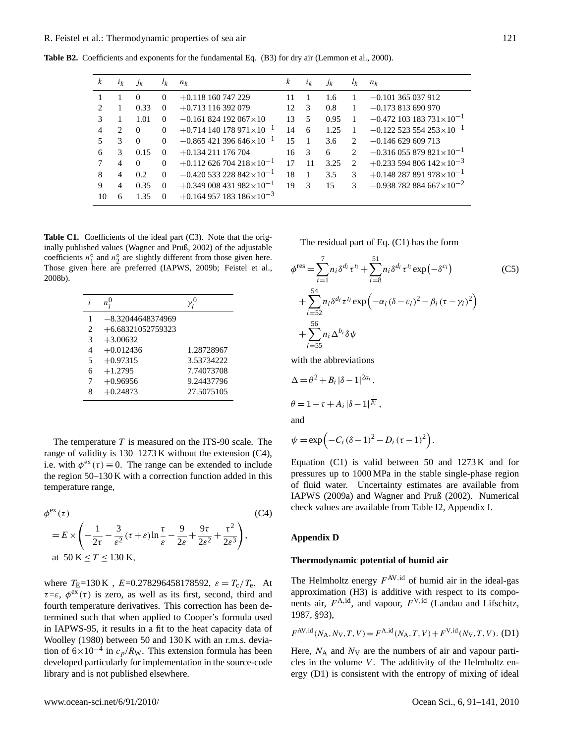**Table B2.** Coefficients and exponents for the fundamental Eq. (B3) for dry air (Lemmon et al., 2000).

| $k$ | $i_k$ | $j_k$ | $l_k$ | $n_k$ | $k$ | $i_k$ | $j_k$ | $l_k$ | $n_k$ |
|---|---|---|---|---|---|---|---|---|---|
| 1 | 1 | 0 | 0 | $+0.118\,160\,747\,229$ | 11 | 1 | 1.6 | 1 | $-0.101\,365\,037\,912$ |
| 2 | 1 | 0.33 | 0 | $+0.713\,116\,392\,079$ | 12 | 3 | 0.8 | 1 | $-0.173\,813\,690\,970$ |
| 3 | 1 | 1.01 | 0 | $-0.161\,824\,192\,067\times10$ | 13 | 5 | 0.95 | 1 | $-0.472\,103\,183\,731\times10^{-1}$ |
| 4 | 2 | 0 | 0 | $+0.714\,140\,178\,971\times10^{-1}$ | 14 | 6 | 1.25 | 1 | $-0.122\,523\,554\,253\times10^{-1}$ |
| 5 | 3 | 0 | 0 | $-0.865\,421\,396\,646\times10^{-1}$ | 15 | 1 | 3.6 | 2 | $-0.146\,629\,609\,713$ |
| 6 | 3 | 0.15 | 0 | $+0.134\,211\,176\,704$ | 16 | 3 | 6 | 2 | $-0.316\,055\,879\,821\times10^{-1}$ |
| 7 | 4 | 0 | 0 | $+0.112\,626\,704\,218\times10^{-1}$ | 17 | 11 | 3.25 | 2 | $+0.233\,594\,806\,142\times10^{-3}$ |
| 8 | 4 | 0.2 | 0 | $-0.420\,533\,228\,842\times10^{-1}$ | 18 | 1 | 3.5 | 3 | $+0.148\,287\,891\,978\times10^{-1}$ |
| 9 | 4 | 0.35 | 0 | $+0.349\,008\,431\,982\times10^{-1}$ | 19 | 3 | 15 | 3 | $-0.938\,782\,884\,667\times10^{-2}$ |
| 10 | 6 | 1.35 | 0 | $+0.164\,957\,183\,186\times10^{-3}$ | | | | | |

**Table C1.** Coefficients of the ideal part (C3). Note that the originally published values (Wagner and Pruß, 2002) of the adjustable coefficients $n_1^\circ$ and $n_2^\circ$ are slightly different from those given here. Those given here are preferred (IAPWS, 2009b; Feistel et al., 2008b).

| $i$ | $n_i^0$ | $\gamma_i^0$ |
|---|---|---|
| 1 | −8.32044648374969 | |
| 2 | +6.68321052759323 | |
| 3 | +3.00632 | |
| 4 | +0.012436 | 1.28728967 |
| 5 | +0.97315 | 3.53734222 |
| 6 | +1.2795 | 7.74073708 |
| 7 | +0.96956 | 9.24437796 |
| 8 | +0.24873 | 27.5075105 |

The temperature $T$ is measured on the ITS-90 scale. The range of validity is 130–1273 K without the extension (C4), i.e. with $\phi^{\text{ex}}(\tau)\equiv 0$. The range can be extended to include the region 50–130 K with a correction function added in this temperature range,

$$\phi^{\text{ex}}(\tau) = E\times\left(-\frac{1}{2\tau}-\frac{3}{\varepsilon^2}(\tau+\varepsilon)\ln\frac{\tau}{\varepsilon}-\frac{9}{2\varepsilon}+\frac{9\tau}{2\varepsilon^2}+\frac{\tau^2}{2\varepsilon^3}\right), \quad \text{at } 50\text{ K}\le T\le 130\text{ K}, \tag{C4}$$

where $T_{\text{E}}$=130 K , $E$=0.278296458178592, $\varepsilon = T_{\text{c}}/T_{\text{e}}$. At $\tau$=$\varepsilon$, $\phi^{\text{ex}}(\tau)$ is zero, as well as its first, second, third and fourth temperature derivatives. This correction has been determined such that when applied to Cooper's formula used in IAPWS-95, it results in a fit to the heat capacity data of Woolley (1980) between 50 and 130 K with an r.m.s. deviation of $6\times10^{-4}$ in $c_p/R_{\text{W}}$. This extension formula has been developed particularly for implementation in the source-code library and is not published elsewhere.

The residual part of Eq. (C1) has the form

$$\phi^{\text{res}} = \sum_{i=1}^{7} n_i\delta^{d_i}\tau^{t_i} + \sum_{i=8}^{51} n_i\delta^{d_i}\tau^{t_i}\exp\left(-\delta^{c_i}\right) + \sum_{i=52}^{54} n_i\delta^{d_i}\tau^{t_i}\exp\left(-\alpha_i(\delta-\varepsilon_i)^2-\beta_i(\tau-\gamma_i)^2\right) + \sum_{i=55}^{56} n_i\Delta^{b_i}\delta\psi \tag{C5}$$

with the abbreviations

$$\Delta = \theta^2 + B_i\,|\delta-1|^{2a_i},$$

$$\theta = 1-\tau+A_i\,|\delta-1|^{\frac{1}{\beta_i}},$$

and

$$\psi = \exp\left(-C_i(\delta-1)^2 - D_i(\tau-1)^2\right).$$

Equation (C1) is valid between 50 and 1273 K and for pressures up to 1000 MPa in the stable single-phase region of fluid water. Uncertainty estimates are available from IAPWS (2009a) and Wagner and Pruß (2002). Numerical check values are available from Table I2, Appendix I.

## Appendix D

### Thermodynamic potential of humid air

The Helmholtz energy $F^{\text{AV,id}}$ of humid air in the ideal-gas approximation (H3) is additive with respect to its components air, $F^{\text{A,id}}$, and vapour, $F^{\text{V,id}}$ (Landau and Lifschitz, 1987, §93),

$$F^{\text{AV,id}}(N_{\text{A}},N_{\text{V}},T,V) = F^{\text{A,id}}(N_{\text{A}},T,V) + F^{\text{V,id}}(N_{\text{V}},T,V). \tag{D1}$$

Here, $N_{\text{A}}$ and $N_{\text{V}}$ are the numbers of air and vapour particles in the volume $V$. The additivity of the Helmholtz energy (D1) is consistent with the entropy of mixing of ideal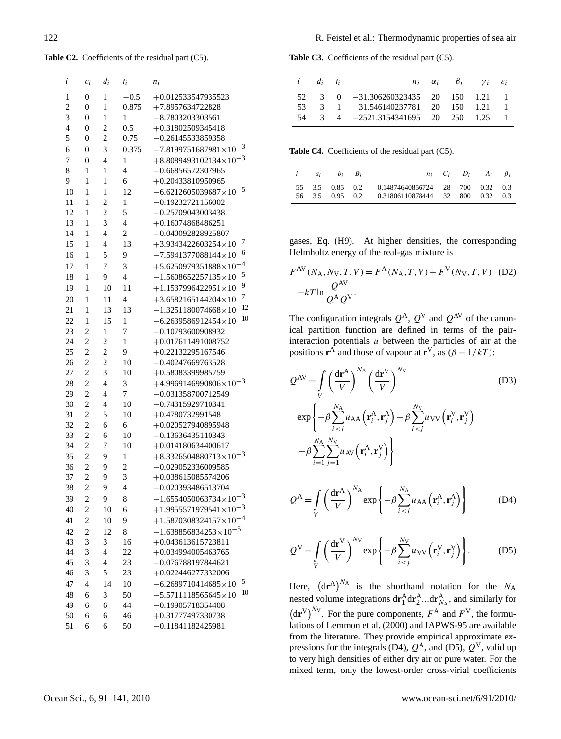**Table C2.** Coefficients of the residual part (C5).

| $i$ | $c_i$ | $d_i$ | $t_i$ | $n_i$ |
|---|---|---|---|---|
| 1 | 0 | 1 | −0.5 | +0.012533547935523 |
| 2 | 0 | 1 | 0.875 | +7.8957634722828 |
| 3 | 0 | 1 | 1 | −8.7803203303561 |
| 4 | 0 | 2 | 0.5 | +0.31802509345418 |
| 5 | 0 | 2 | 0.75 | −0.26145533859358 |
| 6 | 0 | 3 | 0.375 | $-7.8199751687981\times10^{-3}$ |
| 7 | 0 | 4 | 1 | $+8.8089493102134\times10^{-3}$ |
| 8 | 1 | 1 | 4 | −0.66856572307965 |
| 9 | 1 | 1 | 6 | +0.20433810950965 |
| 10 | 1 | 1 | 12 | $-6.6212605039687\times10^{-5}$ |
| 11 | 1 | 2 | 1 | −0.19232721156002 |
| 12 | 1 | 2 | 5 | −0.25709043003438 |
| 13 | 1 | 3 | 4 | +0.16074868486251 |
| 14 | 1 | 4 | 2 | −0.040092828925807 |
| 15 | 1 | 4 | 13 | $+3.9343422603254\times10^{-7}$ |
| 16 | 1 | 5 | 9 | $-7.5941377088144\times10^{-6}$ |
| 17 | 1 | 7 | 3 | $+5.6250979351888\times10^{-4}$ |
| 18 | 1 | 9 | 4 | $-1.5608652257135\times10^{-5}$ |
| 19 | 1 | 10 | 11 | $+1.1537996422951\times10^{-9}$ |
| 20 | 1 | 11 | 4 | $+3.6582165144204\times10^{-7}$ |
| 21 | 1 | 13 | 13 | $-1.3251180074668\times10^{-12}$ |
| 22 | 1 | 15 | 1 | $-6.2639586912454\times10^{-10}$ |
| 23 | 2 | 1 | 7 | −0.10793600908932 |
| 24 | 2 | 2 | 1 | +0.017611491008752 |
| 25 | 2 | 2 | 9 | +0.22132295167546 |
| 26 | 2 | 2 | 10 | −0.40247669763528 |
| 27 | 2 | 3 | 10 | +0.58083399985759 |
| 28 | 2 | 4 | 3 | $+4.9969146990806\times10^{-3}$ |
| 29 | 2 | 4 | 7 | −0.031358700712549 |
| 30 | 2 | 4 | 10 | −0.74315929710341 |
| 31 | 2 | 5 | 10 | +0.4780732991548 |
| 32 | 2 | 6 | 6 | +0.020527940895948 |
| 33 | 2 | 6 | 10 | −0.13636435110343 |
| 34 | 2 | 7 | 10 | +0.014180634400617 |
| 35 | 2 | 9 | 1 | $+8.3326504880713\times10^{-3}$ |
| 36 | 2 | 9 | 2 | −0.029052336009585 |
| 37 | 2 | 9 | 3 | +0.038615085574206 |
| 38 | 2 | 9 | 4 | −0.020393486513704 |
| 39 | 2 | 9 | 8 | $-1.6554050063734\times10^{-3}$ |
| 40 | 2 | 10 | 6 | $+1.9955571979541\times10^{-3}$ |
| 41 | 2 | 10 | 9 | $+1.5870308324157\times10^{-4}$ |
| 42 | 2 | 12 | 8 | $-1.638856834253\times10^{-5}$ |
| 43 | 3 | 3 | 16 | +0.043613615723811 |
| 44 | 3 | 4 | 22 | +0.034994005463765 |
| 45 | 3 | 4 | 23 | −0.076788197844621 |
| 46 | 3 | 5 | 23 | +0.022446277332006 |
| 47 | 4 | 14 | 10 | $-6.2689710414685\times10^{-5}$ |
| 48 | 6 | 3 | 50 | $-5.5711118565645\times10^{-10}$ |
| 49 | 6 | 6 | 44 | −0.19905718354408 |
| 50 | 6 | 6 | 46 | +0.31777497330738 |
| 51 | 6 | 6 | 50 | −0.11841182425981 |

**Table C3.** Coefficients of the residual part (C5).

| $i$ | $d_i$ | $t_i$ | $n_i$ | $\alpha_i$ | $\beta_i$ | $\gamma_i$ | $\varepsilon_i$ |
|---|---|---|---|---|---|---|---|
| 52 | 3 | 0 | −31.306260323435 | 20 | 150 | 1.21 | 1 |
| 53 | 3 | 1 | 31.546140237781 | 20 | 150 | 1.21 | 1 |
| 54 | 3 | 4 | −2521.3154341695 | 20 | 250 | 1.25 | 1 |

**Table C4.** Coefficients of the residual part (C5).

| $i$ | $a_i$ | $b_i$ | $B_i$ | $n_i$ | $C_i$ | $D_i$ | $A_i$ | $\beta_i$ |
|---|---|---|---|---|---|---|---|---|
| 55 | 3.5 | 0.85 | 0.2 | −0.14874640856724 | 28 | 700 | 0.32 | 0.3 |
| 56 | 3.5 | 0.95 | 0.2 | 0.31806110878444 | 32 | 800 | 0.32 | 0.3 |

gases, Eq. (H9). At higher densities, the corresponding Helmholtz energy of the real-gas mixture is

$$F^{\mathrm{AV}}(N_{\mathrm{A}},N_{\mathrm{V}},T,V)=F^{\mathrm{A}}(N_{\mathrm{A}},T,V)+F^{\mathrm{V}}(N_{\mathrm{V}},T,V) -kT\ln\frac{Q^{\mathrm{AV}}}{Q^{\mathrm{A}}Q^{\mathrm{V}}}. \quad \text{(D2)}$$

The configuration integrals $Q^{\mathrm{A}}$, $Q^{\mathrm{V}}$ and $Q^{\mathrm{AV}}$ of the canonical partition function are defined in terms of the pair-interaction potentials $u$ between the particles of air at the positions $\mathbf{r}^{\mathrm{A}}$ and those of vapour at $\mathbf{r}^{\mathrm{V}}$, as ($\beta=1/kT$):

$$Q^{\mathrm{AV}}=\int_V\left(\frac{\mathrm{d}\mathbf{r}^{\mathrm{A}}}{V}\right)^{N_{\mathrm{A}}}\left(\frac{\mathrm{d}\mathbf{r}^{\mathrm{V}}}{V}\right)^{N_{\mathrm{V}}} \exp\left\{-\beta\sum_{i<j}^{N_{\mathrm{A}}}u_{\mathrm{AA}}\left(\mathbf{r}_i^{\mathrm{A}},\mathbf{r}_j^{\mathrm{A}}\right)-\beta\sum_{i<j}^{N_{\mathrm{V}}}u_{\mathrm{VV}}\left(\mathbf{r}_i^{\mathrm{V}},\mathbf{r}_j^{\mathrm{V}}\right) -\beta\sum_{i=1}^{N_{\mathrm{A}}}\sum_{j=1}^{N_{\mathrm{V}}}u_{\mathrm{AV}}\left(\mathbf{r}_i^{\mathrm{A}},\mathbf{r}_j^{\mathrm{V}}\right)\right\} \quad \text{(D3)}$$

$$Q^{\mathrm{A}}=\int_V\left(\frac{\mathrm{d}\mathbf{r}^{\mathrm{A}}}{V}\right)^{N_{\mathrm{A}}}\exp\left\{-\beta\sum_{i<j}^{N_{\mathrm{A}}}u_{\mathrm{AA}}\left(\mathbf{r}_i^{\mathrm{A}},\mathbf{r}_j^{\mathrm{A}}\right)\right\} \quad \text{(D4)}$$

$$Q^{\mathrm{V}}=\int_V\left(\frac{\mathrm{d}\mathbf{r}^{\mathrm{V}}}{V}\right)^{N_{\mathrm{V}}}\exp\left\{-\beta\sum_{i<j}^{N_{\mathrm{V}}}u_{\mathrm{VV}}\left(\mathbf{r}_i^{\mathrm{V}},\mathbf{r}_j^{\mathrm{V}}\right)\right\}. \quad \text{(D5)}$$

Here, $\left(\mathrm{d}\mathbf{r}^{\mathrm{A}}\right)^{N_{\mathrm{A}}}$ is the shorthand notation for the $N_{\mathrm{A}}$ nested volume integrations $\mathrm{d}\mathbf{r}_1^{\mathrm{A}}\mathrm{d}\mathbf{r}_2^{\mathrm{A}}...\mathrm{d}\mathbf{r}_{N_{\mathrm{A}}}^{\mathrm{A}}$, and similarly for $\left(\mathrm{d}\mathbf{r}^{\mathrm{V}}\right)^{N_{\mathrm{V}}}$. For the pure components, $F^{\mathrm{A}}$ and $F^{\mathrm{V}}$, the formulations of Lemmon et al. (2000) and IAPWS-95 are available from the literature. They provide empirical approximate expressions for the integrals (D4), $Q^{\mathrm{A}}$, and (D5), $Q^{\mathrm{V}}$, valid up to very high densities of either dry air or pure water. For the mixed term, only the lowest-order cross-virial coefficients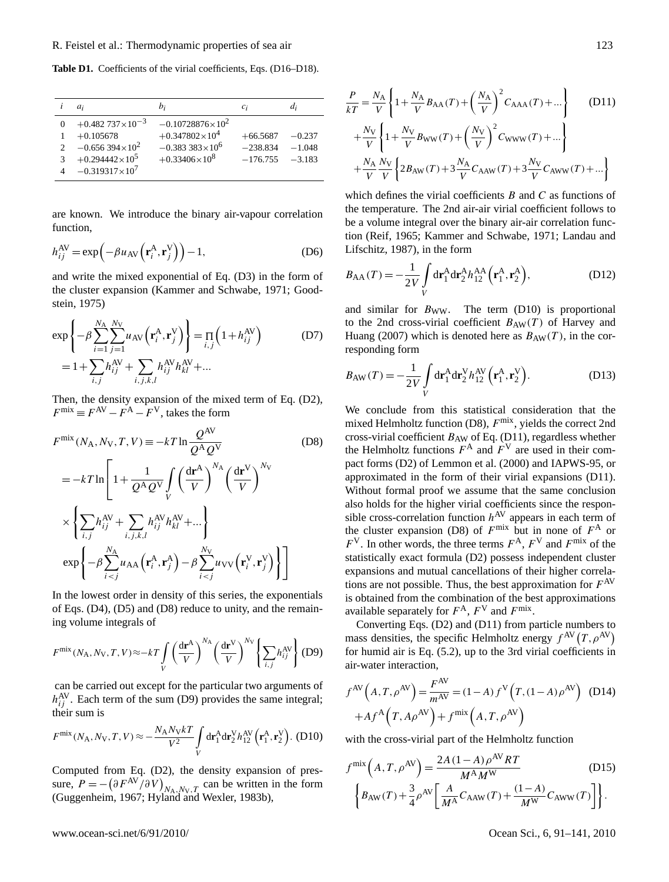**Table D1.** Coefficients of the virial coefficients, Eqs. (D16–D18).

| $i$ | $a_i$ | $b_i$ | $c_i$ | $d_i$ |
|---|---|---|---|---|
| 0 | $+0.482\,737\times10^{-3}$ | $-0.10728876\times10^{2}$ | | |
| 1 | $+0.105678$ | $+0.347802\times10^{4}$ | $+66.5687$ | $-0.237$ |
| 2 | $-0.656\,394\times10^{2}$ | $-0.383\,383\times10^{6}$ | $-238.834$ | $-1.048$ |
| 3 | $+0.294442\times10^{5}$ | $+0.33406\times10^{8}$ | $-176.755$ | $-3.183$ |
| 4 | $-0.319317\times10^{7}$ | | | |

are known. We introduce the binary air-vapour correlation function,

$$h_{ij}^{\mathrm{AV}} = \exp\left(-\beta u_{\mathrm{AV}}\left(\mathbf{r}_i^{\mathrm{A}}, \mathbf{r}_j^{\mathrm{V}}\right)\right) - 1, \tag{D6}$$

and write the mixed exponential of Eq. (D3) in the form of the cluster expansion (Kammer and Schwabe, 1971; Goodstein, 1975)

$$\exp\left\{-\beta \sum_{i=1}^{N_{\mathrm{A}}}\sum_{j=1}^{N_{\mathrm{V}}} u_{\mathrm{AV}}\left(\mathbf{r}_i^{\mathrm{A}}, \mathbf{r}_j^{\mathrm{V}}\right)\right\} = \prod_{i,j}\left(1 + h_{ij}^{\mathrm{AV}}\right) \tag{D7}$$
$$= 1 + \sum_{i,j} h_{ij}^{\mathrm{AV}} + \sum_{i,j,k,l} h_{ij}^{\mathrm{AV}} h_{kl}^{\mathrm{AV}} + \ldots$$

Then, the density expansion of the mixed term of Eq. (D2), $F^{\mathrm{mix}} \equiv F^{\mathrm{AV}} - F^{\mathrm{A}} - F^{\mathrm{V}}$, takes the form

$$F^{\mathrm{mix}}(N_{\mathrm{A}}, N_{\mathrm{V}}, T, V) \equiv -kT \ln \frac{Q^{\mathrm{AV}}}{Q^{\mathrm{A}} Q^{\mathrm{V}}} \tag{D8}$$
$$= -kT \ln\left[1 + \frac{1}{Q^{\mathrm{A}} Q^{\mathrm{V}}} \int_V \left(\frac{\mathrm{d}\mathbf{r}^{\mathrm{A}}}{V}\right)^{N_{\mathrm{A}}} \left(\frac{\mathrm{d}\mathbf{r}^{\mathrm{V}}}{V}\right)^{N_{\mathrm{V}}} \right.$$
$$\times \left\{\sum_{i,j} h_{ij}^{\mathrm{AV}} + \sum_{i,j,k,l} h_{ij}^{\mathrm{AV}} h_{kl}^{\mathrm{AV}} + \ldots\right\}$$
$$\left. \exp\left\{-\beta \sum_{i<j}^{N_{\mathrm{A}}} u_{\mathrm{AA}}\left(\mathbf{r}_i^{\mathrm{A}}, \mathbf{r}_j^{\mathrm{A}}\right) - \beta \sum_{i<j}^{N_{\mathrm{V}}} u_{\mathrm{VV}}\left(\mathbf{r}_i^{\mathrm{V}}, \mathbf{r}_j^{\mathrm{V}}\right)\right\}\right]$$

In the lowest order in density of this series, the exponentials of Eqs. (D4), (D5) and (D8) reduce to unity, and the remaining volume integrals of

$$F^{\mathrm{mix}}(N_{\mathrm{A}}, N_{\mathrm{V}}, T, V) \approx -kT \int_V \left(\frac{\mathrm{d}\mathbf{r}^{\mathrm{A}}}{V}\right)^{N_{\mathrm{A}}} \left(\frac{\mathrm{d}\mathbf{r}^{\mathrm{V}}}{V}\right)^{N_{\mathrm{V}}} \left\{\sum_{i,j} h_{ij}^{\mathrm{AV}}\right\} \tag{D9}$$

can be carried out except for the particular two arguments of $h_{ij}^{\mathrm{AV}}$. Each term of the sum (D9) provides the same integral; their sum is

$$F^{\mathrm{mix}}(N_{\mathrm{A}}, N_{\mathrm{V}}, T, V) \approx -\frac{N_{\mathrm{A}} N_{\mathrm{V}} kT}{V^2} \int_V \mathrm{d}\mathbf{r}_1^{\mathrm{A}} \mathrm{d}\mathbf{r}_2^{\mathrm{V}} h_{12}^{\mathrm{AV}}\left(\mathbf{r}_1^{\mathrm{A}}, \mathbf{r}_2^{\mathrm{V}}\right). \tag{D10}$$

Computed from Eq. (D2), the density expansion of pressure, $P = -\left(\partial F^{\mathrm{AV}}/\partial V\right)_{N_{\mathrm{A}}, N_{\mathrm{V}}, T}$ can be written in the form (Guggenheim, 1967; Hyland and Wexler, 1983b),

$$\frac{P}{kT} = \frac{N_{\mathrm{A}}}{V}\left\{1 + \frac{N_{\mathrm{A}}}{V} B_{\mathrm{AA}}(T) + \left(\frac{N_{\mathrm{A}}}{V}\right)^2 C_{\mathrm{AAA}}(T) + \ldots\right\} \tag{D11}$$
$$+ \frac{N_{\mathrm{V}}}{V}\left\{1 + \frac{N_{\mathrm{V}}}{V} B_{\mathrm{WW}}(T) + \left(\frac{N_{\mathrm{V}}}{V}\right)^2 C_{\mathrm{WWW}}(T) + \ldots\right\}$$
$$+ \frac{N_{\mathrm{A}}}{V}\frac{N_{\mathrm{V}}}{V}\left\{2B_{\mathrm{AW}}(T) + 3\frac{N_{\mathrm{A}}}{V} C_{\mathrm{AAW}}(T) + 3\frac{N_{\mathrm{V}}}{V} C_{\mathrm{AWW}}(T) + \ldots\right\}$$

which defines the virial coefficients $B$ and $C$ as functions of the temperature. The 2nd air-air virial coefficient follows to be a volume integral over the binary air-air correlation function (Reif, 1965; Kammer and Schwabe, 1971; Landau and Lifschitz, 1987), in the form

$$B_{\mathrm{AA}}(T) = -\frac{1}{2V}\int_V \mathrm{d}\mathbf{r}_1^{\mathrm{A}} \mathrm{d}\mathbf{r}_2^{\mathrm{A}} h_{12}^{\mathrm{AA}}\left(\mathbf{r}_1^{\mathrm{A}}, \mathbf{r}_2^{\mathrm{A}}\right), \tag{D12}$$

and similar for $B_{\mathrm{WW}}$. The term (D10) is proportional to the 2nd cross-virial coefficient $B_{\mathrm{AW}}(T)$ of Harvey and Huang (2007) which is denoted here as $B_{\mathrm{AW}}(T)$, in the corresponding form

$$B_{\mathrm{AW}}(T) = -\frac{1}{2V}\int_V \mathrm{d}\mathbf{r}_1^{\mathrm{A}} \mathrm{d}\mathbf{r}_2^{\mathrm{V}} h_{12}^{\mathrm{AV}}\left(\mathbf{r}_1^{\mathrm{A}}, \mathbf{r}_2^{\mathrm{V}}\right). \tag{D13}$$

We conclude from this statistical consideration that the mixed Helmholtz function (D8), $F^{\mathrm{mix}}$, yields the correct 2nd cross-virial coefficient $B_{\mathrm{AW}}$ of Eq. (D11), regardless whether the Helmholtz functions $F^{\mathrm{A}}$ and $F^{\mathrm{V}}$ are used in their compact forms (D2) of Lemmon et al. (2000) and IAPWS-95, or approximated in the form of their virial expansions (D11). Without formal proof we assume that the same conclusion also holds for the higher virial coefficients since the responsible cross-correlation function $h^{\mathrm{AV}}$ appears in each term of the cluster expansion (D8) of $F^{\mathrm{mix}}$ but in none of $F^{\mathrm{A}}$ or $F^{\mathrm{V}}$. In other words, the three terms $F^{\mathrm{A}}$, $F^{\mathrm{V}}$ and $F^{\mathrm{mix}}$ of the statistically exact formula (D2) possess independent cluster expansions and mutual cancellations of their higher correlations are not possible. Thus, the best approximation for $F^{\mathrm{AV}}$ is obtained from the combination of the best approximations available separately for $F^{\mathrm{A}}$, $F^{\mathrm{V}}$ and $F^{\mathrm{mix}}$.

Converting Eqs. (D2) and (D11) from particle numbers to mass densities, the specific Helmholtz energy $f^{\mathrm{AV}}\left(T, \rho^{\mathrm{AV}}\right)$ for humid air is Eq. (5.2), up to the 3rd virial coefficients in air-water interaction,

$$f^{\mathrm{AV}}\left(A, T, \rho^{\mathrm{AV}}\right) = \frac{F^{\mathrm{AV}}}{m^{\mathrm{AV}}} = (1-A) f^{\mathrm{V}}\left(T, (1-A)\rho^{\mathrm{AV}}\right) \tag{D14}$$
$$+ A f^{\mathrm{A}}\left(T, A\rho^{\mathrm{AV}}\right) + f^{\mathrm{mix}}\left(A, T, \rho^{\mathrm{AV}}\right)$$

with the cross-virial part of the Helmholtz function

$$f^{\mathrm{mix}}\left(A, T, \rho^{\mathrm{AV}}\right) = \frac{2A(1-A)\rho^{\mathrm{AV}} RT}{M^{\mathrm{A}} M^{\mathrm{W}}} \tag{D15}$$
$$\left\{B_{\mathrm{AW}}(T) + \frac{3}{4}\rho^{\mathrm{AV}}\left[\frac{A}{M^{\mathrm{A}}} C_{\mathrm{AAW}}(T) + \frac{(1-A)}{M^{\mathrm{W}}} C_{\mathrm{AWW}}(T)\right]\right\}.$$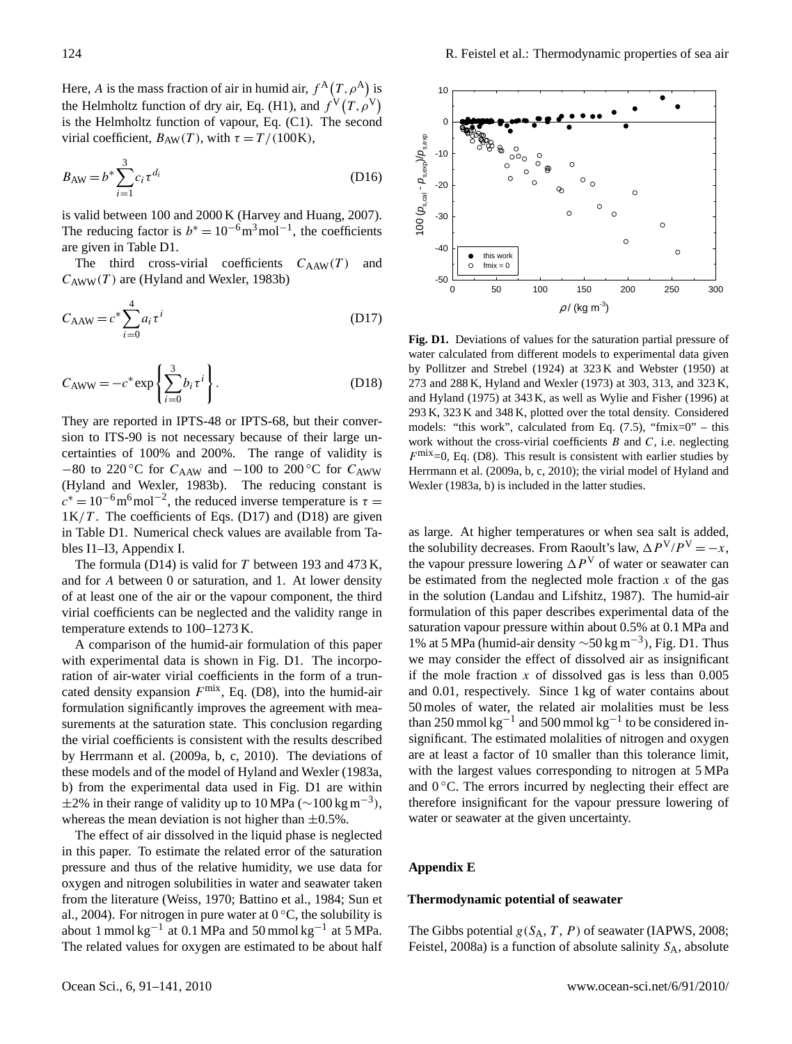Here, $A$ is the mass fraction of air in humid air, $f^{\mathrm{A}}(T,\rho^{\mathrm{A}})$ is the Helmholtz function of dry air, Eq. (H1), and $f^{\mathrm{V}}(T,\rho^{\mathrm{V}})$ is the Helmholtz function of vapour, Eq. (C1). The second virial coefficient, $B_{\mathrm{AW}}(T)$, with $\tau = T/(100\,\mathrm{K})$,

$$B_{\mathrm{AW}} = b^* \sum_{i=1}^{3} c_i \tau^{d_i} \tag{D16}$$

is valid between 100 and 2000 K (Harvey and Huang, 2007). The reducing factor is $b^* = 10^{-6}\,\mathrm{m^3\,mol^{-1}}$, the coefficients are given in Table D1.

The third cross-virial coefficients $C_{\mathrm{AAW}}(T)$ and $C_{\mathrm{AWW}}(T)$ are (Hyland and Wexler, 1983b)

$$C_{\mathrm{AAW}} = c^* \sum_{i=0}^{4} a_i \tau^{i} \tag{D17}$$

$$C_{\mathrm{AWW}} = -c^* \exp\left\{\sum_{i=0}^{3} b_i \tau^{i}\right\}. \tag{D18}$$

They are reported in IPTS-48 or IPTS-68, but their conversion to ITS-90 is not necessary because of their large uncertainties of 100% and 200%. The range of validity is $-80$ to 220 °C for $C_{\mathrm{AAW}}$ and $-100$ to 200 °C for $C_{\mathrm{AWW}}$ (Hyland and Wexler, 1983b). The reducing constant is $c^* = 10^{-6}\,\mathrm{m^6\,mol^{-2}}$, the reduced inverse temperature is $\tau = 1\,\mathrm{K}/T$. The coefficients of Eqs. (D17) and (D18) are given in Table D1. Numerical check values are available from Tables I1–I3, Appendix I.

The formula (D14) is valid for $T$ between 193 and 473 K, and for $A$ between 0 or saturation, and 1. At lower density of at least one of the air or the vapour component, the third virial coefficients can be neglected and the validity range in temperature extends to 100–1273 K.

A comparison of the humid-air formulation of this paper with experimental data is shown in Fig. D1. The incorporation of air-water virial coefficients in the form of a truncated density expansion $F^{\mathrm{mix}}$, Eq. (D8), into the humid-air formulation significantly improves the agreement with measurements at the saturation state. This conclusion regarding the virial coefficients is consistent with the results described by Herrmann et al. (2009a, b, c, 2010). The deviations of these models and of the model of Hyland and Wexler (1983a, b) from the experimental data used in Fig. D1 are within ±2% in their range of validity up to 10 MPa ($\sim$100 kg m$^{-3}$), whereas the mean deviation is not higher than ±0.5%.

The effect of air dissolved in the liquid phase is neglected in this paper. To estimate the related error of the saturation pressure and thus of the relative humidity, we use data for oxygen and nitrogen solubilities in water and seawater taken from the literature (Weiss, 1970; Battino et al., 1984; Sun et al., 2004). For nitrogen in pure water at 0 °C, the solubility is about 1 mmol kg$^{-1}$ at 0.1 MPa and 50 mmol kg$^{-1}$ at 5 MPa. The related values for oxygen are estimated to be about half

**Fig. D1.** Deviations of values for the saturation partial pressure of water calculated from different models to experimental data given by Pollitzer and Strebel (1924) at 323 K and Webster (1950) at 273 and 288 K, Hyland and Wexler (1973) at 303, 313, and 323 K, and Hyland (1975) at 343 K, as well as Wylie and Fisher (1996) at 293 K, 323 K and 348 K, plotted over the total density. Considered models: "this work", calculated from Eq. (7.5), "fmix=0" – this work without the cross-virial coefficients $B$ and $C$, i.e. neglecting $F^{\mathrm{mix}}$=0, Eq. (D8). This result is consistent with earlier studies by Herrmann et al. (2009a, b, c, 2010); the virial model of Hyland and Wexler (1983a, b) is included in the latter studies.

as large. At higher temperatures or when sea salt is added, the solubility decreases. From Raoult's law, $\Delta P^{\mathrm{V}}/P^{\mathrm{V}} = -x$, the vapour pressure lowering $\Delta P^{\mathrm{V}}$ of water or seawater can be estimated from the neglected mole fraction $x$ of the gas in the solution (Landau and Lifshitz, 1987). The humid-air formulation of this paper describes experimental data of the saturation vapour pressure within about 0.5% at 0.1 MPa and 1% at 5 MPa (humid-air density $\sim$50 kg m$^{-3}$), Fig. D1. Thus we may consider the effect of dissolved air as insignificant if the mole fraction $x$ of dissolved gas is less than 0.005 and 0.01, respectively. Since 1 kg of water contains about 50 moles of water, the related air molalities must be less than 250 mmol kg$^{-1}$ and 500 mmol kg$^{-1}$ to be considered insignificant. The estimated molalities of nitrogen and oxygen are at least a factor of 10 smaller than this tolerance limit, with the largest values corresponding to nitrogen at 5 MPa and 0 °C. The errors incurred by neglecting their effect are therefore insignificant for the vapour pressure lowering of water or seawater at the given uncertainty.

## Appendix E

### Thermodynamic potential of seawater

The Gibbs potential $g(S_{\mathrm{A}}, T, P)$ of seawater (IAPWS, 2008; Feistel, 2008a) is a function of absolute salinity $S_{\mathrm{A}}$, absolute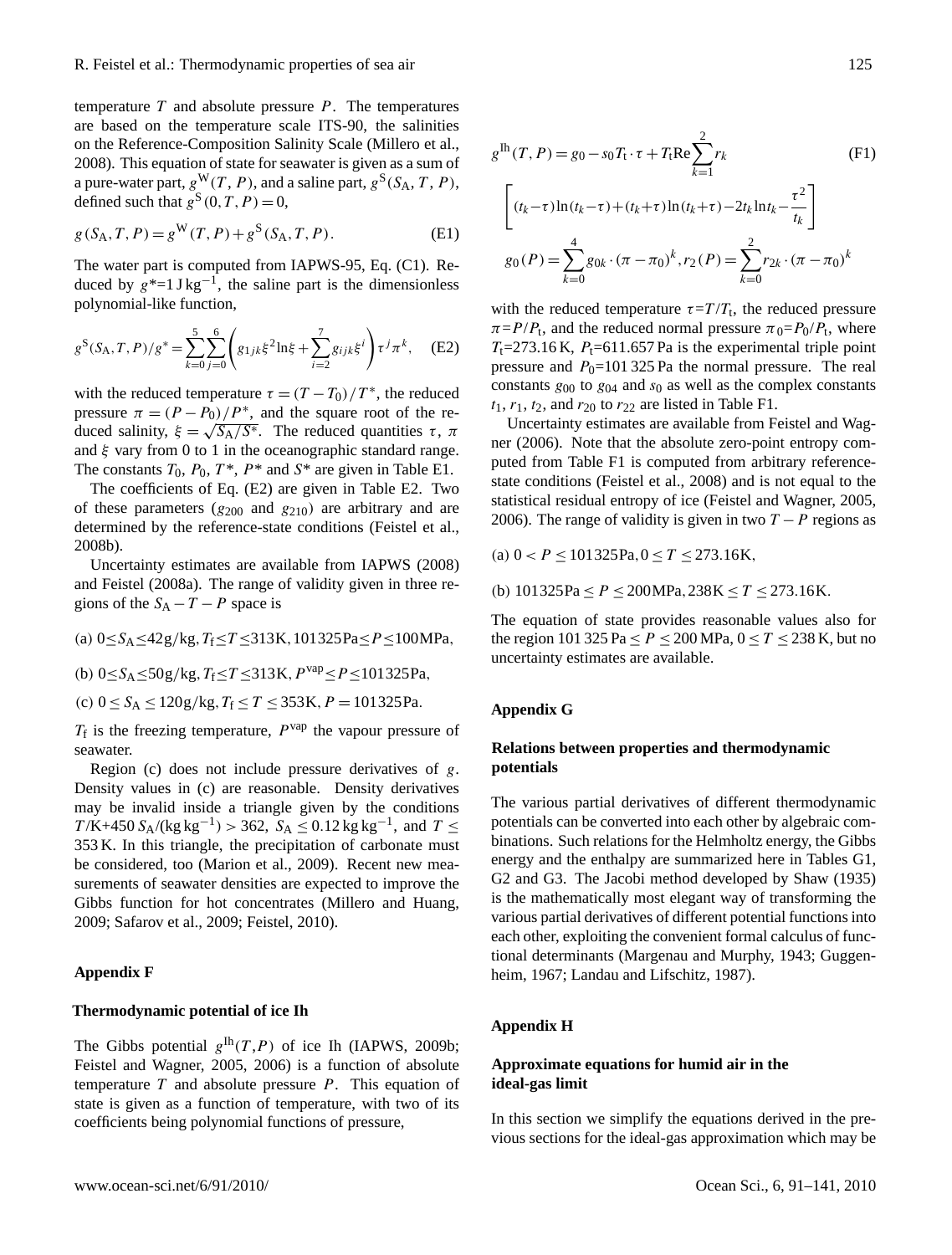temperature $T$ and absolute pressure $P$. The temperatures are based on the temperature scale ITS-90, the salinities on the Reference-Composition Salinity Scale (Millero et al., 2008). This equation of state for seawater is given as a sum of a pure-water part, $g^{\mathrm{W}}(T, P)$, and a saline part, $g^{\mathrm{S}}(S_{\mathrm{A}}, T, P)$, defined such that $g^{\mathrm{S}}(0, T, P) = 0$,

$$g(S_{\mathrm{A}}, T, P) = g^{\mathrm{W}}(T, P) + g^{\mathrm{S}}(S_{\mathrm{A}}, T, P). \tag{E1}$$

The water part is computed from IAPWS-95, Eq. (C1). Reduced by $g^*$=1 J kg$^{-1}$, the saline part is the dimensionless polynomial-like function,

$$g^{\mathrm{S}}(S_{\mathrm{A}}, T, P)/g^* = \sum_{k=0}^{5}\sum_{j=0}^{6}\left(g_{1jk}\xi^2 \ln\xi + \sum_{i=2}^{7} g_{ijk}\xi^i\right)\tau^j \pi^k, \tag{E2}$$

with the reduced temperature $\tau = (T - T_0)/T^*$, the reduced pressure $\pi = (P - P_0)/P^*$, and the square root of the reduced salinity, $\xi = \sqrt{S_{\mathrm{A}}/S^*}$. The reduced quantities $\tau$, $\pi$ and $\xi$ vary from 0 to 1 in the oceanographic standard range. The constants $T_0$, $P_0$, $T^*$, $P^*$ and $S^*$ are given in Table E1.

The coefficients of Eq. (E2) are given in Table E2. Two of these parameters ($g_{200}$ and $g_{210}$) are arbitrary and are determined by the reference-state conditions (Feistel et al., 2008b).

Uncertainty estimates are available from IAPWS (2008) and Feistel (2008a). The range of validity given in three regions of the $S_{\mathrm{A}} - T - P$ space is

(a) $0 \le S_{\mathrm{A}} \le 42\,\mathrm{g/kg}, T_{\mathrm{f}} \le T \le 313\,\mathrm{K}, 101325\,\mathrm{Pa} \le P \le 100\,\mathrm{MPa}$,

(b) $0 \le S_{\mathrm{A}} \le 50\,\mathrm{g/kg}, T_{\mathrm{f}} \le T \le 313\,\mathrm{K}, P^{\mathrm{vap}} \le P \le 101325\,\mathrm{Pa}$,

(c) $0 \le S_{\mathrm{A}} \le 120\,\mathrm{g/kg}, T_{\mathrm{f}} \le T \le 353\,\mathrm{K}, P = 101325\,\mathrm{Pa}$.

$T_{\mathrm{f}}$ is the freezing temperature, $P^{\mathrm{vap}}$ the vapour pressure of seawater.

Region (c) does not include pressure derivatives of $g$. Density values in (c) are reasonable. Density derivatives may be invalid inside a triangle given by the conditions $T$/K+450 $S_{\mathrm{A}}$/(kg kg$^{-1}$) > 362, $S_{\mathrm{A}} \le 0.12$ kg kg$^{-1}$, and $T \le$ 353 K. In this triangle, the precipitation of carbonate must be considered, too (Marion et al., 2009). Recent new measurements of seawater densities are expected to improve the Gibbs function for hot concentrates (Millero and Huang, 2009; Safarov et al., 2009; Feistel, 2010).

## Appendix F

### Thermodynamic potential of ice Ih

The Gibbs potential $g^{\mathrm{Ih}}(T,P)$ of ice Ih (IAPWS, 2009b; Feistel and Wagner, 2005, 2006) is a function of absolute temperature $T$ and absolute pressure $P$. This equation of state is given as a function of temperature, with two of its coefficients being polynomial functions of pressure,

$$g^{\mathrm{Ih}}(T, P) = g_0 - s_0 T_{\mathrm{t}} \cdot \tau + T_{\mathrm{t}} \mathrm{Re} \sum_{k=1}^{2} r_k \tag{F1}$$

$$\left[(t_k - \tau)\ln(t_k - \tau) + (t_k + \tau)\ln(t_k + \tau) - 2t_k \ln t_k - \frac{\tau^2}{t_k}\right]$$

$$g_0(P) = \sum_{k=0}^{4} g_{0k} \cdot (\pi - \pi_0)^k, r_2(P) = \sum_{k=0}^{2} r_{2k} \cdot (\pi - \pi_0)^k$$

with the reduced temperature $\tau = T/T_{\mathrm{t}}$, the reduced pressure $\pi = P/P_{\mathrm{t}}$, and the reduced normal pressure $\pi_0 = P_0/P_{\mathrm{t}}$, where $T_{\mathrm{t}}$=273.16 K, $P_{\mathrm{t}}$=611.657 Pa is the experimental triple point pressure and $P_0$=101 325 Pa the normal pressure. The real constants $g_{00}$ to $g_{04}$ and $s_0$ as well as the complex constants $t_1$, $r_1$, $t_2$, and $r_{20}$ to $r_{22}$ are listed in Table F1.

Uncertainty estimates are available from Feistel and Wagner (2006). Note that the absolute zero-point entropy computed from Table F1 is computed from arbitrary reference-state conditions (Feistel et al., 2008) and is not equal to the statistical residual entropy of ice (Feistel and Wagner, 2005, 2006). The range of validity is given in two $T - P$ regions as

(a) $0 < P \le 101325\,\mathrm{Pa}, 0 \le T \le 273.16\,\mathrm{K}$,

(b) $101325\,\mathrm{Pa} \le P \le 200\,\mathrm{MPa}, 238\,\mathrm{K} \le T \le 273.16\,\mathrm{K}$.

The equation of state provides reasonable values also for the region 101 325 Pa $\le P \le$ 200 MPa, $0 \le T \le$ 238 K, but no uncertainty estimates are available.

## Appendix G

### Relations between properties and thermodynamic potentials

The various partial derivatives of different thermodynamic potentials can be converted into each other by algebraic combinations. Such relations for the Helmholtz energy, the Gibbs energy and the enthalpy are summarized here in Tables G1, G2 and G3. The Jacobi method developed by Shaw (1935) is the mathematically most elegant way of transforming the various partial derivatives of different potential functions into each other, exploiting the convenient formal calculus of functional determinants (Margenau and Murphy, 1943; Guggenheim, 1967; Landau and Lifschitz, 1987).

## Appendix H

### Approximate equations for humid air in the ideal-gas limit

In this section we simplify the equations derived in the previous sections for the ideal-gas approximation which may be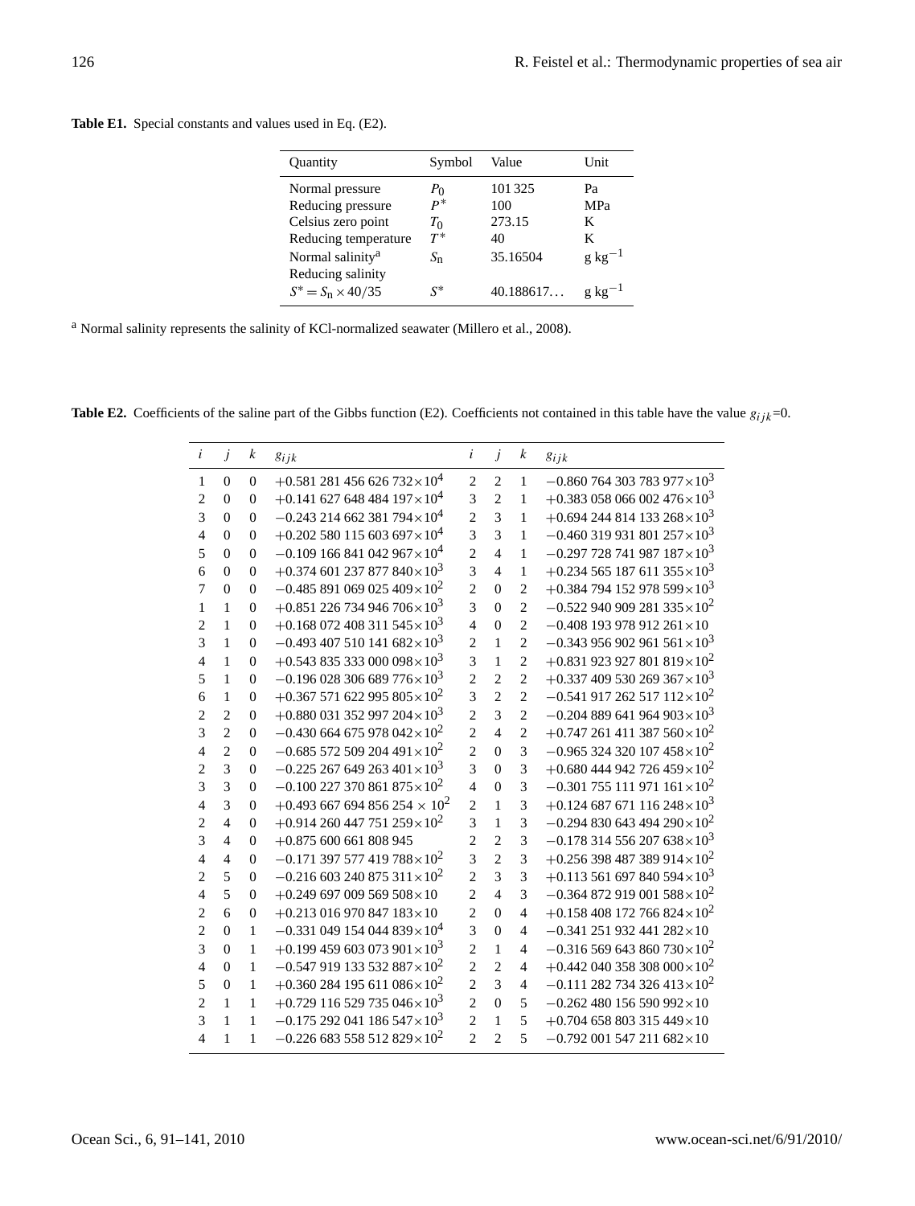**Table E1.** Special constants and values used in Eq. (E2).

| Quantity | Symbol | Value | Unit |
|---|---|---|---|
| Normal pressure | $P_0$ | 101 325 | Pa |
| Reducing pressure | $P^*$ | 100 | MPa |
| Celsius zero point | $T_0$ | 273.15 | K |
| Reducing temperature | $T^*$ | 40 | K |
| Normal salinity[a] | $S_n$ | 35.16504 | g kg$^{-1}$ |
| Reducing salinity $S^* = S_n \times 40/35$ | $S^*$ | 40.188617... | g kg$^{-1}$ |

[a] Normal salinity represents the salinity of KCl-normalized seawater (Millero et al., 2008).

**Table E2.** Coefficients of the saline part of the Gibbs function (E2). Coefficients not contained in this table have the value $g_{ijk}$=0.

| $i$ | $j$ | $k$ | $g_{ijk}$ | $i$ | $j$ | $k$ | $g_{ijk}$ |
|---|---|---|---|---|---|---|---|
| 1 | 0 | 0 | $+0.581\,281\,456\,626\,732\times10^4$ | 2 | 2 | 1 | $-0.860\,764\,303\,783\,977\times10^3$ |
| 2 | 0 | 0 | $+0.141\,627\,648\,484\,197\times10^4$ | 3 | 2 | 1 | $+0.383\,058\,066\,002\,476\times10^3$ |
| 3 | 0 | 0 | $-0.243\,214\,662\,381\,794\times10^4$ | 2 | 3 | 1 | $+0.694\,244\,814\,133\,268\times10^3$ |
| 4 | 0 | 0 | $+0.202\,580\,115\,603\,697\times10^4$ | 3 | 3 | 1 | $-0.460\,319\,931\,801\,257\times10^3$ |
| 5 | 0 | 0 | $-0.109\,166\,841\,042\,967\times10^4$ | 2 | 4 | 1 | $-0.297\,728\,741\,987\,187\times10^3$ |
| 6 | 0 | 0 | $+0.374\,601\,237\,877\,840\times10^3$ | 3 | 4 | 1 | $+0.234\,565\,187\,611\,355\times10^3$ |
| 7 | 0 | 0 | $-0.485\,891\,069\,025\,409\times10^2$ | 2 | 0 | 2 | $+0.384\,794\,152\,978\,599\times10^3$ |
| 1 | 1 | 0 | $+0.851\,226\,734\,946\,706\times10^3$ | 3 | 0 | 2 | $-0.522\,940\,909\,281\,335\times10^2$ |
| 2 | 1 | 0 | $+0.168\,072\,408\,311\,545\times10^3$ | 4 | 0 | 2 | $-0.408\,193\,978\,912\,261\times10$ |
| 3 | 1 | 0 | $-0.493\,407\,510\,141\,682\times10^3$ | 2 | 1 | 2 | $-0.343\,956\,902\,961\,561\times10^3$ |
| 4 | 1 | 0 | $+0.543\,835\,333\,000\,098\times10^3$ | 3 | 1 | 2 | $+0.831\,923\,927\,801\,819\times10^2$ |
| 5 | 1 | 0 | $-0.196\,028\,306\,689\,776\times10^3$ | 2 | 2 | 2 | $+0.337\,409\,530\,269\,367\times10^3$ |
| 6 | 1 | 0 | $+0.367\,571\,622\,995\,805\times10^2$ | 3 | 2 | 2 | $-0.541\,917\,262\,517\,112\times10^2$ |
| 2 | 2 | 0 | $+0.880\,031\,352\,997\,204\times10^3$ | 2 | 3 | 2 | $-0.204\,889\,641\,964\,903\times10^3$ |
| 3 | 2 | 0 | $-0.430\,664\,675\,978\,042\times10^2$ | 2 | 4 | 2 | $+0.747\,261\,411\,387\,560\times10^2$ |
| 4 | 2 | 0 | $-0.685\,572\,509\,204\,491\times10^2$ | 2 | 0 | 3 | $-0.965\,324\,320\,107\,458\times10^2$ |
| 2 | 3 | 0 | $-0.225\,267\,649\,263\,401\times10^3$ | 3 | 0 | 3 | $+0.680\,444\,942\,726\,459\times10^2$ |
| 3 | 3 | 0 | $-0.100\,227\,370\,861\,875\times10^2$ | 4 | 0 | 3 | $-0.301\,755\,111\,971\,161\times10^2$ |
| 4 | 3 | 0 | $+0.493\,667\,694\,856\,254\times10^2$ | 2 | 1 | 3 | $+0.124\,687\,671\,116\,248\times10^3$ |
| 2 | 4 | 0 | $+0.914\,260\,447\,751\,259\times10^2$ | 3 | 1 | 3 | $-0.294\,830\,643\,494\,290\times10^2$ |
| 3 | 4 | 0 | $+0.875\,600\,661\,808\,945$ | 2 | 2 | 3 | $-0.178\,314\,556\,207\,638\times10^3$ |
| 4 | 4 | 0 | $-0.171\,397\,577\,419\,788\times10^2$ | 3 | 2 | 3 | $+0.256\,398\,487\,389\,914\times10^2$ |
| 2 | 5 | 0 | $-0.216\,603\,240\,875\,311\times10^2$ | 2 | 3 | 3 | $+0.113\,561\,697\,840\,594\times10^3$ |
| 4 | 5 | 0 | $+0.249\,697\,009\,569\,508\times10$ | 2 | 4 | 3 | $-0.364\,872\,919\,001\,588\times10^2$ |
| 2 | 6 | 0 | $+0.213\,016\,970\,847\,183\times10$ | 2 | 0 | 4 | $+0.158\,408\,172\,766\,824\times10^2$ |
| 2 | 0 | 1 | $-0.331\,049\,154\,044\,839\times10^4$ | 3 | 0 | 4 | $-0.341\,251\,932\,441\,282\times10$ |
| 3 | 0 | 1 | $+0.199\,459\,603\,073\,901\times10^3$ | 2 | 1 | 4 | $-0.316\,569\,643\,860\,730\times10^2$ |
| 4 | 0 | 1 | $-0.547\,919\,133\,532\,887\times10^2$ | 2 | 2 | 4 | $+0.442\,040\,358\,308\,000\times10^2$ |
| 5 | 0 | 1 | $+0.360\,284\,195\,611\,086\times10^2$ | 2 | 3 | 4 | $-0.111\,282\,734\,326\,413\times10^2$ |
| 2 | 1 | 1 | $+0.729\,116\,529\,735\,046\times10^3$ | 2 | 0 | 5 | $-0.262\,480\,156\,590\,992\times10$ |
| 3 | 1 | 1 | $-0.175\,292\,041\,186\,547\times10^3$ | 2 | 1 | 5 | $+0.704\,658\,803\,315\,449\times10$ |
| 4 | 1 | 1 | $-0.226\,683\,558\,512\,829\times10^2$ | 2 | 2 | 5 | $-0.792\,001\,547\,211\,682\times10$ |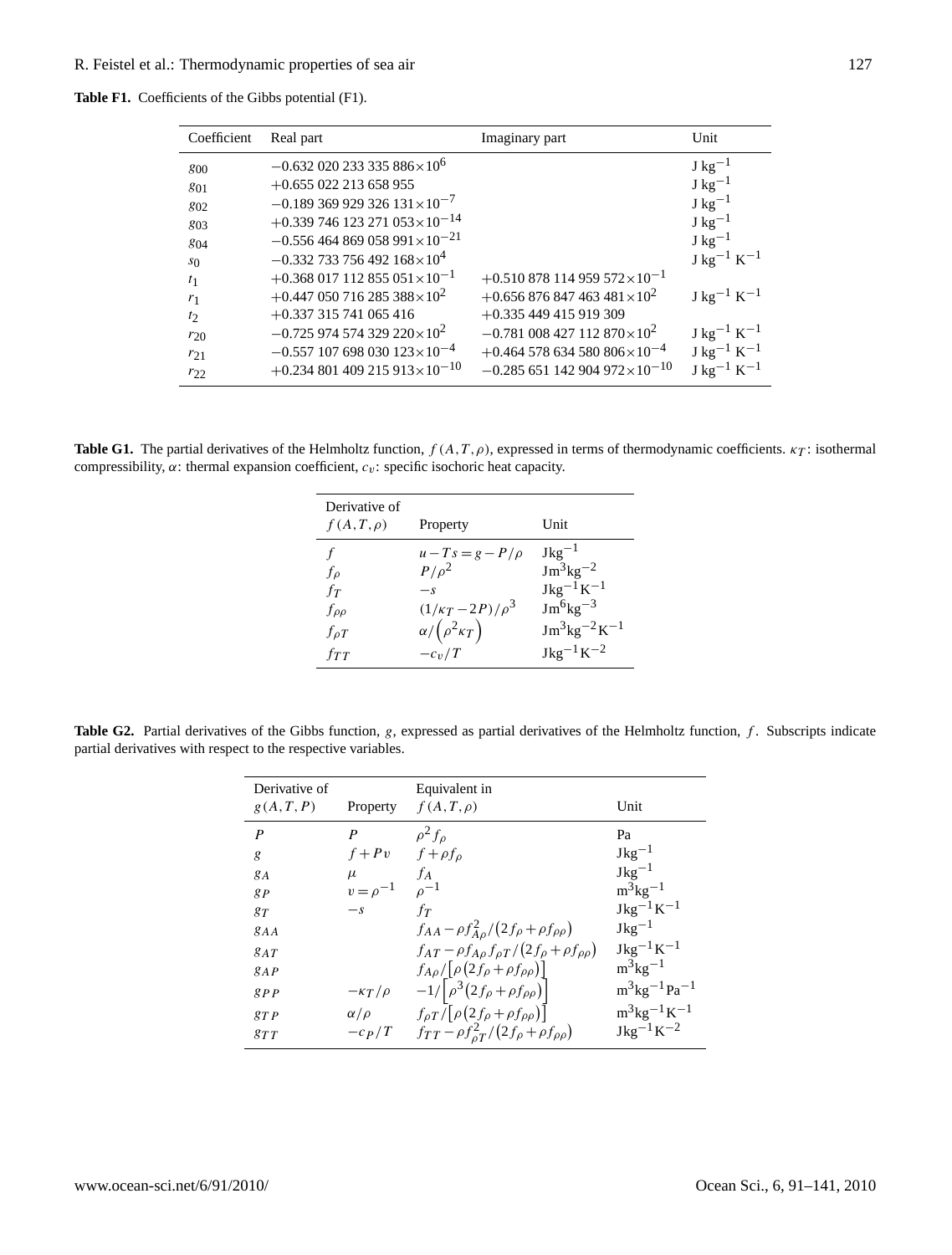**Table F1.** Coefficients of the Gibbs potential (F1).

| Coefficient | Real part | Imaginary part | Unit |
|---|---|---|---|
| $g_{00}$ | $-0.632\,020\,233\,335\,886\times10^{6}$ | | J kg$^{-1}$ |
| $g_{01}$ | $+0.655\,022\,213\,658\,955$ | | J kg$^{-1}$ |
| $g_{02}$ | $-0.189\,369\,929\,326\,131\times10^{-7}$ | | J kg$^{-1}$ |
| $g_{03}$ | $+0.339\,746\,123\,271\,053\times10^{-14}$ | | J kg$^{-1}$ |
| $g_{04}$ | $-0.556\,464\,869\,058\,991\times10^{-21}$ | | J kg$^{-1}$ |
| $s_0$ | $-0.332\,733\,756\,492\,168\times10^{4}$ | | J kg$^{-1}$ K$^{-1}$ |
| $t_1$ | $+0.368\,017\,112\,855\,051\times10^{-1}$ | $+0.510\,878\,114\,959\,572\times10^{-1}$ | |
| $r_1$ | $+0.447\,050\,716\,285\,388\times10^{2}$ | $+0.656\,876\,847\,463\,481\times10^{2}$ | J kg$^{-1}$ K$^{-1}$ |
| $t_2$ | $+0.337\,315\,741\,065\,416$ | $+0.335\,449\,415\,919\,309$ | |
| $r_{20}$ | $-0.725\,974\,574\,329\,220\times10^{2}$ | $-0.781\,008\,427\,112\,870\times10^{2}$ | J kg$^{-1}$ K$^{-1}$ |
| $r_{21}$ | $-0.557\,107\,698\,030\,123\times10^{-4}$ | $+0.464\,578\,634\,580\,806\times10^{-4}$ | J kg$^{-1}$ K$^{-1}$ |
| $r_{22}$ | $+0.234\,801\,409\,215\,913\times10^{-10}$ | $-0.285\,651\,142\,904\,972\times10^{-10}$ | J kg$^{-1}$ K$^{-1}$ |

**Table G1.** The partial derivatives of the Helmholtz function, $f(A,T,\rho)$, expressed in terms of thermodynamic coefficients. $\kappa_T$: isothermal compressibility, $\alpha$: thermal expansion coefficient, $c_v$: specific isochoric heat capacity.

| Derivative of $f(A,T,\rho)$ | Property | Unit |
|---|---|---|
| $f$ | $u-Ts=g-P/\rho$ | Jkg$^{-1}$ |
| $f_\rho$ | $P/\rho^2$ | Jm$^3$kg$^{-2}$ |
| $f_T$ | $-s$ | Jkg$^{-1}$K$^{-1}$ |
| $f_{\rho\rho}$ | $(1/\kappa_T-2P)/\rho^3$ | Jm$^6$kg$^{-3}$ |
| $f_{\rho T}$ | $\alpha/\left(\rho^2\kappa_T\right)$ | Jm$^3$kg$^{-2}$K$^{-1}$ |
| $f_{TT}$ | $-c_v/T$ | Jkg$^{-1}$K$^{-2}$ |

**Table G2.** Partial derivatives of the Gibbs function, $g$, expressed as partial derivatives of the Helmholtz function, $f$. Subscripts indicate partial derivatives with respect to the respective variables.

| Derivative of $g(A,T,P)$ | Property | Equivalent in $f(A,T,\rho)$ | Unit |
|---|---|---|---|
| $P$ | $P$ | $\rho^2 f_\rho$ | Pa |
| $g$ | $f+Pv$ | $f+\rho f_\rho$ | Jkg$^{-1}$ |
| $g_A$ | $\mu$ | $f_A$ | Jkg$^{-1}$ |
| $g_P$ | $v=\rho^{-1}$ | $\rho^{-1}$ | m$^3$kg$^{-1}$ |
| $g_T$ | $-s$ | $f_T$ | Jkg$^{-1}$K$^{-1}$ |
| $g_{AA}$ | | $f_{AA}-\rho f_{A\rho}^2/\left(2f_\rho+\rho f_{\rho\rho}\right)$ | Jkg$^{-1}$ |
| $g_{AT}$ | | $f_{AT}-\rho f_{A\rho}f_{\rho T}/\left(2f_\rho+\rho f_{\rho\rho}\right)$ | Jkg$^{-1}$K$^{-1}$ |
| $g_{AP}$ | | $f_{A\rho}/\left[\rho\left(2f_\rho+\rho f_{\rho\rho}\right)\right]$ | m$^3$kg$^{-1}$ |
| $g_{PP}$ | $-\kappa_T/\rho$ | $-1/\left[\rho^3\left(2f_\rho+\rho f_{\rho\rho}\right)\right]$ | m$^3$kg$^{-1}$Pa$^{-1}$ |
| $g_{TP}$ | $\alpha/\rho$ | $f_{\rho T}/\left[\rho\left(2f_\rho+\rho f_{\rho\rho}\right)\right]$ | m$^3$kg$^{-1}$K$^{-1}$ |
| $g_{TT}$ | $-c_P/T$ | $f_{TT}-\rho f_{\rho T}^2/\left(2f_\rho+\rho f_{\rho\rho}\right)$ | Jkg$^{-1}$K$^{-2}$ |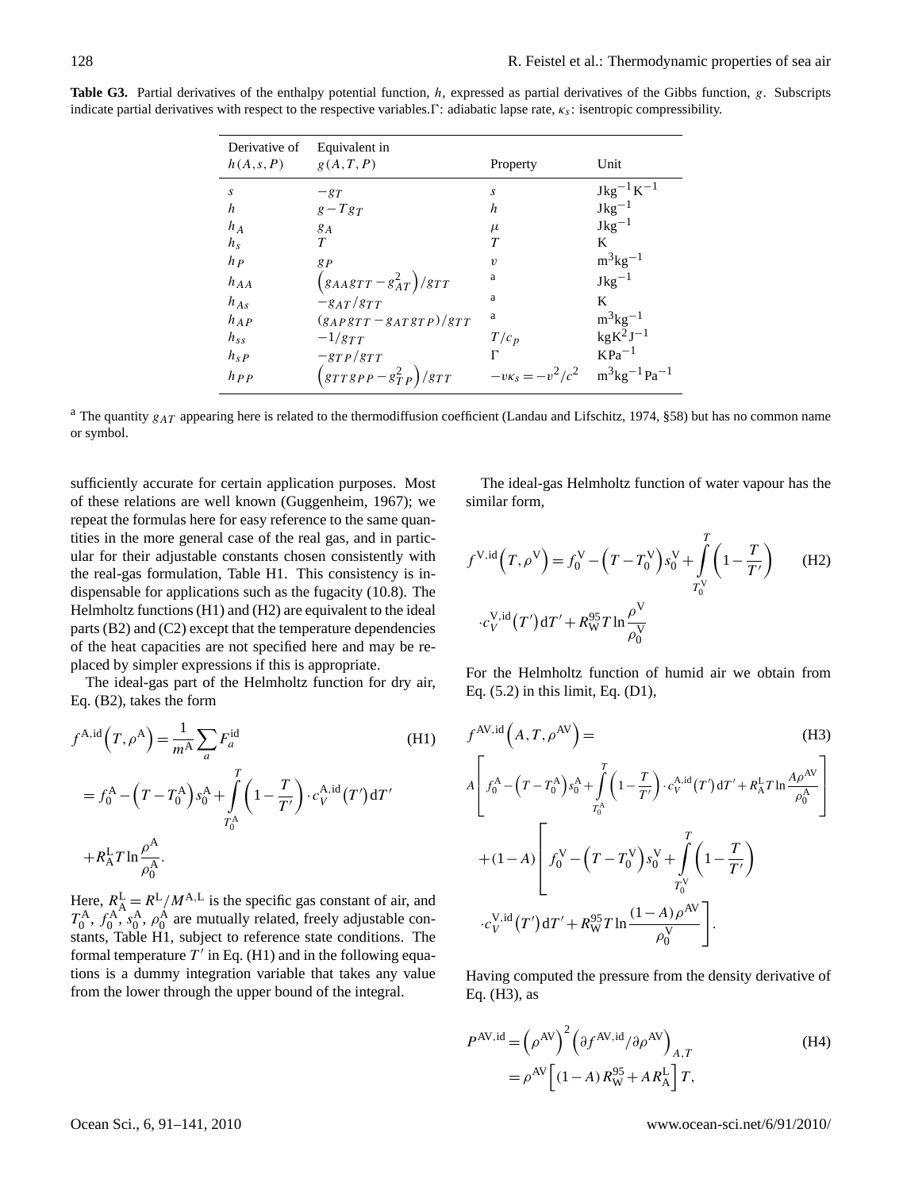**Table G3.** Partial derivatives of the enthalpy potential function, $h$, expressed as partial derivatives of the Gibbs function, $g$. Subscripts indicate partial derivatives with respect to the respective variables. $\Gamma$: adiabatic lapse rate, $\kappa_s$: isentropic compressibility.

| Derivative of $h(A,s,P)$ | Equivalent in $g(A,T,P)$ | Property | Unit |
|---|---|---|---|
| $s$ | $-g_T$ | $s$ | $\mathrm{J\,kg^{-1}\,K^{-1}}$ |
| $h$ | $g - Tg_T$ | $h$ | $\mathrm{J\,kg^{-1}}$ |
| $h_A$ | $g_A$ | $\mu$ | $\mathrm{J\,kg^{-1}}$ |
| $h_s$ | $T$ | $T$ | K |
| $h_P$ | $g_P$ | $v$ | $\mathrm{m^3\,kg^{-1}}$ |
| $h_{AA}$ | $\left(g_{AA}g_{TT} - g_{AT}^2\right)/g_{TT}$ | a | $\mathrm{J\,kg^{-1}}$ |
| $h_{As}$ | $-g_{AT}/g_{TT}$ | a | K |
| $h_{AP}$ | $(g_{AP}g_{TT} - g_{AT}g_{TP})/g_{TT}$ | a | $\mathrm{m^3\,kg^{-1}}$ |
| $h_{ss}$ | $-1/g_{TT}$ | $T/c_p$ | $\mathrm{kg\,K^2\,J^{-1}}$ |
| $h_{sP}$ | $-g_{TP}/g_{TT}$ | $\Gamma$ | $\mathrm{K\,Pa^{-1}}$ |
| $h_{PP}$ | $\left(g_{TT}g_{PP} - g_{TP}^2\right)/g_{TT}$ | $-v\kappa_s = -v^2/c^2$ | $\mathrm{m^3\,kg^{-1}\,Pa^{-1}}$ |

[a] The quantity $g_{AT}$ appearing here is related to the thermodiffusion coefficient (Landau and Lifschitz, 1974, §58) but has no common name or symbol.

sufficiently accurate for certain application purposes. Most of these relations are well known (Guggenheim, 1967); we repeat the formulas here for easy reference to the same quantities in the more general case of the real gas, and in particular for their adjustable constants chosen consistently with the real-gas formulation, Table H1. This consistency is indispensable for applications such as the fugacity (10.8). The Helmholtz functions (H1) and (H2) are equivalent to the ideal parts (B2) and (C2) except that the temperature dependencies of the heat capacities are not specified here and may be replaced by simpler expressions if this is appropriate.

The ideal-gas part of the Helmholtz function for dry air, Eq. (B2), takes the form

$$f^{\mathrm{A,id}}\left(T,\rho^{\mathrm{A}}\right) = \frac{1}{m^{\mathrm{A}}}\sum_a F_a^{\mathrm{id}} \tag{H1}$$

$$= f_0^{\mathrm{A}} - \left(T - T_0^{\mathrm{A}}\right)s_0^{\mathrm{A}} + \int_{T_0^{\mathrm{A}}}^{T}\left(1 - \frac{T}{T'}\right)\cdot c_V^{\mathrm{A,id}}\left(T'\right)\mathrm{d}T' + R_{\mathrm{A}}^{\mathrm{L}}T\ln\frac{\rho^{\mathrm{A}}}{\rho_0^{\mathrm{A}}}.$$

Here, $R_{\mathrm{A}}^{\mathrm{L}} = R^{\mathrm{L}}/M^{\mathrm{A,L}}$ is the specific gas constant of air, and $T_0^{\mathrm{A}}$, $f_0^{\mathrm{A}}$, $s_0^{\mathrm{A}}$, $\rho_0^{\mathrm{A}}$ are mutually related, freely adjustable constants, Table H1, subject to reference state conditions. The formal temperature $T'$ in Eq. (H1) and in the following equations is a dummy integration variable that takes any value from the lower through the upper bound of the integral.

The ideal-gas Helmholtz function of water vapour has the similar form,

$$f^{\mathrm{V,id}}\left(T,\rho^{\mathrm{V}}\right) = f_0^{\mathrm{V}} - \left(T - T_0^{\mathrm{V}}\right)s_0^{\mathrm{V}} + \int_{T_0^{\mathrm{V}}}^{T}\left(1 - \frac{T}{T'}\right)\cdot c_V^{\mathrm{V,id}}\left(T'\right)\mathrm{d}T' + R_{\mathrm{W}}^{95}T\ln\frac{\rho^{\mathrm{V}}}{\rho_0^{\mathrm{V}}} \tag{H2}$$

For the Helmholtz function of humid air we obtain from Eq. (5.2) in this limit, Eq. (D1),

$$f^{\mathrm{AV,id}}\left(A,T,\rho^{\mathrm{AV}}\right) = \tag{H3}$$

$$A\left[f_0^{\mathrm{A}} - \left(T - T_0^{\mathrm{A}}\right)s_0^{\mathrm{A}} + \int_{T_0^{\mathrm{A}}}^{T}\left(1 - \frac{T}{T'}\right)\cdot c_V^{\mathrm{A,id}}\left(T'\right)\mathrm{d}T' + R_{\mathrm{A}}^{\mathrm{L}}T\ln\frac{A\rho^{\mathrm{AV}}}{\rho_0^{\mathrm{A}}}\right]$$

$$+(1-A)\left[f_0^{\mathrm{V}} - \left(T - T_0^{\mathrm{V}}\right)s_0^{\mathrm{V}} + \int_{T_0^{\mathrm{V}}}^{T}\left(1 - \frac{T}{T'}\right)\cdot c_V^{\mathrm{V,id}}\left(T'\right)\mathrm{d}T' + R_{\mathrm{W}}^{95}T\ln\frac{(1-A)\rho^{\mathrm{AV}}}{\rho_0^{\mathrm{V}}}\right].$$

Having computed the pressure from the density derivative of Eq. (H3), as

$$P^{\mathrm{AV,id}} = \left(\rho^{\mathrm{AV}}\right)^2\left(\partial f^{\mathrm{AV,id}}/\partial\rho^{\mathrm{AV}}\right)_{A,T} = \rho^{\mathrm{AV}}\left[(1-A)R_{\mathrm{W}}^{95} + AR_{\mathrm{A}}^{\mathrm{L}}\right]T, \tag{H4}$$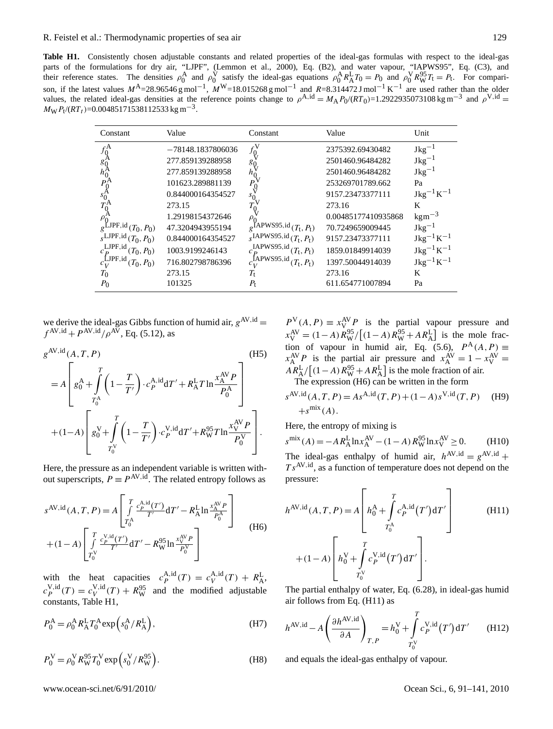**Table H1.** Consistently chosen adjustable constants and related properties of the ideal-gas formulas with respect to the ideal-gas parts of the formulations for dry air, "LJPF", (Lemmon et al., 2000), Eq. (B2), and water vapour, "IAPWS95", Eq. (C3), and their reference states. The densities $\rho_0^{\rm A}$ and $\rho_0^{\rm V}$ satisfy the ideal-gas equations $\rho_0^{\rm A} R_{\rm A}^{\rm L} T_0 = P_0$ and $\rho_0^{\rm V} R_{\rm W}^{95} T_{\rm t} = P_{\rm t}$. For comparison, if the latest values $M^{\rm A}$=28.96546 g mol$^{-1}$, $M^{\rm W}$=18.015268 g mol$^{-1}$ and $R$=8.314472 J mol$^{-1}$ K$^{-1}$ are used rather than the older values, the related ideal-gas densities at the reference points change to $\rho^{\rm A,id} = M_{\rm A} P_0/(RT_0)$=1.2922935073108 kg m$^{-3}$ and $\rho^{\rm V,id} = M_{\rm W} P_{\rm t}/(RT_t)$=0.00485171538112533 kg m$^{-3}$.

| Constant | Value | Constant | Value | Unit |
|---|---|---|---|---|
| $f_0^{\rm A}$ | −78148.1837806036 | $f_0^{\rm V}$ | 2375392.69430482 | J kg$^{-1}$ |
| $g_0^{\rm A}$ | 277.859139288958 | $g_0^{\rm V}$ | 2501460.96484282 | J kg$^{-1}$ |
| $h_0^{\rm A}$ | 277.859139288958 | $h_0^{\rm V}$ | 2501460.96484282 | J kg$^{-1}$ |
| $P_0^{\rm A}$ | 101623.289881139 | $P_0^{\rm V}$ | 253269701789.662 | Pa |
| $s_0^{\rm A}$ | 0.844000164354527 | $s_0^{\rm V}$ | 9157.23473377111 | J kg$^{-1}$ K$^{-1}$ |
| $T_0^{\rm A}$ | 273.15 | $T_0^{\rm V}$ | 273.16 | K |
| $\rho_0^{\rm A}$ | 1.29198154372646 | $\rho_0^{\rm V}$ | 0.00485177410935868 | kg m$^{-3}$ |
| $g^{\rm LJPF,id}(T_0, P_0)$ | 47.3204943955194 | $g^{\rm IAPWS95,id}(T_{\rm t}, P_{\rm t})$ | 70.7249659009445 | J kg$^{-1}$ |
| $s^{\rm LJPF,id}(T_0, P_0)$ | 0.844000164354527 | $s^{\rm IAPWS95,id}(T_{\rm t}, P_{\rm t})$ | 9157.23473377111 | J kg$^{-1}$ K$^{-1}$ |
| $c_P^{\rm LJPF,id}(T_0, P_0)$ | 1003.9199246143 | $c_P^{\rm IAPWS95,id}(T_{\rm t}, P_{\rm t})$ | 1859.01849914039 | J kg$^{-1}$ K$^{-1}$ |
| $c_V^{\rm LJPF,id}(T_0, P_0)$ | 716.802798786396 | $c_V^{\rm IAPWS95,id}(T_{\rm t}, P_{\rm t})$ | 1397.50044914039 | J kg$^{-1}$ K$^{-1}$ |
| $T_0$ | 273.15 | $T_{\rm t}$ | 273.16 | K |
| $P_0$ | 101325 | $P_{\rm t}$ | 611.654771007894 | Pa |

we derive the ideal-gas Gibbs function of humid air, $g^{\rm AV,id} = f^{\rm AV,id} + P^{\rm AV,id}/\rho^{\rm AV}$, Eq. (5.12), as

$$g^{\rm AV,id}(A,T,P) = A\left[g_0^{\rm A} + \int_{T_0^{\rm A}}^{T}\left(1-\frac{T}{T'}\right)\cdot c_P^{\rm A,id}{\rm d}T' + R_{\rm A}^{\rm L} T \ln\frac{x_{\rm A}^{\rm AV}P}{P_0^{\rm A}}\right] + (1-A)\left[g_0^{\rm V} + \int_{T_0^{\rm V}}^{T}\left(1-\frac{T}{T'}\right)\cdot c_P^{\rm V,id}{\rm d}T' + R_{\rm W}^{95} T \ln\frac{x_{\rm V}^{\rm AV}P}{P_0^{\rm V}}\right]. \quad \text{(H5)}$$

Here, the pressure as an independent variable is written without superscripts, $P \equiv P^{\rm AV,id}$. The related entropy follows as

$$s^{\rm AV,id}(A,T,P) = A\left[\int_{T_0^{\rm A}}^{T}\frac{c_P^{\rm A,id}(T')}{T'}{\rm d}T' - R_{\rm A}^{\rm L}\ln\frac{x_{\rm A}^{\rm AV}P}{P_0^{\rm A}}\right] + (1-A)\left[\int_{T_0^{\rm V}}^{T}\frac{c_P^{\rm V,id}(T')}{T'}{\rm d}T' - R_{\rm W}^{95}\ln\frac{x_{\rm V}^{\rm AV}P}{P_0^{\rm V}}\right] \quad \text{(H6)}$$

with the heat capacities $c_P^{\rm A,id}(T) = c_V^{\rm A,id}(T) + R_{\rm A}^{\rm L}$, $c_P^{\rm V,id}(T) = c_V^{\rm V,id}(T) + R_{\rm W}^{95}$ and the modified adjustable constants, Table H1,

$$P_0^{\rm A} = \rho_0^{\rm A} R_{\rm A}^{\rm L} T_0^{\rm A} \exp\left(s_0^{\rm A}/R_{\rm A}^{\rm L}\right), \quad \text{(H7)}$$

$$P_0^{\rm V} = \rho_0^{\rm V} R_{\rm W}^{95} T_0^{\rm V} \exp\left(s_0^{\rm V}/R_{\rm W}^{95}\right). \quad \text{(H8)}$$

$P^{\rm V}(A,P) \equiv x_{\rm V}^{\rm AV}P$ is the partial vapour pressure and $x_{\rm V}^{\rm AV} = (1-A)R_{\rm W}^{95}/\left[(1-A)R_{\rm W}^{95} + AR_{\rm A}^{\rm L}\right]$ is the mole fraction of vapour in humid air, Eq. (5.6), $P^{\rm A}(A,P) \equiv x_{\rm A}^{\rm AV}P$ is the partial air pressure and $x_{\rm A}^{\rm AV} = 1 - x_{\rm V}^{\rm AV} = AR_{\rm A}^{\rm L}/\left[(1-A)R_{\rm W}^{95} + AR_{\rm A}^{\rm L}\right]$ is the mole fraction of air.

The expression (H6) can be written in the form

$$s^{\rm AV,id}(A,T,P) = As^{\rm A,id}(T,P) + (1-A)s^{\rm V,id}(T,P) + s^{\rm mix}(A). \quad \text{(H9)}$$

Here, the entropy of mixing is

$$s^{\rm mix}(A) = -AR_{\rm A}^{\rm L}\ln x_{\rm A}^{\rm AV} - (1-A)R_{\rm W}^{95}\ln x_{\rm V}^{\rm AV} \geq 0. \quad \text{(H10)}$$

The ideal-gas enthalpy of humid air, $h^{\rm AV,id} = g^{\rm AV,id} + Ts^{\rm AV,id}$, as a function of temperature does not depend on the pressure:

$$h^{\rm AV,id}(A,T,P) = A\left[h_0^{\rm A} + \int_{T_0^{\rm A}}^{T} c_P^{\rm A,id}(T'){\rm d}T'\right] + (1-A)\left[h_0^{\rm V} + \int_{T_0^{\rm V}}^{T} c_P^{\rm V,id}(T'){\rm d}T'\right]. \quad \text{(H11)}$$

The partial enthalpy of water, Eq. (6.28), in ideal-gas humid air follows from Eq. (H11) as

$$h^{\rm AV,id} - A\left(\frac{\partial h^{\rm AV,id}}{\partial A}\right)_{T,P} = h_0^{\rm V} + \int_{T_0^{\rm V}}^{T} c_P^{\rm V,id}(T'){\rm d}T' \quad \text{(H12)}$$

and equals the ideal-gas enthalpy of vapour.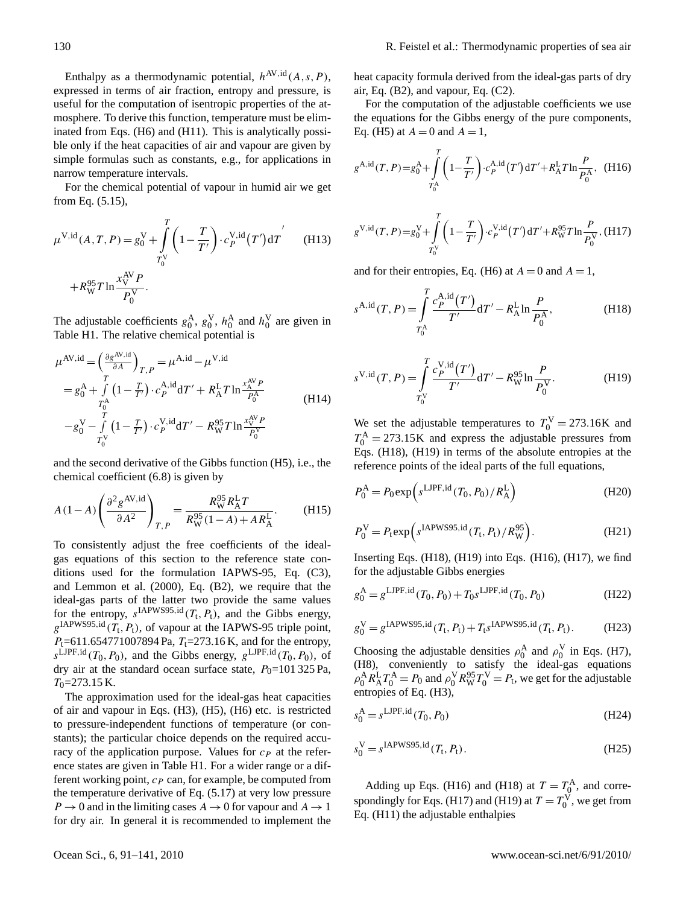Enthalpy as a thermodynamic potential, $h^{\mathrm{AV,id}}(A,s,P)$, expressed in terms of air fraction, entropy and pressure, is useful for the computation of isentropic properties of the atmosphere. To derive this function, temperature must be eliminated from Eqs. (H6) and (H11). This is analytically possible only if the heat capacities of air and vapour are given by simple formulas such as constants, e.g., for applications in narrow temperature intervals.

For the chemical potential of vapour in humid air we get from Eq. (5.15),

$$\mu^{\mathrm{V,id}}(A,T,P) = g_0^{\mathrm{V}} + \int_{T_0^{\mathrm{V}}}^{T} \left(1 - \frac{T}{T'}\right) \cdot c_P^{\mathrm{V,id}}(T')\,\mathrm{d}T' + R_{\mathrm{W}}^{95} T \ln \frac{x_{\mathrm{V}}^{\mathrm{AV}} P}{P_0^{\mathrm{V}}}. \tag{H13}$$

The adjustable coefficients $g_0^{\mathrm{A}}$, $g_0^{\mathrm{V}}$, $h_0^{\mathrm{A}}$ and $h_0^{\mathrm{V}}$ are given in Table H1. The relative chemical potential is

$$\begin{aligned}
\mu^{\mathrm{AV,id}} &= \left(\frac{\partial g^{\mathrm{AV,id}}}{\partial A}\right)_{T,P} = \mu^{\mathrm{A,id}} - \mu^{\mathrm{V,id}} \\
&= g_0^{\mathrm{A}} + \int_{T_0^{\mathrm{A}}}^{T} \left(1 - \frac{T}{T'}\right) \cdot c_P^{\mathrm{A,id}}\,\mathrm{d}T' + R_{\mathrm{A}}^{\mathrm{L}} T \ln \frac{x_{\mathrm{A}}^{\mathrm{AV}} P}{P_0^{\mathrm{A}}} \\
&\quad - g_0^{\mathrm{V}} - \int_{T_0^{\mathrm{V}}}^{T} \left(1 - \frac{T}{T'}\right) \cdot c_P^{\mathrm{V,id}}\,\mathrm{d}T' - R_{\mathrm{W}}^{95} T \ln \frac{x_{\mathrm{V}}^{\mathrm{AV}} P}{P_0^{\mathrm{V}}}
\end{aligned} \tag{H14}$$

and the second derivative of the Gibbs function (H5), i.e., the chemical coefficient (6.8) is given by

$$A(1-A)\left(\frac{\partial^2 g^{\mathrm{AV,id}}}{\partial A^2}\right)_{T,P} = \frac{R_{\mathrm{W}}^{95} R_{\mathrm{A}}^{\mathrm{L}} T}{R_{\mathrm{W}}^{95}(1-A) + A R_{\mathrm{A}}^{\mathrm{L}}}. \tag{H15}$$

To consistently adjust the free coefficients of the ideal-gas equations of this section to the reference state conditions used for the formulation IAPWS-95, Eq. (C3), and Lemmon et al. (2000), Eq. (B2), we require that the ideal-gas parts of the latter two provide the same values for the entropy, $s^{\mathrm{IAPWS95,id}}(T_{\mathrm{t}},P_{\mathrm{t}})$, and the Gibbs energy, $g^{\mathrm{IAPWS95,id}}(T_{\mathrm{t}},P_{\mathrm{t}})$, of vapour at the IAPWS-95 triple point, $P_{\mathrm{t}}$=611.654771007894 Pa, $T_{\mathrm{t}}$=273.16 K, and for the entropy, $s^{\mathrm{LJPF,id}}(T_0,P_0)$, and the Gibbs energy, $g^{\mathrm{LJPF,id}}(T_0,P_0)$, of dry air at the standard ocean surface state, $P_0$=101 325 Pa, $T_0$=273.15 K.

The approximation used for the ideal-gas heat capacities of air and vapour in Eqs. (H3), (H5), (H6) etc. is restricted to pressure-independent functions of temperature (or constants); the particular choice depends on the required accuracy of the application purpose. Values for $c_P$ at the reference states are given in Table H1. For a wider range or a different working point, $c_P$ can, for example, be computed from the temperature derivative of Eq. (5.17) at very low pressure $P \to 0$ and in the limiting cases $A \to 0$ for vapour and $A \to 1$ for dry air. In general it is recommended to implement the heat capacity formula derived from the ideal-gas parts of dry air, Eq. (B2), and vapour, Eq. (C2).

For the computation of the adjustable coefficients we use the equations for the Gibbs energy of the pure components, Eq. (H5) at $A=0$ and $A=1$,

$$g^{\mathrm{A,id}}(T,P) = g_0^{\mathrm{A}} + \int_{T_0^{\mathrm{A}}}^{T} \left(1 - \frac{T}{T'}\right) \cdot c_P^{\mathrm{A,id}}(T')\,\mathrm{d}T' + R_{\mathrm{A}}^{\mathrm{L}} T \ln \frac{P}{P_0^{\mathrm{A}}}, \tag{H16}$$

$$g^{\mathrm{V,id}}(T,P) = g_0^{\mathrm{V}} + \int_{T_0^{\mathrm{V}}}^{T} \left(1 - \frac{T}{T'}\right) \cdot c_P^{\mathrm{V,id}}(T')\,\mathrm{d}T' + R_{\mathrm{W}}^{95} T \ln \frac{P}{P_0^{\mathrm{V}}}, \tag{H17}$$

and for their entropies, Eq. (H6) at $A=0$ and $A=1$,

$$s^{\mathrm{A,id}}(T,P) = \int_{T_0^{\mathrm{A}}}^{T} \frac{c_P^{\mathrm{A,id}}(T')}{T'}\,\mathrm{d}T' - R_{\mathrm{A}}^{\mathrm{L}} \ln \frac{P}{P_0^{\mathrm{A}}}, \tag{H18}$$

$$s^{\mathrm{V,id}}(T,P) = \int_{T_0^{\mathrm{V}}}^{T} \frac{c_P^{\mathrm{V,id}}(T')}{T'}\,\mathrm{d}T' - R_{\mathrm{W}}^{95} \ln \frac{P}{P_0^{\mathrm{V}}}. \tag{H19}$$

We set the adjustable temperatures to $T_0^{\mathrm{V}} = 273.16\,\mathrm{K}$ and $T_0^{\mathrm{A}} = 273.15\,\mathrm{K}$ and express the adjustable pressures from Eqs. (H18), (H19) in terms of the absolute entropies at the reference points of the ideal parts of the full equations,

$$P_0^{\mathrm{A}} = P_0 \exp\left(s^{\mathrm{LJPF,id}}(T_0,P_0)/R_{\mathrm{A}}^{\mathrm{L}}\right) \tag{H20}$$

$$P_0^{\mathrm{V}} = P_{\mathrm{t}} \exp\left(s^{\mathrm{IAPWS95,id}}(T_{\mathrm{t}},P_{\mathrm{t}})/R_{\mathrm{W}}^{95}\right). \tag{H21}$$

Inserting Eqs. (H18), (H19) into Eqs. (H16), (H17), we find for the adjustable Gibbs energies

$$g_0^{\mathrm{A}} = g^{\mathrm{LJPF,id}}(T_0,P_0) + T_0 s^{\mathrm{LJPF,id}}(T_0,P_0) \tag{H22}$$

$$g_0^{\mathrm{V}} = g^{\mathrm{IAPWS95,id}}(T_{\mathrm{t}},P_{\mathrm{t}}) + T_{\mathrm{t}} s^{\mathrm{IAPWS95,id}}(T_{\mathrm{t}},P_{\mathrm{t}}). \tag{H23}$$

Choosing the adjustable densities $\rho_0^{\mathrm{A}}$ and $\rho_0^{\mathrm{V}}$ in Eqs. (H7), (H8), conveniently to satisfy the ideal-gas equations $\rho_0^{\mathrm{A}} R_{\mathrm{A}}^{\mathrm{L}} T_0^{\mathrm{A}} = P_0$ and $\rho_0^{\mathrm{V}} R_{\mathrm{W}}^{95} T_0^{\mathrm{V}} = P_{\mathrm{t}}$, we get for the adjustable entropies of Eq. (H3),

$$s_0^{\mathrm{A}} = s^{\mathrm{LJPF,id}}(T_0,P_0) \tag{H24}$$

$$s_0^{\mathrm{V}} = s^{\mathrm{IAPWS95,id}}(T_{\mathrm{t}},P_{\mathrm{t}}). \tag{H25}$$

Adding up Eqs. (H16) and (H18) at $T = T_0^{\mathrm{A}}$, and correspondingly for Eqs. (H17) and (H19) at $T = T_0^{\mathrm{V}}$, we get from Eq. (H11) the adjustable enthalpies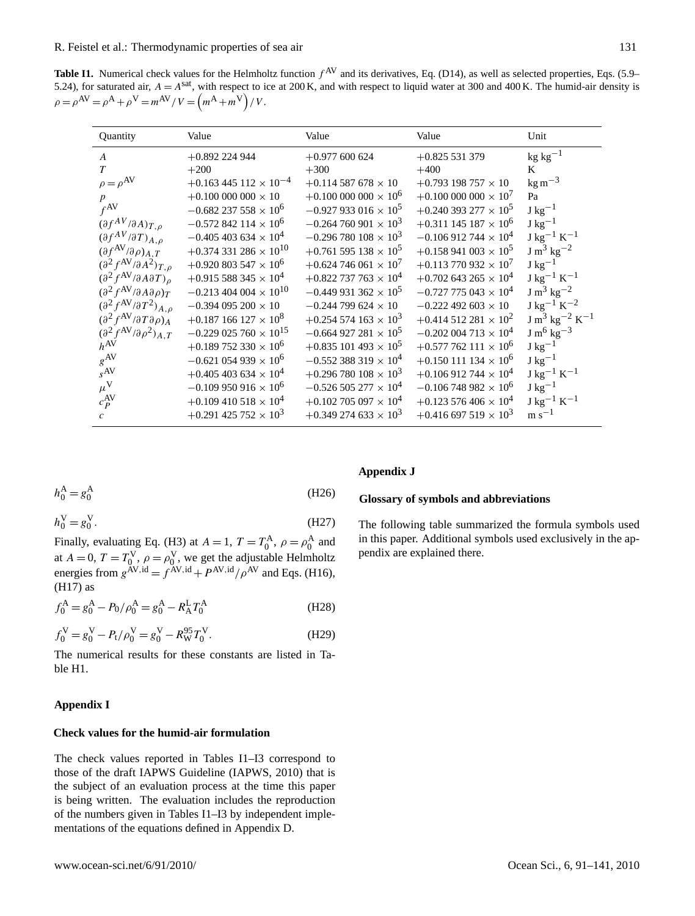**Table I1.** Numerical check values for the Helmholtz function $f^{AV}$ and its derivatives, Eq. (D14), as well as selected properties, Eqs. (5.9–5.24), for saturated air, $A = A^{sat}$, with respect to ice at 200 K, and with respect to liquid water at 300 and 400 K. The humid-air density is $\rho = \rho^{AV} = \rho^{A} + \rho^{V} = m^{AV}/V = \left(m^{A} + m^{V}\right)/V$.

| Quantity | Value | Value | Value | Unit |
|---|---|---|---|---|
| $A$ | $+0.892\,224\,944$ | $+0.977\,600\,624$ | $+0.825\,531\,379$ | $\text{kg kg}^{-1}$ |
| $T$ | $+200$ | $+300$ | $+400$ | K |
| $\rho = \rho^{AV}$ | $+0.163\,445\,112 \times 10^{-4}$ | $+0.114\,587\,678 \times 10$ | $+0.793\,198\,757 \times 10$ | $\text{kg m}^{-3}$ |
| $p$ | $+0.100\,000\,000 \times 10$ | $+0.100\,000\,000 \times 10^{6}$ | $+0.100\,000\,000 \times 10^{7}$ | Pa |
| $f^{AV}$ | $-0.682\,237\,558 \times 10^{6}$ | $-0.927\,933\,016 \times 10^{5}$ | $+0.240\,393\,277 \times 10^{5}$ | $\text{J kg}^{-1}$ |
| $(\partial f^{AV}/\partial A)_{T,\rho}$ | $-0.572\,842\,114 \times 10^{6}$ | $-0.264\,760\,901 \times 10^{3}$ | $+0.311\,145\,187 \times 10^{6}$ | $\text{J kg}^{-1}$ |
| $(\partial f^{AV}/\partial T)_{A,\rho}$ | $-0.405\,403\,634 \times 10^{4}$ | $-0.296\,780\,108 \times 10^{3}$ | $-0.106\,912\,744 \times 10^{4}$ | $\text{J kg}^{-1}\text{ K}^{-1}$ |
| $(\partial f^{AV}/\partial \rho)_{A,T}$ | $+0.374\,331\,286 \times 10^{10}$ | $+0.761\,595\,138 \times 10^{5}$ | $+0.158\,941\,003 \times 10^{5}$ | $\text{J m}^{3}\text{ kg}^{-2}$ |
| $(\partial^2 f^{AV}/\partial A^2)_{T,\rho}$ | $+0.920\,803\,547 \times 10^{6}$ | $+0.624\,746\,061 \times 10^{7}$ | $+0.113\,770\,932 \times 10^{7}$ | $\text{J kg}^{-1}$ |
| $(\partial^2 f^{AV}/\partial A \partial T)_{\rho}$ | $+0.915\,588\,345 \times 10^{4}$ | $+0.822\,737\,763 \times 10^{4}$ | $+0.702\,643\,265 \times 10^{4}$ | $\text{J kg}^{-1}\text{ K}^{-1}$ |
| $(\partial^2 f^{AV}/\partial A \partial \rho)_{T}$ | $-0.213\,404\,004 \times 10^{10}$ | $-0.449\,931\,362 \times 10^{5}$ | $-0.727\,775\,043 \times 10^{4}$ | $\text{J m}^{3}\text{ kg}^{-2}$ |
| $(\partial^2 f^{AV}/\partial T^2)_{A,\rho}$ | $-0.394\,095\,200 \times 10$ | $-0.244\,799\,624 \times 10$ | $-0.222\,492\,603 \times 10$ | $\text{J kg}^{-1}\text{ K}^{-2}$ |
| $(\partial^2 f^{AV}/\partial T \partial \rho)_{A}$ | $+0.187\,166\,127 \times 10^{8}$ | $+0.254\,574\,163 \times 10^{3}$ | $+0.414\,512\,281 \times 10^{2}$ | $\text{J m}^{3}\text{ kg}^{-2}\text{ K}^{-1}$ |
| $(\partial^2 f^{AV}/\partial \rho^2)_{A,T}$ | $-0.229\,025\,760 \times 10^{15}$ | $-0.664\,927\,281 \times 10^{5}$ | $-0.202\,004\,713 \times 10^{4}$ | $\text{J m}^{6}\text{ kg}^{-3}$ |
| $h^{AV}$ | $+0.189\,752\,330 \times 10^{6}$ | $+0.835\,101\,493 \times 10^{5}$ | $+0.577\,762\,111 \times 10^{6}$ | $\text{J kg}^{-1}$ |
| $g^{AV}$ | $-0.621\,054\,939 \times 10^{6}$ | $-0.552\,388\,319 \times 10^{4}$ | $+0.150\,111\,134 \times 10^{6}$ | $\text{J kg}^{-1}$ |
| $s^{AV}$ | $+0.405\,403\,634 \times 10^{4}$ | $+0.296\,780\,108 \times 10^{3}$ | $+0.106\,912\,744 \times 10^{4}$ | $\text{J kg}^{-1}\text{ K}^{-1}$ |
| $\mu^{V}$ | $-0.109\,950\,916 \times 10^{6}$ | $-0.526\,505\,277 \times 10^{4}$ | $-0.106\,748\,982 \times 10^{6}$ | $\text{J kg}^{-1}$ |
| $c_P^{AV}$ | $+0.109\,410\,518 \times 10^{4}$ | $+0.102\,705\,097 \times 10^{4}$ | $+0.123\,576\,406 \times 10^{4}$ | $\text{J kg}^{-1}\text{ K}^{-1}$ |
| $c$ | $+0.291\,425\,752 \times 10^{3}$ | $+0.349\,274\,633 \times 10^{3}$ | $+0.416\,697\,519 \times 10^{3}$ | $\text{m s}^{-1}$ |

$$h_0^{A} = g_0^{A} \tag{H26}$$

$$h_0^{V} = g_0^{V}. \tag{H27}$$

Finally, evaluating Eq. (H3) at $A = 1$, $T = T_0^{A}$, $\rho = \rho_0^{A}$ and at $A = 0$, $T = T_0^{V}$, $\rho = \rho_0^{V}$, we get the adjustable Helmholtz energies from $g^{AV,id} = f^{AV,id} + P^{AV,id}/\rho^{AV}$ and Eqs. (H16), (H17) as

$$f_0^{A} = g_0^{A} - P_0/\rho_0^{A} = g_0^{A} - R_A^{L} T_0^{A} \tag{H28}$$

$$f_0^{V} = g_0^{V} - P_t/\rho_0^{V} = g_0^{V} - R_W^{95} T_0^{V}. \tag{H29}$$

The numerical results for these constants are listed in Table H1.

## Appendix I

### Check values for the humid-air formulation

The check values reported in Tables I1–I3 correspond to those of the draft IAPWS Guideline (IAPWS, 2010) that is the subject of an evaluation process at the time this paper is being written. The evaluation includes the reproduction of the numbers given in Tables I1–I3 by independent implementations of the equations defined in Appendix D.

## Appendix J

### Glossary of symbols and abbreviations

The following table summarized the formula symbols used in this paper. Additional symbols used exclusively in the appendix are explained there.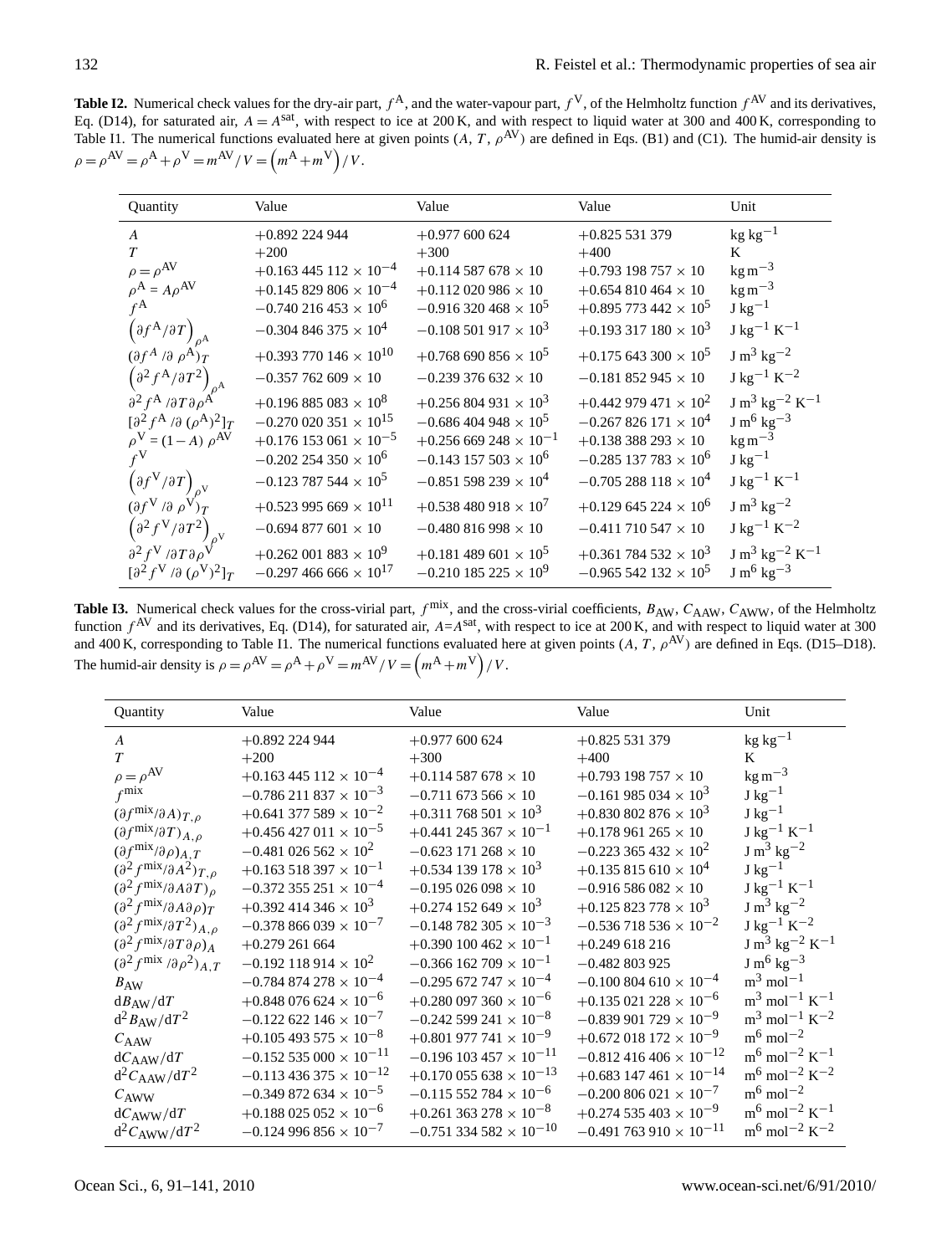**Table I2.** Numerical check values for the dry-air part, $f^{\mathrm{A}}$, and the water-vapour part, $f^{\mathrm{V}}$, of the Helmholtz function $f^{\mathrm{AV}}$ and its derivatives, Eq. (D14), for saturated air, $A = A^{\mathrm{sat}}$, with respect to ice at 200 K, and with respect to liquid water at 300 and 400 K, corresponding to Table I1. The numerical functions evaluated here at given points $(A, T, \rho^{\mathrm{AV}})$ are defined in Eqs. (B1) and (C1). The humid-air density is $\rho = \rho^{\mathrm{AV}} = \rho^{\mathrm{A}} + \rho^{\mathrm{V}} = m^{\mathrm{AV}}/V = \left(m^{\mathrm{A}} + m^{\mathrm{V}}\right)/V$.

| Quantity | Value | Value | Value | Unit |
|---|---|---|---|---|
| $A$ | +0.892 224 944 | +0.977 600 624 | +0.825 531 379 | kg kg$^{-1}$ |
| $T$ | +200 | +300 | +400 | K |
| $\rho = \rho^{\mathrm{AV}}$ | $+0.163\,445\,112 \times 10^{-4}$ | $+0.114\,587\,678 \times 10$ | $+0.793\,198\,757 \times 10$ | kg m$^{-3}$ |
| $\rho^{\mathrm{A}} = A\rho^{\mathrm{AV}}$ | $+0.145\,829\,806 \times 10^{-4}$ | $+0.112\,020\,986 \times 10$ | $+0.654\,810\,464 \times 10$ | kg m$^{-3}$ |
| $f^{\mathrm{A}}$ | $-0.740\,216\,453 \times 10^{6}$ | $-0.916\,320\,468 \times 10^{5}$ | $+0.895\,773\,442 \times 10^{5}$ | J kg$^{-1}$ |
| $\left(\partial f^{\mathrm{A}}/\partial T\right)_{\rho^{\mathrm{A}}}$ | $-0.304\,846\,375 \times 10^{4}$ | $-0.108\,501\,917 \times 10^{3}$ | $+0.193\,317\,180 \times 10^{3}$ | J kg$^{-1}$ K$^{-1}$ |
| $(\partial f^{\mathrm{A}}/\partial \rho^{\mathrm{A}})_T$ | $+0.393\,770\,146 \times 10^{10}$ | $+0.768\,690\,856 \times 10^{5}$ | $+0.175\,643\,300 \times 10^{5}$ | J m$^3$ kg$^{-2}$ |
| $\left(\partial^2 f^{\mathrm{A}}/\partial T^2\right)_{\rho^{\mathrm{A}}}$ | $-0.357\,762\,609 \times 10$ | $-0.239\,376\,632 \times 10$ | $-0.181\,852\,945 \times 10$ | J kg$^{-1}$ K$^{-2}$ |
| $\partial^2 f^{\mathrm{A}}/\partial T \partial \rho^{\mathrm{A}}$ | $+0.196\,885\,083 \times 10^{8}$ | $+0.256\,804\,931 \times 10^{3}$ | $+0.442\,979\,471 \times 10^{2}$ | J m$^3$ kg$^{-2}$ K$^{-1}$ |
| $[\partial^2 f^{\mathrm{A}}/\partial (\rho^{\mathrm{A}})^2]_T$ | $-0.270\,020\,351 \times 10^{15}$ | $-0.686\,404\,948 \times 10^{5}$ | $-0.267\,826\,171 \times 10^{4}$ | J m$^6$ kg$^{-3}$ |
| $\rho^{\mathrm{V}} = (1-A)\,\rho^{\mathrm{AV}}$ | $+0.176\,153\,061 \times 10^{-5}$ | $+0.256\,669\,248 \times 10^{-1}$ | $+0.138\,388\,293 \times 10$ | kg m$^{-3}$ |
| $f^{\mathrm{V}}$ | $-0.202\,254\,350 \times 10^{6}$ | $-0.143\,157\,503 \times 10^{6}$ | $-0.285\,137\,783 \times 10^{6}$ | J kg$^{-1}$ |
| $\left(\partial f^{\mathrm{V}}/\partial T\right)_{\rho^{\mathrm{V}}}$ | $-0.123\,787\,544 \times 10^{5}$ | $-0.851\,598\,239 \times 10^{4}$ | $-0.705\,288\,118 \times 10^{4}$ | J kg$^{-1}$ K$^{-1}$ |
| $(\partial f^{\mathrm{V}}/\partial \rho^{\mathrm{V}})_T$ | $+0.523\,995\,669 \times 10^{11}$ | $+0.538\,480\,918 \times 10^{7}$ | $+0.129\,645\,224 \times 10^{6}$ | J m$^3$ kg$^{-2}$ |
| $\left(\partial^2 f^{\mathrm{V}}/\partial T^2\right)_{\rho^{\mathrm{V}}}$ | $-0.694\,877\,601 \times 10$ | $-0.480\,816\,998 \times 10$ | $-0.411\,710\,547 \times 10$ | J kg$^{-1}$ K$^{-2}$ |
| $\partial^2 f^{\mathrm{V}}/\partial T \partial \rho^{\mathrm{V}}$ | $+0.262\,001\,883 \times 10^{9}$ | $+0.181\,489\,601 \times 10^{5}$ | $+0.361\,784\,532 \times 10^{3}$ | J m$^3$ kg$^{-2}$ K$^{-1}$ |
| $[\partial^2 f^{\mathrm{V}}/\partial (\rho^{\mathrm{V}})^2]_T$ | $-0.297\,466\,666 \times 10^{17}$ | $-0.210\,185\,225 \times 10^{9}$ | $-0.965\,542\,132 \times 10^{5}$ | J m$^6$ kg$^{-3}$ |

**Table I3.** Numerical check values for the cross-virial part, $f^{\mathrm{mix}}$, and the cross-virial coefficients, $B_{\mathrm{AW}}$, $C_{\mathrm{AAW}}$, $C_{\mathrm{AWW}}$, of the Helmholtz function $f^{\mathrm{AV}}$ and its derivatives, Eq. (D14), for saturated air, $A$=$A^{\mathrm{sat}}$, with respect to ice at 200 K, and with respect to liquid water at 300 and 400 K, corresponding to Table I1. The numerical functions evaluated here at given points $(A, T, \rho^{\mathrm{AV}})$ are defined in Eqs. (D15–D18). The humid-air density is $\rho = \rho^{\mathrm{AV}} = \rho^{\mathrm{A}} + \rho^{\mathrm{V}} = m^{\mathrm{AV}}/V = \left(m^{\mathrm{A}} + m^{\mathrm{V}}\right)/V$.

| Quantity | Value | Value | Value | Unit |
|---|---|---|---|---|
| $A$ | +0.892 224 944 | +0.977 600 624 | +0.825 531 379 | kg kg$^{-1}$ |
| $T$ | +200 | +300 | +400 | K |
| $\rho = \rho^{\mathrm{AV}}$ | $+0.163\,445\,112 \times 10^{-4}$ | $+0.114\,587\,678 \times 10$ | $+0.793\,198\,757 \times 10$ | kg m$^{-3}$ |
| $f^{\mathrm{mix}}$ | $-0.786\,211\,837 \times 10^{-3}$ | $-0.711\,673\,566 \times 10$ | $-0.161\,985\,034 \times 10^{3}$ | J kg$^{-1}$ |
| $(\partial f^{\mathrm{mix}}/\partial A)_{T,\rho}$ | $+0.641\,377\,589 \times 10^{-2}$ | $+0.311\,768\,501 \times 10^{3}$ | $+0.830\,802\,876 \times 10^{3}$ | J kg$^{-1}$ |
| $(\partial f^{\mathrm{mix}}/\partial T)_{A,\rho}$ | $+0.456\,427\,011 \times 10^{-5}$ | $+0.441\,245\,367 \times 10^{-1}$ | $+0.178\,961\,265 \times 10$ | J kg$^{-1}$ K$^{-1}$ |
| $(\partial f^{\mathrm{mix}}/\partial \rho)_{A,T}$ | $-0.481\,026\,562 \times 10^{2}$ | $-0.623\,171\,268 \times 10$ | $-0.223\,365\,432 \times 10^{2}$ | J m$^3$ kg$^{-2}$ |
| $(\partial^2 f^{\mathrm{mix}}/\partial A^2)_{T,\rho}$ | $+0.163\,518\,397 \times 10^{-1}$ | $+0.534\,139\,178 \times 10^{3}$ | $+0.135\,815\,610 \times 10^{4}$ | J kg$^{-1}$ |
| $(\partial^2 f^{\mathrm{mix}}/\partial A \partial T)_{\rho}$ | $-0.372\,355\,251 \times 10^{-4}$ | $-0.195\,026\,098 \times 10$ | $-0.916\,586\,082 \times 10$ | J kg$^{-1}$ K$^{-1}$ |
| $(\partial^2 f^{\mathrm{mix}}/\partial A \partial \rho)_T$ | $+0.392\,414\,346 \times 10^{3}$ | $+0.274\,152\,649 \times 10^{3}$ | $+0.125\,823\,778 \times 10^{3}$ | J m$^3$ kg$^{-2}$ |
| $(\partial^2 f^{\mathrm{mix}}/\partial T^2)_{A,\rho}$ | $-0.378\,866\,039 \times 10^{-7}$ | $-0.148\,782\,305 \times 10^{-3}$ | $-0.536\,718\,536 \times 10^{-2}$ | J kg$^{-1}$ K$^{-2}$ |
| $(\partial^2 f^{\mathrm{mix}}/\partial T \partial \rho)_A$ | +0.279 261 664 | $+0.390\,100\,462 \times 10^{-1}$ | +0.249 618 216 | J m$^3$ kg$^{-2}$ K$^{-1}$ |
| $(\partial^2 f^{\mathrm{mix}}/\partial \rho^2)_{A,T}$ | $-0.192\,118\,914 \times 10^{2}$ | $-0.366\,162\,709 \times 10^{-1}$ | $-0.482\,803\,925$ | J m$^6$ kg$^{-3}$ |
| $B_{\mathrm{AW}}$ | $-0.784\,874\,278 \times 10^{-4}$ | $-0.295\,672\,747 \times 10^{-4}$ | $-0.100\,804\,610 \times 10^{-4}$ | m$^3$ mol$^{-1}$ |
| $\mathrm{d}B_{\mathrm{AW}}/\mathrm{d}T$ | $+0.848\,076\,624 \times 10^{-6}$ | $+0.280\,097\,360 \times 10^{-6}$ | $+0.135\,021\,228 \times 10^{-6}$ | m$^3$ mol$^{-1}$ K$^{-1}$ |
| $\mathrm{d}^2B_{\mathrm{AW}}/\mathrm{d}T^2$ | $-0.122\,622\,146 \times 10^{-7}$ | $-0.242\,599\,241 \times 10^{-8}$ | $-0.839\,901\,729 \times 10^{-9}$ | m$^3$ mol$^{-1}$ K$^{-2}$ |
| $C_{\mathrm{AAW}}$ | $+0.105\,493\,575 \times 10^{-8}$ | $+0.801\,977\,741 \times 10^{-9}$ | $+0.672\,018\,172 \times 10^{-9}$ | m$^6$ mol$^{-2}$ |
| $\mathrm{d}C_{\mathrm{AAW}}/\mathrm{d}T$ | $-0.152\,535\,000 \times 10^{-11}$ | $-0.196\,103\,457 \times 10^{-11}$ | $-0.812\,416\,406 \times 10^{-12}$ | m$^6$ mol$^{-2}$ K$^{-1}$ |
| $\mathrm{d}^2C_{\mathrm{AAW}}/\mathrm{d}T^2$ | $-0.113\,436\,375 \times 10^{-12}$ | $+0.170\,055\,638 \times 10^{-13}$ | $+0.683\,147\,461 \times 10^{-14}$ | m$^6$ mol$^{-2}$ K$^{-2}$ |
| $C_{\mathrm{AWW}}$ | $-0.349\,872\,634 \times 10^{-5}$ | $-0.115\,552\,784 \times 10^{-6}$ | $-0.200\,806\,021 \times 10^{-7}$ | m$^6$ mol$^{-2}$ |
| $\mathrm{d}C_{\mathrm{AWW}}/\mathrm{d}T$ | $+0.188\,025\,052 \times 10^{-6}$ | $+0.261\,363\,278 \times 10^{-8}$ | $+0.274\,535\,403 \times 10^{-9}$ | m$^6$ mol$^{-2}$ K$^{-1}$ |
| $\mathrm{d}^2C_{\mathrm{AWW}}/\mathrm{d}T^2$ | $-0.124\,996\,856 \times 10^{-7}$ | $-0.751\,334\,582 \times 10^{-10}$ | $-0.491\,763\,910 \times 10^{-11}$ | m$^6$ mol$^{-2}$ K$^{-2}$ |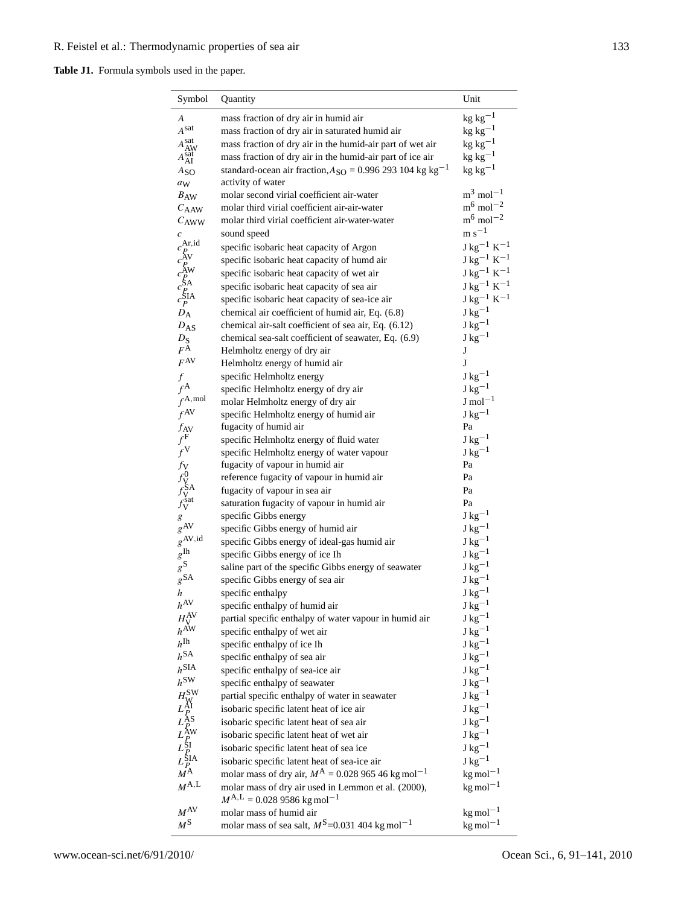**Table J1.** Formula symbols used in the paper.

| Symbol | Quantity | Unit |
|---|---|---|
| $A$ | mass fraction of dry air in humid air | $\mathrm{kg\,kg^{-1}}$ |
| $A^{\mathrm{sat}}$ | mass fraction of dry air in saturated humid air | $\mathrm{kg\,kg^{-1}}$ |
| $A^{\mathrm{sat}}_{\mathrm{AW}}$ | mass fraction of dry air in the humid-air part of wet air | $\mathrm{kg\,kg^{-1}}$ |
| $A^{\mathrm{sat}}_{\mathrm{AI}}$ | mass fraction of dry air in the humid-air part of ice air | $\mathrm{kg\,kg^{-1}}$ |
| $A_{\mathrm{SO}}$ | standard-ocean air fraction, $A_{\mathrm{SO}} = 0.996\,293\,104\ \mathrm{kg\,kg^{-1}}$ | $\mathrm{kg\,kg^{-1}}$ |
| $a_{\mathrm{W}}$ | activity of water | |
| $B_{\mathrm{AW}}$ | molar second virial coefficient air-water | $\mathrm{m^3\,mol^{-1}}$ |
| $C_{\mathrm{AAW}}$ | molar third virial coefficient air-air-water | $\mathrm{m^6\,mol^{-2}}$ |
| $C_{\mathrm{AWW}}$ | molar third virial coefficient air-water-water | $\mathrm{m^6\,mol^{-2}}$ |
| $c$ | sound speed | $\mathrm{m\,s^{-1}}$ |
| $c_P^{\mathrm{Ar,id}}$ | specific isobaric heat capacity of Argon | $\mathrm{J\,kg^{-1}\,K^{-1}}$ |
| $c_P^{\mathrm{AV}}$ | specific isobaric heat capacity of humd air | $\mathrm{J\,kg^{-1}\,K^{-1}}$ |
| $c_P^{\mathrm{AW}}$ | specific isobaric heat capacity of wet air | $\mathrm{J\,kg^{-1}\,K^{-1}}$ |
| $c_P^{\mathrm{SA}}$ | specific isobaric heat capacity of sea air | $\mathrm{J\,kg^{-1}\,K^{-1}}$ |
| $c_P^{\mathrm{SIA}}$ | specific isobaric heat capacity of sea-ice air | $\mathrm{J\,kg^{-1}\,K^{-1}}$ |
| $D_{\mathrm{A}}$ | chemical air coefficient of humid air, Eq. (6.8) | $\mathrm{J\,kg^{-1}}$ |
| $D_{\mathrm{AS}}$ | chemical air-salt coefficient of sea air, Eq. (6.12) | $\mathrm{J\,kg^{-1}}$ |
| $D_{\mathrm{S}}$ | chemical sea-salt coefficient of seawater, Eq. (6.9) | $\mathrm{J\,kg^{-1}}$ |
| $F^{\mathrm{A}}$ | Helmholtz energy of dry air | J |
| $F^{\mathrm{AV}}$ | Helmholtz energy of humid air | J |
| $f$ | specific Helmholtz energy | $\mathrm{J\,kg^{-1}}$ |
| $f^{\mathrm{A}}$ | specific Helmholtz energy of dry air | $\mathrm{J\,kg^{-1}}$ |
| $f^{\mathrm{A,mol}}$ | molar Helmholtz energy of dry air | $\mathrm{J\,mol^{-1}}$ |
| $f^{\mathrm{AV}}$ | specific Helmholtz energy of humid air | $\mathrm{J\,kg^{-1}}$ |
| $f_{\mathrm{AV}}$ | fugacity of humid air | Pa |
| $f^{\mathrm{F}}$ | specific Helmholtz energy of fluid water | $\mathrm{J\,kg^{-1}}$ |
| $f^{\mathrm{V}}$ | specific Helmholtz energy of water vapour | $\mathrm{J\,kg^{-1}}$ |
| $f_{\mathrm{V}}$ | fugacity of vapour in humid air | Pa |
| $f_{\mathrm{V}}^{0}$ | reference fugacity of vapour in humid air | Pa |
| $f_{\mathrm{V}}^{\mathrm{SA}}$ | fugacity of vapour in sea air | Pa |
| $f_{\mathrm{V}}^{\mathrm{sat}}$ | saturation fugacity of vapour in humid air | Pa |
| $g$ | specific Gibbs energy | $\mathrm{J\,kg^{-1}}$ |
| $g^{\mathrm{AV}}$ | specific Gibbs energy of humid air | $\mathrm{J\,kg^{-1}}$ |
| $g^{\mathrm{AV,id}}$ | specific Gibbs energy of ideal-gas humid air | $\mathrm{J\,kg^{-1}}$ |
| $g^{\mathrm{Ih}}$ | specific Gibbs energy of ice Ih | $\mathrm{J\,kg^{-1}}$ |
| $g^{\mathrm{S}}$ | saline part of the specific Gibbs energy of seawater | $\mathrm{J\,kg^{-1}}$ |
| $g^{\mathrm{SA}}$ | specific Gibbs energy of sea air | $\mathrm{J\,kg^{-1}}$ |
| $h$ | specific enthalpy | $\mathrm{J\,kg^{-1}}$ |
| $h^{\mathrm{AV}}$ | specific enthalpy of humid air | $\mathrm{J\,kg^{-1}}$ |
| $H_{\mathrm{V}}^{\mathrm{AV}}$ | partial specific enthalpy of water vapour in humid air | $\mathrm{J\,kg^{-1}}$ |
| $h^{\mathrm{AW}}$ | specific enthalpy of wet air | $\mathrm{J\,kg^{-1}}$ |
| $h^{\mathrm{Ih}}$ | specific enthalpy of ice Ih | $\mathrm{J\,kg^{-1}}$ |
| $h^{\mathrm{SA}}$ | specific enthalpy of sea air | $\mathrm{J\,kg^{-1}}$ |
| $h^{\mathrm{SIA}}$ | specific enthalpy of sea-ice air | $\mathrm{J\,kg^{-1}}$ |
| $h^{\mathrm{SW}}$ | specific enthalpy of seawater | $\mathrm{J\,kg^{-1}}$ |
| $H_{\mathrm{W}}^{\mathrm{SW}}$ | partial specific enthalpy of water in seawater | $\mathrm{J\,kg^{-1}}$ |
| $L_P^{\mathrm{AI}}$ | isobaric specific latent heat of ice air | $\mathrm{J\,kg^{-1}}$ |
| $L_P^{\mathrm{AS}}$ | isobaric specific latent heat of sea air | $\mathrm{J\,kg^{-1}}$ |
| $L_P^{\mathrm{AW}}$ | isobaric specific latent heat of wet air | $\mathrm{J\,kg^{-1}}$ |
| $L_P^{\mathrm{SI}}$ | isobaric specific latent heat of sea ice | $\mathrm{J\,kg^{-1}}$ |
| $L_P^{\mathrm{SIA}}$ | isobaric specific latent heat of sea-ice air | $\mathrm{J\,kg^{-1}}$ |
| $M^{\mathrm{A}}$ | molar mass of dry air, $M^{\mathrm{A}} = 0.028\,965\,46\ \mathrm{kg\,mol^{-1}}$ | $\mathrm{kg\,mol^{-1}}$ |
| $M^{\mathrm{A,L}}$ | molar mass of dry air used in Lemmon et al. (2000), $M^{\mathrm{A,L}} = 0.028\,9586\ \mathrm{kg\,mol^{-1}}$ | $\mathrm{kg\,mol^{-1}}$ |
| $M^{\mathrm{AV}}$ | molar mass of humid air | $\mathrm{kg\,mol^{-1}}$ |
| $M^{\mathrm{S}}$ | molar mass of sea salt, $M^{\mathrm{S}}=0.031\,404\ \mathrm{kg\,mol^{-1}}$ | $\mathrm{kg\,mol^{-1}}$ |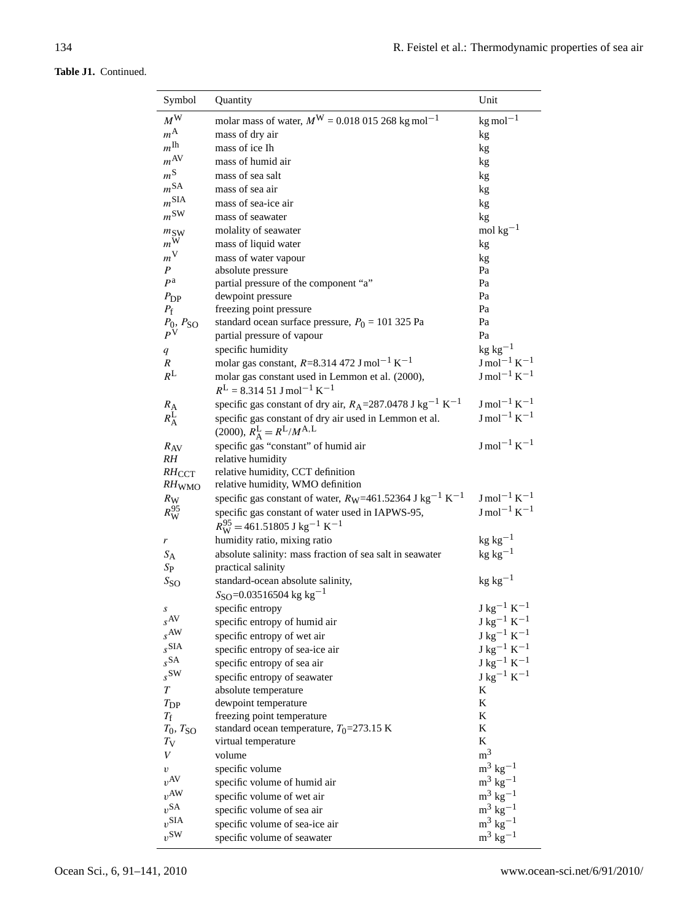**Table J1.** Continued.

| Symbol | Quantity | Unit |
|---|---|---|
| $M^{W}$ | molar mass of water, $M^{W}$ = 0.018 015 268 kg mol$^{-1}$ | kg mol$^{-1}$ |
| $m^{A}$ | mass of dry air | kg |
| $m^{Ih}$ | mass of ice Ih | kg |
| $m^{AV}$ | mass of humid air | kg |
| $m^{S}$ | mass of sea salt | kg |
| $m^{SA}$ | mass of sea air | kg |
| $m^{SIA}$ | mass of sea-ice air | kg |
| $m^{SW}$ | mass of seawater | kg |
| $m_{SW}$ | molality of seawater | mol kg$^{-1}$ |
| $m^{W}$ | mass of liquid water | kg |
| $m^{V}$ | mass of water vapour | kg |
| $P$ | absolute pressure | Pa |
| $P^{a}$ | partial pressure of the component "a" | Pa |
| $P_{DP}$ | dewpoint pressure | Pa |
| $P_{f}$ | freezing point pressure | Pa |
| $P_{0}$, $P_{SO}$ | standard ocean surface pressure, $P_0$ = 101 325 Pa | Pa |
| $P^{V}$ | partial pressure of vapour | Pa |
| $q$ | specific humidity | kg kg$^{-1}$ |
| $R$ | molar gas constant, $R$=8.314 472 J mol$^{-1}$ K$^{-1}$ | J mol$^{-1}$ K$^{-1}$ |
| $R^{L}$ | molar gas constant used in Lemmon et al. (2000), $R^{L}$ = 8.314 51 J mol$^{-1}$ K$^{-1}$ | J mol$^{-1}$ K$^{-1}$ |
| $R_{A}$ | specific gas constant of dry air, $R_A$=287.0478 J kg$^{-1}$ K$^{-1}$ | J mol$^{-1}$ K$^{-1}$ |
| $R_{A}^{L}$ | specific gas constant of dry air used in Lemmon et al. (2000), $R_A^L = R^L/M^{A,L}$ | J mol$^{-1}$ K$^{-1}$ |
| $R_{AV}$ | specific gas "constant" of humid air | J mol$^{-1}$ K$^{-1}$ |
| $RH$ | relative humidity | |
| $RH_{CCT}$ | relative humidity, CCT definition | |
| $RH_{WMO}$ | relative humidity, WMO definition | |
| $R_{W}$ | specific gas constant of water, $R_W$=461.52364 J kg$^{-1}$ K$^{-1}$ | J mol$^{-1}$ K$^{-1}$ |
| $R_{W}^{95}$ | specific gas constant of water used in IAPWS-95, $R_W^{95} = 461.51805$ J kg$^{-1}$ K$^{-1}$ | J mol$^{-1}$ K$^{-1}$ |
| $r$ | humidity ratio, mixing ratio | kg kg$^{-1}$ |
| $S_{A}$ | absolute salinity: mass fraction of sea salt in seawater | kg kg$^{-1}$ |
| $S_{P}$ | practical salinity | |
| $S_{SO}$ | standard-ocean absolute salinity, $S_{SO}$=0.03516504 kg kg$^{-1}$ | kg kg$^{-1}$ |
| $s$ | specific entropy | J kg$^{-1}$ K$^{-1}$ |
| $s^{AV}$ | specific entropy of humid air | J kg$^{-1}$ K$^{-1}$ |
| $s^{AW}$ | specific entropy of wet air | J kg$^{-1}$ K$^{-1}$ |
| $s^{SIA}$ | specific entropy of sea-ice air | J kg$^{-1}$ K$^{-1}$ |
| $s^{SA}$ | specific entropy of sea air | J kg$^{-1}$ K$^{-1}$ |
| $s^{SW}$ | specific entropy of seawater | J kg$^{-1}$ K$^{-1}$ |
| $T$ | absolute temperature | K |
| $T_{DP}$ | dewpoint temperature | K |
| $T_{f}$ | freezing point temperature | K |
| $T_{0}$, $T_{SO}$ | standard ocean temperature, $T_0$=273.15 K | K |
| $T_{V}$ | virtual temperature | K |
| $V$ | volume | m$^{3}$ |
| $v$ | specific volume | m$^{3}$ kg$^{-1}$ |
| $v^{AV}$ | specific volume of humid air | m$^{3}$ kg$^{-1}$ |
| $v^{AW}$ | specific volume of wet air | m$^{3}$ kg$^{-1}$ |
| $v^{SA}$ | specific volume of sea air | m$^{3}$ kg$^{-1}$ |
| $v^{SIA}$ | specific volume of sea-ice air | m$^{3}$ kg$^{-1}$ |
| $v^{SW}$ | specific volume of seawater | m$^{3}$ kg$^{-1}$ |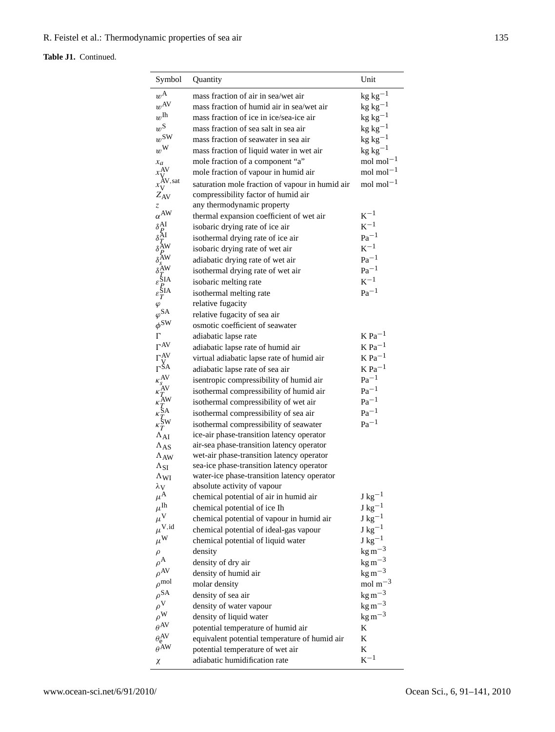**Table J1.** Continued.

| Symbol | Quantity | Unit |
|---|---|---|
| $w^{A}$ | mass fraction of air in sea/wet air | kg kg$^{-1}$ |
| $w^{AV}$ | mass fraction of humid air in sea/wet air | kg kg$^{-1}$ |
| $w^{Ih}$ | mass fraction of ice in ice/sea-ice air | kg kg$^{-1}$ |
| $w^{S}$ | mass fraction of sea salt in sea air | kg kg$^{-1}$ |
| $w^{SW}$ | mass fraction of seawater in sea air | kg kg$^{-1}$ |
| $w^{W}$ | mass fraction of liquid water in wet air | kg kg$^{-1}$ |
| $x_a$ | mole fraction of a component "a" | mol mol$^{-1}$ |
| $x_V^{AV}$ | mole fraction of vapour in humid air | mol mol$^{-1}$ |
| $x_V^{AV,sat}$ | saturation mole fraction of vapour in humid air | mol mol$^{-1}$ |
| $Z_{AV}$ | compressibility factor of humid air | |
| $z$ | any thermodynamic property | |
| $\alpha^{AW}$ | thermal expansion coefficient of wet air | K$^{-1}$ |
| $\delta_P^{AI}$ | isobaric drying rate of ice air | K$^{-1}$ |
| $\delta_T^{AI}$ | isothermal drying rate of ice air | Pa$^{-1}$ |
| $\delta_P^{AW}$ | isobaric drying rate of wet air | K$^{-1}$ |
| $\delta_s^{AW}$ | adiabatic drying rate of wet air | Pa$^{-1}$ |
| $\delta_T^{AW}$ | isothermal drying rate of wet air | Pa$^{-1}$ |
| $\varepsilon_P^{SIA}$ | isobaric melting rate | K$^{-1}$ |
| $\varepsilon_T^{SIA}$ | isothermal melting rate | Pa$^{-1}$ |
| $\varphi$ | relative fugacity | |
| $\varphi^{SA}$ | relative fugacity of sea air | |
| $\phi^{SW}$ | osmotic coefficient of seawater | |
| $\Gamma$ | adiabatic lapse rate | K Pa$^{-1}$ |
| $\Gamma^{AV}$ | adiabatic lapse rate of humid air | K Pa$^{-1}$ |
| $\Gamma_V^{AV}$ | virtual adiabatic lapse rate of humid air | K Pa$^{-1}$ |
| $\Gamma^{SA}$ | adiabatic lapse rate of sea air | K Pa$^{-1}$ |
| $\kappa_s^{AV}$ | isentropic compressibility of humid air | Pa$^{-1}$ |
| $\kappa_T^{AV}$ | isothermal compressibility of humid air | Pa$^{-1}$ |
| $\kappa_T^{AW}$ | isothermal compressibility of wet air | Pa$^{-1}$ |
| $\kappa_T^{SA}$ | isothermal compressibility of sea air | Pa$^{-1}$ |
| $\kappa_T^{SW}$ | isothermal compressibility of seawater | Pa$^{-1}$ |
| $\Lambda_{AI}$ | ice-air phase-transition latency operator | |
| $\Lambda_{AS}$ | air-sea phase-transition latency operator | |
| $\Lambda_{AW}$ | wet-air phase-transition latency operator | |
| $\Lambda_{SI}$ | sea-ice phase-transition latency operator | |
| $\Lambda_{WI}$ | water-ice phase-transition latency operator | |
| $\lambda_V$ | absolute activity of vapour | |
| $\mu^{A}$ | chemical potential of air in humid air | J kg$^{-1}$ |
| $\mu^{Ih}$ | chemical potential of ice Ih | J kg$^{-1}$ |
| $\mu^{V}$ | chemical potential of vapour in humid air | J kg$^{-1}$ |
| $\mu^{V,id}$ | chemical potential of ideal-gas vapour | J kg$^{-1}$ |
| $\mu^{W}$ | chemical potential of liquid water | J kg$^{-1}$ |
| $\rho$ | density | kg m$^{-3}$ |
| $\rho^{A}$ | density of dry air | kg m$^{-3}$ |
| $\rho^{AV}$ | density of humid air | kg m$^{-3}$ |
| $\rho^{mol}$ | molar density | mol m$^{-3}$ |
| $\rho^{SA}$ | density of sea air | kg m$^{-3}$ |
| $\rho^{V}$ | density of water vapour | kg m$^{-3}$ |
| $\rho^{W}$ | density of liquid water | kg m$^{-3}$ |
| $\theta^{AV}$ | potential temperature of humid air | K |
| $\theta_e^{AV}$ | equivalent potential temperature of humid air | K |
| $\theta^{AW}$ | potential temperature of wet air | K |
| $\chi$ | adiabatic humidification rate | K$^{-1}$ |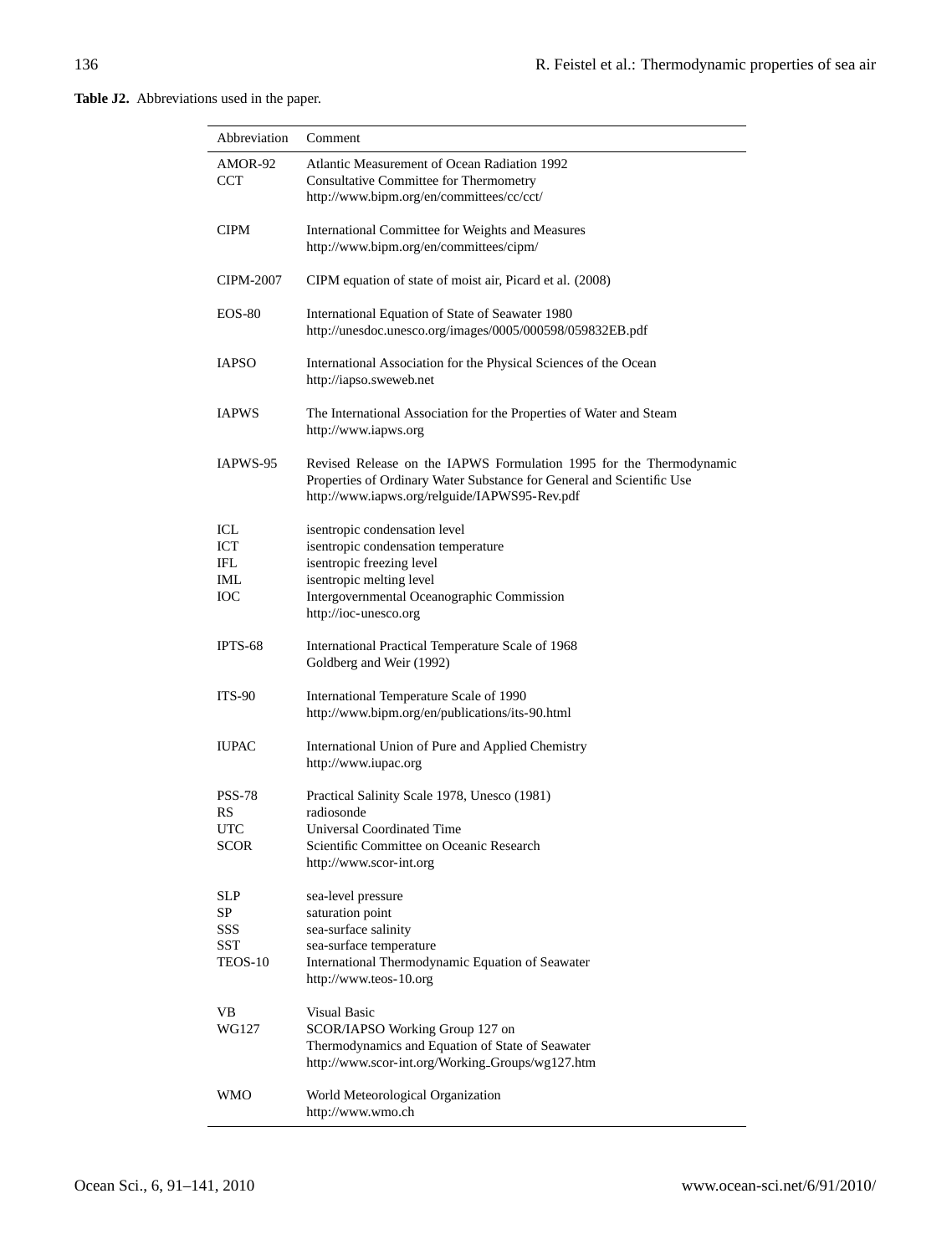**Table J2.** Abbreviations used in the paper.

| Abbreviation | Comment |
|---|---|
| AMOR-92 | Atlantic Measurement of Ocean Radiation 1992 |
| CCT | Consultative Committee for Thermometry<br>http://www.bipm.org/en/committees/cc/cct/ |
| CIPM | International Committee for Weights and Measures<br>http://www.bipm.org/en/committees/cipm/ |
| CIPM-2007 | CIPM equation of state of moist air, Picard et al. (2008) |
| EOS-80 | International Equation of State of Seawater 1980<br>http://unesdoc.unesco.org/images/0005/000598/059832EB.pdf |
| IAPSO | International Association for the Physical Sciences of the Ocean<br>http://iapso.sweweb.net |
| IAPWS | The International Association for the Properties of Water and Steam<br>http://www.iapws.org |
| IAPWS-95 | Revised Release on the IAPWS Formulation 1995 for the Thermodynamic Properties of Ordinary Water Substance for General and Scientific Use<br>http://www.iapws.org/relguide/IAPWS95-Rev.pdf |
| ICL | isentropic condensation level |
| ICT | isentropic condensation temperature |
| IFL | isentropic freezing level |
| IML | isentropic melting level |
| IOC | Intergovernmental Oceanographic Commission<br>http://ioc-unesco.org |
| IPTS-68 | International Practical Temperature Scale of 1968<br>Goldberg and Weir (1992) |
| ITS-90 | International Temperature Scale of 1990<br>http://www.bipm.org/en/publications/its-90.html |
| IUPAC | International Union of Pure and Applied Chemistry<br>http://www.iupac.org |
| PSS-78 | Practical Salinity Scale 1978, Unesco (1981) |
| RS | radiosonde |
| UTC | Universal Coordinated Time |
| SCOR | Scientific Committee on Oceanic Research<br>http://www.scor-int.org |
| SLP | sea-level pressure |
| SP | saturation point |
| SSS | sea-surface salinity |
| SST | sea-surface temperature |
| TEOS-10 | International Thermodynamic Equation of Seawater<br>http://www.teos-10.org |
| VB | Visual Basic |
| WG127 | SCOR/IAPSO Working Group 127 on<br>Thermodynamics and Equation of State of Seawater<br>http://www.scor-int.org/Working_Groups/wg127.htm |
| WMO | World Meteorological Organization<br>http://www.wmo.ch |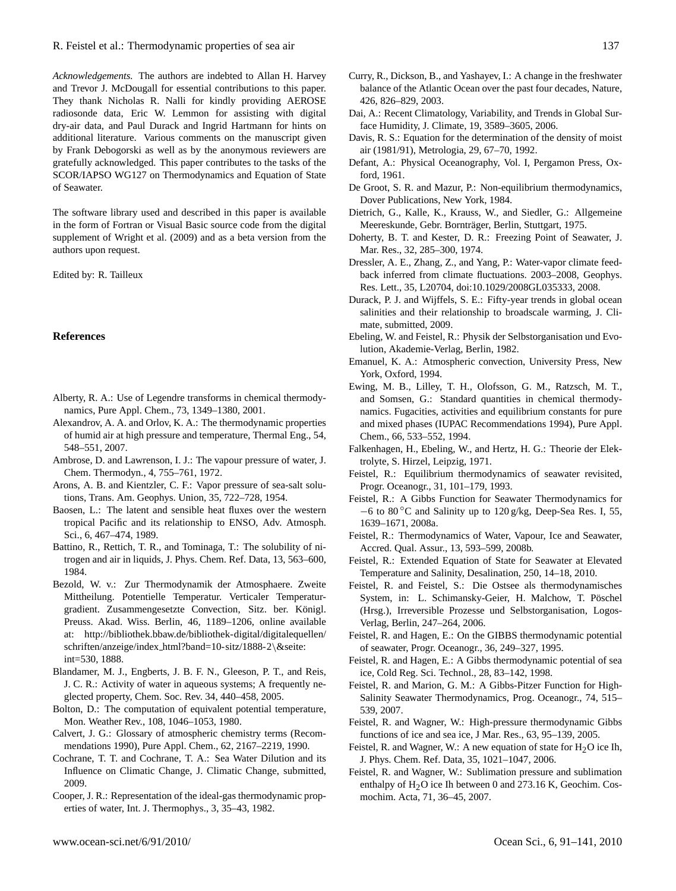*Acknowledgements.* The authors are indebted to Allan H. Harvey and Trevor J. McDougall for essential contributions to this paper. They thank Nicholas R. Nalli for kindly providing AEROSE radiosonde data, Eric W. Lemmon for assisting with digital dry-air data, and Paul Durack and Ingrid Hartmann for hints on additional literature. Various comments on the manuscript given by Frank Debogorski as well as by the anonymous reviewers are gratefully acknowledged. This paper contributes to the tasks of the SCOR/IAPSO WG127 on Thermodynamics and Equation of State of Seawater.

The software library used and described in this paper is available in the form of Fortran or Visual Basic source code from the digital supplement of Wright et al. (2009) and as a beta version from the authors upon request.

Edited by: R. Tailleux

## References

Alberty, R. A.: Use of Legendre transforms in chemical thermodynamics, Pure Appl. Chem., 73, 1349–1380, 2001.

Alexandrov, A. A. and Orlov, K. A.: The thermodynamic properties of humid air at high pressure and temperature, Thermal Eng., 54, 548–551, 2007.

Ambrose, D. and Lawrenson, I. J.: The vapour pressure of water, J. Chem. Thermodyn., 4, 755–761, 1972.

Arons, A. B. and Kientzler, C. F.: Vapor pressure of sea-salt solutions, Trans. Am. Geophys. Union, 35, 722–728, 1954.

Baosen, L.: The latent and sensible heat fluxes over the western tropical Pacific and its relationship to ENSO, Adv. Atmosph. Sci., 6, 467–474, 1989.

Battino, R., Rettich, T. R., and Tominaga, T.: The solubility of nitrogen and air in liquids, J. Phys. Chem. Ref. Data, 13, 563–600, 1984.

Bezold, W. v.: Zur Thermodynamik der Atmosphaere. Zweite Mittheilung. Potentielle Temperatur. Verticaler Temperaturgradient. Zusammengesetzte Convection, Sitz. ber. Königl. Preuss. Akad. Wiss. Berlin, 46, 1189–1206, online available at: http://bibliothek.bbaw.de/bibliothek-digital/digitalequellen/schriften/anzeige/index_html?band=10-sitz/1888-2\&seite:int=530, 1888.

Blandamer, M. J., Engberts, J. B. F. N., Gleeson, P. T., and Reis, J. C. R.: Activity of water in aqueous systems; A frequently neglected property, Chem. Soc. Rev. 34, 440–458, 2005.

Bolton, D.: The computation of equivalent potential temperature, Mon. Weather Rev., 108, 1046–1053, 1980.

Calvert, J. G.: Glossary of atmospheric chemistry terms (Recommendations 1990), Pure Appl. Chem., 62, 2167–2219, 1990.

Cochrane, T. T. and Cochrane, T. A.: Sea Water Dilution and its Influence on Climatic Change, J. Climatic Change, submitted, 2009.

Cooper, J. R.: Representation of the ideal-gas thermodynamic properties of water, Int. J. Thermophys., 3, 35–43, 1982.

Curry, R., Dickson, B., and Yashayev, I.: A change in the freshwater balance of the Atlantic Ocean over the past four decades, Nature, 426, 826–829, 2003.

Dai, A.: Recent Climatology, Variability, and Trends in Global Surface Humidity, J. Climate, 19, 3589–3605, 2006.

Davis, R. S.: Equation for the determination of the density of moist air (1981/91), Metrologia, 29, 67–70, 1992.

Defant, A.: Physical Oceanography, Vol. I, Pergamon Press, Oxford, 1961.

De Groot, S. R. and Mazur, P.: Non-equilibrium thermodynamics, Dover Publications, New York, 1984.

Dietrich, G., Kalle, K., Krauss, W., and Siedler, G.: Allgemeine Meereskunde, Gebr. Bornträger, Berlin, Stuttgart, 1975.

Doherty, B. T. and Kester, D. R.: Freezing Point of Seawater, J. Mar. Res., 32, 285–300, 1974.

Dressler, A. E., Zhang, Z., and Yang, P.: Water-vapor climate feedback inferred from climate fluctuations. 2003–2008, Geophys. Res. Lett., 35, L20704, doi:10.1029/2008GL035333, 2008.

Durack, P. J. and Wijffels, S. E.: Fifty-year trends in global ocean salinities and their relationship to broadscale warming, J. Climate, submitted, 2009.

Ebeling, W. and Feistel, R.: Physik der Selbstorganisation und Evolution, Akademie-Verlag, Berlin, 1982.

Emanuel, K. A.: Atmospheric convection, University Press, New York, Oxford, 1994.

Ewing, M. B., Lilley, T. H., Olofsson, G. M., Ratzsch, M. T., and Somsen, G.: Standard quantities in chemical thermodynamics. Fugacities, activities and equilibrium constants for pure and mixed phases (IUPAC Recommendations 1994), Pure Appl. Chem., 66, 533–552, 1994.

Falkenhagen, H., Ebeling, W., and Hertz, H. G.: Theorie der Elektrolyte, S. Hirzel, Leipzig, 1971.

Feistel, R.: Equilibrium thermodynamics of seawater revisited, Progr. Oceanogr., 31, 101–179, 1993.

Feistel, R.: A Gibbs Function for Seawater Thermodynamics for −6 to 80 °C and Salinity up to 120 g/kg, Deep-Sea Res. I, 55, 1639–1671, 2008a.

Feistel, R.: Thermodynamics of Water, Vapour, Ice and Seawater, Accred. Qual. Assur., 13, 593–599, 2008b.

Feistel, R.: Extended Equation of State for Seawater at Elevated Temperature and Salinity, Desalination, 250, 14–18, 2010.

Feistel, R. and Feistel, S.: Die Ostsee als thermodynamisches System, in: L. Schimansky-Geier, H. Malchow, T. Pöschel (Hrsg.), Irreversible Prozesse und Selbstorganisation, Logos-Verlag, Berlin, 247–264, 2006.

Feistel, R. and Hagen, E.: On the GIBBS thermodynamic potential of seawater, Progr. Oceanogr., 36, 249–327, 1995.

Feistel, R. and Hagen, E.: A Gibbs thermodynamic potential of sea ice, Cold Reg. Sci. Technol., 28, 83–142, 1998.

Feistel, R. and Marion, G. M.: A Gibbs-Pitzer Function for High-Salinity Seawater Thermodynamics, Prog. Oceanogr., 74, 515–539, 2007.

Feistel, R. and Wagner, W.: High-pressure thermodynamic Gibbs functions of ice and sea ice, J Mar. Res., 63, 95–139, 2005.

Feistel, R. and Wagner, W.: A new equation of state for $H_2O$ ice Ih, J. Phys. Chem. Ref. Data, 35, 1021–1047, 2006.

Feistel, R. and Wagner, W.: Sublimation pressure and sublimation enthalpy of $H_2O$ ice Ih between 0 and 273.16 K, Geochim. Cosmochim. Acta, 71, 36–45, 2007.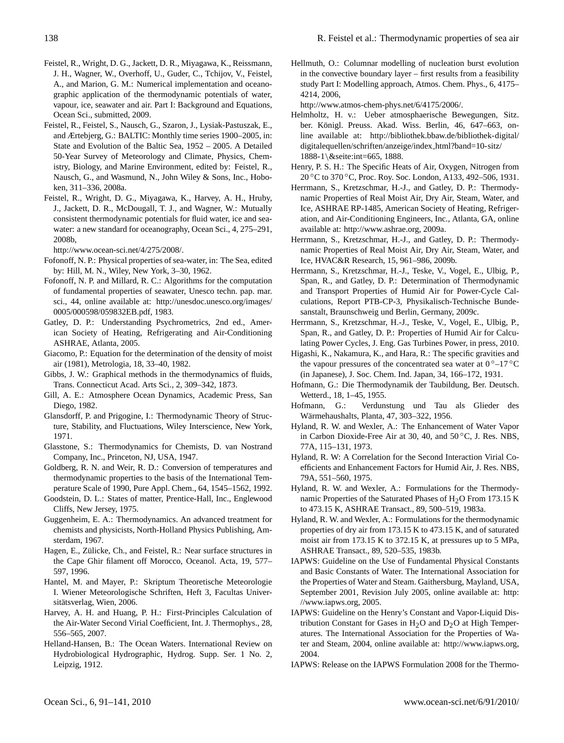Feistel, R., Wright, D. G., Jackett, D. R., Miyagawa, K., Reissmann, J. H., Wagner, W., Overhoff, U., Guder, C., Tchijov, V., Feistel, A., and Marion, G. M.: Numerical implementation and oceanographic application of the thermodynamic potentials of water, vapour, ice, seawater and air. Part I: Background and Equations, Ocean Sci., submitted, 2009.

Feistel, R., Feistel, S., Nausch, G., Szaron, J., Lysiak-Pastuszak, E., and Ærtebjerg, G.: BALTIC: Monthly time series 1900–2005, in: State and Evolution of the Baltic Sea, 1952 – 2005. A Detailed 50-Year Survey of Meteorology and Climate, Physics, Chemistry, Biology, and Marine Environment, edited by: Feistel, R., Nausch, G., and Wasmund, N., John Wiley & Sons, Inc., Hoboken, 311–336, 2008a.

Feistel, R., Wright, D. G., Miyagawa, K., Harvey, A. H., Hruby, J., Jackett, D. R., McDougall, T. J., and Wagner, W.: Mutually consistent thermodynamic potentials for fluid water, ice and seawater: a new standard for oceanography, Ocean Sci., 4, 275–291, 2008b, http://www.ocean-sci.net/4/275/2008/.

Fofonoff, N. P.: Physical properties of sea-water, in: The Sea, edited by: Hill, M. N., Wiley, New York, 3–30, 1962.

Fofonoff, N. P. and Millard, R. C.: Algorithms for the computation of fundamental properties of seawater, Unesco techn. pap. mar. sci., 44, online available at: http://unesdoc.unesco.org/images/0005/000598/059832EB.pdf, 1983.

Gatley, D. P.: Understanding Psychrometrics, 2nd ed., American Society of Heating, Refrigerating and Air-Conditioning ASHRAE, Atlanta, 2005.

Giacomo, P.: Equation for the determination of the density of moist air (1981), Metrologia, 18, 33–40, 1982.

Gibbs, J. W.: Graphical methods in the thermodynamics of fluids, Trans. Connecticut Acad. Arts Sci., 2, 309–342, 1873.

Gill, A. E.: Atmosphere Ocean Dynamics, Academic Press, San Diego, 1982.

Glansdorff, P. and Prigogine, I.: Thermodynamic Theory of Structure, Stability, and Fluctuations, Wiley Interscience, New York, 1971.

Glasstone, S.: Thermodynamics for Chemists, D. van Nostrand Company, Inc., Princeton, NJ, USA, 1947.

Goldberg, R. N. and Weir, R. D.: Conversion of temperatures and thermodynamic properties to the basis of the International Temperature Scale of 1990, Pure Appl. Chem., 64, 1545–1562, 1992.

Goodstein, D. L.: States of matter, Prentice-Hall, Inc., Englewood Cliffs, New Jersey, 1975.

Guggenheim, E. A.: Thermodynamics. An advanced treatment for chemists and physicists, North-Holland Physics Publishing, Amsterdam, 1967.

Hagen, E., Zülicke, Ch., and Feistel, R.: Near surface structures in the Cape Ghir filament off Morocco, Oceanol. Acta, 19, 577–597, 1996.

Hantel, M. and Mayer, P.: Skriptum Theoretische Meteorologie I. Wiener Meteorologische Schriften, Heft 3, Facultas Universitätsverlag, Wien, 2006.

Harvey, A. H. and Huang, P. H.: First-Principles Calculation of the Air-Water Second Virial Coefficient, Int. J. Thermophys., 28, 556–565, 2007.

Helland-Hansen, B.: The Ocean Waters. International Review on Hydrobiological Hydrographic, Hydrog. Supp. Ser. 1 No. 2, Leipzig, 1912.

Hellmuth, O.: Columnar modelling of nucleation burst evolution in the convective boundary layer – first results from a feasibility study Part I: Modelling approach, Atmos. Chem. Phys., 6, 4175–4214, 2006, http://www.atmos-chem-phys.net/6/4175/2006/.

Helmholtz, H. v.: Ueber atmosphaerische Bewegungen, Sitz. ber. Königl. Preuss. Akad. Wiss. Berlin, 46, 647–663, online available at: http://bibliothek.bbaw.de/bibliothek-digital/digitalequellen/schriften/anzeige/index_html?band=10-sitz/1888-1\&seite:int=665, 1888.

Henry, P. S. H.: The Specific Heats of Air, Oxygen, Nitrogen from 20 °C to 370 °C, Proc. Roy. Soc. London, A133, 492–506, 1931.

Herrmann, S., Kretzschmar, H.-J., and Gatley, D. P.: Thermodynamic Properties of Real Moist Air, Dry Air, Steam, Water, and Ice, ASHRAE RP-1485, American Society of Heating, Refrigeration, and Air-Conditioning Engineers, Inc., Atlanta, GA, online available at: http://www.ashrae.org, 2009a.

Herrmann, S., Kretzschmar, H.-J., and Gatley, D. P.: Thermodynamic Properties of Real Moist Air, Dry Air, Steam, Water, and Ice, HVAC&R Research, 15, 961–986, 2009b.

Herrmann, S., Kretzschmar, H.-J., Teske, V., Vogel, E., Ulbig, P., Span, R., and Gatley, D. P.: Determination of Thermodynamic and Transport Properties of Humid Air for Power-Cycle Calculations, Report PTB-CP-3, Physikalisch-Technische Bundesanstalt, Braunschweig und Berlin, Germany, 2009c.

Herrmann, S., Kretzschmar, H.-J., Teske, V., Vogel, E., Ulbig, P., Span, R., and Gatley, D. P.: Properties of Humid Air for Calculating Power Cycles, J. Eng. Gas Turbines Power, in press, 2010.

Higashi, K., Nakamura, K., and Hara, R.: The specific gravities and the vapour pressures of the concentrated sea water at 0 °–17 °C (in Japanese), J. Soc. Chem. Ind. Japan, 34, 166–172, 1931.

Hofmann, G.: Die Thermodynamik der Taubildung, Ber. Deutsch. Wetterd., 18, 1–45, 1955.

Hofmann, G.: Verdunstung und Tau als Glieder des Wärmehaushalts, Planta, 47, 303–322, 1956.

Hyland, R. W. and Wexler, A.: The Enhancement of Water Vapor in Carbon Dioxide-Free Air at 30, 40, and 50 °C, J. Res. NBS, 77A, 115–131, 1973.

Hyland, R. W: A Correlation for the Second Interaction Virial Coefficients and Enhancement Factors for Humid Air, J. Res. NBS, 79A, 551–560, 1975.

Hyland, R. W. and Wexler, A.: Formulations for the Thermodynamic Properties of the Saturated Phases of $H_2O$ From 173.15 K to 473.15 K, ASHRAE Transact., 89, 500–519, 1983a.

Hyland, R. W. and Wexler, A.: Formulations for the thermodynamic properties of dry air from 173.15 K to 473.15 K, and of saturated moist air from 173.15 K to 372.15 K, at pressures up to 5 MPa, ASHRAE Transact., 89, 520–535, 1983b.

IAPWS: Guideline on the Use of Fundamental Physical Constants and Basic Constants of Water. The International Association for the Properties of Water and Steam. Gaithersburg, Mayland, USA, September 2001, Revision July 2005, online available at: http://www.iapws.org, 2005.

IAPWS: Guideline on the Henry's Constant and Vapor-Liquid Distribution Constant for Gases in $H_2O$ and $D_2O$ at High Temperatures. The International Association for the Properties of Water and Steam, 2004, online available at: http://www.iapws.org, 2004.

IAPWS: Release on the IAPWS Formulation 2008 for the Thermo-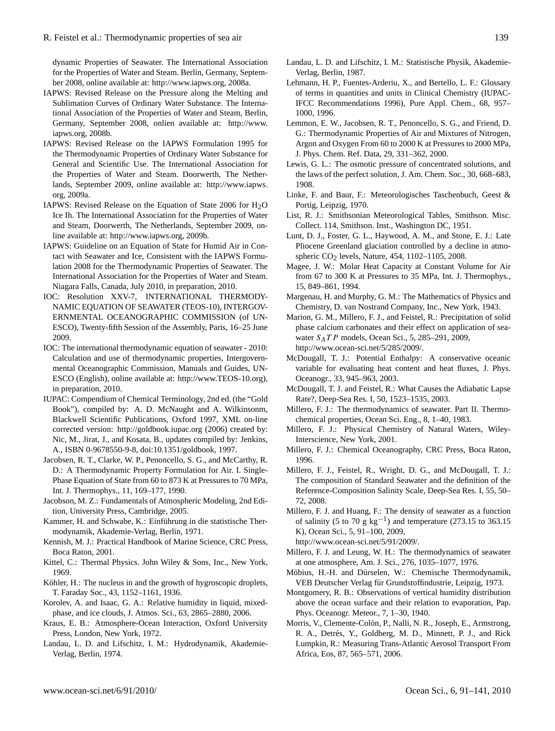dynamic Properties of Seawater. The International Association for the Properties of Water and Steam. Berlin, Germany, September 2008, online available at: http://www.iapws.org, 2008a.

IAPWS: Revised Release on the Pressure along the Melting and Sublimation Curves of Ordinary Water Substance. The International Association of the Properties of Water and Steam, Berlin, Germany, September 2008, onlien available at: http://www.iapws.org, 2008b.

IAPWS: Revised Release on the IAPWS Formulation 1995 for the Thermodynamic Properties of Ordinary Water Substance for General and Scientific Use. The International Association for the Properties of Water and Steam. Doorwerth, The Netherlands, September 2009, online available at: http://www.iapws.org, 2009a.

IAPWS: Revised Release on the Equation of State 2006 for $H_2O$ Ice Ih. The International Association for the Properties of Water and Steam, Doorwerth, The Netherlands, September 2009, online available at: http://www.iapws.org, 2009b.

IAPWS: Guideline on an Equation of State for Humid Air in Contact with Seawater and Ice, Consistent with the IAPWS Formulation 2008 for the Thermodynamic Properties of Seawater. The International Association for the Properties of Water and Steam. Niagara Falls, Canada, July 2010, in preparation, 2010.

IOC: Resolution XXV-7, INTERNATIONAL THERMODYNAMIC EQUATION OF SEAWATER (TEOS-10), INTERGOVERNMENTAL OCEANOGRAPHIC COMMISSION (of UNESCO), Twenty-fifth Session of the Assembly, Paris, 16–25 June 2009.

IOC: The international thermodynamic equation of seawater - 2010: Calculation and use of thermodynamic properties, Intergovernmental Oceanographic Commission, Manuals and Guides, UNESCO (English), online available at: http://www.TEOS-10.org), in preparation, 2010.

IUPAC: Compendium of Chemical Terminology, 2nd ed. (the "Gold Book"), compiled by: A. D. McNaught and A. Wilkinsonm, Blackwell Scientific Publications, Oxford 1997, XML on-line corrected version: http://goldbook.iupac.org (2006) created by: Nic, M., Jirat, J., and Kosata, B., updates compiled by: Jenkins, A., ISBN 0-9678550-9-8, doi:10.1351/goldbook, 1997.

Jacobsen, R. T., Clarke, W. P., Penoncello, S. G., and McCarthy, R. D.: A Thermodynamic Property Formulation for Air. I. Single-Phase Equation of State from 60 to 873 K at Pressures to 70 MPa, Int. J. Thermophys., 11, 169–177, 1990.

Jacobson, M. Z.: Fundamentals of Atmospheric Modeling, 2nd Edition, University Press, Cambridge, 2005.

Kammer, H. and Schwabe, K.: Einführung in die statistische Thermodynamik, Akademie-Verlag, Berlin, 1971.

Kennish, M. J.: Practical Handbook of Marine Science, CRC Press, Boca Raton, 2001.

Kittel, C.: Thermal Physics. John Wiley & Sons, Inc., New York, 1969.

Köhler, H.: The nucleus in and the growth of hygroscopic droplets, T. Faraday Soc., 43, 1152–1161, 1936.

Korolev, A. and Isaac, G. A.: Relative humidity in liquid, mixed-phase, and ice clouds, J. Atmos. Sci., 63, 2865–2880, 2006.

Kraus, E. B.: Atmosphere-Ocean Interaction, Oxford University Press, London, New York, 1972.

Landau, L. D. and Lifschitz, I. M.: Hydrodynamik, Akademie-Verlag, Berlin, 1974.

Landau, L. D. and Lifschitz, I. M.: Statistische Physik, Akademie-Verlag, Berlin, 1987.

Lehmann, H. P., Fuentes-Arderiu, X., and Bertello, L. F.: Glossary of terms in quantities and units in Clinical Chemistry (IUPAC-IFCC Recommendations 1996), Pure Appl. Chem., 68, 957–1000, 1996.

Lemmon, E. W., Jacobsen, R. T., Penoncello, S. G., and Friend, D. G.: Thermodynamic Properties of Air and Mixtures of Nitrogen, Argon and Oxygen From 60 to 2000 K at Pressures to 2000 MPa, J. Phys. Chem. Ref. Data, 29, 331–362, 2000.

Lewis, G. L.: The osmotic pressure of concentrated solutions, and the laws of the perfect solution, J. Am. Chem. Soc., 30, 668–683, 1908.

Linke, F. and Baur, F.: Meteorologisches Taschenbuch, Geest & Portig, Leipzig, 1970.

List, R. J.: Smithsonian Meteorological Tables, Smithson. Misc. Collect. 114, Smithson. Inst., Washington DC, 1951.

Lunt, D. J., Foster, G. L., Haywood, A. M., and Stone, E. J.: Late Pliocene Greenland glaciation controlled by a decline in atmospheric $CO_2$ levels, Nature, 454, 1102–1105, 2008.

Magee, J. W.: Molar Heat Capacity at Constant Volume for Air from 67 to 300 K at Pressures to 35 MPa, Int. J. Thermophys., 15, 849–861, 1994.

Margenau, H. and Murphy, G. M.: The Mathematics of Physics and Chemistry, D. van Nostrand Company, Inc., New York, 1943.

Marion, G. M., Millero, F. J., and Feistel, R.: Precipitation of solid phase calcium carbonates and their effect on application of seawater $S_ATP$ models, Ocean Sci., 5, 285–291, 2009, http://www.ocean-sci.net/5/285/2009/.

McDougall, T. J.: Potential Enthalpy: A conservative oceanic variable for evaluating heat content and heat fluxes, J. Phys. Oceanogr., 33, 945–963, 2003.

McDougall, T. J. and Feistel, R.: What Causes the Adiabatic Lapse Rate?, Deep-Sea Res. I, 50, 1523–1535, 2003.

Millero, F. J.: The thermodynamics of seawater. Part II. Thermochemical properties, Ocean Sci. Eng., 8, 1–40, 1983.

Millero, F. J.: Physical Chemistry of Natural Waters, Wiley-Interscience, New York, 2001.

Millero, F. J.: Chemical Oceanography, CRC Press, Boca Raton, 1996.

Millero, F. J., Feistel, R., Wright, D. G., and McDougall, T. J.: The composition of Standard Seawater and the definition of the Reference-Composition Salinity Scale, Deep-Sea Res. I, 55, 50–72, 2008.

Millero, F. J. and Huang, F.: The density of seawater as a function of salinity (5 to 70 g $kg^{-1}$) and temperature (273.15 to 363.15 K), Ocean Sci., 5, 91–100, 2009, http://www.ocean-sci.net/5/91/2009/.

Millero, F. J. and Leung, W. H.: The thermodynamics of seawater at one atmosphere, Am. J. Sci., 276, 1035–1077, 1976.

Möbius, H.-H. and Dürselen, W.: Chemische Thermodynamik, VEB Deutscher Verlag für Grundstoffindustrie, Leipzig, 1973.

Montgomery, R. B.: Observations of vertical humidity distribution above the ocean surface and their relation to evaporation, Pap. Phys. Oceanogr. Meteor., 7, 1–30, 1940.

Morris, V., Clemente-Colón, P., Nalli, N. R., Joseph, E., Armstrong, R. A., Detrés, Y., Goldberg, M. D., Minnett, P. J., and Rick Lumpkin, R.: Measuring Trans-Atlantic Aerosol Transport From Africa, Eos, 87, 565–571, 2006.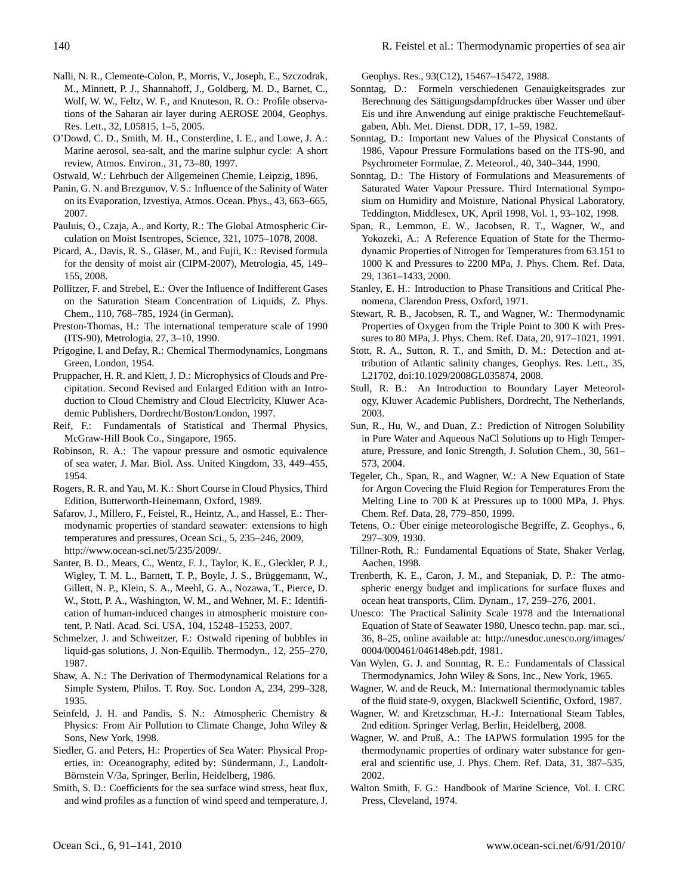Nalli, N. R., Clemente-Colon, P., Morris, V., Joseph, E., Szczodrak, M., Minnett, P. J., Shannahoff, J., Goldberg, M. D., Barnet, C., Wolf, W. W., Feltz, W. F., and Knuteson, R. O.: Profile observations of the Saharan air layer during AEROSE 2004, Geophys. Res. Lett., 32, L05815, 1–5, 2005.

O'Dowd, C. D., Smith, M. H., Consterdine, I. E., and Lowe, J. A.: Marine aerosol, sea-salt, and the marine sulphur cycle: A short review, Atmos. Environ., 31, 73–80, 1997.

Ostwald, W.: Lehrbuch der Allgemeinen Chemie, Leipzig, 1896.

Panin, G. N. and Brezgunov, V. S.: Influence of the Salinity of Water on its Evaporation, Izvestiya, Atmos. Ocean. Phys., 43, 663–665, 2007.

Pauluis, O., Czaja, A., and Korty, R.: The Global Atmospheric Circulation on Moist Isentropes, Science, 321, 1075–1078, 2008.

Picard, A., Davis, R. S., Gläser, M., and Fujii, K.: Revised formula for the density of moist air (CIPM-2007), Metrologia, 45, 149–155, 2008.

Pollitzer, F. and Strebel, E.: Over the Influence of Indifferent Gases on the Saturation Steam Concentration of Liquids, Z. Phys. Chem., 110, 768–785, 1924 (in German).

Preston-Thomas, H.: The international temperature scale of 1990 (ITS-90), Metrologia, 27, 3–10, 1990.

Prigogine, I. and Defay, R.: Chemical Thermodynamics, Longmans Green, London, 1954.

Pruppacher, H. R. and Klett, J. D.: Microphysics of Clouds and Precipitation. Second Revised and Enlarged Edition with an Introduction to Cloud Chemistry and Cloud Electricity, Kluwer Academic Publishers, Dordrecht/Boston/London, 1997.

Reif, F.: Fundamentals of Statistical and Thermal Physics, McGraw-Hill Book Co., Singapore, 1965.

Robinson, R. A.: The vapour pressure and osmotic equivalence of sea water, J. Mar. Biol. Ass. United Kingdom, 33, 449–455, 1954.

Rogers, R. R. and Yau, M. K.: Short Course in Cloud Physics, Third Edition, Butterworth-Heinemann, Oxford, 1989.

Safarov, J., Millero, F., Feistel, R., Heintz, A., and Hassel, E.: Thermodynamic properties of standard seawater: extensions to high temperatures and pressures, Ocean Sci., 5, 235–246, 2009, http://www.ocean-sci.net/5/235/2009/.

Santer, B. D., Mears, C., Wentz, F. J., Taylor, K. E., Gleckler, P. J., Wigley, T. M. L., Barnett, T. P., Boyle, J. S., Brüggemann, W., Gillett, N. P., Klein, S. A., Meehl, G. A., Nozawa, T., Pierce, D. W., Stott, P. A., Washington, W. M., and Wehner, M. F.: Identification of human-induced changes in atmospheric moisture content, P. Natl. Acad. Sci. USA, 104, 15248–15253, 2007.

Schmelzer, J. and Schweitzer, F.: Ostwald ripening of bubbles in liquid-gas solutions, J. Non-Equilib. Thermodyn., 12, 255–270, 1987.

Shaw, A. N.: The Derivation of Thermodynamical Relations for a Simple System, Philos. T. Roy. Soc. London A, 234, 299–328, 1935.

Seinfeld, J. H. and Pandis, S. N.: Atmospheric Chemistry & Physics: From Air Pollution to Climate Change, John Wiley & Sons, New York, 1998.

Siedler, G. and Peters, H.: Properties of Sea Water: Physical Properties, in: Oceanography, edited by: Sündermann, J., Landolt-Börnstein V/3a, Springer, Berlin, Heidelberg, 1986.

Smith, S. D.: Coefficients for the sea surface wind stress, heat flux, and wind profiles as a function of wind speed and temperature, J. Geophys. Res., 93(C12), 15467–15472, 1988.

Sonntag, D.: Formeln verschiedenen Genauigkeitsgrades zur Berechnung des Sättigungsdampfdruckes über Wasser und über Eis und ihre Anwendung auf einige praktische Feuchtemeßaufgaben, Abh. Met. Dienst. DDR, 17, 1–59, 1982.

Sonntag, D.: Important new Values of the Physical Constants of 1986, Vapour Pressure Formulations based on the ITS-90, and Psychrometer Formulae, Z. Meteorol., 40, 340–344, 1990.

Sonntag, D.: The History of Formulations and Measurements of Saturated Water Vapour Pressure. Third International Symposium on Humidity and Moisture, National Physical Laboratory, Teddington, Middlesex, UK, April 1998, Vol. 1, 93–102, 1998.

Span, R., Lemmon, E. W., Jacobsen, R. T., Wagner, W., and Yokozeki, A.: A Reference Equation of State for the Thermodynamic Properties of Nitrogen for Temperatures from 63.151 to 1000 K and Pressures to 2200 MPa, J. Phys. Chem. Ref. Data, 29, 1361–1433, 2000.

Stanley, E. H.: Introduction to Phase Transitions and Critical Phenomena, Clarendon Press, Oxford, 1971.

Stewart, R. B., Jacobsen, R. T., and Wagner, W.: Thermodynamic Properties of Oxygen from the Triple Point to 300 K with Pressures to 80 MPa, J. Phys. Chem. Ref. Data, 20, 917–1021, 1991.

Stott, R. A., Sutton, R. T., and Smith, D. M.: Detection and attribution of Atlantic salinity changes, Geophys. Res. Lett., 35, L21702, doi:10.1029/2008GL035874, 2008.

Stull, R. B.: An Introduction to Boundary Layer Meteorology, Kluwer Academic Publishers, Dordrecht, The Netherlands, 2003.

Sun, R., Hu, W., and Duan, Z.: Prediction of Nitrogen Solubility in Pure Water and Aqueous NaCl Solutions up to High Temperature, Pressure, and Ionic Strength, J. Solution Chem., 30, 561–573, 2004.

Tegeler, Ch., Span, R., and Wagner, W.: A New Equation of State for Argon Covering the Fluid Region for Temperatures From the Melting Line to 700 K at Pressures up to 1000 MPa, J. Phys. Chem. Ref. Data, 28, 779–850, 1999.

Tetens, O.: Über einige meteorologische Begriffe, Z. Geophys., 6, 297–309, 1930.

Tillner-Roth, R.: Fundamental Equations of State, Shaker Verlag, Aachen, 1998.

Trenberth, K. E., Caron, J. M., and Stepaniak, D. P.: The atmospheric energy budget and implications for surface fluxes and ocean heat transports, Clim. Dynam., 17, 259–276, 2001.

Unesco: The Practical Salinity Scale 1978 and the International Equation of State of Seawater 1980, Unesco techn. pap. mar. sci., 36, 8–25, online available at: http://unesdoc.unesco.org/images/0004/000461/046148eb.pdf, 1981.

Van Wylen, G. J. and Sonntag, R. E.: Fundamentals of Classical Thermodynamics, John Wiley & Sons, Inc., New York, 1965.

Wagner, W. and de Reuck, M.: International thermodynamic tables of the fluid state-9, oxygen, Blackwell Scientific, Oxford, 1987.

Wagner, W. and Kretzschmar, H.-J.: International Steam Tables, 2nd edition. Springer Verlag, Berlin, Heidelberg, 2008.

Wagner, W. and Pruß, A.: The IAPWS formulation 1995 for the thermodynamic properties of ordinary water substance for general and scientific use, J. Phys. Chem. Ref. Data, 31, 387–535, 2002.

Walton Smith, F. G.: Handbook of Marine Science, Vol. I. CRC Press, Cleveland, 1974.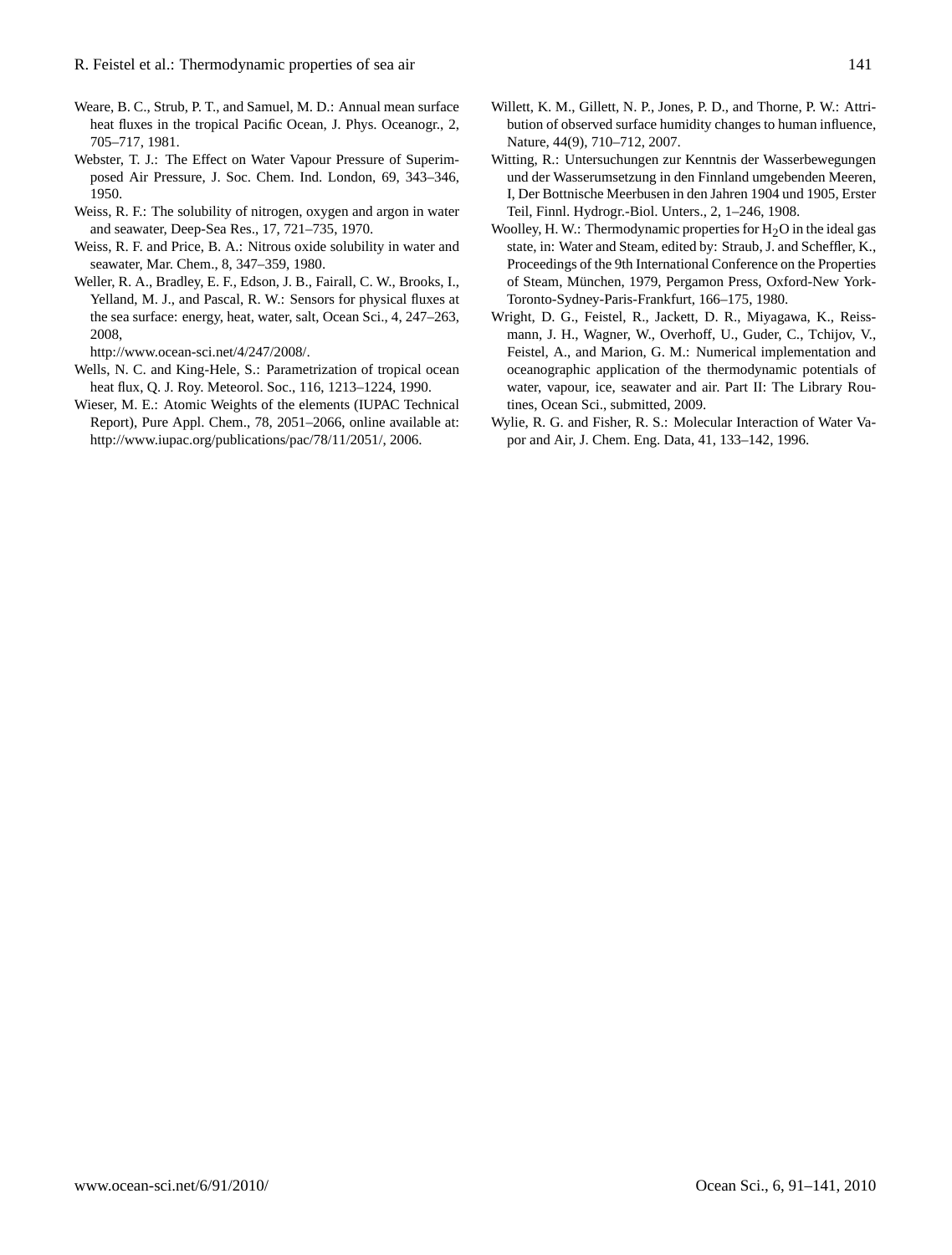Weare, B. C., Strub, P. T., and Samuel, M. D.: Annual mean surface heat fluxes in the tropical Pacific Ocean, J. Phys. Oceanogr., 2, 705–717, 1981.

Webster, T. J.: The Effect on Water Vapour Pressure of Superimposed Air Pressure, J. Soc. Chem. Ind. London, 69, 343–346, 1950.

Weiss, R. F.: The solubility of nitrogen, oxygen and argon in water and seawater, Deep-Sea Res., 17, 721–735, 1970.

Weiss, R. F. and Price, B. A.: Nitrous oxide solubility in water and seawater, Mar. Chem., 8, 347–359, 1980.

Weller, R. A., Bradley, E. F., Edson, J. B., Fairall, C. W., Brooks, I., Yelland, M. J., and Pascal, R. W.: Sensors for physical fluxes at the sea surface: energy, heat, water, salt, Ocean Sci., 4, 247–263, 2008, http://www.ocean-sci.net/4/247/2008/.

Wells, N. C. and King-Hele, S.: Parametrization of tropical ocean heat flux, Q. J. Roy. Meteorol. Soc., 116, 1213–1224, 1990.

Wieser, M. E.: Atomic Weights of the elements (IUPAC Technical Report), Pure Appl. Chem., 78, 2051–2066, online available at: http://www.iupac.org/publications/pac/78/11/2051/, 2006.

Willett, K. M., Gillett, N. P., Jones, P. D., and Thorne, P. W.: Attribution of observed surface humidity changes to human influence, Nature, 44(9), 710–712, 2007.

Witting, R.: Untersuchungen zur Kenntnis der Wasserbewegungen und der Wasserumsetzung in den Finnland umgebenden Meeren, I, Der Bottnische Meerbusen in den Jahren 1904 und 1905, Erster Teil, Finnl. Hydrogr.-Biol. Unters., 2, 1–246, 1908.

Woolley, H. W.: Thermodynamic properties for $H_2O$ in the ideal gas state, in: Water and Steam, edited by: Straub, J. and Scheffler, K., Proceedings of the 9th International Conference on the Properties of Steam, München, 1979, Pergamon Press, Oxford-New York-Toronto-Sydney-Paris-Frankfurt, 166–175, 1980.

Wright, D. G., Feistel, R., Jackett, D. R., Miyagawa, K., Reissmann, J. H., Wagner, W., Overhoff, U., Guder, C., Tchijov, V., Feistel, A., and Marion, G. M.: Numerical implementation and oceanographic application of the thermodynamic potentials of water, vapour, ice, seawater and air. Part II: The Library Routines, Ocean Sci., submitted, 2009.

Wylie, R. G. and Fisher, R. S.: Molecular Interaction of Water Vapor and Air, J. Chem. Eng. Data, 41, 133–142, 1996.